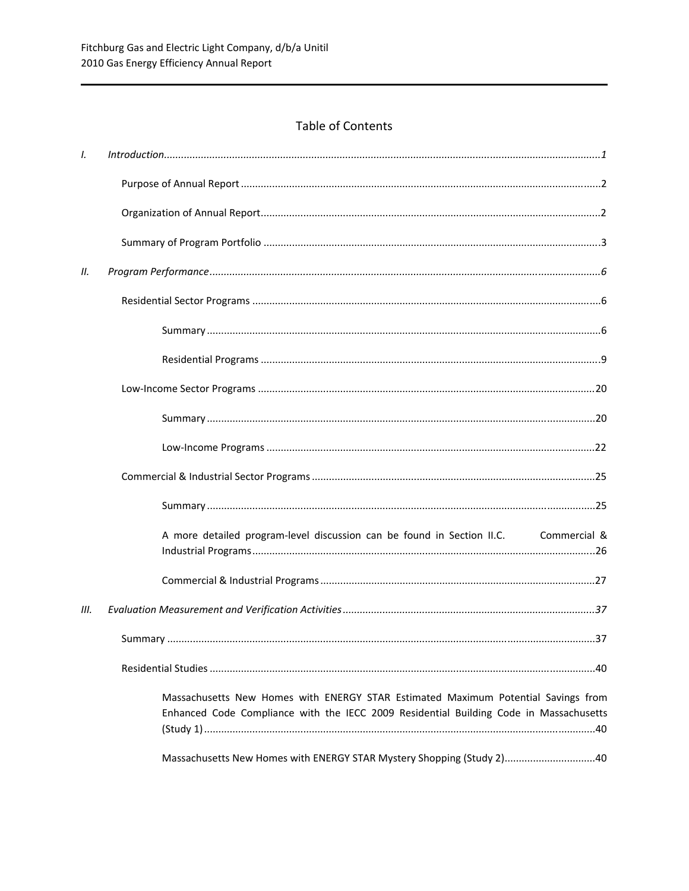# Table of Contents

| | | |
|---|---|---|
| *I.* | *Introduction* | *1* |
| | Purpose of Annual Report | 2 |
| | Organization of Annual Report | 2 |
| | Summary of Program Portfolio | 3 |
| *II.* | *Program Performance* | *6* |
| | Residential Sector Programs | 6 |
| | Summary | 6 |
| | Residential Programs | 9 |
| | Low-Income Sector Programs | 20 |
| | Summary | 20 |
| | Low-Income Programs | 22 |
| | Commercial & Industrial Sector Programs | 25 |
| | Summary | 25 |
| | A more detailed program-level discussion can be found in Section II.C. Commercial & Industrial Programs | 26 |
| | Commercial & Industrial Programs | 27 |
| *III.* | *Evaluation Measurement and Verification Activities* | *37* |
| | Summary | 37 |
| | Residential Studies | 40 |
| | Massachusetts New Homes with ENERGY STAR Estimated Maximum Potential Savings from Enhanced Code Compliance with the IECC 2009 Residential Building Code in Massachusetts (Study 1) | 40 |
| | Massachusetts New Homes with ENERGY STAR Mystery Shopping (Study 2) | 40 |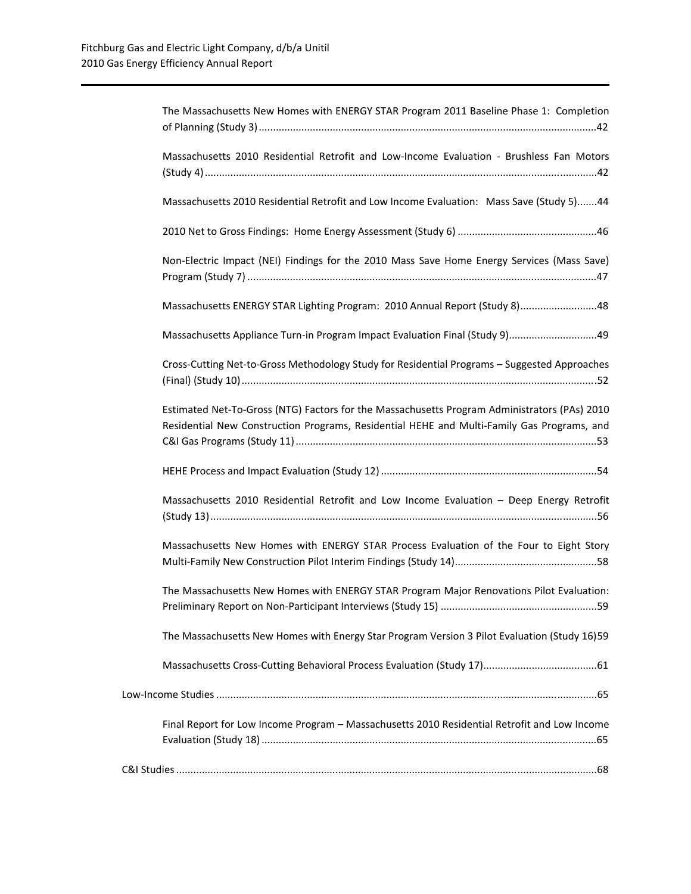The Massachusetts New Homes with ENERGY STAR Program 2011 Baseline Phase 1: Completion of Planning (Study 3)......42

Massachusetts 2010 Residential Retrofit and Low-Income Evaluation - Brushless Fan Motors (Study 4)......42

Massachusetts 2010 Residential Retrofit and Low Income Evaluation: Mass Save (Study 5).......44

2010 Net to Gross Findings: Home Energy Assessment (Study 6)......46

Non-Electric Impact (NEI) Findings for the 2010 Mass Save Home Energy Services (Mass Save) Program (Study 7)......47

Massachusetts ENERGY STAR Lighting Program: 2010 Annual Report (Study 8)......48

Massachusetts Appliance Turn-in Program Impact Evaluation Final (Study 9)......49

Cross-Cutting Net-to-Gross Methodology Study for Residential Programs – Suggested Approaches (Final) (Study 10)......52

Estimated Net-To-Gross (NTG) Factors for the Massachusetts Program Administrators (PAs) 2010 Residential New Construction Programs, Residential HEHE and Multi-Family Gas Programs, and C&I Gas Programs (Study 11)......53

HEHE Process and Impact Evaluation (Study 12)......54

Massachusetts 2010 Residential Retrofit and Low Income Evaluation – Deep Energy Retrofit (Study 13)......56

Massachusetts New Homes with ENERGY STAR Process Evaluation of the Four to Eight Story Multi-Family New Construction Pilot Interim Findings (Study 14)......58

The Massachusetts New Homes with ENERGY STAR Program Major Renovations Pilot Evaluation: Preliminary Report on Non-Participant Interviews (Study 15)......59

The Massachusetts New Homes with Energy Star Program Version 3 Pilot Evaluation (Study 16)59

Massachusetts Cross-Cutting Behavioral Process Evaluation (Study 17)......61

Low-Income Studies......65

Final Report for Low Income Program – Massachusetts 2010 Residential Retrofit and Low Income Evaluation (Study 18)......65

C&I Studies......68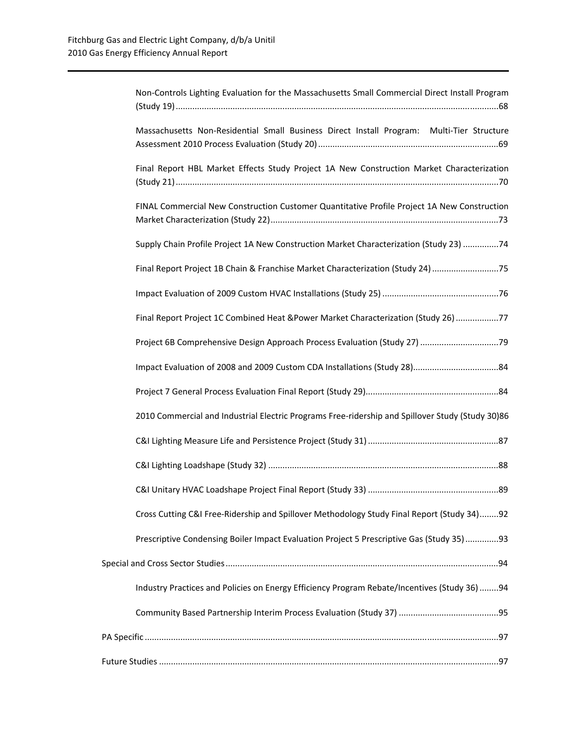Non-Controls Lighting Evaluation for the Massachusetts Small Commercial Direct Install Program (Study 19) ....... 68

Massachusetts Non-Residential Small Business Direct Install Program: Multi-Tier Structure Assessment 2010 Process Evaluation (Study 20) ....... 69

Final Report HBL Market Effects Study Project 1A New Construction Market Characterization (Study 21) ....... 70

FINAL Commercial New Construction Customer Quantitative Profile Project 1A New Construction Market Characterization (Study 22) ....... 73

Supply Chain Profile Project 1A New Construction Market Characterization (Study 23) ....... 74

Final Report Project 1B Chain & Franchise Market Characterization (Study 24) ....... 75

Impact Evaluation of 2009 Custom HVAC Installations (Study 25) ....... 76

Final Report Project 1C Combined Heat &Power Market Characterization (Study 26) ....... 77

Project 6B Comprehensive Design Approach Process Evaluation (Study 27) ....... 79

Impact Evaluation of 2008 and 2009 Custom CDA Installations (Study 28) ....... 84

Project 7 General Process Evaluation Final Report (Study 29) ....... 84

2010 Commercial and Industrial Electric Programs Free-ridership and Spillover Study (Study 30) 86

C&I Lighting Measure Life and Persistence Project (Study 31) ....... 87

C&I Lighting Loadshape (Study 32) ....... 88

C&I Unitary HVAC Loadshape Project Final Report (Study 33) ....... 89

Cross Cutting C&I Free-Ridership and Spillover Methodology Study Final Report (Study 34) ....... 92

Prescriptive Condensing Boiler Impact Evaluation Project 5 Prescriptive Gas (Study 35) ....... 93

Special and Cross Sector Studies ....... 94

Industry Practices and Policies on Energy Efficiency Program Rebate/Incentives (Study 36) ....... 94

Community Based Partnership Interim Process Evaluation (Study 37) ....... 95

PA Specific ....... 97

Future Studies ....... 97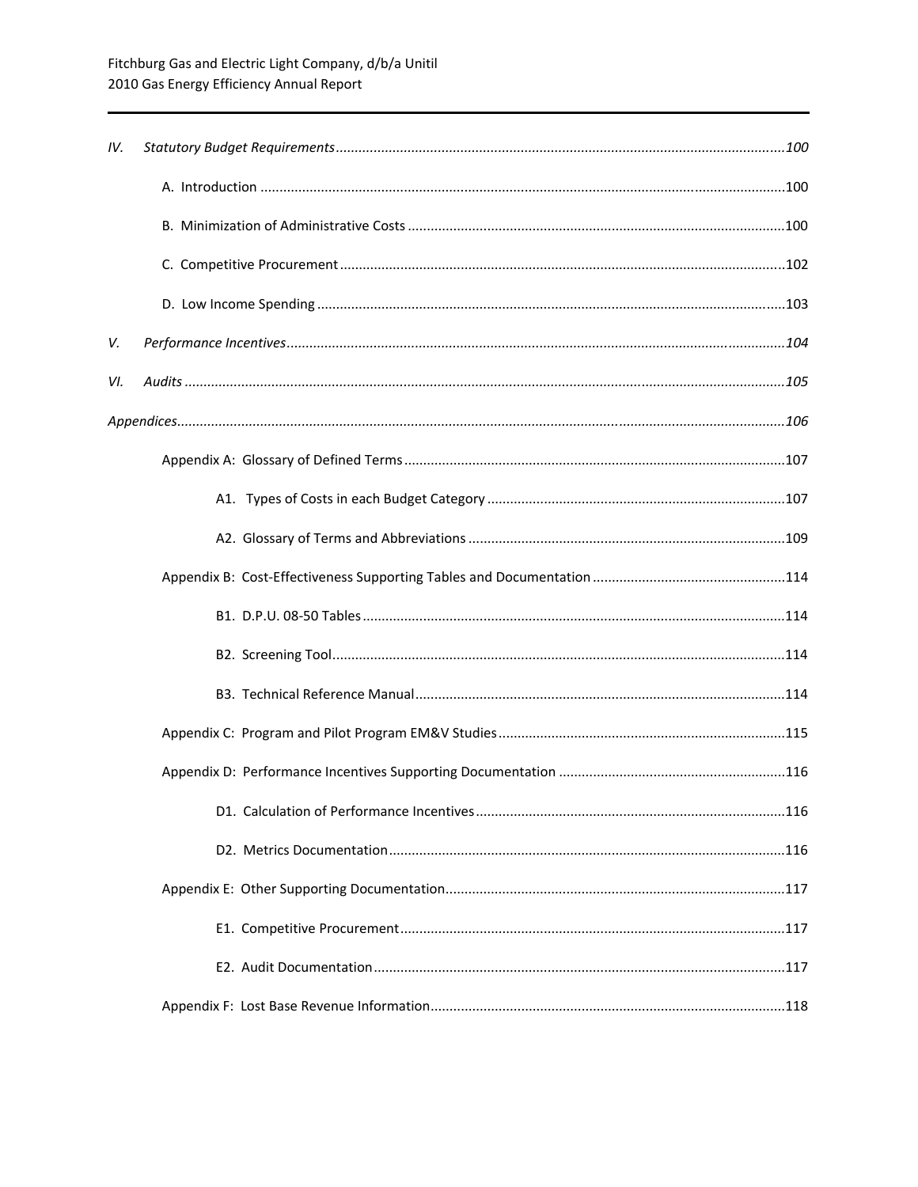*IV. Statutory Budget Requirements ...................................................... 100*

A. Introduction ...................................................... 100

B. Minimization of Administrative Costs ...................................................... 100

C. Competitive Procurement ...................................................... 102

D. Low Income Spending ...................................................... 103

*V. Performance Incentives ...................................................... 104*

*VI. Audits ...................................................... 105*

*Appendices ...................................................... 106*

Appendix A: Glossary of Defined Terms ...................................................... 107

A1. Types of Costs in each Budget Category ...................................................... 107

A2. Glossary of Terms and Abbreviations ...................................................... 109

Appendix B: Cost-Effectiveness Supporting Tables and Documentation ...................................................... 114

B1. D.P.U. 08-50 Tables ...................................................... 114

B2. Screening Tool ...................................................... 114

B3. Technical Reference Manual ...................................................... 114

Appendix C: Program and Pilot Program EM&V Studies ...................................................... 115

Appendix D: Performance Incentives Supporting Documentation ...................................................... 116

D1. Calculation of Performance Incentives ...................................................... 116

D2. Metrics Documentation ...................................................... 116

Appendix E: Other Supporting Documentation ...................................................... 117

E1. Competitive Procurement ...................................................... 117

E2. Audit Documentation ...................................................... 117

Appendix F: Lost Base Revenue Information ...................................................... 118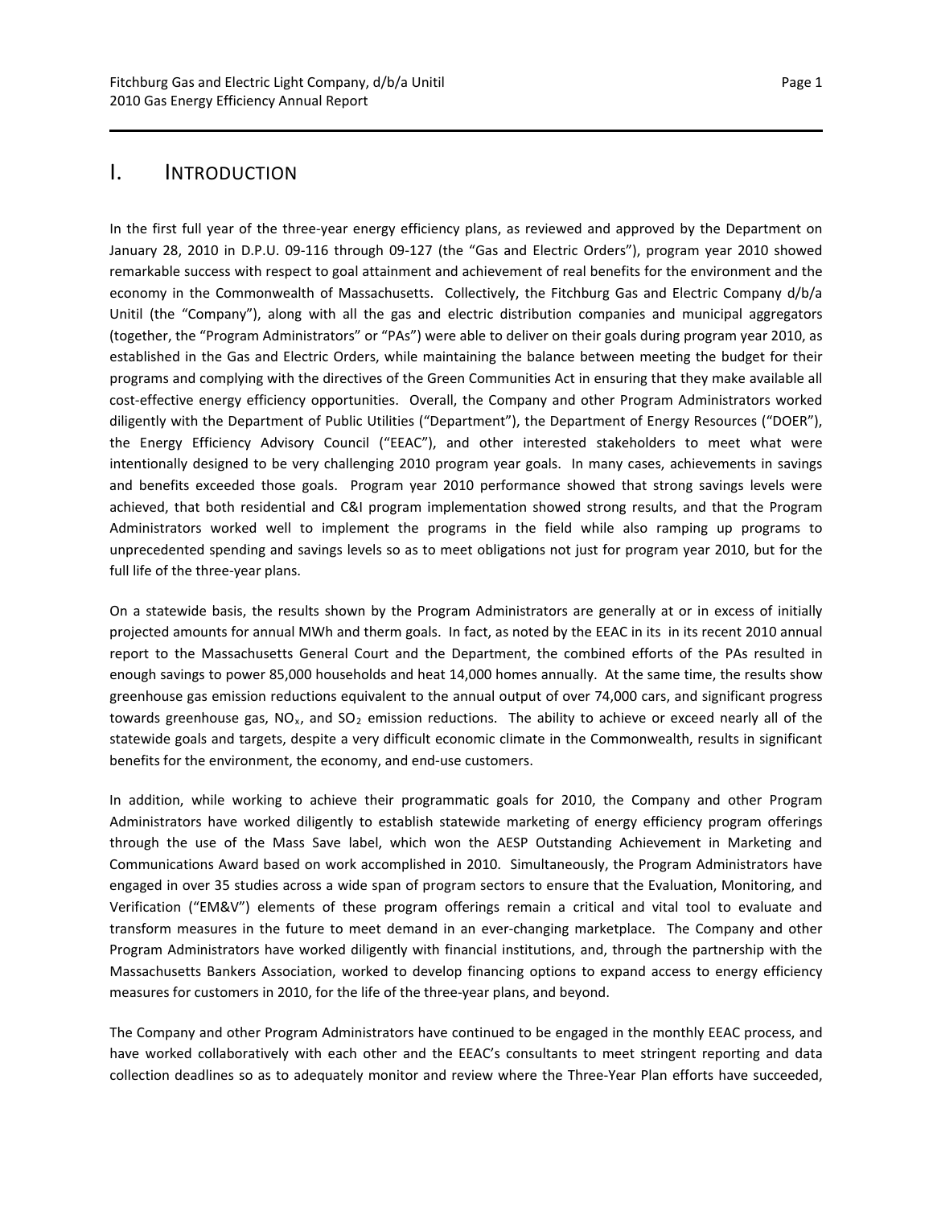# I. Introduction

In the first full year of the three-year energy efficiency plans, as reviewed and approved by the Department on January 28, 2010 in D.P.U. 09-116 through 09-127 (the "Gas and Electric Orders"), program year 2010 showed remarkable success with respect to goal attainment and achievement of real benefits for the environment and the economy in the Commonwealth of Massachusetts. Collectively, the Fitchburg Gas and Electric Company d/b/a Unitil (the "Company"), along with all the gas and electric distribution companies and municipal aggregators (together, the "Program Administrators" or "PAs") were able to deliver on their goals during program year 2010, as established in the Gas and Electric Orders, while maintaining the balance between meeting the budget for their programs and complying with the directives of the Green Communities Act in ensuring that they make available all cost-effective energy efficiency opportunities. Overall, the Company and other Program Administrators worked diligently with the Department of Public Utilities ("Department"), the Department of Energy Resources ("DOER"), the Energy Efficiency Advisory Council ("EEAC"), and other interested stakeholders to meet what were intentionally designed to be very challenging 2010 program year goals. In many cases, achievements in savings and benefits exceeded those goals. Program year 2010 performance showed that strong savings levels were achieved, that both residential and C&I program implementation showed strong results, and that the Program Administrators worked well to implement the programs in the field while also ramping up programs to unprecedented spending and savings levels so as to meet obligations not just for program year 2010, but for the full life of the three-year plans.

On a statewide basis, the results shown by the Program Administrators are generally at or in excess of initially projected amounts for annual MWh and therm goals. In fact, as noted by the EEAC in its in its recent 2010 annual report to the Massachusetts General Court and the Department, the combined efforts of the PAs resulted in enough savings to power 85,000 households and heat 14,000 homes annually. At the same time, the results show greenhouse gas emission reductions equivalent to the annual output of over 74,000 cars, and significant progress towards greenhouse gas, $NO_x$, and $SO_2$ emission reductions. The ability to achieve or exceed nearly all of the statewide goals and targets, despite a very difficult economic climate in the Commonwealth, results in significant benefits for the environment, the economy, and end-use customers.

In addition, while working to achieve their programmatic goals for 2010, the Company and other Program Administrators have worked diligently to establish statewide marketing of energy efficiency program offerings through the use of the Mass Save label, which won the AESP Outstanding Achievement in Marketing and Communications Award based on work accomplished in 2010. Simultaneously, the Program Administrators have engaged in over 35 studies across a wide span of program sectors to ensure that the Evaluation, Monitoring, and Verification ("EM&V") elements of these program offerings remain a critical and vital tool to evaluate and transform measures in the future to meet demand in an ever-changing marketplace. The Company and other Program Administrators have worked diligently with financial institutions, and, through the partnership with the Massachusetts Bankers Association, worked to develop financing options to expand access to energy efficiency measures for customers in 2010, for the life of the three-year plans, and beyond.

The Company and other Program Administrators have continued to be engaged in the monthly EEAC process, and have worked collaboratively with each other and the EEAC's consultants to meet stringent reporting and data collection deadlines so as to adequately monitor and review where the Three-Year Plan efforts have succeeded,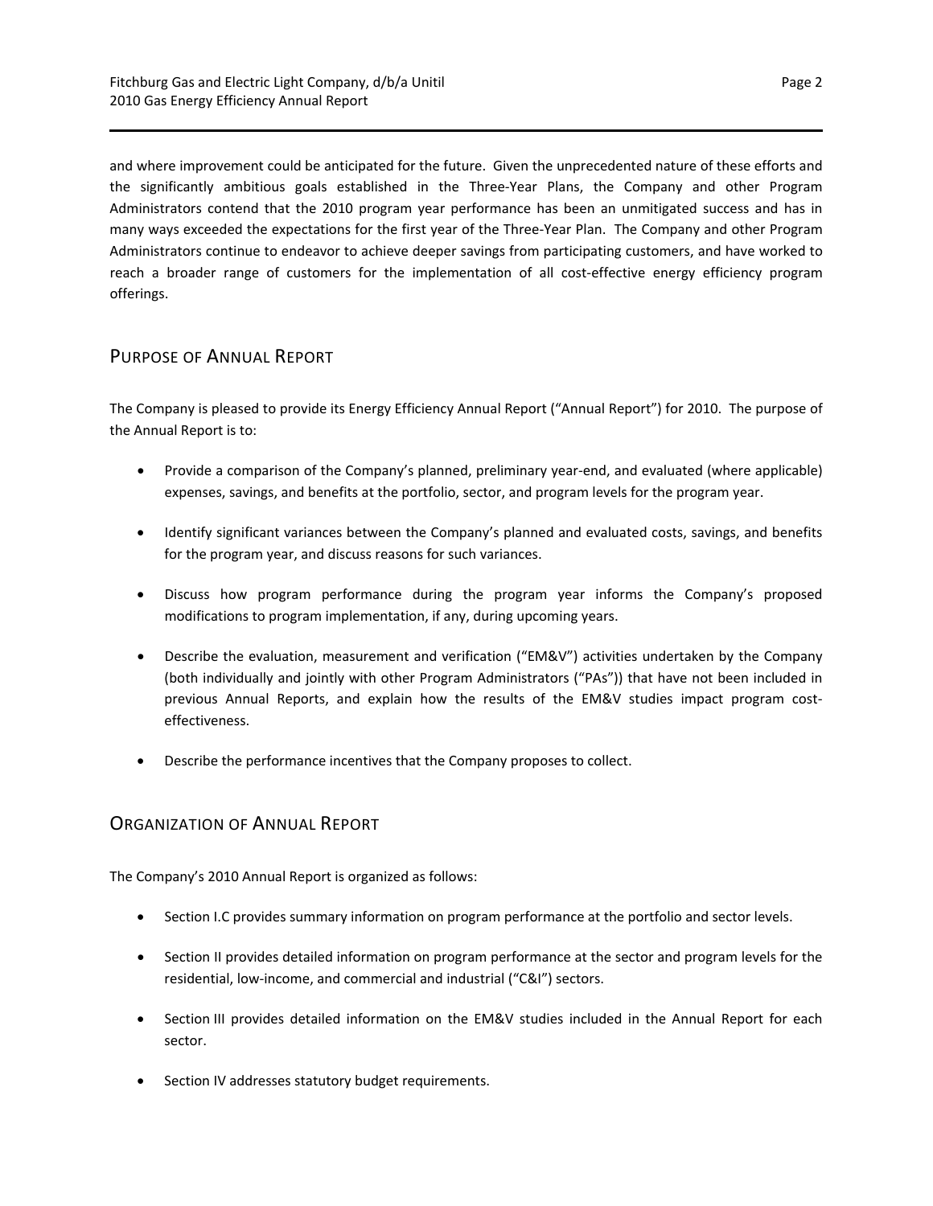and where improvement could be anticipated for the future. Given the unprecedented nature of these efforts and the significantly ambitious goals established in the Three-Year Plans, the Company and other Program Administrators contend that the 2010 program year performance has been an unmitigated success and has in many ways exceeded the expectations for the first year of the Three-Year Plan. The Company and other Program Administrators continue to endeavor to achieve deeper savings from participating customers, and have worked to reach a broader range of customers for the implementation of all cost-effective energy efficiency program offerings.

## Purpose of Annual Report

The Company is pleased to provide its Energy Efficiency Annual Report ("Annual Report") for 2010. The purpose of the Annual Report is to:

- Provide a comparison of the Company's planned, preliminary year-end, and evaluated (where applicable) expenses, savings, and benefits at the portfolio, sector, and program levels for the program year.
- Identify significant variances between the Company's planned and evaluated costs, savings, and benefits for the program year, and discuss reasons for such variances.
- Discuss how program performance during the program year informs the Company's proposed modifications to program implementation, if any, during upcoming years.
- Describe the evaluation, measurement and verification ("EM&V") activities undertaken by the Company (both individually and jointly with other Program Administrators ("PAs")) that have not been included in previous Annual Reports, and explain how the results of the EM&V studies impact program cost-effectiveness.
- Describe the performance incentives that the Company proposes to collect.

## Organization of Annual Report

The Company's 2010 Annual Report is organized as follows:

- Section I.C provides summary information on program performance at the portfolio and sector levels.
- Section II provides detailed information on program performance at the sector and program levels for the residential, low-income, and commercial and industrial ("C&I") sectors.
- Section III provides detailed information on the EM&V studies included in the Annual Report for each sector.
- Section IV addresses statutory budget requirements.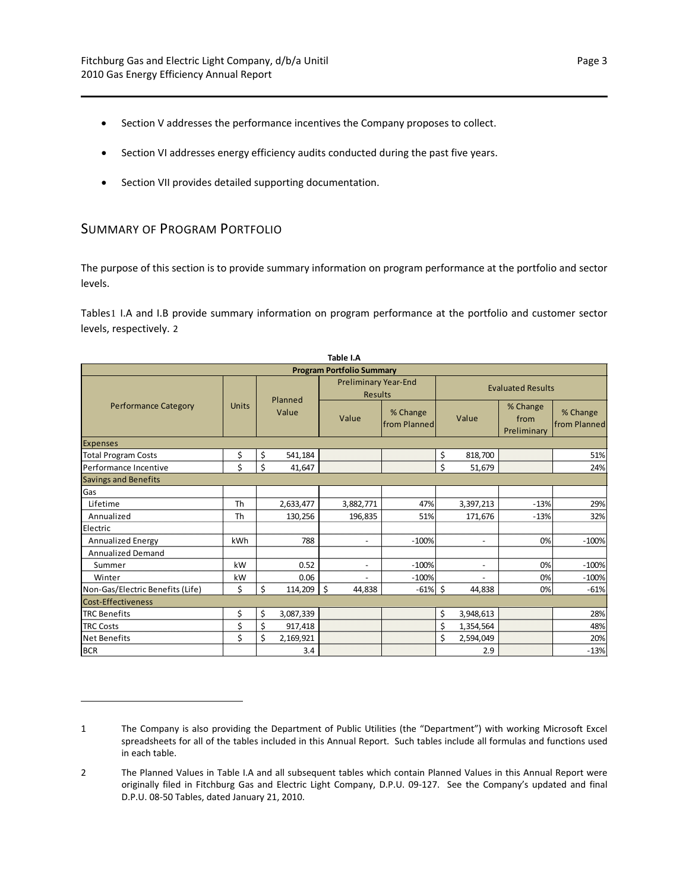- Section V addresses the performance incentives the Company proposes to collect.

- Section VI addresses energy efficiency audits conducted during the past five years.

- Section VII provides detailed supporting documentation.

## Summary of Program Portfolio

The purpose of this section is to provide summary information on program performance at the portfolio and sector levels.

Tables[1] I.A and I.B provide summary information on program performance at the portfolio and customer sector levels, respectively. [2]

**Table I.A**

| Program Portfolio Summary | | | | | | | |
|---|---|---|---|---|---|---|---|
| Performance Category | Units | Planned Value | Preliminary Year-End Results | | Evaluated Results | | |
| | | | Value | % Change from Planned | Value | % Change from Preliminary | % Change from Planned |
| **Expenses** | | | | | | | |
| Total Program Costs | $ | $ 541,184 | | | $ 818,700 | | 51% |
| Performance Incentive | $ | $ 41,647 | | | $ 51,679 | | 24% |
| **Savings and Benefits** | | | | | | | |
| Gas | | | | | | | |
| Lifetime | Th | 2,633,477 | 3,882,771 | 47% | 3,397,213 | -13% | 29% |
| Annualized | Th | 130,256 | 196,835 | 51% | 171,676 | -13% | 32% |
| Electric | | | | | | | |
| Annualized Energy | kWh | 788 | - | -100% | - | 0% | -100% |
| Annualized Demand | | | | | | | |
| Summer | kW | 0.52 | - | -100% | - | 0% | -100% |
| Winter | kW | 0.06 | - | -100% | - | 0% | -100% |
| Non-Gas/Electric Benefits (Life) | $ | $ 114,209 | $ 44,838 | -61% | $ 44,838 | 0% | -61% |
| **Cost-Effectiveness** | | | | | | | |
| TRC Benefits | $ | $ 3,087,339 | | | $ 3,948,613 | | 28% |
| TRC Costs | $ | $ 917,418 | | | $ 1,354,564 | | 48% |
| Net Benefits | $ | $ 2,169,921 | | | $ 2,594,049 | | 20% |
| BCR | | 3.4 | | | 2.9 | | -13% |

---

1 The Company is also providing the Department of Public Utilities (the "Department") with working Microsoft Excel spreadsheets for all of the tables included in this Annual Report. Such tables include all formulas and functions used in each table.

2 The Planned Values in Table I.A and all subsequent tables which contain Planned Values in this Annual Report were originally filed in Fitchburg Gas and Electric Light Company, D.P.U. 09-127. See the Company's updated and final D.P.U. 08-50 Tables, dated January 21, 2010.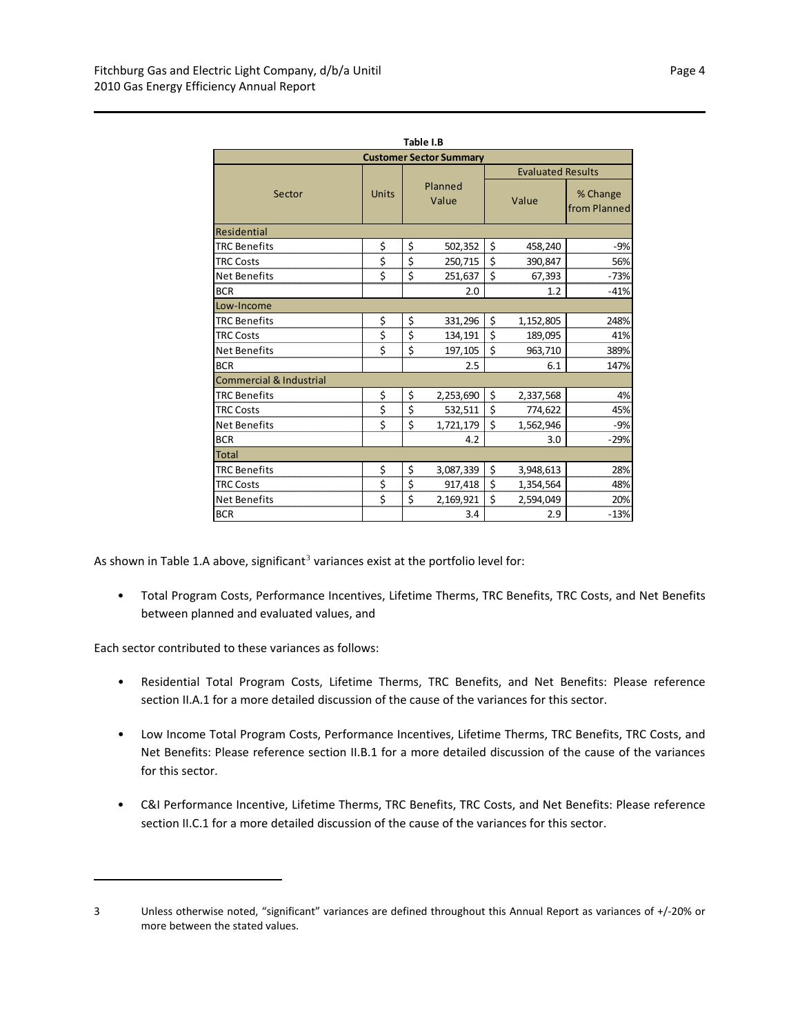**Table I.B**

| Customer Sector Summary | | | | |
|---|---|---|---|---|
| Sector | Units | Planned Value | Evaluated Results | |
| | | | Value | % Change from Planned |
| **Residential** | | | | |
| TRC Benefits | $ | $ 502,352 | $ 458,240 | -9% |
| TRC Costs | $ | $ 250,715 | $ 390,847 | 56% |
| Net Benefits | $ | $ 251,637 | $ 67,393 | -73% |
| BCR | | 2.0 | 1.2 | -41% |
| **Low-Income** | | | | |
| TRC Benefits | $ | $ 331,296 | $ 1,152,805 | 248% |
| TRC Costs | $ | $ 134,191 | $ 189,095 | 41% |
| Net Benefits | $ | $ 197,105 | $ 963,710 | 389% |
| BCR | | 2.5 | 6.1 | 147% |
| **Commercial & Industrial** | | | | |
| TRC Benefits | $ | $ 2,253,690 | $ 2,337,568 | 4% |
| TRC Costs | $ | $ 532,511 | $ 774,622 | 45% |
| Net Benefits | $ | $ 1,721,179 | $ 1,562,946 | -9% |
| BCR | | 4.2 | 3.0 | -29% |
| **Total** | | | | |
| TRC Benefits | $ | $ 3,087,339 | $ 3,948,613 | 28% |
| TRC Costs | $ | $ 917,418 | $ 1,354,564 | 48% |
| Net Benefits | $ | $ 2,169,921 | $ 2,594,049 | 20% |
| BCR | | 3.4 | 2.9 | -13% |

As shown in Table 1.A above, significant[3] variances exist at the portfolio level for:

- Total Program Costs, Performance Incentives, Lifetime Therms, TRC Benefits, TRC Costs, and Net Benefits between planned and evaluated values, and

Each sector contributed to these variances as follows:

- Residential Total Program Costs, Lifetime Therms, TRC Benefits, and Net Benefits: Please reference section II.A.1 for a more detailed discussion of the cause of the variances for this sector.
- Low Income Total Program Costs, Performance Incentives, Lifetime Therms, TRC Benefits, TRC Costs, and Net Benefits: Please reference section II.B.1 for a more detailed discussion of the cause of the variances for this sector.
- C&I Performance Incentive, Lifetime Therms, TRC Benefits, TRC Costs, and Net Benefits: Please reference section II.C.1 for a more detailed discussion of the cause of the variances for this sector.

---

3 Unless otherwise noted, "significant" variances are defined throughout this Annual Report as variances of +/-20% or more between the stated values.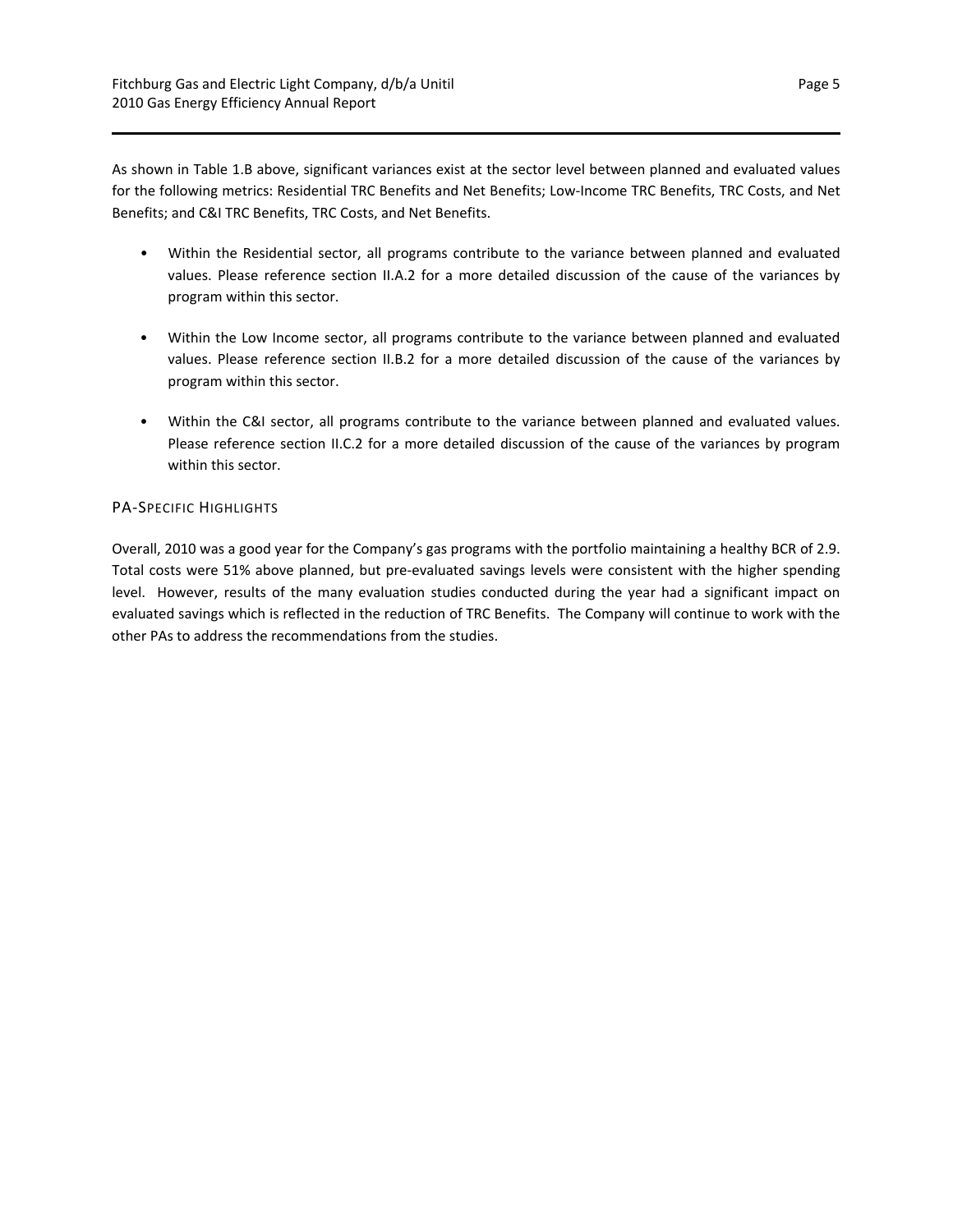As shown in Table 1.B above, significant variances exist at the sector level between planned and evaluated values for the following metrics: Residential TRC Benefits and Net Benefits; Low-Income TRC Benefits, TRC Costs, and Net Benefits; and C&I TRC Benefits, TRC Costs, and Net Benefits.

- Within the Residential sector, all programs contribute to the variance between planned and evaluated values. Please reference section II.A.2 for a more detailed discussion of the cause of the variances by program within this sector.
- Within the Low Income sector, all programs contribute to the variance between planned and evaluated values. Please reference section II.B.2 for a more detailed discussion of the cause of the variances by program within this sector.
- Within the C&I sector, all programs contribute to the variance between planned and evaluated values. Please reference section II.C.2 for a more detailed discussion of the cause of the variances by program within this sector.

### PA-Specific Highlights

Overall, 2010 was a good year for the Company's gas programs with the portfolio maintaining a healthy BCR of 2.9. Total costs were 51% above planned, but pre-evaluated savings levels were consistent with the higher spending level. However, results of the many evaluation studies conducted during the year had a significant impact on evaluated savings which is reflected in the reduction of TRC Benefits. The Company will continue to work with the other PAs to address the recommendations from the studies.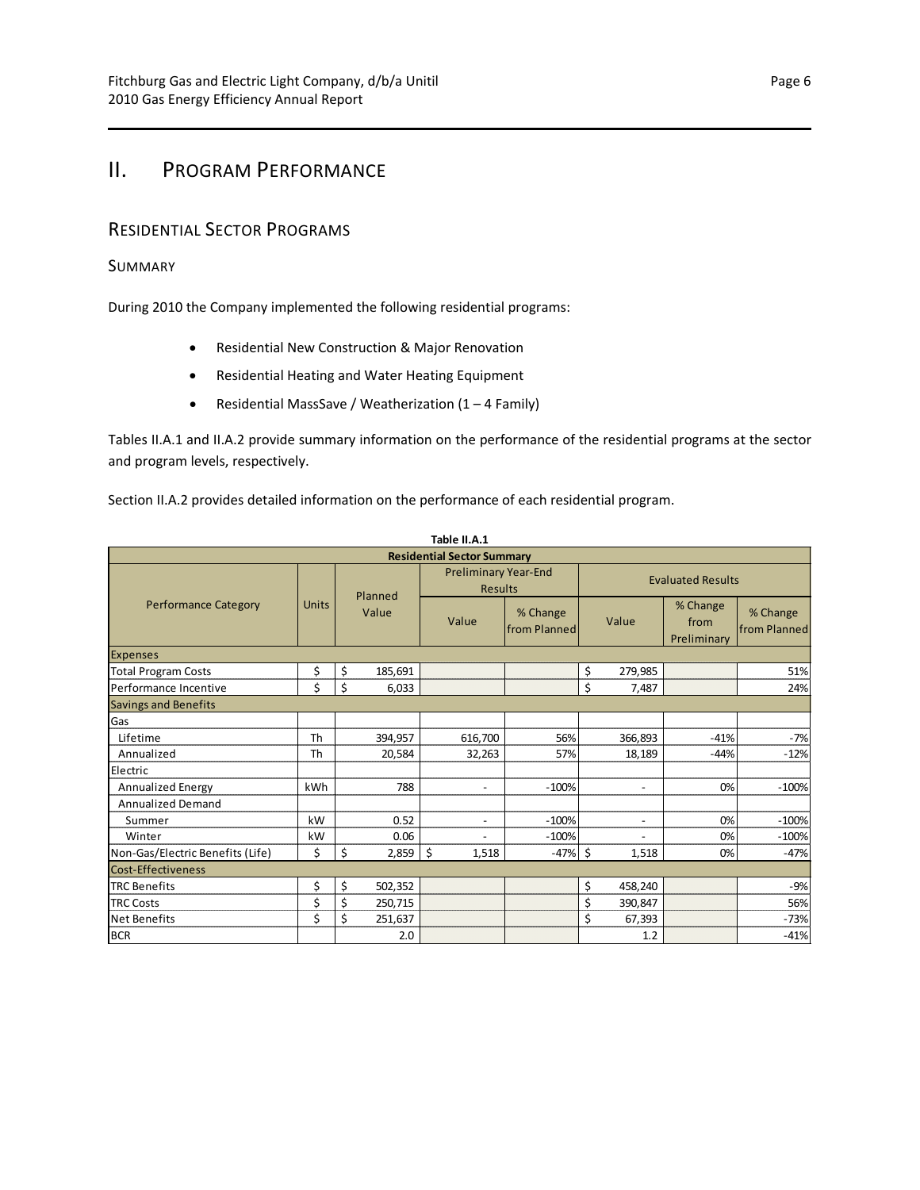# II. Program Performance

## Residential Sector Programs

### Summary

During 2010 the Company implemented the following residential programs:

- Residential New Construction & Major Renovation
- Residential Heating and Water Heating Equipment
- Residential MassSave / Weatherization (1 – 4 Family)

Tables II.A.1 and II.A.2 provide summary information on the performance of the residential programs at the sector and program levels, respectively.

Section II.A.2 provides detailed information on the performance of each residential program.

**Table II.A.1**

**Residential Sector Summary**

| Performance Category | Units | Planned Value | Preliminary Year-End Results | | Evaluated Results | | |
|---|---|---|---|---|---|---|---|
| | | | Value | % Change from Planned | Value | % Change from Preliminary | % Change from Planned |
| **Expenses** | | | | | | | |
| Total Program Costs | $ | $ 185,691 | | | $ 279,985 | | 51% |
| Performance Incentive | $ | $ 6,033 | | | $ 7,487 | | 24% |
| **Savings and Benefits** | | | | | | | |
| Gas | | | | | | | |
| Lifetime | Th | 394,957 | 616,700 | 56% | 366,893 | -41% | -7% |
| Annualized | Th | 20,584 | 32,263 | 57% | 18,189 | -44% | -12% |
| Electric | | | | | | | |
| Annualized Energy | kWh | 788 | - | -100% | - | 0% | -100% |
| Annualized Demand | | | | | | | |
| Summer | kW | 0.52 | - | -100% | - | 0% | -100% |
| Winter | kW | 0.06 | - | -100% | - | 0% | -100% |
| Non-Gas/Electric Benefits (Life) | $ | $ 2,859 | $ 1,518 | -47% | $ 1,518 | 0% | -47% |
| **Cost-Effectiveness** | | | | | | | |
| TRC Benefits | $ | $ 502,352 | | | $ 458,240 | | -9% |
| TRC Costs | $ | $ 250,715 | | | $ 390,847 | | 56% |
| Net Benefits | $ | $ 251,637 | | | $ 67,393 | | -73% |
| BCR | | 2.0 | | | 1.2 | | -41% |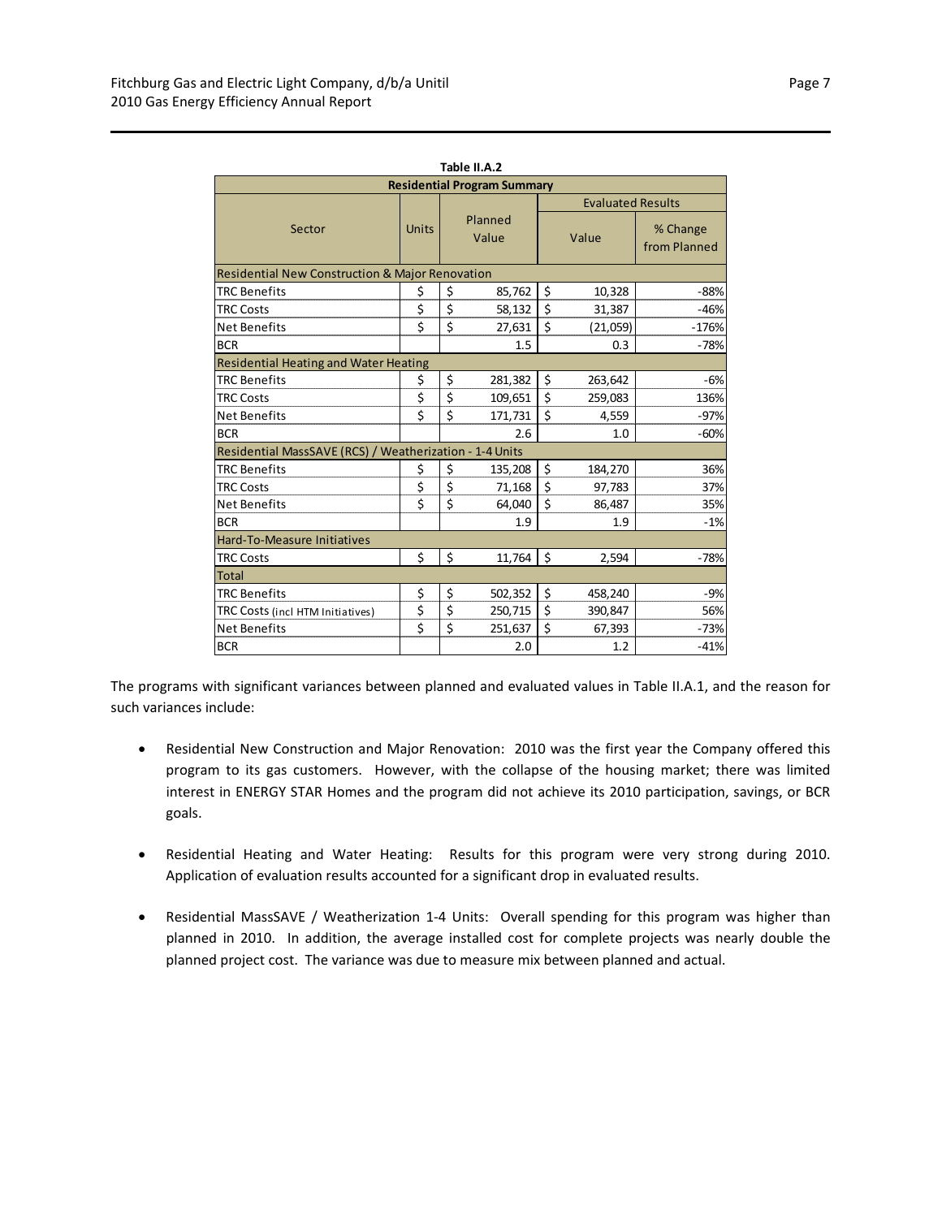**Table II.A.2**

| Residential Program Summary | | | | |
|---|---|---|---|---|
| | | | Evaluated Results | |
| Sector | Units | Planned Value | Value | % Change from Planned |
| **Residential New Construction & Major Renovation** | | | | |
| TRC Benefits | $ | $ 85,762 | $ 10,328 | -88% |
| TRC Costs | $ | $ 58,132 | $ 31,387 | -46% |
| Net Benefits | $ | $ 27,631 | $ (21,059) | -176% |
| BCR | | 1.5 | 0.3 | -78% |
| **Residential Heating and Water Heating** | | | | |
| TRC Benefits | $ | $ 281,382 | $ 263,642 | -6% |
| TRC Costs | $ | $ 109,651 | $ 259,083 | 136% |
| Net Benefits | $ | $ 171,731 | $ 4,559 | -97% |
| BCR | | 2.6 | 1.0 | -60% |
| **Residential MassSAVE (RCS) / Weatherization - 1-4 Units** | | | | |
| TRC Benefits | $ | $ 135,208 | $ 184,270 | 36% |
| TRC Costs | $ | $ 71,168 | $ 97,783 | 37% |
| Net Benefits | $ | $ 64,040 | $ 86,487 | 35% |
| BCR | | 1.9 | 1.9 | -1% |
| **Hard-To-Measure Initiatives** | | | | |
| TRC Costs | $ | $ 11,764 | $ 2,594 | -78% |
| **Total** | | | | |
| TRC Benefits | $ | $ 502,352 | $ 458,240 | -9% |
| TRC Costs (incl HTM Initiatives) | $ | $ 250,715 | $ 390,847 | 56% |
| Net Benefits | $ | $ 251,637 | $ 67,393 | -73% |
| BCR | | 2.0 | 1.2 | -41% |

The programs with significant variances between planned and evaluated values in Table II.A.1, and the reason for such variances include:

- Residential New Construction and Major Renovation: 2010 was the first year the Company offered this program to its gas customers. However, with the collapse of the housing market; there was limited interest in ENERGY STAR Homes and the program did not achieve its 2010 participation, savings, or BCR goals.

- Residential Heating and Water Heating: Results for this program were very strong during 2010. Application of evaluation results accounted for a significant drop in evaluated results.

- Residential MassSAVE / Weatherization 1-4 Units: Overall spending for this program was higher than planned in 2010. In addition, the average installed cost for complete projects was nearly double the planned project cost. The variance was due to measure mix between planned and actual.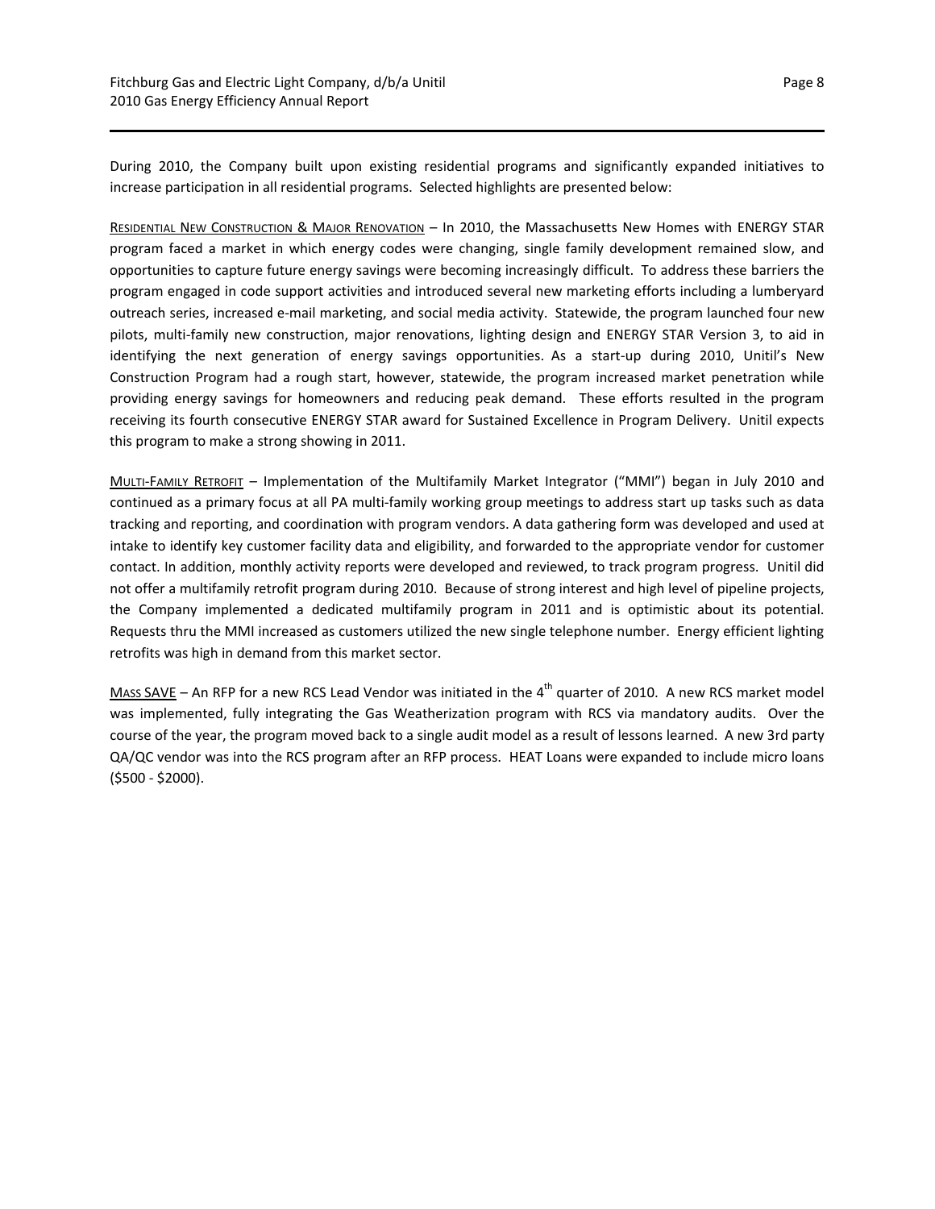During 2010, the Company built upon existing residential programs and significantly expanded initiatives to increase participation in all residential programs. Selected highlights are presented below:

RESIDENTIAL NEW CONSTRUCTION & MAJOR RENOVATION – In 2010, the Massachusetts New Homes with ENERGY STAR program faced a market in which energy codes were changing, single family development remained slow, and opportunities to capture future energy savings were becoming increasingly difficult. To address these barriers the program engaged in code support activities and introduced several new marketing efforts including a lumberyard outreach series, increased e-mail marketing, and social media activity. Statewide, the program launched four new pilots, multi-family new construction, major renovations, lighting design and ENERGY STAR Version 3, to aid in identifying the next generation of energy savings opportunities. As a start-up during 2010, Unitil's New Construction Program had a rough start, however, statewide, the program increased market penetration while providing energy savings for homeowners and reducing peak demand. These efforts resulted in the program receiving its fourth consecutive ENERGY STAR award for Sustained Excellence in Program Delivery. Unitil expects this program to make a strong showing in 2011.

MULTI-FAMILY RETROFIT – Implementation of the Multifamily Market Integrator ("MMI") began in July 2010 and continued as a primary focus at all PA multi-family working group meetings to address start up tasks such as data tracking and reporting, and coordination with program vendors. A data gathering form was developed and used at intake to identify key customer facility data and eligibility, and forwarded to the appropriate vendor for customer contact. In addition, monthly activity reports were developed and reviewed, to track program progress. Unitil did not offer a multifamily retrofit program during 2010. Because of strong interest and high level of pipeline projects, the Company implemented a dedicated multifamily program in 2011 and is optimistic about its potential. Requests thru the MMI increased as customers utilized the new single telephone number. Energy efficient lighting retrofits was high in demand from this market sector.

MASS SAVE – An RFP for a new RCS Lead Vendor was initiated in the 4th quarter of 2010. A new RCS market model was implemented, fully integrating the Gas Weatherization program with RCS via mandatory audits. Over the course of the year, the program moved back to a single audit model as a result of lessons learned. A new 3rd party QA/QC vendor was into the RCS program after an RFP process. HEAT Loans were expanded to include micro loans ($500 - $2000).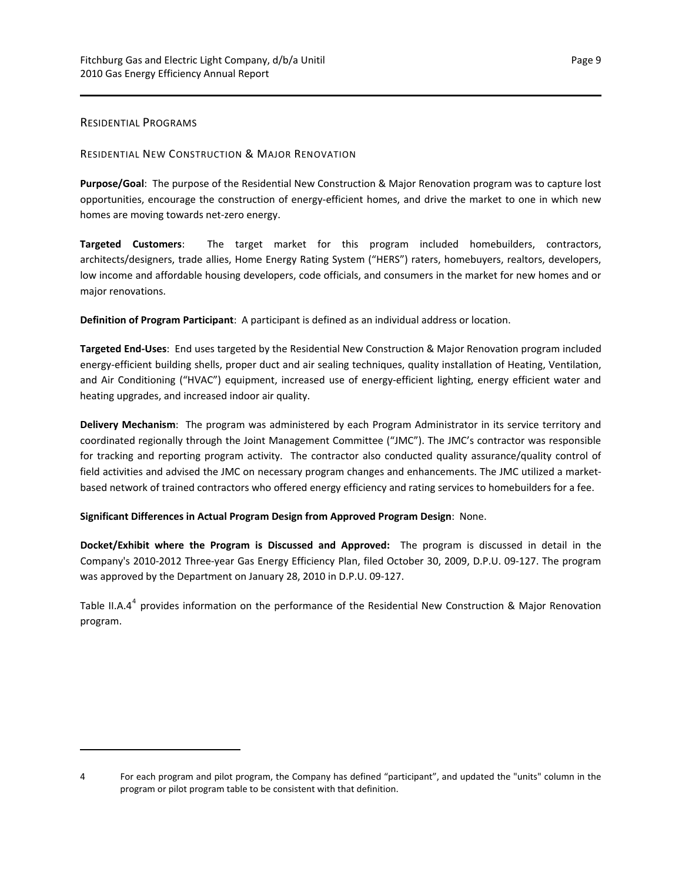## RESIDENTIAL PROGRAMS

### RESIDENTIAL NEW CONSTRUCTION & MAJOR RENOVATION

**Purpose/Goal**: The purpose of the Residential New Construction & Major Renovation program was to capture lost opportunities, encourage the construction of energy-efficient homes, and drive the market to one in which new homes are moving towards net-zero energy.

**Targeted Customers**: The target market for this program included homebuilders, contractors, architects/designers, trade allies, Home Energy Rating System ("HERS") raters, homebuyers, realtors, developers, low income and affordable housing developers, code officials, and consumers in the market for new homes and or major renovations.

**Definition of Program Participant**: A participant is defined as an individual address or location.

**Targeted End-Uses**: End uses targeted by the Residential New Construction & Major Renovation program included energy-efficient building shells, proper duct and air sealing techniques, quality installation of Heating, Ventilation, and Air Conditioning ("HVAC") equipment, increased use of energy-efficient lighting, energy efficient water and heating upgrades, and increased indoor air quality.

**Delivery Mechanism**: The program was administered by each Program Administrator in its service territory and coordinated regionally through the Joint Management Committee ("JMC"). The JMC's contractor was responsible for tracking and reporting program activity. The contractor also conducted quality assurance/quality control of field activities and advised the JMC on necessary program changes and enhancements. The JMC utilized a market-based network of trained contractors who offered energy efficiency and rating services to homebuilders for a fee.

**Significant Differences in Actual Program Design from Approved Program Design**: None.

**Docket/Exhibit where the Program is Discussed and Approved:** The program is discussed in detail in the Company's 2010-2012 Three-year Gas Energy Efficiency Plan, filed October 30, 2009, D.P.U. 09-127. The program was approved by the Department on January 28, 2010 in D.P.U. 09-127.

Table II.A.4[4] provides information on the performance of the Residential New Construction & Major Renovation program.

---

4 For each program and pilot program, the Company has defined "participant", and updated the "units" column in the program or pilot program table to be consistent with that definition.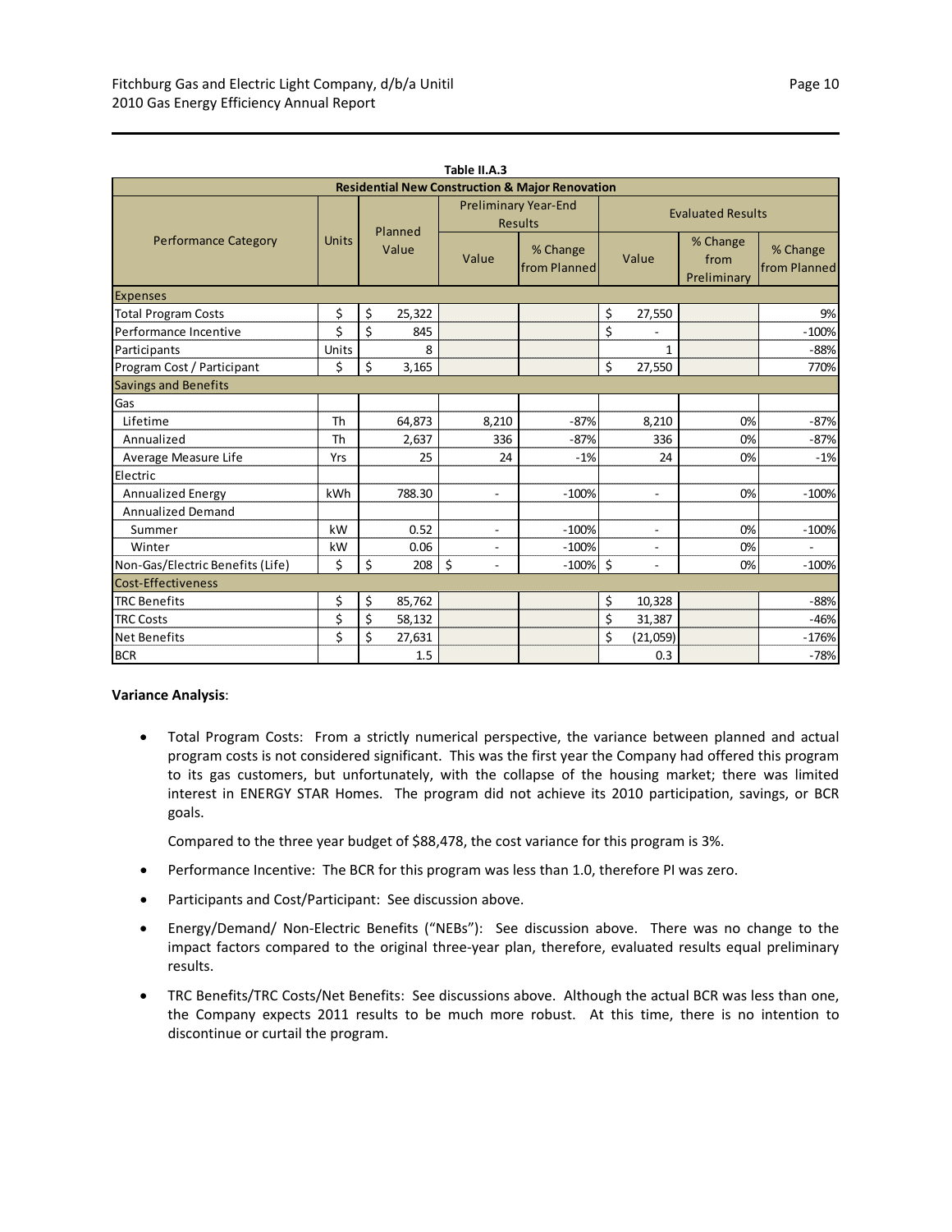**Table II.A.3**

| Residential New Construction & Major Renovation | | | | | | | |
|---|---|---|---|---|---|---|---|
| Performance Category | Units | Planned Value | Preliminary Year-End Results | | Evaluated Results | | |
| | | | Value | % Change from Planned | Value | % Change from Preliminary | % Change from Planned |
| **Expenses** | | | | | | | |
| Total Program Costs | $ | $ 25,322 | | | $ 27,550 | | 9% |
| Performance Incentive | $ | $ 845 | | | $ - | | -100% |
| Participants | Units | 8 | | | 1 | | -88% |
| Program Cost / Participant | $ | $ 3,165 | | | $ 27,550 | | 770% |
| **Savings and Benefits** | | | | | | | |
| Gas | | | | | | | |
| Lifetime | Th | 64,873 | 8,210 | -87% | 8,210 | 0% | -87% |
| Annualized | Th | 2,637 | 336 | -87% | 336 | 0% | -87% |
| Average Measure Life | Yrs | 25 | 24 | -1% | 24 | 0% | -1% |
| Electric | | | | | | | |
| Annualized Energy | kWh | 788.30 | - | -100% | - | 0% | -100% |
| Annualized Demand | | | | | | | |
| Summer | kW | 0.52 | - | -100% | - | 0% | -100% |
| Winter | kW | 0.06 | - | -100% | - | 0% | - |
| Non-Gas/Electric Benefits (Life) | $ | $ 208 | $ - | -100% | $ - | 0% | -100% |
| **Cost-Effectiveness** | | | | | | | |
| TRC Benefits | $ | $ 85,762 | | | $ 10,328 | | -88% |
| TRC Costs | $ | $ 58,132 | | | $ 31,387 | | -46% |
| Net Benefits | $ | $ 27,631 | | | $ (21,059) | | -176% |
| BCR | | 1.5 | | | 0.3 | | -78% |

**Variance Analysis**:

- Total Program Costs: From a strictly numerical perspective, the variance between planned and actual program costs is not considered significant. This was the first year the Company had offered this program to its gas customers, but unfortunately, with the collapse of the housing market; there was limited interest in ENERGY STAR Homes. The program did not achieve its 2010 participation, savings, or BCR goals.

  Compared to the three year budget of $88,478, the cost variance for this program is 3%.

- Performance Incentive: The BCR for this program was less than 1.0, therefore PI was zero.

- Participants and Cost/Participant: See discussion above.

- Energy/Demand/ Non-Electric Benefits ("NEBs"): See discussion above. There was no change to the impact factors compared to the original three-year plan, therefore, evaluated results equal preliminary results.

- TRC Benefits/TRC Costs/Net Benefits: See discussions above. Although the actual BCR was less than one, the Company expects 2011 results to be much more robust. At this time, there is no intention to discontinue or curtail the program.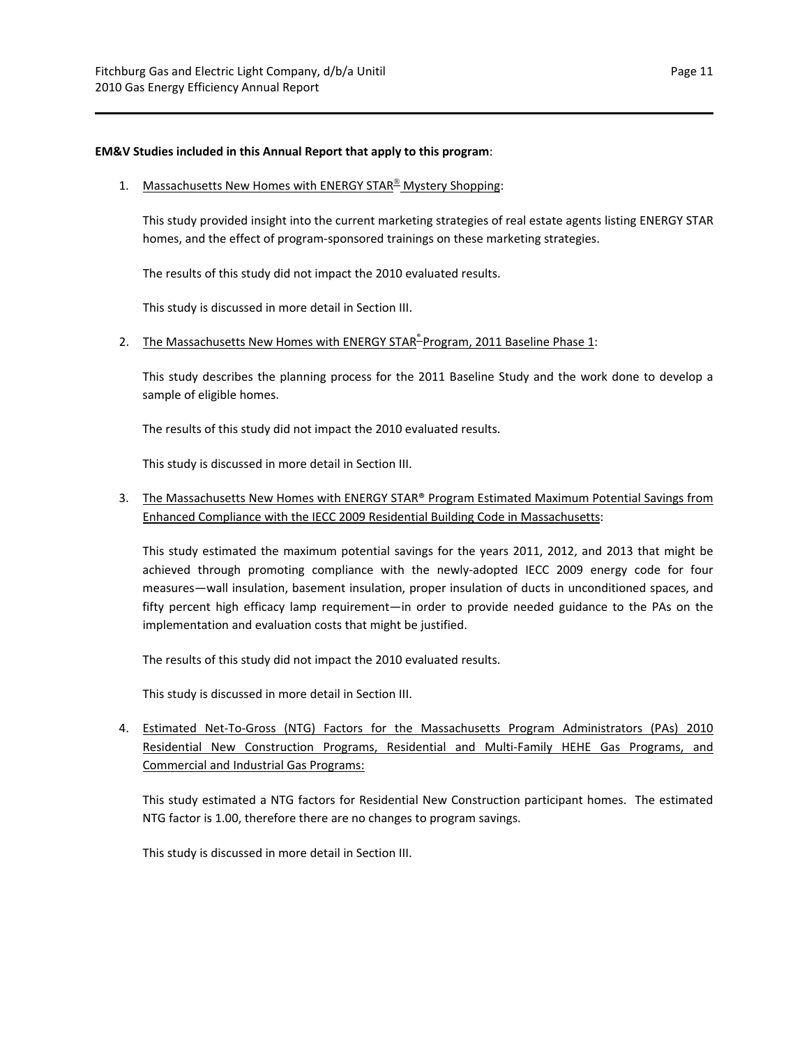**EM&V Studies included in this Annual Report that apply to this program**:

1. Massachusetts New Homes with ENERGY STAR® Mystery Shopping:

   This study provided insight into the current marketing strategies of real estate agents listing ENERGY STAR homes, and the effect of program-sponsored trainings on these marketing strategies.

   The results of this study did not impact the 2010 evaluated results.

   This study is discussed in more detail in Section III.

2. The Massachusetts New Homes with ENERGY STAR® Program, 2011 Baseline Phase 1:

   This study describes the planning process for the 2011 Baseline Study and the work done to develop a sample of eligible homes.

   The results of this study did not impact the 2010 evaluated results.

   This study is discussed in more detail in Section III.

3. The Massachusetts New Homes with ENERGY STAR® Program Estimated Maximum Potential Savings from Enhanced Compliance with the IECC 2009 Residential Building Code in Massachusetts:

   This study estimated the maximum potential savings for the years 2011, 2012, and 2013 that might be achieved through promoting compliance with the newly-adopted IECC 2009 energy code for four measures—wall insulation, basement insulation, proper insulation of ducts in unconditioned spaces, and fifty percent high efficacy lamp requirement—in order to provide needed guidance to the PAs on the implementation and evaluation costs that might be justified.

   The results of this study did not impact the 2010 evaluated results.

   This study is discussed in more detail in Section III.

4. Estimated Net-To-Gross (NTG) Factors for the Massachusetts Program Administrators (PAs) 2010 Residential New Construction Programs, Residential and Multi-Family HEHE Gas Programs, and Commercial and Industrial Gas Programs:

   This study estimated a NTG factors for Residential New Construction participant homes. The estimated NTG factor is 1.00, therefore there are no changes to program savings.

   This study is discussed in more detail in Section III.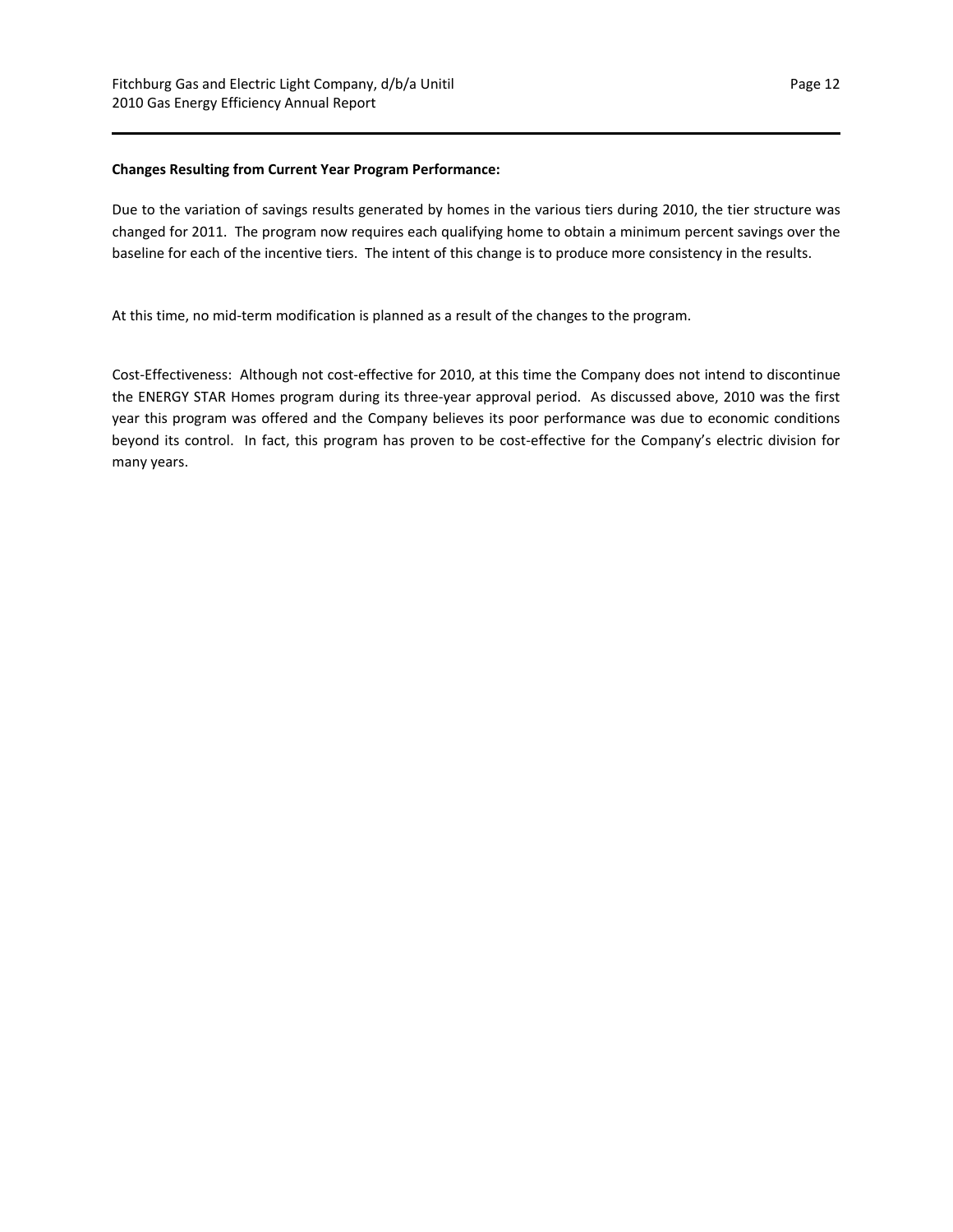**Changes Resulting from Current Year Program Performance:**

Due to the variation of savings results generated by homes in the various tiers during 2010, the tier structure was changed for 2011. The program now requires each qualifying home to obtain a minimum percent savings over the baseline for each of the incentive tiers. The intent of this change is to produce more consistency in the results.

At this time, no mid-term modification is planned as a result of the changes to the program.

Cost-Effectiveness: Although not cost-effective for 2010, at this time the Company does not intend to discontinue the ENERGY STAR Homes program during its three-year approval period. As discussed above, 2010 was the first year this program was offered and the Company believes its poor performance was due to economic conditions beyond its control. In fact, this program has proven to be cost-effective for the Company's electric division for many years.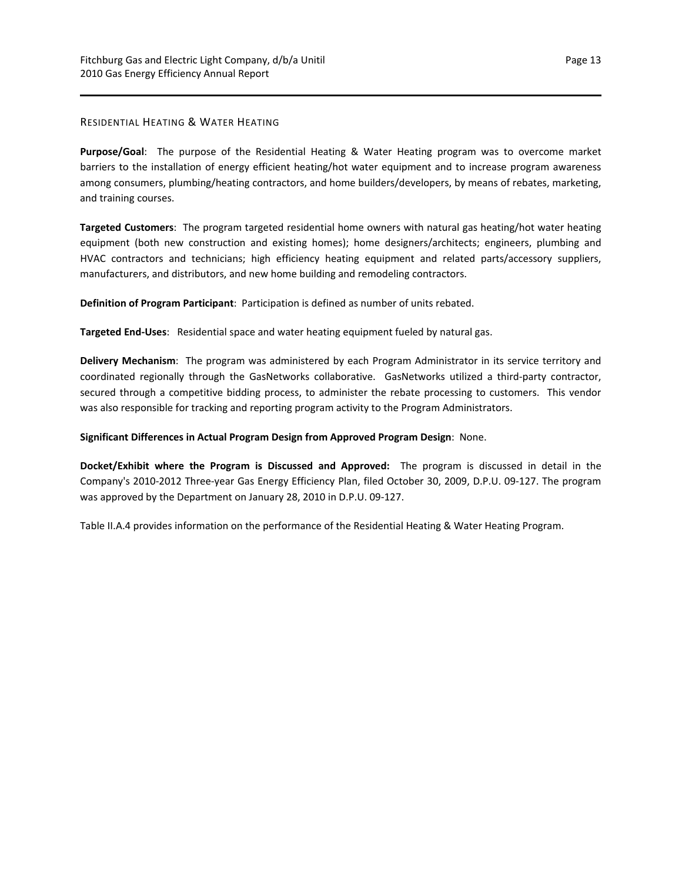## Residential Heating & Water Heating

**Purpose/Goal**: The purpose of the Residential Heating & Water Heating program was to overcome market barriers to the installation of energy efficient heating/hot water equipment and to increase program awareness among consumers, plumbing/heating contractors, and home builders/developers, by means of rebates, marketing, and training courses.

**Targeted Customers**: The program targeted residential home owners with natural gas heating/hot water heating equipment (both new construction and existing homes); home designers/architects; engineers, plumbing and HVAC contractors and technicians; high efficiency heating equipment and related parts/accessory suppliers, manufacturers, and distributors, and new home building and remodeling contractors.

**Definition of Program Participant**: Participation is defined as number of units rebated.

**Targeted End-Uses**: Residential space and water heating equipment fueled by natural gas.

**Delivery Mechanism**: The program was administered by each Program Administrator in its service territory and coordinated regionally through the GasNetworks collaborative. GasNetworks utilized a third-party contractor, secured through a competitive bidding process, to administer the rebate processing to customers. This vendor was also responsible for tracking and reporting program activity to the Program Administrators.

**Significant Differences in Actual Program Design from Approved Program Design**: None.

**Docket/Exhibit where the Program is Discussed and Approved:** The program is discussed in detail in the Company's 2010-2012 Three-year Gas Energy Efficiency Plan, filed October 30, 2009, D.P.U. 09-127. The program was approved by the Department on January 28, 2010 in D.P.U. 09-127.

Table II.A.4 provides information on the performance of the Residential Heating & Water Heating Program.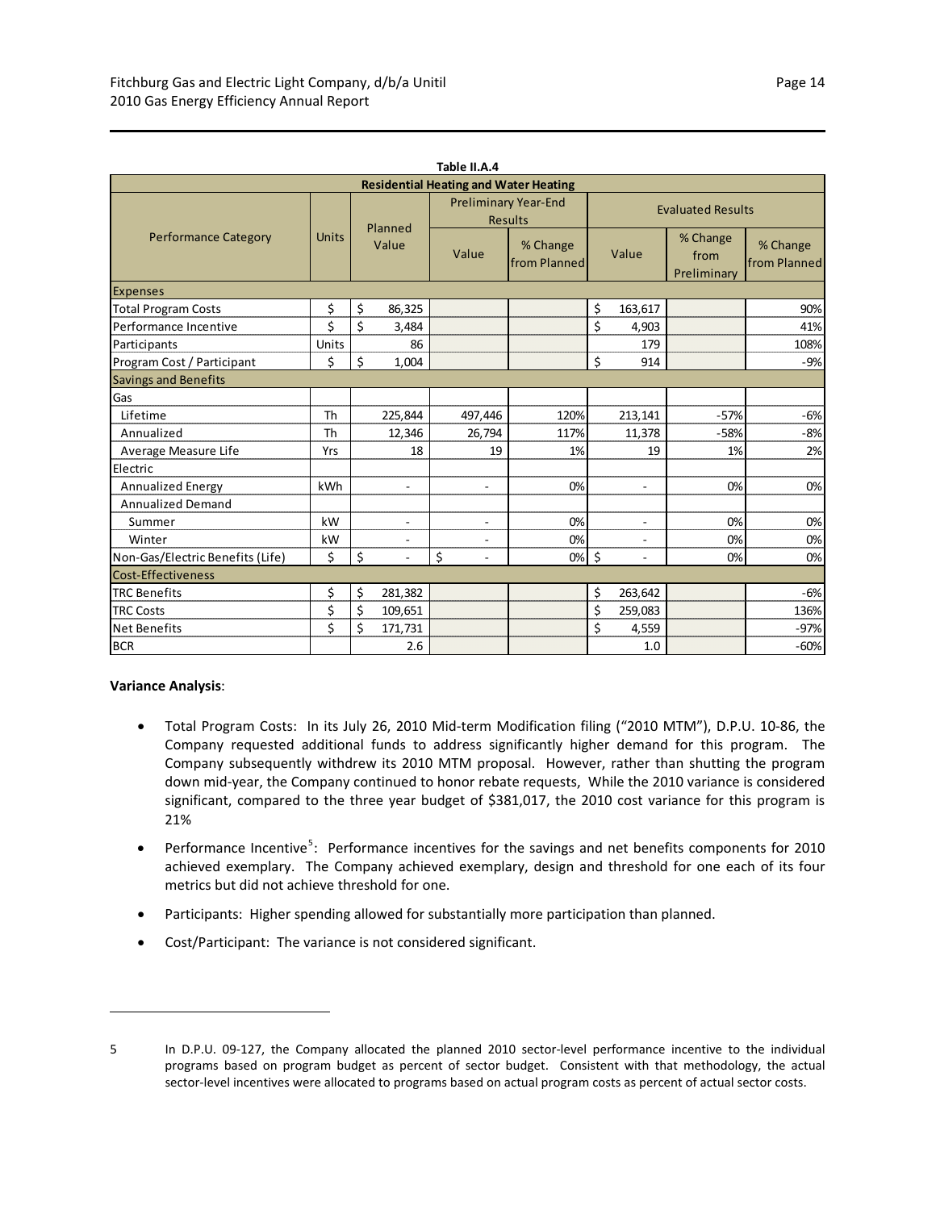**Table II.A.4**

| Residential Heating and Water Heating | | | | | | | |
|---|---|---|---|---|---|---|---|
| Performance Category | Units | Planned Value | Preliminary Year-End Results | | Evaluated Results | | |
| | | | Value | % Change from Planned | Value | % Change from Preliminary | % Change from Planned |
| **Expenses** | | | | | | | |
| Total Program Costs | $ | $ 86,325 | | | $ 163,617 | | 90% |
| Performance Incentive | $ | $ 3,484 | | | $ 4,903 | | 41% |
| Participants | Units | 86 | | | 179 | | 108% |
| Program Cost / Participant | $ | $ 1,004 | | | $ 914 | | -9% |
| **Savings and Benefits** | | | | | | | |
| Gas | | | | | | | |
| Lifetime | Th | 225,844 | 497,446 | 120% | 213,141 | -57% | -6% |
| Annualized | Th | 12,346 | 26,794 | 117% | 11,378 | -58% | -8% |
| Average Measure Life | Yrs | 18 | 19 | 1% | 19 | 1% | 2% |
| Electric | | | | | | | |
| Annualized Energy | kWh | - | - | 0% | - | 0% | 0% |
| Annualized Demand | | | | | | | |
| Summer | kW | - | - | 0% | - | 0% | 0% |
| Winter | kW | - | - | 0% | - | 0% | 0% |
| Non-Gas/Electric Benefits (Life) | $ | $ - | $ - | 0% | $ - | 0% | 0% |
| **Cost-Effectiveness** | | | | | | | |
| TRC Benefits | $ | $ 281,382 | | | $ 263,642 | | -6% |
| TRC Costs | $ | $ 109,651 | | | $ 259,083 | | 136% |
| Net Benefits | $ | $ 171,731 | | | $ 4,559 | | -97% |
| BCR | | 2.6 | | | 1.0 | | -60% |

**Variance Analysis**:

- Total Program Costs: In its July 26, 2010 Mid-term Modification filing ("2010 MTM"), D.P.U. 10-86, the Company requested additional funds to address significantly higher demand for this program. The Company subsequently withdrew its 2010 MTM proposal. However, rather than shutting the program down mid-year, the Company continued to honor rebate requests, While the 2010 variance is considered significant, compared to the three year budget of $381,017, the 2010 cost variance for this program is 21%
- Performance Incentive[5]: Performance incentives for the savings and net benefits components for 2010 achieved exemplary. The Company achieved exemplary, design and threshold for one each of its four metrics but did not achieve threshold for one.
- Participants: Higher spending allowed for substantially more participation than planned.
- Cost/Participant: The variance is not considered significant.

---

5 In D.P.U. 09-127, the Company allocated the planned 2010 sector-level performance incentive to the individual programs based on program budget as percent of sector budget. Consistent with that methodology, the actual sector-level incentives were allocated to programs based on actual program costs as percent of actual sector costs.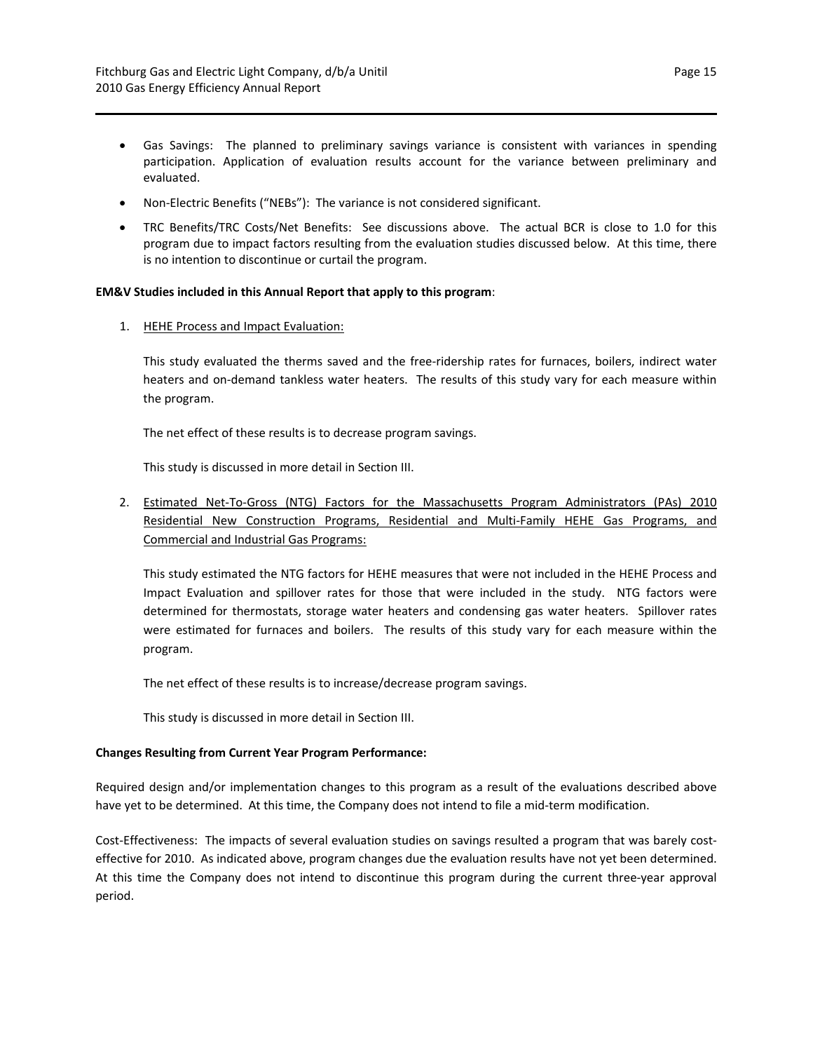- Gas Savings: The planned to preliminary savings variance is consistent with variances in spending participation. Application of evaluation results account for the variance between preliminary and evaluated.
- Non-Electric Benefits ("NEBs"): The variance is not considered significant.
- TRC Benefits/TRC Costs/Net Benefits: See discussions above. The actual BCR is close to 1.0 for this program due to impact factors resulting from the evaluation studies discussed below. At this time, there is no intention to discontinue or curtail the program.

**EM&V Studies included in this Annual Report that apply to this program**:

1. HEHE Process and Impact Evaluation:

   This study evaluated the therms saved and the free-ridership rates for furnaces, boilers, indirect water heaters and on-demand tankless water heaters. The results of this study vary for each measure within the program.

   The net effect of these results is to decrease program savings.

   This study is discussed in more detail in Section III.

2. Estimated Net-To-Gross (NTG) Factors for the Massachusetts Program Administrators (PAs) 2010 Residential New Construction Programs, Residential and Multi-Family HEHE Gas Programs, and Commercial and Industrial Gas Programs:

   This study estimated the NTG factors for HEHE measures that were not included in the HEHE Process and Impact Evaluation and spillover rates for those that were included in the study. NTG factors were determined for thermostats, storage water heaters and condensing gas water heaters. Spillover rates were estimated for furnaces and boilers. The results of this study vary for each measure within the program.

   The net effect of these results is to increase/decrease program savings.

   This study is discussed in more detail in Section III.

**Changes Resulting from Current Year Program Performance:**

Required design and/or implementation changes to this program as a result of the evaluations described above have yet to be determined. At this time, the Company does not intend to file a mid-term modification.

Cost-Effectiveness: The impacts of several evaluation studies on savings resulted a program that was barely cost-effective for 2010. As indicated above, program changes due the evaluation results have not yet been determined. At this time the Company does not intend to discontinue this program during the current three-year approval period.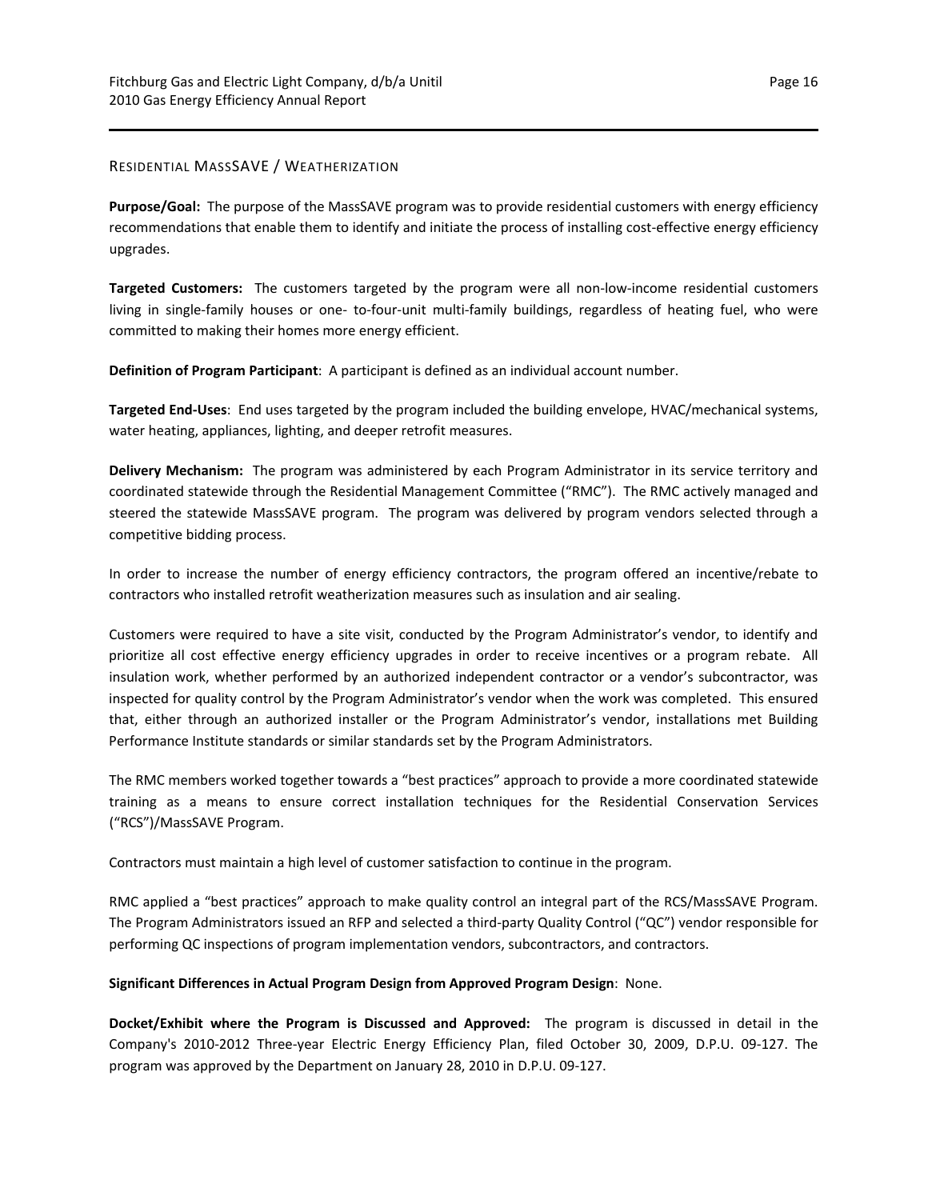## Residential MassSAVE / Weatherization

**Purpose/Goal:** The purpose of the MassSAVE program was to provide residential customers with energy efficiency recommendations that enable them to identify and initiate the process of installing cost-effective energy efficiency upgrades.

**Targeted Customers:** The customers targeted by the program were all non-low-income residential customers living in single-family houses or one- to-four-unit multi-family buildings, regardless of heating fuel, who were committed to making their homes more energy efficient.

**Definition of Program Participant**: A participant is defined as an individual account number.

**Targeted End-Uses**: End uses targeted by the program included the building envelope, HVAC/mechanical systems, water heating, appliances, lighting, and deeper retrofit measures.

**Delivery Mechanism:** The program was administered by each Program Administrator in its service territory and coordinated statewide through the Residential Management Committee ("RMC"). The RMC actively managed and steered the statewide MassSAVE program. The program was delivered by program vendors selected through a competitive bidding process.

In order to increase the number of energy efficiency contractors, the program offered an incentive/rebate to contractors who installed retrofit weatherization measures such as insulation and air sealing.

Customers were required to have a site visit, conducted by the Program Administrator's vendor, to identify and prioritize all cost effective energy efficiency upgrades in order to receive incentives or a program rebate. All insulation work, whether performed by an authorized independent contractor or a vendor's subcontractor, was inspected for quality control by the Program Administrator's vendor when the work was completed. This ensured that, either through an authorized installer or the Program Administrator's vendor, installations met Building Performance Institute standards or similar standards set by the Program Administrators.

The RMC members worked together towards a "best practices" approach to provide a more coordinated statewide training as a means to ensure correct installation techniques for the Residential Conservation Services ("RCS")/MassSAVE Program.

Contractors must maintain a high level of customer satisfaction to continue in the program.

RMC applied a "best practices" approach to make quality control an integral part of the RCS/MassSAVE Program. The Program Administrators issued an RFP and selected a third-party Quality Control ("QC") vendor responsible for performing QC inspections of program implementation vendors, subcontractors, and contractors.

**Significant Differences in Actual Program Design from Approved Program Design**: None.

**Docket/Exhibit where the Program is Discussed and Approved:** The program is discussed in detail in the Company's 2010-2012 Three-year Electric Energy Efficiency Plan, filed October 30, 2009, D.P.U. 09-127. The program was approved by the Department on January 28, 2010 in D.P.U. 09-127.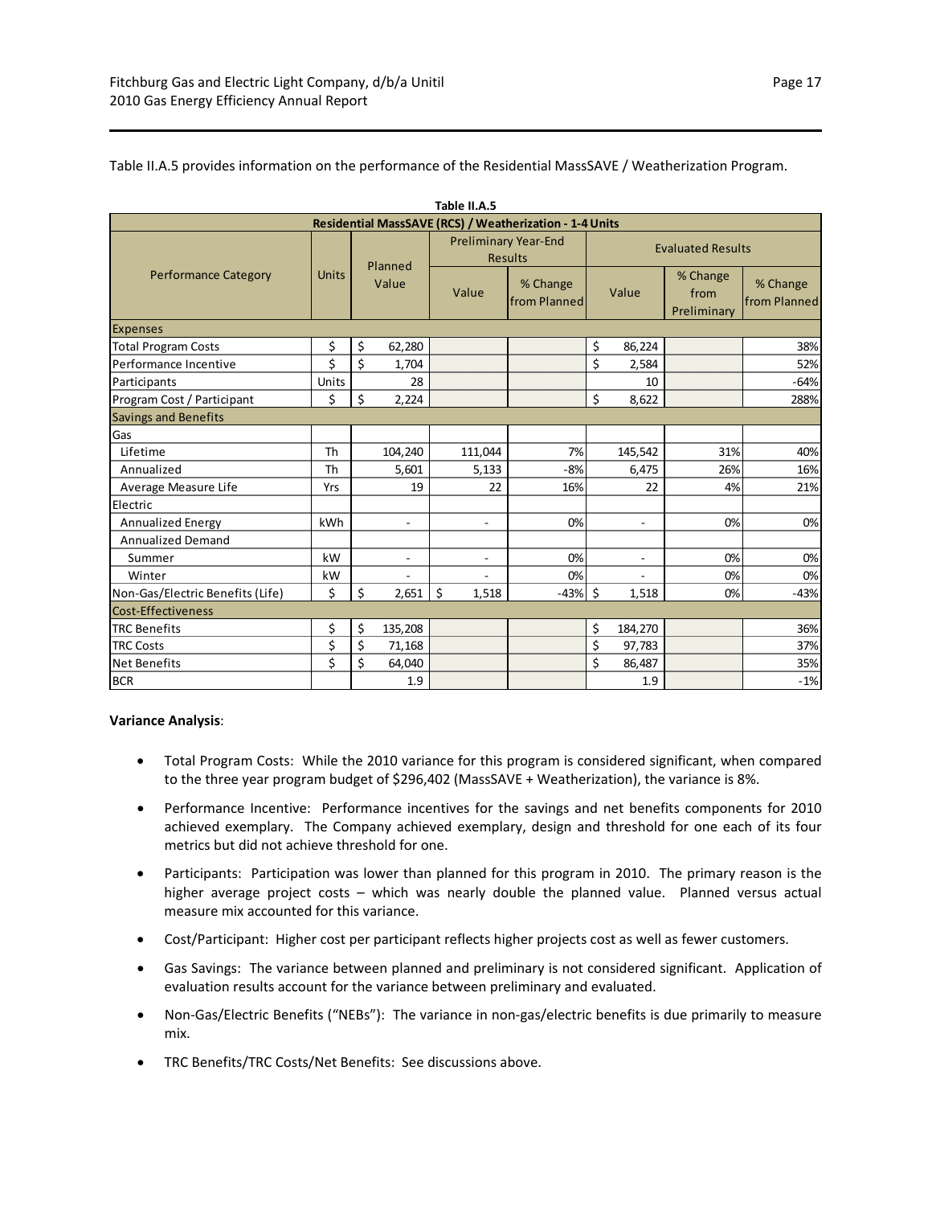Table II.A.5 provides information on the performance of the Residential MassSAVE / Weatherization Program.

**Table II.A.5**

| Residential MassSAVE (RCS) / Weatherization - 1-4 Units | | | | | | | |
|---|---|---|---|---|---|---|---|
| Performance Category | Units | Planned Value | Preliminary Year-End Results | | Evaluated Results | | |
| | | | Value | % Change from Planned | Value | % Change from Preliminary | % Change from Planned |
| **Expenses** | | | | | | | |
| Total Program Costs | $ | $ 62,280 | | | $ 86,224 | | 38% |
| Performance Incentive | $ | $ 1,704 | | | $ 2,584 | | 52% |
| Participants | Units | 28 | | | 10 | | -64% |
| Program Cost / Participant | $ | $ 2,224 | | | $ 8,622 | | 288% |
| **Savings and Benefits** | | | | | | | |
| Gas | | | | | | | |
| Lifetime | Th | 104,240 | 111,044 | 7% | 145,542 | 31% | 40% |
| Annualized | Th | 5,601 | 5,133 | -8% | 6,475 | 26% | 16% |
| Average Measure Life | Yrs | 19 | 22 | 16% | 22 | 4% | 21% |
| Electric | | | | | | | |
| Annualized Energy | kWh | - | - | 0% | - | 0% | 0% |
| Annualized Demand | | | | | | | |
| Summer | kW | - | - | 0% | - | 0% | 0% |
| Winter | kW | - | - | 0% | - | 0% | 0% |
| Non-Gas/Electric Benefits (Life) | $ | $ 2,651 | $ 1,518 | -43% | $ 1,518 | 0% | -43% |
| **Cost-Effectiveness** | | | | | | | |
| TRC Benefits | $ | $ 135,208 | | | $ 184,270 | | 36% |
| TRC Costs | $ | $ 71,168 | | | $ 97,783 | | 37% |
| Net Benefits | $ | $ 64,040 | | | $ 86,487 | | 35% |
| BCR | | 1.9 | | | 1.9 | | -1% |

**Variance Analysis**:

- Total Program Costs: While the 2010 variance for this program is considered significant, when compared to the three year program budget of $296,402 (MassSAVE + Weatherization), the variance is 8%.
- Performance Incentive: Performance incentives for the savings and net benefits components for 2010 achieved exemplary. The Company achieved exemplary, design and threshold for one each of its four metrics but did not achieve threshold for one.
- Participants: Participation was lower than planned for this program in 2010. The primary reason is the higher average project costs – which was nearly double the planned value. Planned versus actual measure mix accounted for this variance.
- Cost/Participant: Higher cost per participant reflects higher projects cost as well as fewer customers.
- Gas Savings: The variance between planned and preliminary is not considered significant. Application of evaluation results account for the variance between preliminary and evaluated.
- Non-Gas/Electric Benefits ("NEBs"): The variance in non-gas/electric benefits is due primarily to measure mix.
- TRC Benefits/TRC Costs/Net Benefits: See discussions above.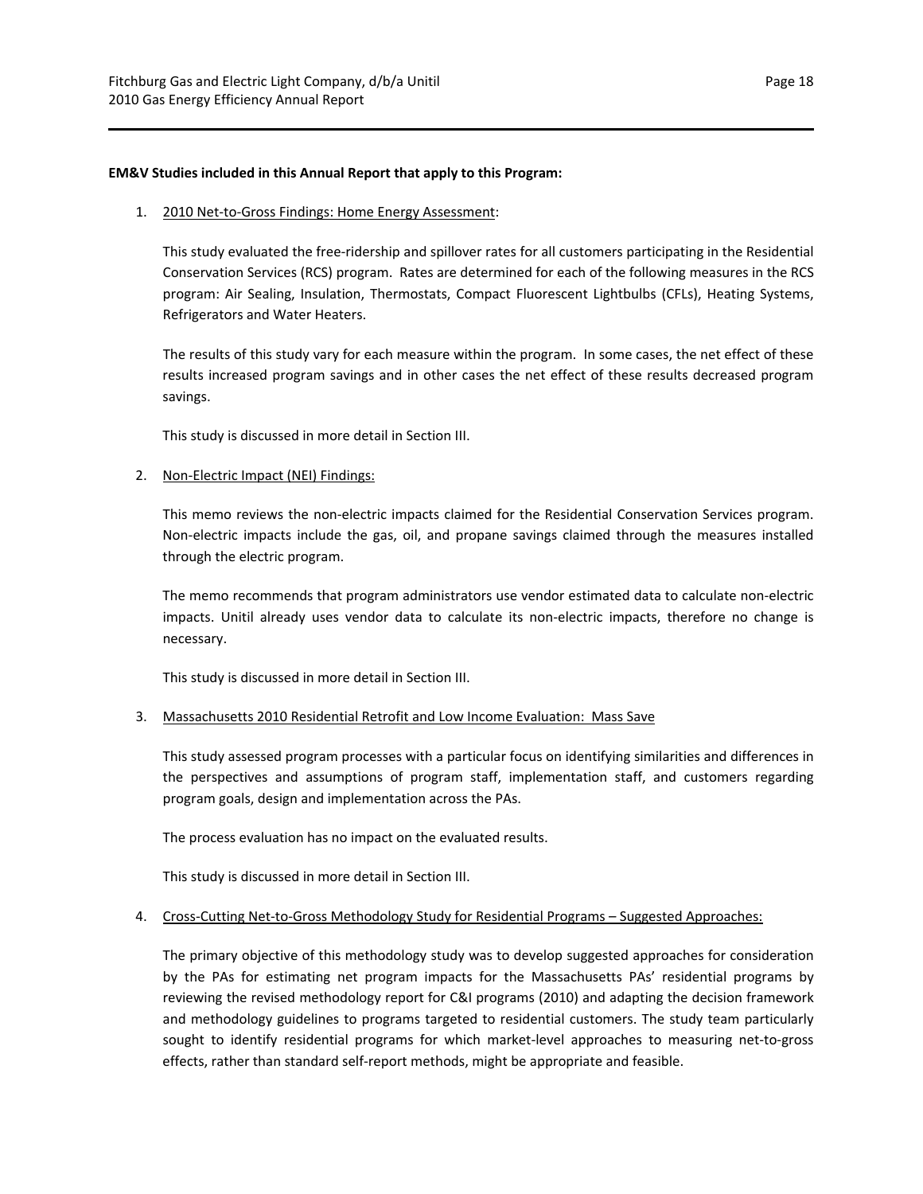**EM&V Studies included in this Annual Report that apply to this Program:**

1. <u>2010 Net-to-Gross Findings: Home Energy Assessment</u>:

   This study evaluated the free-ridership and spillover rates for all customers participating in the Residential Conservation Services (RCS) program. Rates are determined for each of the following measures in the RCS program: Air Sealing, Insulation, Thermostats, Compact Fluorescent Lightbulbs (CFLs), Heating Systems, Refrigerators and Water Heaters.

   The results of this study vary for each measure within the program. In some cases, the net effect of these results increased program savings and in other cases the net effect of these results decreased program savings.

   This study is discussed in more detail in Section III.

2. <u>Non-Electric Impact (NEI) Findings:</u>

   This memo reviews the non-electric impacts claimed for the Residential Conservation Services program. Non-electric impacts include the gas, oil, and propane savings claimed through the measures installed through the electric program.

   The memo recommends that program administrators use vendor estimated data to calculate non-electric impacts. Unitil already uses vendor data to calculate its non-electric impacts, therefore no change is necessary.

   This study is discussed in more detail in Section III.

3. <u>Massachusetts 2010 Residential Retrofit and Low Income Evaluation: Mass Save</u>

   This study assessed program processes with a particular focus on identifying similarities and differences in the perspectives and assumptions of program staff, implementation staff, and customers regarding program goals, design and implementation across the PAs.

   The process evaluation has no impact on the evaluated results.

   This study is discussed in more detail in Section III.

4. <u>Cross-Cutting Net-to-Gross Methodology Study for Residential Programs – Suggested Approaches:</u>

   The primary objective of this methodology study was to develop suggested approaches for consideration by the PAs for estimating net program impacts for the Massachusetts PAs' residential programs by reviewing the revised methodology report for C&I programs (2010) and adapting the decision framework and methodology guidelines to programs targeted to residential customers. The study team particularly sought to identify residential programs for which market-level approaches to measuring net-to-gross effects, rather than standard self-report methods, might be appropriate and feasible.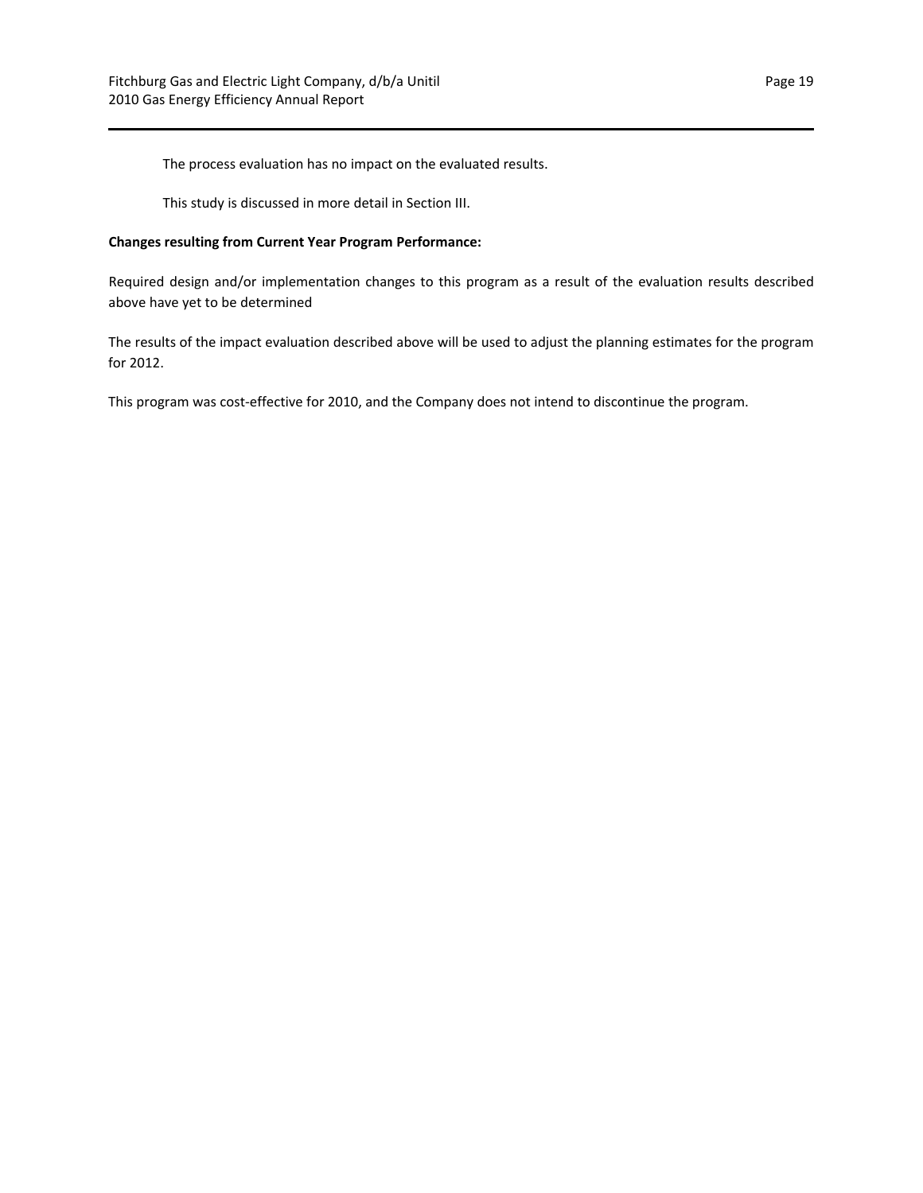The process evaluation has no impact on the evaluated results.

This study is discussed in more detail in Section III.

**Changes resulting from Current Year Program Performance:**

Required design and/or implementation changes to this program as a result of the evaluation results described above have yet to be determined

The results of the impact evaluation described above will be used to adjust the planning estimates for the program for 2012.

This program was cost-effective for 2010, and the Company does not intend to discontinue the program.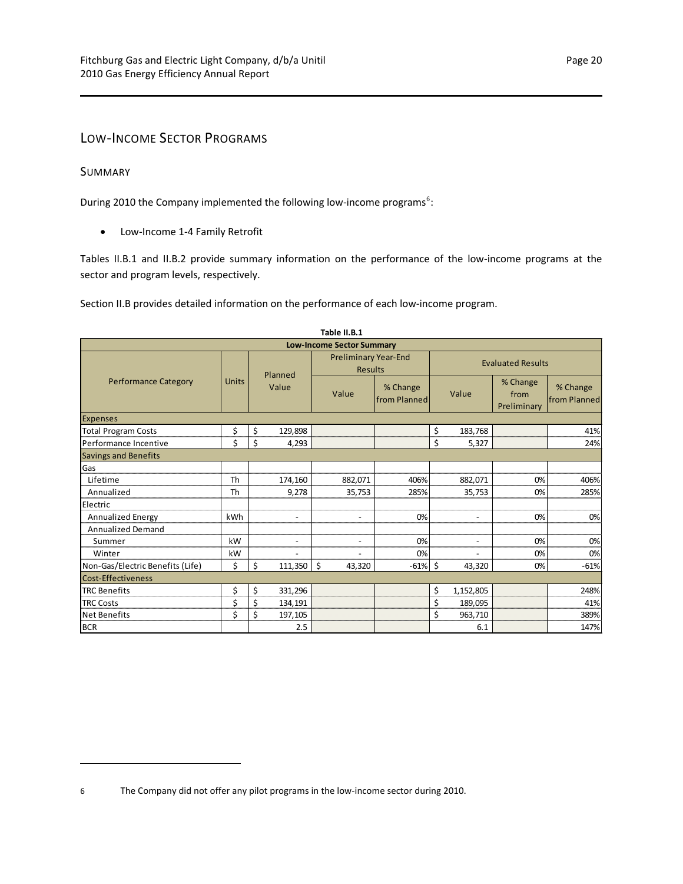## Low-Income Sector Programs

### Summary

During 2010 the Company implemented the following low-income programs[6]:

- Low-Income 1-4 Family Retrofit

Tables II.B.1 and II.B.2 provide summary information on the performance of the low-income programs at the sector and program levels, respectively.

Section II.B provides detailed information on the performance of each low-income program.

**Table II.B.1**

| Low-Income Sector Summary | | | | | | | |
|---|---|---|---|---|---|---|---|
| Performance Category | Units | Planned Value | Preliminary Year-End Results | | Evaluated Results | | |
| | | | Value | % Change from Planned | Value | % Change from Preliminary | % Change from Planned |
| **Expenses** | | | | | | | |
| Total Program Costs | $ | $ 129,898 | | | $ 183,768 | | 41% |
| Performance Incentive | $ | $ 4,293 | | | $ 5,327 | | 24% |
| **Savings and Benefits** | | | | | | | |
| Gas | | | | | | | |
| Lifetime | Th | 174,160 | 882,071 | 406% | 882,071 | 0% | 406% |
| Annualized | Th | 9,278 | 35,753 | 285% | 35,753 | 0% | 285% |
| Electric | | | | | | | |
| Annualized Energy | kWh | - | - | 0% | - | 0% | 0% |
| Annualized Demand | | | | | | | |
| Summer | kW | - | - | 0% | - | 0% | 0% |
| Winter | kW | - | - | 0% | - | 0% | 0% |
| Non-Gas/Electric Benefits (Life) | $ | $ 111,350 | $ 43,320 | -61% | $ 43,320 | 0% | -61% |
| **Cost-Effectiveness** | | | | | | | |
| TRC Benefits | $ | $ 331,296 | | | $ 1,152,805 | | 248% |
| TRC Costs | $ | $ 134,191 | | | $ 189,095 | | 41% |
| Net Benefits | $ | $ 197,105 | | | $ 963,710 | | 389% |
| BCR | | 2.5 | | | 6.1 | | 147% |

[6] The Company did not offer any pilot programs in the low-income sector during 2010.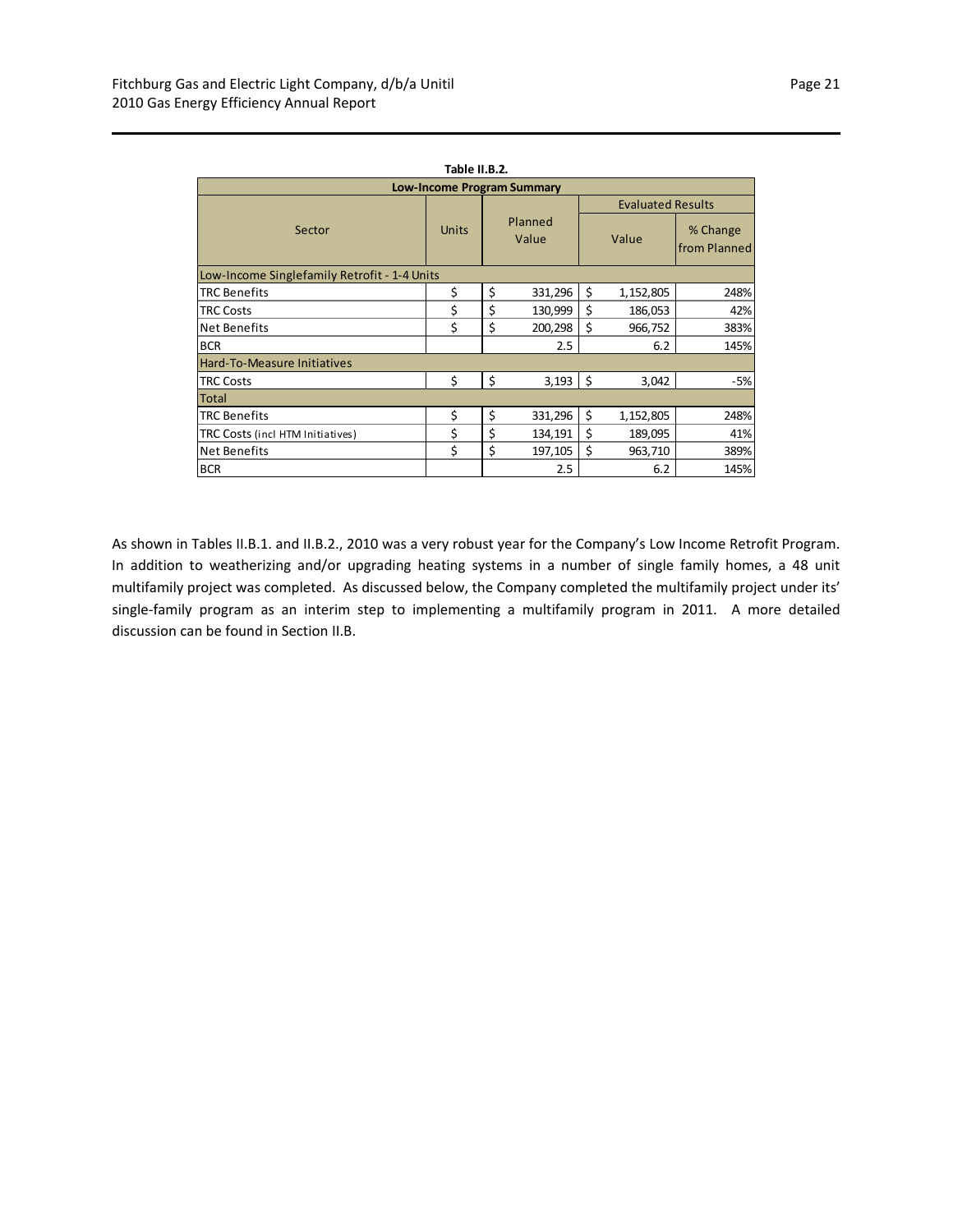**Table II.B.2.**

| Low-Income Program Summary | | | | |
|---|---|---|---|---|
| Sector | Units | Planned Value | Evaluated Results | |
| | | | Value | % Change from Planned |
| Low-Income Singlefamily Retrofit - 1-4 Units | | | | |
| TRC Benefits | $ | $ 331,296 | $ 1,152,805 | 248% |
| TRC Costs | $ | $ 130,999 | $ 186,053 | 42% |
| Net Benefits | $ | $ 200,298 | $ 966,752 | 383% |
| BCR | | 2.5 | 6.2 | 145% |
| Hard-To-Measure Initiatives | | | | |
| TRC Costs | $ | $ 3,193 | $ 3,042 | -5% |
| Total | | | | |
| TRC Benefits | $ | $ 331,296 | $ 1,152,805 | 248% |
| TRC Costs (incl HTM Initiatives) | $ | $ 134,191 | $ 189,095 | 41% |
| Net Benefits | $ | $ 197,105 | $ 963,710 | 389% |
| BCR | | 2.5 | 6.2 | 145% |

As shown in Tables II.B.1. and II.B.2., 2010 was a very robust year for the Company's Low Income Retrofit Program. In addition to weatherizing and/or upgrading heating systems in a number of single family homes, a 48 unit multifamily project was completed. As discussed below, the Company completed the multifamily project under its' single-family program as an interim step to implementing a multifamily program in 2011. A more detailed discussion can be found in Section II.B.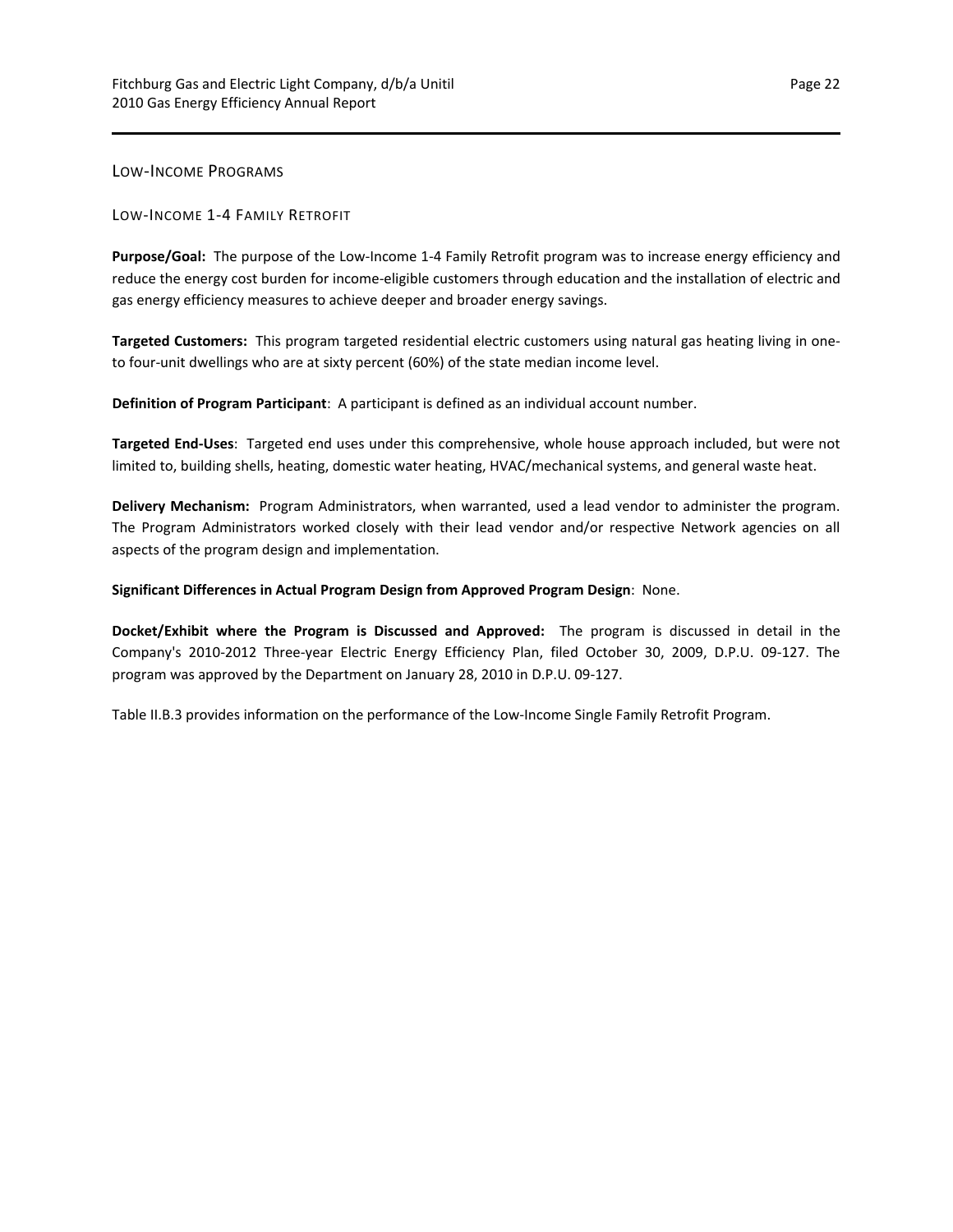## Low-Income Programs

### Low-Income 1-4 Family Retrofit

**Purpose/Goal:** The purpose of the Low-Income 1-4 Family Retrofit program was to increase energy efficiency and reduce the energy cost burden for income-eligible customers through education and the installation of electric and gas energy efficiency measures to achieve deeper and broader energy savings.

**Targeted Customers:** This program targeted residential electric customers using natural gas heating living in one-to four-unit dwellings who are at sixty percent (60%) of the state median income level.

**Definition of Program Participant**: A participant is defined as an individual account number.

**Targeted End-Uses**: Targeted end uses under this comprehensive, whole house approach included, but were not limited to, building shells, heating, domestic water heating, HVAC/mechanical systems, and general waste heat.

**Delivery Mechanism:** Program Administrators, when warranted, used a lead vendor to administer the program. The Program Administrators worked closely with their lead vendor and/or respective Network agencies on all aspects of the program design and implementation.

**Significant Differences in Actual Program Design from Approved Program Design**: None.

**Docket/Exhibit where the Program is Discussed and Approved:** The program is discussed in detail in the Company's 2010-2012 Three-year Electric Energy Efficiency Plan, filed October 30, 2009, D.P.U. 09-127. The program was approved by the Department on January 28, 2010 in D.P.U. 09-127.

Table II.B.3 provides information on the performance of the Low-Income Single Family Retrofit Program.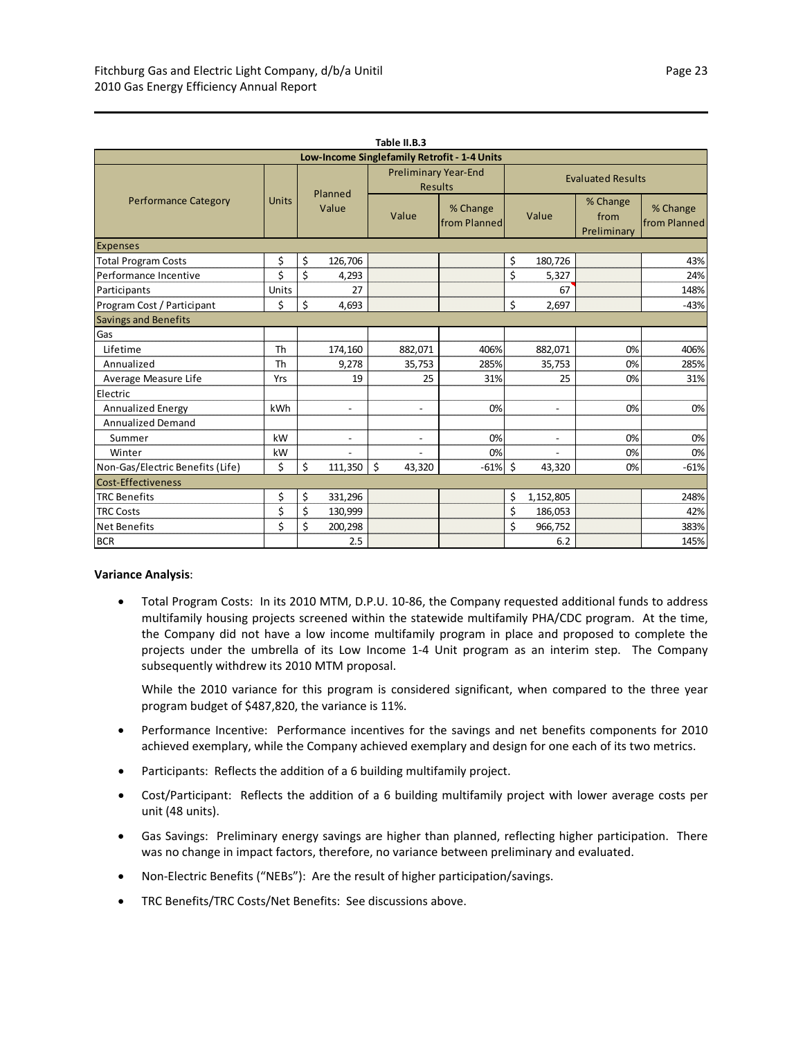**Table II.B.3**

| Low-Income Singlefamily Retrofit - 1-4 Units | | | | | | | |
|---|---|---|---|---|---|---|---|
| Performance Category | Units | Planned Value | Preliminary Year-End Results | | Evaluated Results | | |
| | | | Value | % Change from Planned | Value | % Change from Preliminary | % Change from Planned |
| **Expenses** | | | | | | | |
| Total Program Costs | $ | $ 126,706 | | | $ 180,726 | | 43% |
| Performance Incentive | $ | $ 4,293 | | | $ 5,327 | | 24% |
| Participants | Units | 27 | | | 67 | | 148% |
| Program Cost / Participant | $ | $ 4,693 | | | $ 2,697 | | -43% |
| **Savings and Benefits** | | | | | | | |
| Gas | | | | | | | |
| Lifetime | Th | 174,160 | 882,071 | 406% | 882,071 | 0% | 406% |
| Annualized | Th | 9,278 | 35,753 | 285% | 35,753 | 0% | 285% |
| Average Measure Life | Yrs | 19 | 25 | 31% | 25 | 0% | 31% |
| Electric | | | | | | | |
| Annualized Energy | kWh | - | - | 0% | - | 0% | 0% |
| Annualized Demand | | | | | | | |
| Summer | kW | - | - | 0% | - | 0% | 0% |
| Winter | kW | - | - | 0% | - | 0% | 0% |
| Non-Gas/Electric Benefits (Life) | $ | $ 111,350 | $ 43,320 | -61% | $ 43,320 | 0% | -61% |
| **Cost-Effectiveness** | | | | | | | |
| TRC Benefits | $ | $ 331,296 | | | $ 1,152,805 | | 248% |
| TRC Costs | $ | $ 130,999 | | | $ 186,053 | | 42% |
| Net Benefits | $ | $ 200,298 | | | $ 966,752 | | 383% |
| BCR | | 2.5 | | | 6.2 | | 145% |

**Variance Analysis**:

- Total Program Costs: In its 2010 MTM, D.P.U. 10-86, the Company requested additional funds to address multifamily housing projects screened within the statewide multifamily PHA/CDC program. At the time, the Company did not have a low income multifamily program in place and proposed to complete the projects under the umbrella of its Low Income 1-4 Unit program as an interim step. The Company subsequently withdrew its 2010 MTM proposal.

  While the 2010 variance for this program is considered significant, when compared to the three year program budget of $487,820, the variance is 11%.

- Performance Incentive: Performance incentives for the savings and net benefits components for 2010 achieved exemplary, while the Company achieved exemplary and design for one each of its two metrics.
- Participants: Reflects the addition of a 6 building multifamily project.
- Cost/Participant: Reflects the addition of a 6 building multifamily project with lower average costs per unit (48 units).
- Gas Savings: Preliminary energy savings are higher than planned, reflecting higher participation. There was no change in impact factors, therefore, no variance between preliminary and evaluated.
- Non-Electric Benefits ("NEBs"): Are the result of higher participation/savings.
- TRC Benefits/TRC Costs/Net Benefits: See discussions above.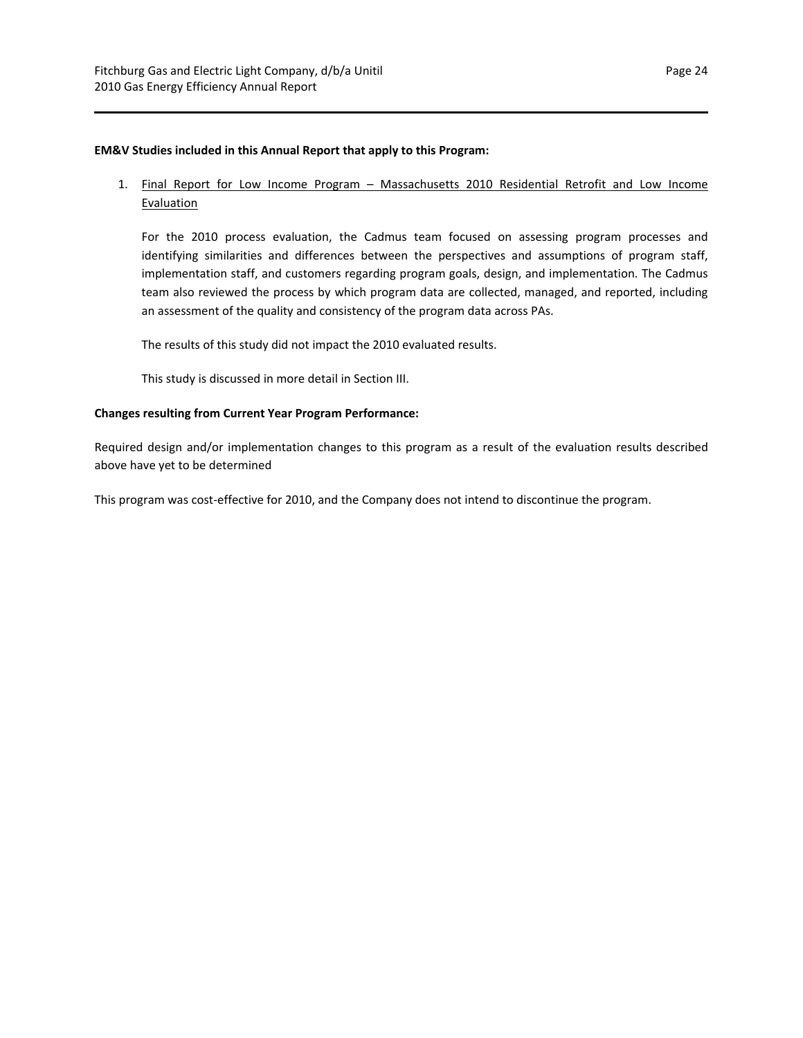**EM&V Studies included in this Annual Report that apply to this Program:**

1. Final Report for Low Income Program – Massachusetts 2010 Residential Retrofit and Low Income Evaluation

   For the 2010 process evaluation, the Cadmus team focused on assessing program processes and identifying similarities and differences between the perspectives and assumptions of program staff, implementation staff, and customers regarding program goals, design, and implementation. The Cadmus team also reviewed the process by which program data are collected, managed, and reported, including an assessment of the quality and consistency of the program data across PAs.

   The results of this study did not impact the 2010 evaluated results.

   This study is discussed in more detail in Section III.

**Changes resulting from Current Year Program Performance:**

Required design and/or implementation changes to this program as a result of the evaluation results described above have yet to be determined

This program was cost-effective for 2010, and the Company does not intend to discontinue the program.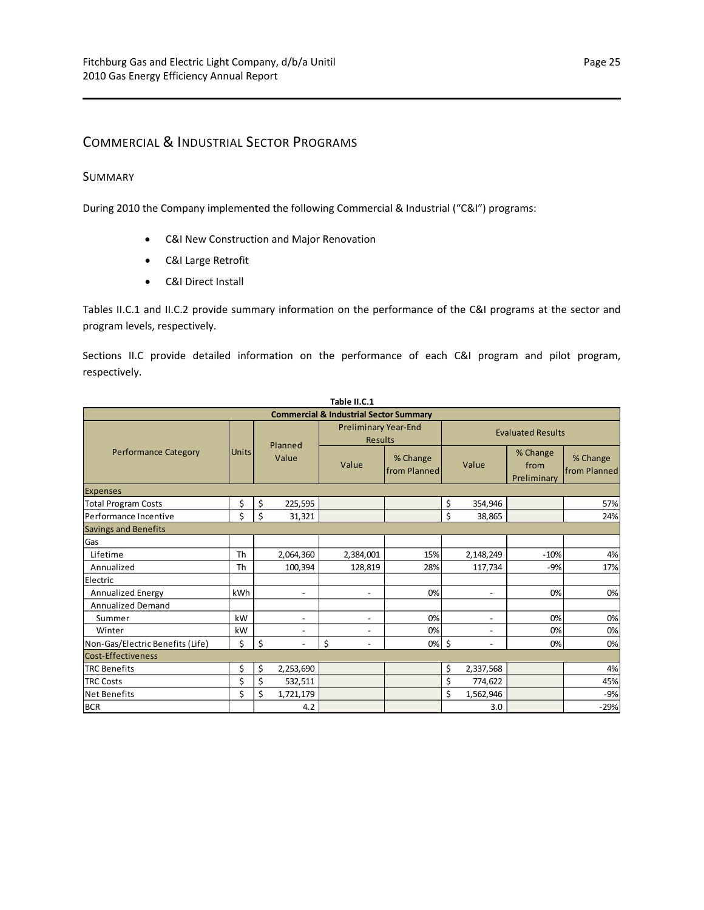## Commercial & Industrial Sector Programs

### Summary

During 2010 the Company implemented the following Commercial & Industrial ("C&I") programs:

- C&I New Construction and Major Renovation
- C&I Large Retrofit
- C&I Direct Install

Tables II.C.1 and II.C.2 provide summary information on the performance of the C&I programs at the sector and program levels, respectively.

Sections II.C provide detailed information on the performance of each C&I program and pilot program, respectively.

**Table II.C.1**

**Commercial & Industrial Sector Summary**

| Performance Category | Units | Planned Value | Preliminary Year-End Results | | Evaluated Results | | |
|---|---|---|---|---|---|---|---|
| | | | Value | % Change from Planned | Value | % Change from Preliminary | % Change from Planned |
| **Expenses** | | | | | | | |
| Total Program Costs | $ | $ 225,595 | | | $ 354,946 | | 57% |
| Performance Incentive | $ | $ 31,321 | | | $ 38,865 | | 24% |
| **Savings and Benefits** | | | | | | | |
| Gas | | | | | | | |
| Lifetime | Th | 2,064,360 | 2,384,001 | 15% | 2,148,249 | -10% | 4% |
| Annualized | Th | 100,394 | 128,819 | 28% | 117,734 | -9% | 17% |
| Electric | | | | | | | |
| Annualized Energy | kWh | - | - | 0% | - | 0% | 0% |
| Annualized Demand | | | | | | | |
| Summer | kW | - | - | 0% | - | 0% | 0% |
| Winter | kW | - | - | 0% | - | 0% | 0% |
| Non-Gas/Electric Benefits (Life) | $ | $ - | $ - | 0% | $ - | 0% | 0% |
| **Cost-Effectiveness** | | | | | | | |
| TRC Benefits | $ | $ 2,253,690 | | | $ 2,337,568 | | 4% |
| TRC Costs | $ | $ 532,511 | | | $ 774,622 | | 45% |
| Net Benefits | $ | $ 1,721,179 | | | $ 1,562,946 | | -9% |
| BCR | | 4.2 | | | 3.0 | | -29% |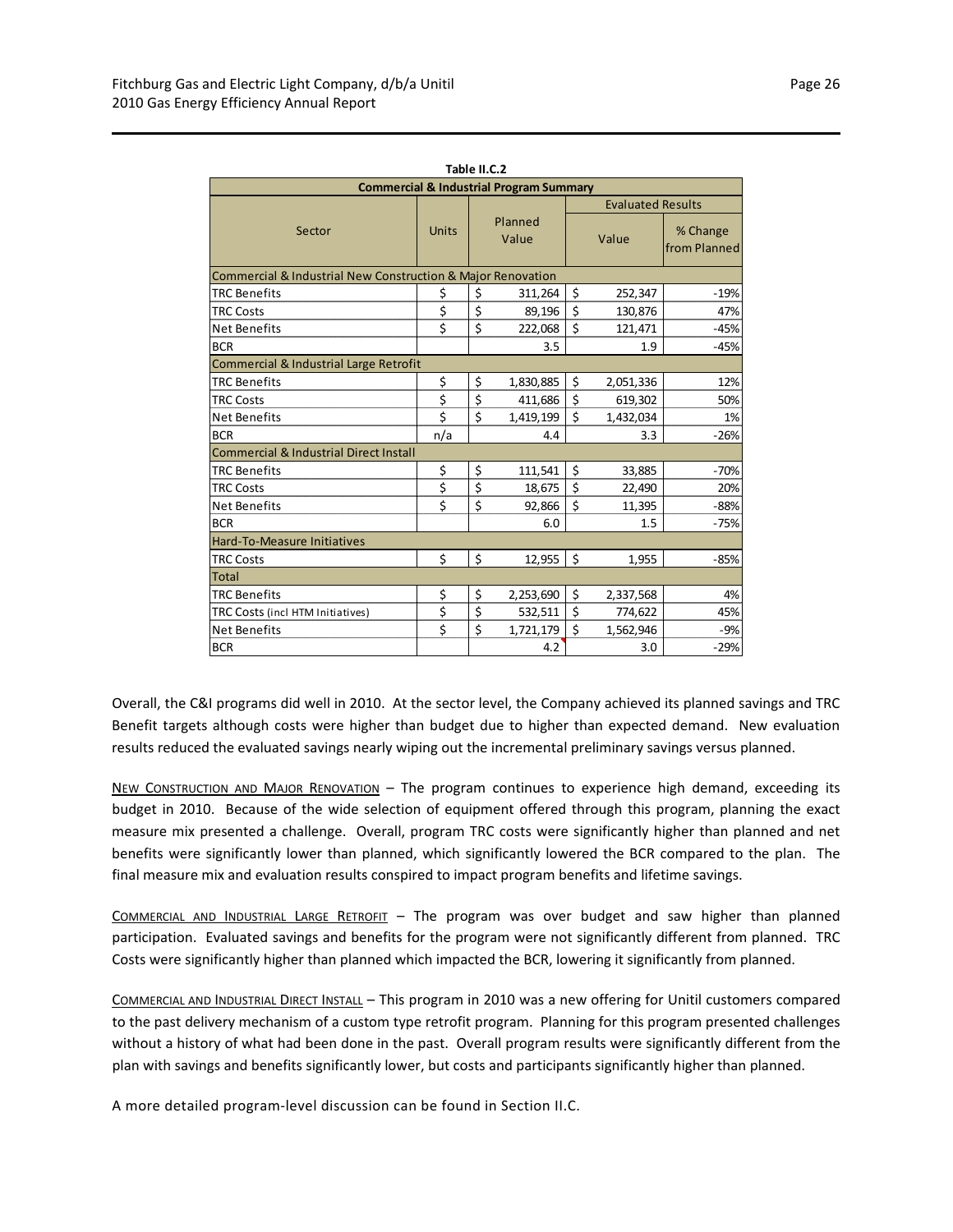**Table II.C.2**

| Commercial & Industrial Program Summary | | | | |
|---|---|---|---|---|
| | | | Evaluated Results | |
| Sector | Units | Planned Value | Value | % Change from Planned |
| **Commercial & Industrial New Construction & Major Renovation** | | | | |
| TRC Benefits | $ | $ 311,264 | $ 252,347 | -19% |
| TRC Costs | $ | $ 89,196 | $ 130,876 | 47% |
| Net Benefits | $ | $ 222,068 | $ 121,471 | -45% |
| BCR | | 3.5 | 1.9 | -45% |
| **Commercial & Industrial Large Retrofit** | | | | |
| TRC Benefits | $ | $ 1,830,885 | $ 2,051,336 | 12% |
| TRC Costs | $ | $ 411,686 | $ 619,302 | 50% |
| Net Benefits | $ | $ 1,419,199 | $ 1,432,034 | 1% |
| BCR | n/a | 4.4 | 3.3 | -26% |
| **Commercial & Industrial Direct Install** | | | | |
| TRC Benefits | $ | $ 111,541 | $ 33,885 | -70% |
| TRC Costs | $ | $ 18,675 | $ 22,490 | 20% |
| Net Benefits | $ | $ 92,866 | $ 11,395 | -88% |
| BCR | | 6.0 | 1.5 | -75% |
| **Hard-To-Measure Initiatives** | | | | |
| TRC Costs | $ | $ 12,955 | $ 1,955 | -85% |
| **Total** | | | | |
| TRC Benefits | $ | $ 2,253,690 | $ 2,337,568 | 4% |
| TRC Costs (incl HTM Initiatives) | $ | $ 532,511 | $ 774,622 | 45% |
| Net Benefits | $ | $ 1,721,179 | $ 1,562,946 | -9% |
| BCR | | 4.2 | 3.0 | -29% |

Overall, the C&I programs did well in 2010. At the sector level, the Company achieved its planned savings and TRC Benefit targets although costs were higher than budget due to higher than expected demand. New evaluation results reduced the evaluated savings nearly wiping out the incremental preliminary savings versus planned.

New Construction and Major Renovation – The program continues to experience high demand, exceeding its budget in 2010. Because of the wide selection of equipment offered through this program, planning the exact measure mix presented a challenge. Overall, program TRC costs were significantly higher than planned and net benefits were significantly lower than planned, which significantly lowered the BCR compared to the plan. The final measure mix and evaluation results conspired to impact program benefits and lifetime savings.

Commercial and Industrial Large Retrofit – The program was over budget and saw higher than planned participation. Evaluated savings and benefits for the program were not significantly different from planned. TRC Costs were significantly higher than planned which impacted the BCR, lowering it significantly from planned.

Commercial and Industrial Direct Install – This program in 2010 was a new offering for Unitil customers compared to the past delivery mechanism of a custom type retrofit program. Planning for this program presented challenges without a history of what had been done in the past. Overall program results were significantly different from the plan with savings and benefits significantly lower, but costs and participants significantly higher than planned.

A more detailed program-level discussion can be found in Section II.C.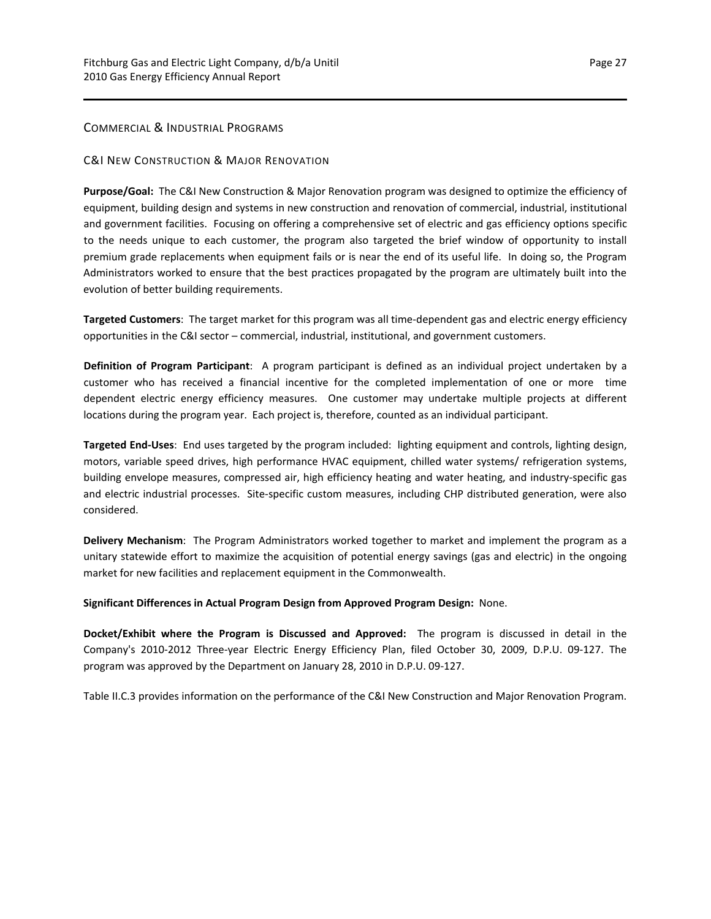## Commercial & Industrial Programs

### C&I New Construction & Major Renovation

**Purpose/Goal:** The C&I New Construction & Major Renovation program was designed to optimize the efficiency of equipment, building design and systems in new construction and renovation of commercial, industrial, institutional and government facilities. Focusing on offering a comprehensive set of electric and gas efficiency options specific to the needs unique to each customer, the program also targeted the brief window of opportunity to install premium grade replacements when equipment fails or is near the end of its useful life. In doing so, the Program Administrators worked to ensure that the best practices propagated by the program are ultimately built into the evolution of better building requirements.

**Targeted Customers**: The target market for this program was all time-dependent gas and electric energy efficiency opportunities in the C&I sector – commercial, industrial, institutional, and government customers.

**Definition of Program Participant**: A program participant is defined as an individual project undertaken by a customer who has received a financial incentive for the completed implementation of one or more time dependent electric energy efficiency measures. One customer may undertake multiple projects at different locations during the program year. Each project is, therefore, counted as an individual participant.

**Targeted End-Uses**: End uses targeted by the program included: lighting equipment and controls, lighting design, motors, variable speed drives, high performance HVAC equipment, chilled water systems/ refrigeration systems, building envelope measures, compressed air, high efficiency heating and water heating, and industry-specific gas and electric industrial processes. Site-specific custom measures, including CHP distributed generation, were also considered.

**Delivery Mechanism**: The Program Administrators worked together to market and implement the program as a unitary statewide effort to maximize the acquisition of potential energy savings (gas and electric) in the ongoing market for new facilities and replacement equipment in the Commonwealth.

**Significant Differences in Actual Program Design from Approved Program Design:** None.

**Docket/Exhibit where the Program is Discussed and Approved:** The program is discussed in detail in the Company's 2010-2012 Three-year Electric Energy Efficiency Plan, filed October 30, 2009, D.P.U. 09-127. The program was approved by the Department on January 28, 2010 in D.P.U. 09-127.

Table II.C.3 provides information on the performance of the C&I New Construction and Major Renovation Program.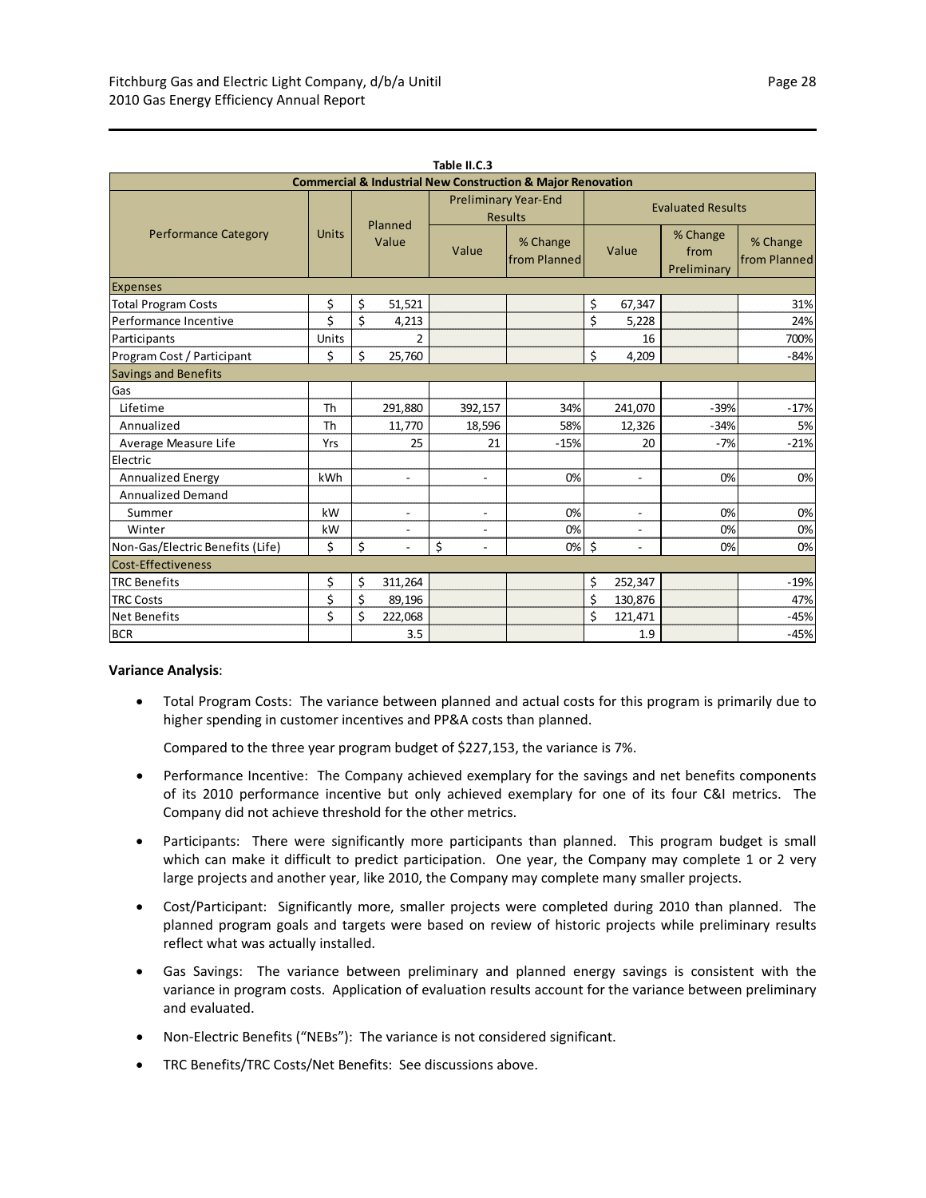**Table II.C.3**

| Commercial & Industrial New Construction & Major Renovation | | | | | | | |
|---|---|---|---|---|---|---|---|
| Performance Category | Units | Planned Value | Preliminary Year-End Results | | Evaluated Results | | |
| | | | Value | % Change from Planned | Value | % Change from Preliminary | % Change from Planned |
| **Expenses** | | | | | | | |
| Total Program Costs | $ | $ 51,521 | | | $ 67,347 | | 31% |
| Performance Incentive | $ | $ 4,213 | | | $ 5,228 | | 24% |
| Participants | Units | 2 | | | 16 | | 700% |
| Program Cost / Participant | $ | $ 25,760 | | | $ 4,209 | | -84% |
| **Savings and Benefits** | | | | | | | |
| Gas | | | | | | | |
| Lifetime | Th | 291,880 | 392,157 | 34% | 241,070 | -39% | -17% |
| Annualized | Th | 11,770 | 18,596 | 58% | 12,326 | -34% | 5% |
| Average Measure Life | Yrs | 25 | 21 | -15% | 20 | -7% | -21% |
| Electric | | | | | | | |
| Annualized Energy | kWh | - | - | 0% | - | 0% | 0% |
| Annualized Demand | | | | | | | |
| Summer | kW | - | - | 0% | - | 0% | 0% |
| Winter | kW | - | - | 0% | - | 0% | 0% |
| Non-Gas/Electric Benefits (Life) | $ | $ - | $ - | 0% | $ - | 0% | 0% |
| **Cost-Effectiveness** | | | | | | | |
| TRC Benefits | $ | $ 311,264 | | | $ 252,347 | | -19% |
| TRC Costs | $ | $ 89,196 | | | $ 130,876 | | 47% |
| Net Benefits | $ | $ 222,068 | | | $ 121,471 | | -45% |
| BCR | | 3.5 | | | 1.9 | | -45% |

**Variance Analysis**:

- Total Program Costs: The variance between planned and actual costs for this program is primarily due to higher spending in customer incentives and PP&A costs than planned.

  Compared to the three year program budget of $227,153, the variance is 7%.

- Performance Incentive: The Company achieved exemplary for the savings and net benefits components of its 2010 performance incentive but only achieved exemplary for one of its four C&I metrics. The Company did not achieve threshold for the other metrics.

- Participants: There were significantly more participants than planned. This program budget is small which can make it difficult to predict participation. One year, the Company may complete 1 or 2 very large projects and another year, like 2010, the Company may complete many smaller projects.

- Cost/Participant: Significantly more, smaller projects were completed during 2010 than planned. The planned program goals and targets were based on review of historic projects while preliminary results reflect what was actually installed.

- Gas Savings: The variance between preliminary and planned energy savings is consistent with the variance in program costs. Application of evaluation results account for the variance between preliminary and evaluated.

- Non-Electric Benefits ("NEBs"): The variance is not considered significant.

- TRC Benefits/TRC Costs/Net Benefits: See discussions above.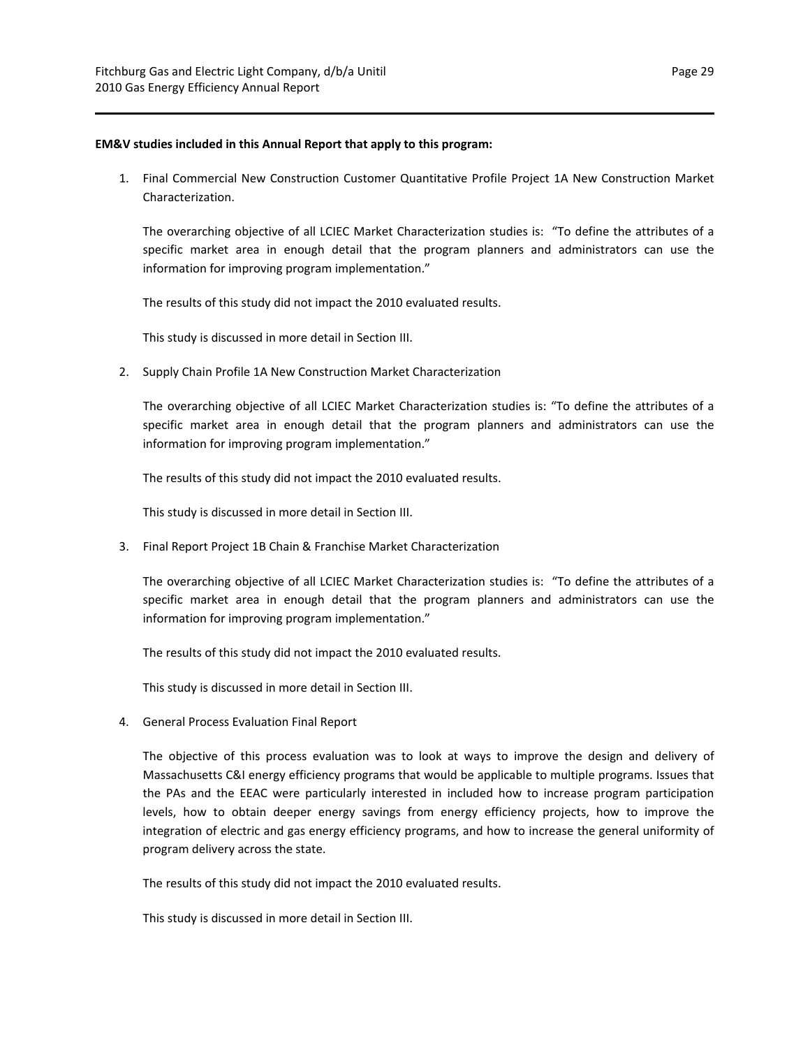**EM&V studies included in this Annual Report that apply to this program:**

1. Final Commercial New Construction Customer Quantitative Profile Project 1A New Construction Market Characterization.

   The overarching objective of all LCIEC Market Characterization studies is: "To define the attributes of a specific market area in enough detail that the program planners and administrators can use the information for improving program implementation."

   The results of this study did not impact the 2010 evaluated results.

   This study is discussed in more detail in Section III.

2. Supply Chain Profile 1A New Construction Market Characterization

   The overarching objective of all LCIEC Market Characterization studies is: "To define the attributes of a specific market area in enough detail that the program planners and administrators can use the information for improving program implementation."

   The results of this study did not impact the 2010 evaluated results.

   This study is discussed in more detail in Section III.

3. Final Report Project 1B Chain & Franchise Market Characterization

   The overarching objective of all LCIEC Market Characterization studies is: "To define the attributes of a specific market area in enough detail that the program planners and administrators can use the information for improving program implementation."

   The results of this study did not impact the 2010 evaluated results.

   This study is discussed in more detail in Section III.

4. General Process Evaluation Final Report

   The objective of this process evaluation was to look at ways to improve the design and delivery of Massachusetts C&I energy efficiency programs that would be applicable to multiple programs. Issues that the PAs and the EEAC were particularly interested in included how to increase program participation levels, how to obtain deeper energy savings from energy efficiency projects, how to improve the integration of electric and gas energy efficiency programs, and how to increase the general uniformity of program delivery across the state.

   The results of this study did not impact the 2010 evaluated results.

   This study is discussed in more detail in Section III.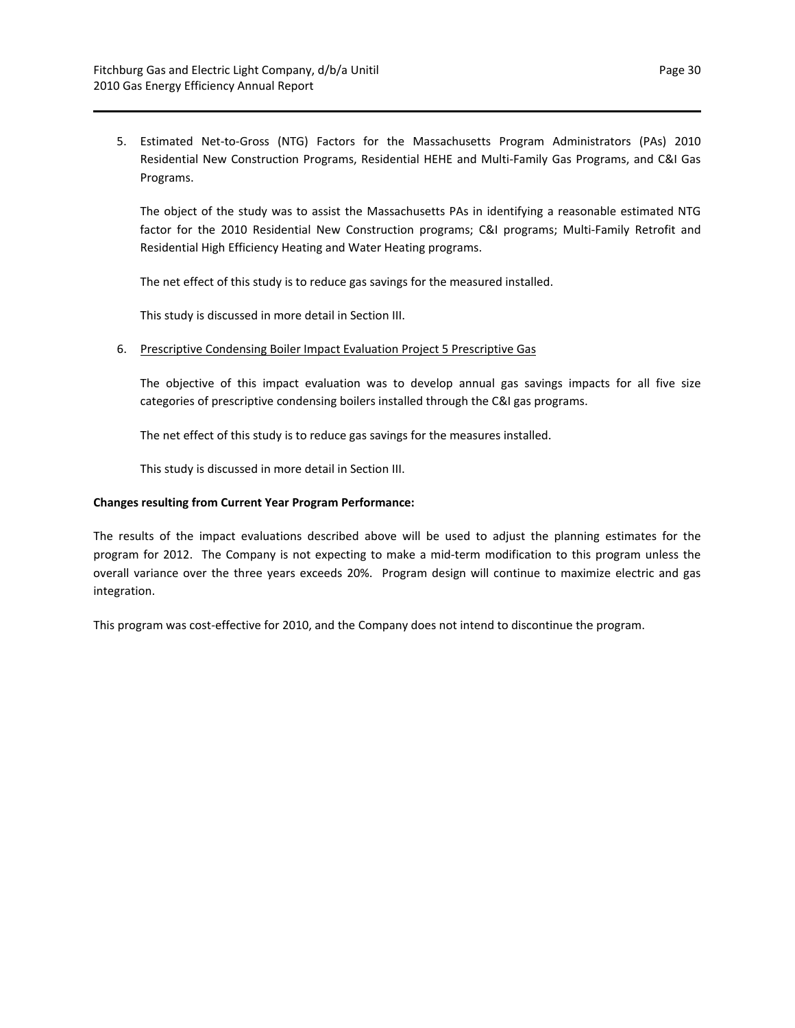5. Estimated Net-to-Gross (NTG) Factors for the Massachusetts Program Administrators (PAs) 2010 Residential New Construction Programs, Residential HEHE and Multi-Family Gas Programs, and C&I Gas Programs.

   The object of the study was to assist the Massachusetts PAs in identifying a reasonable estimated NTG factor for the 2010 Residential New Construction programs; C&I programs; Multi-Family Retrofit and Residential High Efficiency Heating and Water Heating programs.

   The net effect of this study is to reduce gas savings for the measured installed.

   This study is discussed in more detail in Section III.

6. <u>Prescriptive Condensing Boiler Impact Evaluation Project 5 Prescriptive Gas</u>

   The objective of this impact evaluation was to develop annual gas savings impacts for all five size categories of prescriptive condensing boilers installed through the C&I gas programs.

   The net effect of this study is to reduce gas savings for the measures installed.

   This study is discussed in more detail in Section III.

**Changes resulting from Current Year Program Performance:**

The results of the impact evaluations described above will be used to adjust the planning estimates for the program for 2012. The Company is not expecting to make a mid-term modification to this program unless the overall variance over the three years exceeds 20%. Program design will continue to maximize electric and gas integration.

This program was cost-effective for 2010, and the Company does not intend to discontinue the program.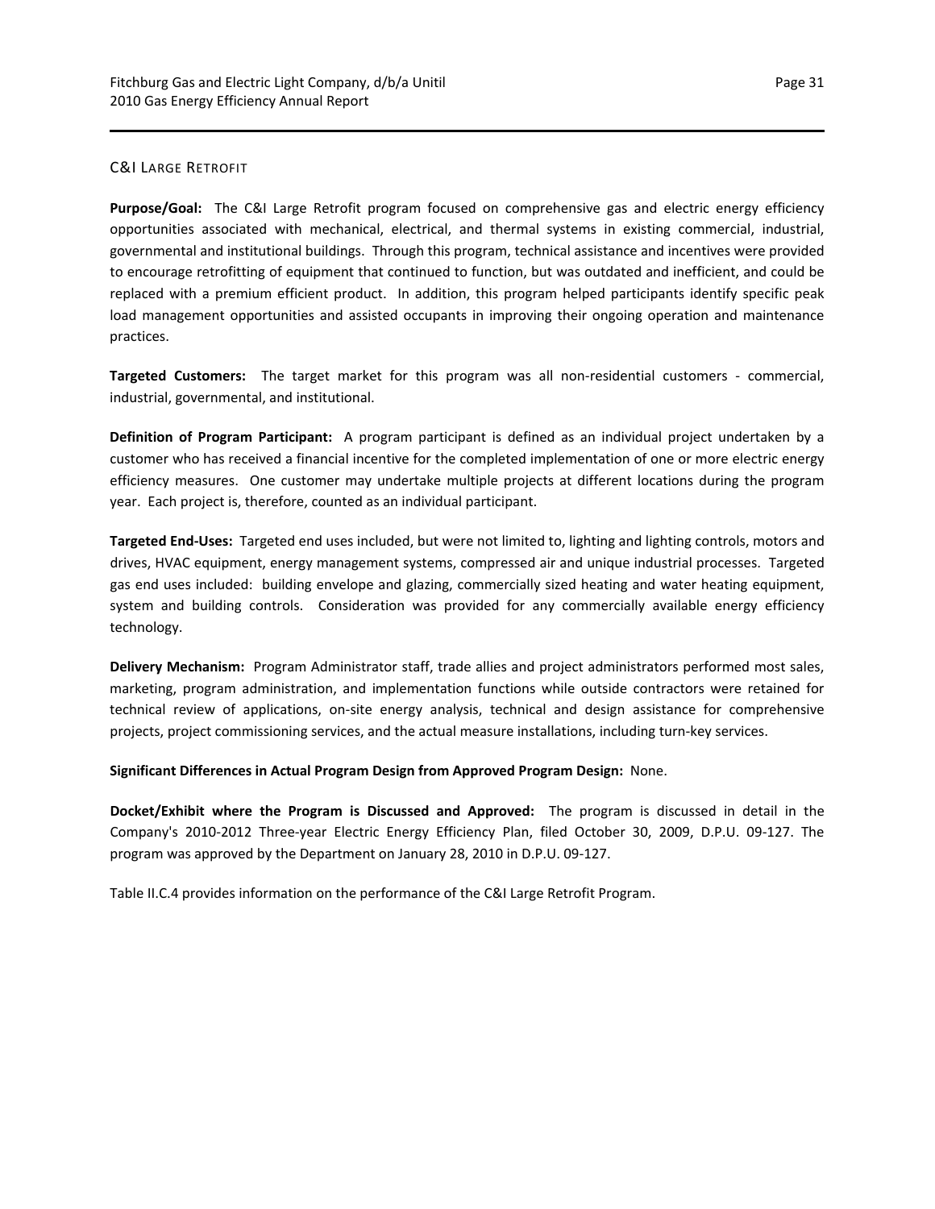## C&I Large Retrofit

**Purpose/Goal:** The C&I Large Retrofit program focused on comprehensive gas and electric energy efficiency opportunities associated with mechanical, electrical, and thermal systems in existing commercial, industrial, governmental and institutional buildings. Through this program, technical assistance and incentives were provided to encourage retrofitting of equipment that continued to function, but was outdated and inefficient, and could be replaced with a premium efficient product. In addition, this program helped participants identify specific peak load management opportunities and assisted occupants in improving their ongoing operation and maintenance practices.

**Targeted Customers:** The target market for this program was all non-residential customers - commercial, industrial, governmental, and institutional.

**Definition of Program Participant:** A program participant is defined as an individual project undertaken by a customer who has received a financial incentive for the completed implementation of one or more electric energy efficiency measures. One customer may undertake multiple projects at different locations during the program year. Each project is, therefore, counted as an individual participant.

**Targeted End-Uses:** Targeted end uses included, but were not limited to, lighting and lighting controls, motors and drives, HVAC equipment, energy management systems, compressed air and unique industrial processes. Targeted gas end uses included: building envelope and glazing, commercially sized heating and water heating equipment, system and building controls. Consideration was provided for any commercially available energy efficiency technology.

**Delivery Mechanism:** Program Administrator staff, trade allies and project administrators performed most sales, marketing, program administration, and implementation functions while outside contractors were retained for technical review of applications, on-site energy analysis, technical and design assistance for comprehensive projects, project commissioning services, and the actual measure installations, including turn-key services.

**Significant Differences in Actual Program Design from Approved Program Design:** None.

**Docket/Exhibit where the Program is Discussed and Approved:** The program is discussed in detail in the Company's 2010-2012 Three-year Electric Energy Efficiency Plan, filed October 30, 2009, D.P.U. 09-127. The program was approved by the Department on January 28, 2010 in D.P.U. 09-127.

Table II.C.4 provides information on the performance of the C&I Large Retrofit Program.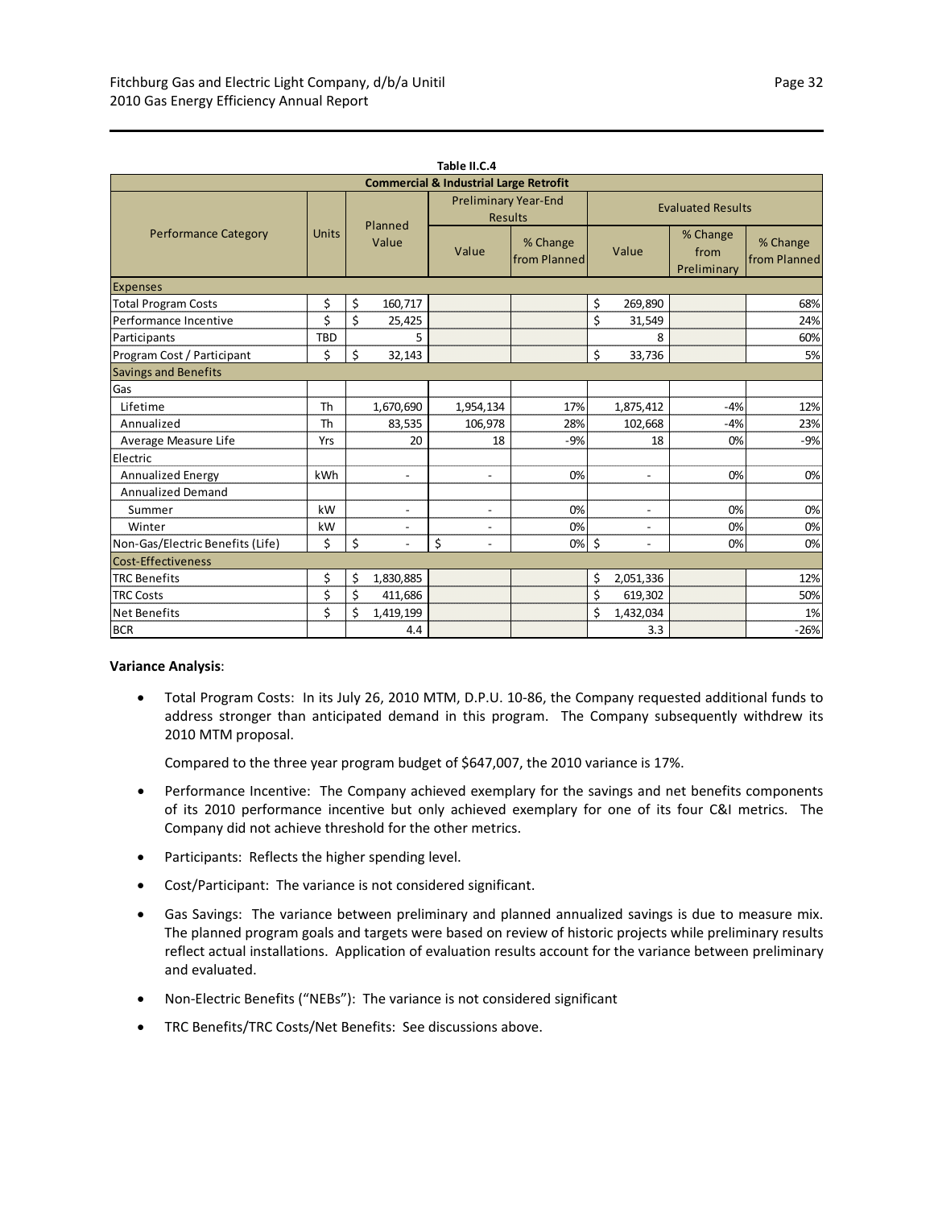**Table II.C.4**

| Commercial & Industrial Large Retrofit | | | | | | | |
|---|---|---|---|---|---|---|---|
| Performance Category | Units | Planned Value | Preliminary Year-End Results | | Evaluated Results | | |
| | | | Value | % Change from Planned | Value | % Change from Preliminary | % Change from Planned |
| **Expenses** | | | | | | | |
| Total Program Costs | $ | $ 160,717 | | | $ 269,890 | | 68% |
| Performance Incentive | $ | $ 25,425 | | | $ 31,549 | | 24% |
| Participants | TBD | 5 | | | 8 | | 60% |
| Program Cost / Participant | $ | $ 32,143 | | | $ 33,736 | | 5% |
| **Savings and Benefits** | | | | | | | |
| Gas | | | | | | | |
| Lifetime | Th | 1,670,690 | 1,954,134 | 17% | 1,875,412 | -4% | 12% |
| Annualized | Th | 83,535 | 106,978 | 28% | 102,668 | -4% | 23% |
| Average Measure Life | Yrs | 20 | 18 | -9% | 18 | 0% | -9% |
| Electric | | | | | | | |
| Annualized Energy | kWh | - | - | 0% | - | 0% | 0% |
| Annualized Demand | | | | | | | |
| Summer | kW | - | - | 0% | - | 0% | 0% |
| Winter | kW | - | - | 0% | - | 0% | 0% |
| Non-Gas/Electric Benefits (Life) | $ | $ - | $ - | 0% | $ - | 0% | 0% |
| **Cost-Effectiveness** | | | | | | | |
| TRC Benefits | $ | $ 1,830,885 | | | $ 2,051,336 | | 12% |
| TRC Costs | $ | $ 411,686 | | | $ 619,302 | | 50% |
| Net Benefits | $ | $ 1,419,199 | | | $ 1,432,034 | | 1% |
| BCR | | 4.4 | | | 3.3 | | -26% |

**Variance Analysis**:

- Total Program Costs: In its July 26, 2010 MTM, D.P.U. 10-86, the Company requested additional funds to address stronger than anticipated demand in this program. The Company subsequently withdrew its 2010 MTM proposal.

  Compared to the three year program budget of $647,007, the 2010 variance is 17%.

- Performance Incentive: The Company achieved exemplary for the savings and net benefits components of its 2010 performance incentive but only achieved exemplary for one of its four C&I metrics. The Company did not achieve threshold for the other metrics.
- Participants: Reflects the higher spending level.
- Cost/Participant: The variance is not considered significant.
- Gas Savings: The variance between preliminary and planned annualized savings is due to measure mix. The planned program goals and targets were based on review of historic projects while preliminary results reflect actual installations. Application of evaluation results account for the variance between preliminary and evaluated.
- Non-Electric Benefits ("NEBs"): The variance is not considered significant
- TRC Benefits/TRC Costs/Net Benefits: See discussions above.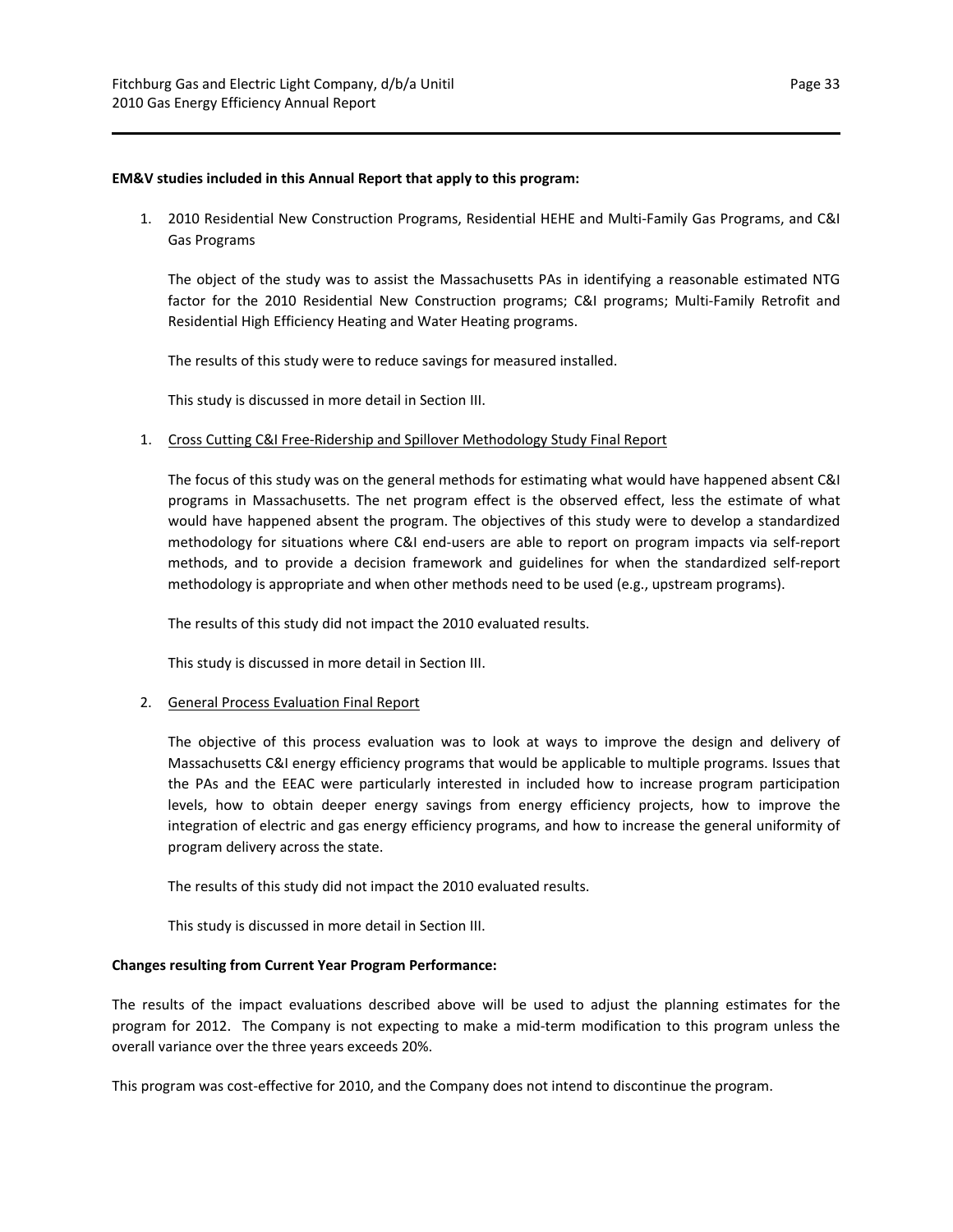**EM&V studies included in this Annual Report that apply to this program:**

1. 2010 Residential New Construction Programs, Residential HEHE and Multi-Family Gas Programs, and C&I Gas Programs

   The object of the study was to assist the Massachusetts PAs in identifying a reasonable estimated NTG factor for the 2010 Residential New Construction programs; C&I programs; Multi-Family Retrofit and Residential High Efficiency Heating and Water Heating programs.

   The results of this study were to reduce savings for measured installed.

   This study is discussed in more detail in Section III.

1. Cross Cutting C&I Free-Ridership and Spillover Methodology Study Final Report

   The focus of this study was on the general methods for estimating what would have happened absent C&I programs in Massachusetts. The net program effect is the observed effect, less the estimate of what would have happened absent the program. The objectives of this study were to develop a standardized methodology for situations where C&I end-users are able to report on program impacts via self-report methods, and to provide a decision framework and guidelines for when the standardized self-report methodology is appropriate and when other methods need to be used (e.g., upstream programs).

   The results of this study did not impact the 2010 evaluated results.

   This study is discussed in more detail in Section III.

2. General Process Evaluation Final Report

   The objective of this process evaluation was to look at ways to improve the design and delivery of Massachusetts C&I energy efficiency programs that would be applicable to multiple programs. Issues that the PAs and the EEAC were particularly interested in included how to increase program participation levels, how to obtain deeper energy savings from energy efficiency projects, how to improve the integration of electric and gas energy efficiency programs, and how to increase the general uniformity of program delivery across the state.

   The results of this study did not impact the 2010 evaluated results.

   This study is discussed in more detail in Section III.

**Changes resulting from Current Year Program Performance:**

The results of the impact evaluations described above will be used to adjust the planning estimates for the program for 2012. The Company is not expecting to make a mid-term modification to this program unless the overall variance over the three years exceeds 20%.

This program was cost-effective for 2010, and the Company does not intend to discontinue the program.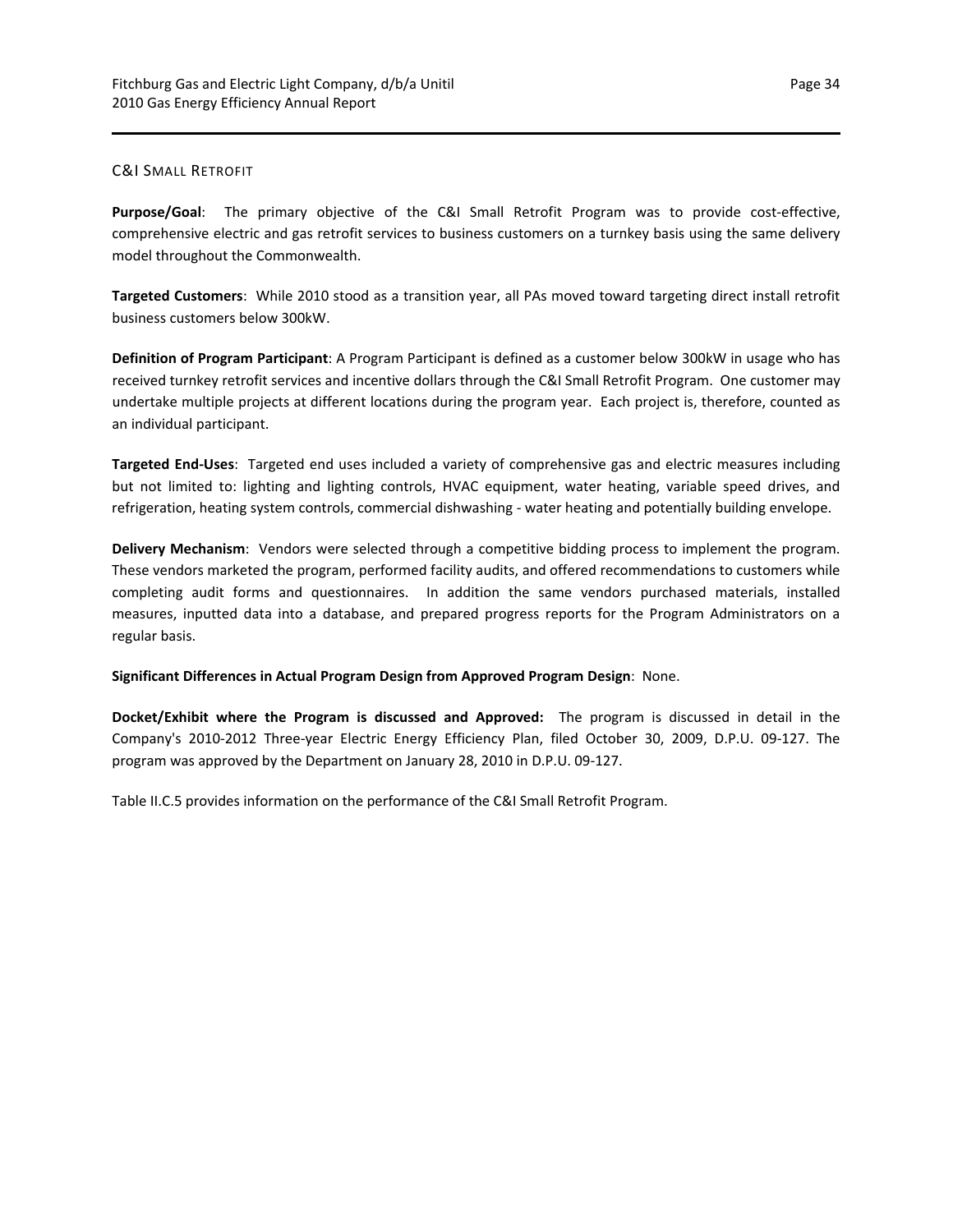## C&I Small Retrofit

**Purpose/Goal**: The primary objective of the C&I Small Retrofit Program was to provide cost-effective, comprehensive electric and gas retrofit services to business customers on a turnkey basis using the same delivery model throughout the Commonwealth.

**Targeted Customers**: While 2010 stood as a transition year, all PAs moved toward targeting direct install retrofit business customers below 300kW.

**Definition of Program Participant**: A Program Participant is defined as a customer below 300kW in usage who has received turnkey retrofit services and incentive dollars through the C&I Small Retrofit Program. One customer may undertake multiple projects at different locations during the program year. Each project is, therefore, counted as an individual participant.

**Targeted End-Uses**: Targeted end uses included a variety of comprehensive gas and electric measures including but not limited to: lighting and lighting controls, HVAC equipment, water heating, variable speed drives, and refrigeration, heating system controls, commercial dishwashing - water heating and potentially building envelope.

**Delivery Mechanism**: Vendors were selected through a competitive bidding process to implement the program. These vendors marketed the program, performed facility audits, and offered recommendations to customers while completing audit forms and questionnaires. In addition the same vendors purchased materials, installed measures, inputted data into a database, and prepared progress reports for the Program Administrators on a regular basis.

**Significant Differences in Actual Program Design from Approved Program Design**: None.

**Docket/Exhibit where the Program is discussed and Approved:** The program is discussed in detail in the Company's 2010-2012 Three-year Electric Energy Efficiency Plan, filed October 30, 2009, D.P.U. 09-127. The program was approved by the Department on January 28, 2010 in D.P.U. 09-127.

Table II.C.5 provides information on the performance of the C&I Small Retrofit Program.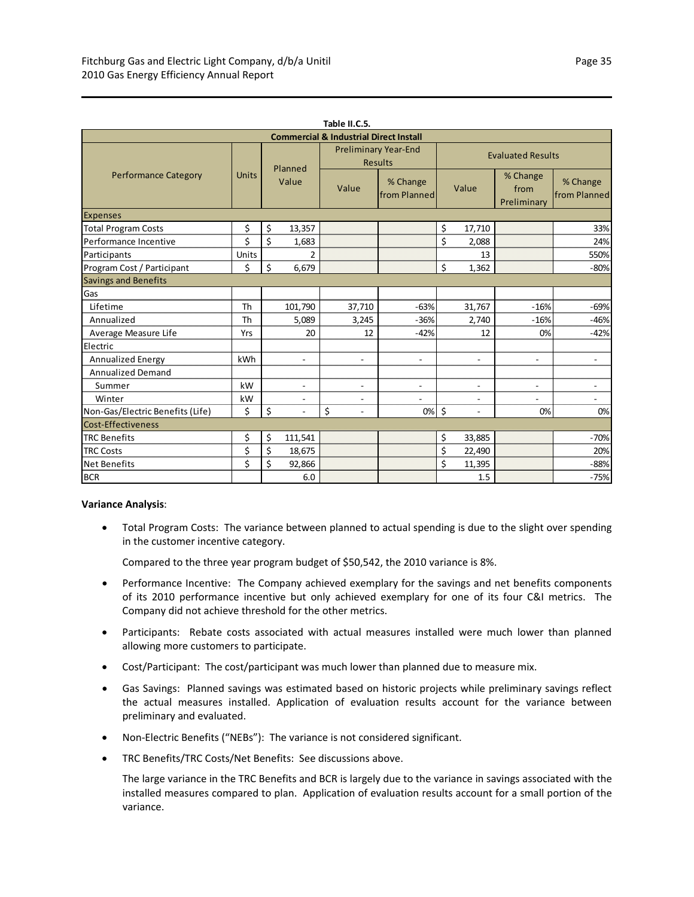**Table II.C.5.**

| Commercial & Industrial Direct Install | | | | | | | |
|---|---|---|---|---|---|---|---|
| Performance Category | Units | Planned Value | Preliminary Year-End Results | | Evaluated Results | | |
| | | | Value | % Change from Planned | Value | % Change from Preliminary | % Change from Planned |
| **Expenses** | | | | | | | |
| Total Program Costs | $ | $ 13,357 | | | $ 17,710 | | 33% |
| Performance Incentive | $ | $ 1,683 | | | $ 2,088 | | 24% |
| Participants | Units | 2 | | | 13 | | 550% |
| Program Cost / Participant | $ | $ 6,679 | | | $ 1,362 | | -80% |
| **Savings and Benefits** | | | | | | | |
| Gas | | | | | | | |
| Lifetime | Th | 101,790 | 37,710 | -63% | 31,767 | -16% | -69% |
| Annualized | Th | 5,089 | 3,245 | -36% | 2,740 | -16% | -46% |
| Average Measure Life | Yrs | 20 | 12 | -42% | 12 | 0% | -42% |
| Electric | | | | | | | |
| Annualized Energy | kWh | - | - | - | - | - | - |
| Annualized Demand | | | | | | | |
| Summer | kW | - | - | - | - | - | - |
| Winter | kW | - | - | - | - | - | - |
| Non-Gas/Electric Benefits (Life) | $ | $ - | $ - | 0% | $ - | 0% | 0% |
| **Cost-Effectiveness** | | | | | | | |
| TRC Benefits | $ | $ 111,541 | | | $ 33,885 | | -70% |
| TRC Costs | $ | $ 18,675 | | | $ 22,490 | | 20% |
| Net Benefits | $ | $ 92,866 | | | $ 11,395 | | -88% |
| BCR | | 6.0 | | | 1.5 | | -75% |

**Variance Analysis**:

- Total Program Costs: The variance between planned to actual spending is due to the slight over spending in the customer incentive category.

  Compared to the three year program budget of $50,542, the 2010 variance is 8%.

- Performance Incentive: The Company achieved exemplary for the savings and net benefits components of its 2010 performance incentive but only achieved exemplary for one of its four C&I metrics. The Company did not achieve threshold for the other metrics.

- Participants: Rebate costs associated with actual measures installed were much lower than planned allowing more customers to participate.

- Cost/Participant: The cost/participant was much lower than planned due to measure mix.

- Gas Savings: Planned savings was estimated based on historic projects while preliminary savings reflect the actual measures installed. Application of evaluation results account for the variance between preliminary and evaluated.

- Non-Electric Benefits ("NEBs"): The variance is not considered significant.

- TRC Benefits/TRC Costs/Net Benefits: See discussions above.

  The large variance in the TRC Benefits and BCR is largely due to the variance in savings associated with the installed measures compared to plan. Application of evaluation results account for a small portion of the variance.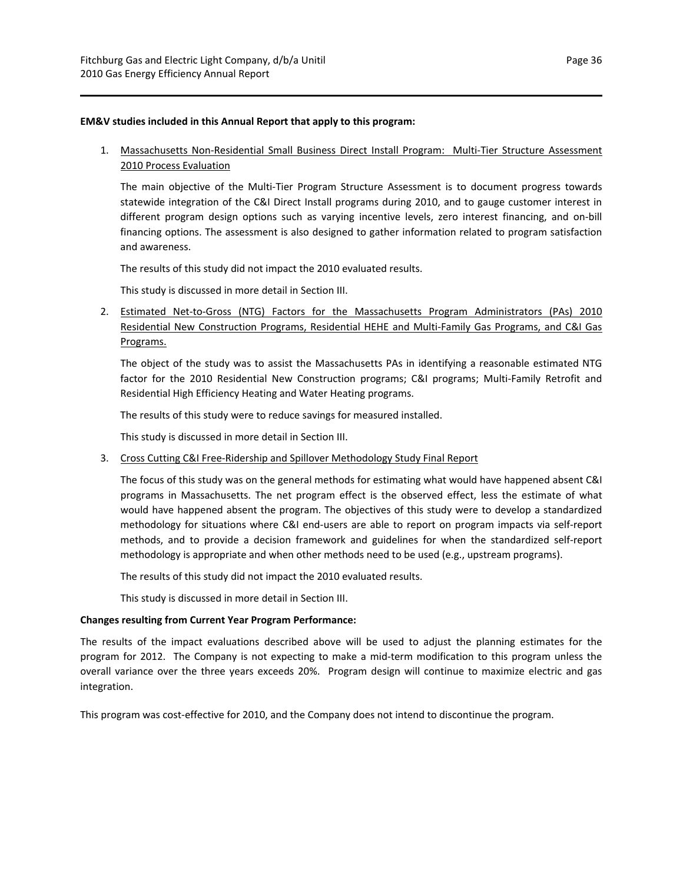**EM&V studies included in this Annual Report that apply to this program:**

1. Massachusetts Non-Residential Small Business Direct Install Program: Multi-Tier Structure Assessment 2010 Process Evaluation

   The main objective of the Multi-Tier Program Structure Assessment is to document progress towards statewide integration of the C&I Direct Install programs during 2010, and to gauge customer interest in different program design options such as varying incentive levels, zero interest financing, and on-bill financing options. The assessment is also designed to gather information related to program satisfaction and awareness.

   The results of this study did not impact the 2010 evaluated results.

   This study is discussed in more detail in Section III.

2. Estimated Net-to-Gross (NTG) Factors for the Massachusetts Program Administrators (PAs) 2010 Residential New Construction Programs, Residential HEHE and Multi-Family Gas Programs, and C&I Gas Programs.

   The object of the study was to assist the Massachusetts PAs in identifying a reasonable estimated NTG factor for the 2010 Residential New Construction programs; C&I programs; Multi-Family Retrofit and Residential High Efficiency Heating and Water Heating programs.

   The results of this study were to reduce savings for measured installed.

   This study is discussed in more detail in Section III.

3. Cross Cutting C&I Free-Ridership and Spillover Methodology Study Final Report

   The focus of this study was on the general methods for estimating what would have happened absent C&I programs in Massachusetts. The net program effect is the observed effect, less the estimate of what would have happened absent the program. The objectives of this study were to develop a standardized methodology for situations where C&I end-users are able to report on program impacts via self-report methods, and to provide a decision framework and guidelines for when the standardized self-report methodology is appropriate and when other methods need to be used (e.g., upstream programs).

   The results of this study did not impact the 2010 evaluated results.

   This study is discussed in more detail in Section III.

**Changes resulting from Current Year Program Performance:**

The results of the impact evaluations described above will be used to adjust the planning estimates for the program for 2012. The Company is not expecting to make a mid-term modification to this program unless the overall variance over the three years exceeds 20%. Program design will continue to maximize electric and gas integration.

This program was cost-effective for 2010, and the Company does not intend to discontinue the program.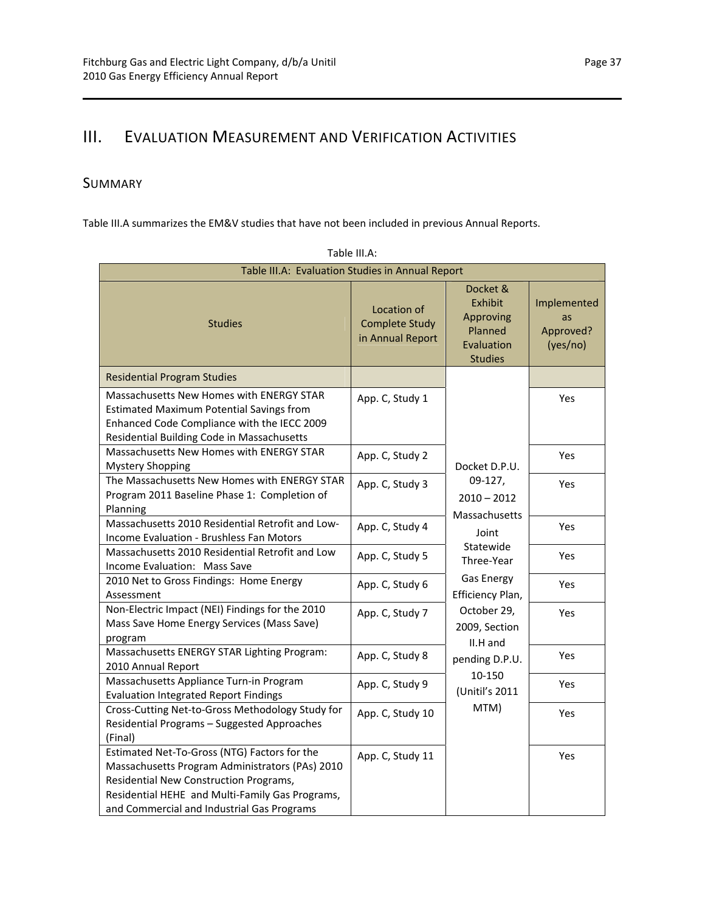# III. Evaluation Measurement and Verification Activities

## Summary

Table III.A summarizes the EM&V studies that have not been included in previous Annual Reports.

Table III.A:

| Table III.A: Evaluation Studies in Annual Report | | | |
|---|---|---|---|
| Studies | Location of Complete Study in Annual Report | Docket & Exhibit Approving Planned Evaluation Studies | Implemented as Approved? (yes/no) |
| Residential Program Studies | | Docket D.P.U. 09-127, 2010 – 2012 Massachusetts Joint Statewide Three-Year Gas Energy Efficiency Plan, October 29, 2009, Section II.H and pending D.P.U. 10-150 (Unitil's 2011 MTM) | |
| Massachusetts New Homes with ENERGY STAR Estimated Maximum Potential Savings from Enhanced Code Compliance with the IECC 2009 Residential Building Code in Massachusetts | App. C, Study 1 | | Yes |
| Massachusetts New Homes with ENERGY STAR Mystery Shopping | App. C, Study 2 | | Yes |
| The Massachusetts New Homes with ENERGY STAR Program 2011 Baseline Phase 1: Completion of Planning | App. C, Study 3 | | Yes |
| Massachusetts 2010 Residential Retrofit and Low-Income Evaluation - Brushless Fan Motors | App. C, Study 4 | | Yes |
| Massachusetts 2010 Residential Retrofit and Low Income Evaluation: Mass Save | App. C, Study 5 | | Yes |
| 2010 Net to Gross Findings: Home Energy Assessment | App. C, Study 6 | | Yes |
| Non-Electric Impact (NEI) Findings for the 2010 Mass Save Home Energy Services (Mass Save) program | App. C, Study 7 | | Yes |
| Massachusetts ENERGY STAR Lighting Program: 2010 Annual Report | App. C, Study 8 | | Yes |
| Massachusetts Appliance Turn-in Program Evaluation Integrated Report Findings | App. C, Study 9 | | Yes |
| Cross-Cutting Net-to-Gross Methodology Study for Residential Programs – Suggested Approaches (Final) | App. C, Study 10 | | Yes |
| Estimated Net-To-Gross (NTG) Factors for the Massachusetts Program Administrators (PAs) 2010 Residential New Construction Programs, Residential HEHE and Multi-Family Gas Programs, and Commercial and Industrial Gas Programs | App. C, Study 11 | | Yes |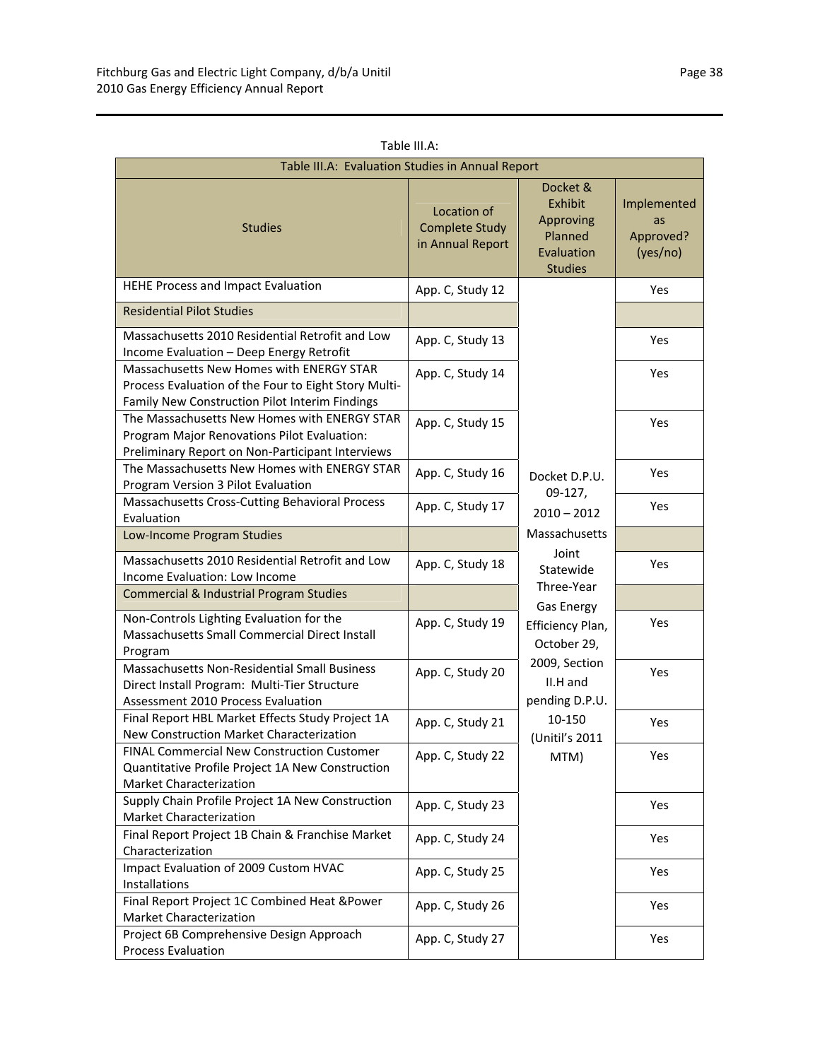Table III.A:

| Table III.A: Evaluation Studies in Annual Report | | | |
|---|---|---|---|
| Studies | Location of Complete Study in Annual Report | Docket & Exhibit Approving Planned Evaluation Studies | Implemented as Approved? (yes/no) |
| HEHE Process and Impact Evaluation | App. C, Study 12 | Docket D.P.U. 09-127, 2010 – 2012 Massachusetts Joint Statewide Three-Year Gas Energy Efficiency Plan, October 29, 2009, Section II.H and pending D.P.U. 10-150 (Unitil's 2011 MTM) | Yes |
| Residential Pilot Studies | | | |
| Massachusetts 2010 Residential Retrofit and Low Income Evaluation – Deep Energy Retrofit | App. C, Study 13 | | Yes |
| Massachusetts New Homes with ENERGY STAR Process Evaluation of the Four to Eight Story Multi-Family New Construction Pilot Interim Findings | App. C, Study 14 | | Yes |
| The Massachusetts New Homes with ENERGY STAR Program Major Renovations Pilot Evaluation: Preliminary Report on Non-Participant Interviews | App. C, Study 15 | | Yes |
| The Massachusetts New Homes with ENERGY STAR Program Version 3 Pilot Evaluation | App. C, Study 16 | | Yes |
| Massachusetts Cross-Cutting Behavioral Process Evaluation | App. C, Study 17 | | Yes |
| Low-Income Program Studies | | | |
| Massachusetts 2010 Residential Retrofit and Low Income Evaluation: Low Income | App. C, Study 18 | | Yes |
| Commercial & Industrial Program Studies | | | |
| Non-Controls Lighting Evaluation for the Massachusetts Small Commercial Direct Install Program | App. C, Study 19 | | Yes |
| Massachusetts Non-Residential Small Business Direct Install Program: Multi-Tier Structure Assessment 2010 Process Evaluation | App. C, Study 20 | | Yes |
| Final Report HBL Market Effects Study Project 1A New Construction Market Characterization | App. C, Study 21 | | Yes |
| FINAL Commercial New Construction Customer Quantitative Profile Project 1A New Construction Market Characterization | App. C, Study 22 | | Yes |
| Supply Chain Profile Project 1A New Construction Market Characterization | App. C, Study 23 | | Yes |
| Final Report Project 1B Chain & Franchise Market Characterization | App. C, Study 24 | | Yes |
| Impact Evaluation of 2009 Custom HVAC Installations | App. C, Study 25 | | Yes |
| Final Report Project 1C Combined Heat &Power Market Characterization | App. C, Study 26 | | Yes |
| Project 6B Comprehensive Design Approach Process Evaluation | App. C, Study 27 | | Yes |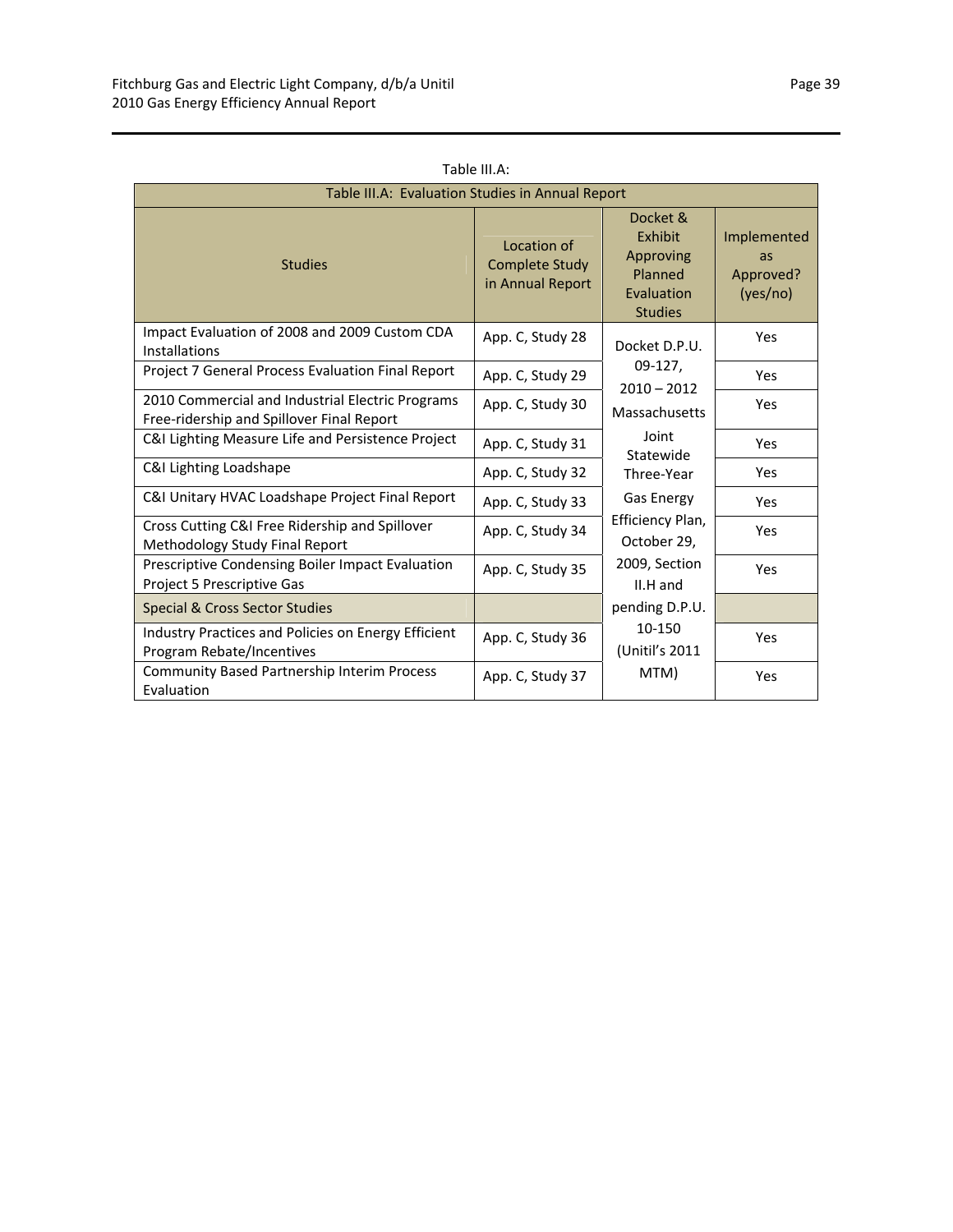Table III.A:

| Table III.A: Evaluation Studies in Annual Report | | | |
|---|---|---|---|
| Studies | Location of Complete Study in Annual Report | Docket & Exhibit Approving Planned Evaluation Studies | Implemented as Approved? (yes/no) |
| Impact Evaluation of 2008 and 2009 Custom CDA Installations | App. C, Study 28 | Docket D.P.U. 09-127, 2010 – 2012 Massachusetts Joint Statewide Three-Year Gas Energy Efficiency Plan, October 29, 2009, Section II.H and pending D.P.U. 10-150 (Unitil's 2011 MTM) | Yes |
| Project 7 General Process Evaluation Final Report | App. C, Study 29 | | Yes |
| 2010 Commercial and Industrial Electric Programs Free-ridership and Spillover Final Report | App. C, Study 30 | | Yes |
| C&I Lighting Measure Life and Persistence Project | App. C, Study 31 | | Yes |
| C&I Lighting Loadshape | App. C, Study 32 | | Yes |
| C&I Unitary HVAC Loadshape Project Final Report | App. C, Study 33 | | Yes |
| Cross Cutting C&I Free Ridership and Spillover Methodology Study Final Report | App. C, Study 34 | | Yes |
| Prescriptive Condensing Boiler Impact Evaluation Project 5 Prescriptive Gas | App. C, Study 35 | | Yes |
| Special & Cross Sector Studies | | | |
| Industry Practices and Policies on Energy Efficient Program Rebate/Incentives | App. C, Study 36 | | Yes |
| Community Based Partnership Interim Process Evaluation | App. C, Study 37 | | Yes |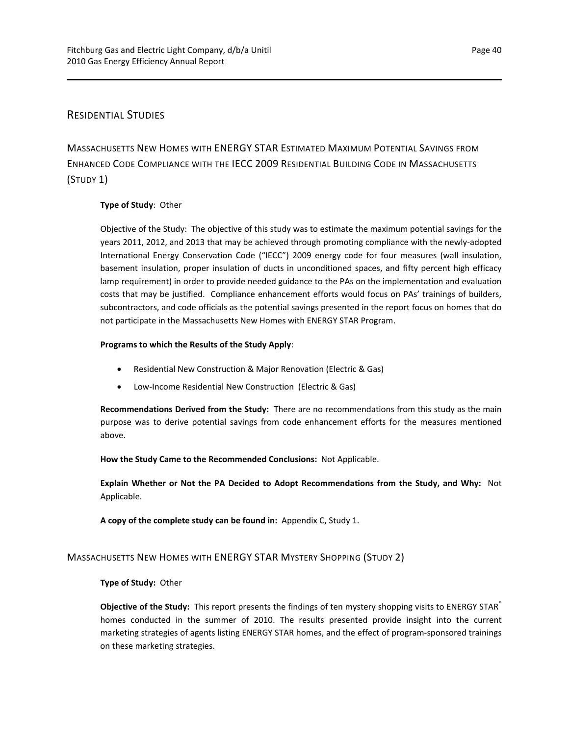## Residential Studies

### Massachusetts New Homes with ENERGY STAR Estimated Maximum Potential Savings from Enhanced Code Compliance with the IECC 2009 Residential Building Code in Massachusetts (Study 1)

**Type of Study**: Other

Objective of the Study: The objective of this study was to estimate the maximum potential savings for the years 2011, 2012, and 2013 that may be achieved through promoting compliance with the newly-adopted International Energy Conservation Code ("IECC") 2009 energy code for four measures (wall insulation, basement insulation, proper insulation of ducts in unconditioned spaces, and fifty percent high efficacy lamp requirement) in order to provide needed guidance to the PAs on the implementation and evaluation costs that may be justified. Compliance enhancement efforts would focus on PAs' trainings of builders, subcontractors, and code officials as the potential savings presented in the report focus on homes that do not participate in the Massachusetts New Homes with ENERGY STAR Program.

**Programs to which the Results of the Study Apply**:

- Residential New Construction & Major Renovation (Electric & Gas)
- Low-Income Residential New Construction (Electric & Gas)

**Recommendations Derived from the Study:** There are no recommendations from this study as the main purpose was to derive potential savings from code enhancement efforts for the measures mentioned above.

**How the Study Came to the Recommended Conclusions:** Not Applicable.

**Explain Whether or Not the PA Decided to Adopt Recommendations from the Study, and Why:** Not Applicable.

**A copy of the complete study can be found in:** Appendix C, Study 1.

### Massachusetts New Homes with ENERGY STAR Mystery Shopping (Study 2)

**Type of Study:** Other

**Objective of the Study:** This report presents the findings of ten mystery shopping visits to ENERGY STAR® homes conducted in the summer of 2010. The results presented provide insight into the current marketing strategies of agents listing ENERGY STAR homes, and the effect of program-sponsored trainings on these marketing strategies.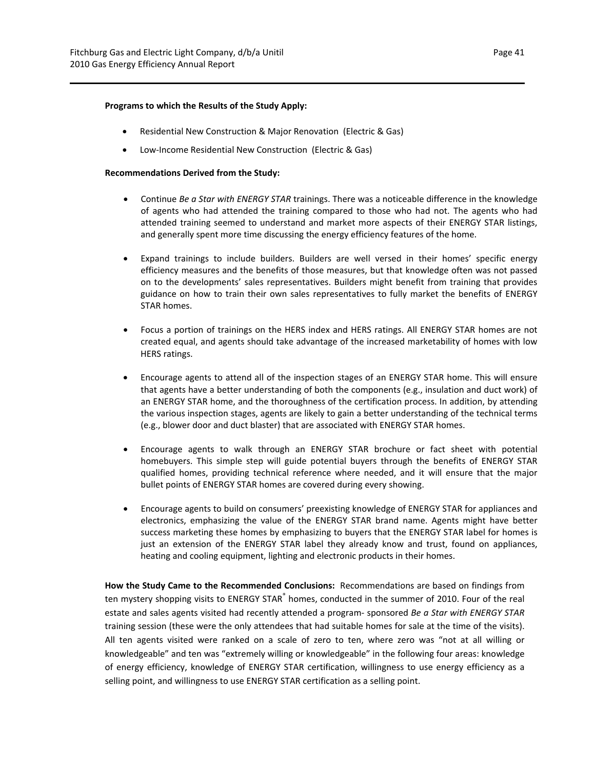**Programs to which the Results of the Study Apply:**

- Residential New Construction & Major Renovation (Electric & Gas)
- Low-Income Residential New Construction (Electric & Gas)

**Recommendations Derived from the Study:**

- Continue *Be a Star with ENERGY STAR* trainings. There was a noticeable difference in the knowledge of agents who had attended the training compared to those who had not. The agents who had attended training seemed to understand and market more aspects of their ENERGY STAR listings, and generally spent more time discussing the energy efficiency features of the home.

- Expand trainings to include builders. Builders are well versed in their homes' specific energy efficiency measures and the benefits of those measures, but that knowledge often was not passed on to the developments' sales representatives. Builders might benefit from training that provides guidance on how to train their own sales representatives to fully market the benefits of ENERGY STAR homes.

- Focus a portion of trainings on the HERS index and HERS ratings. All ENERGY STAR homes are not created equal, and agents should take advantage of the increased marketability of homes with low HERS ratings.

- Encourage agents to attend all of the inspection stages of an ENERGY STAR home. This will ensure that agents have a better understanding of both the components (e.g., insulation and duct work) of an ENERGY STAR home, and the thoroughness of the certification process. In addition, by attending the various inspection stages, agents are likely to gain a better understanding of the technical terms (e.g., blower door and duct blaster) that are associated with ENERGY STAR homes.

- Encourage agents to walk through an ENERGY STAR brochure or fact sheet with potential homebuyers. This simple step will guide potential buyers through the benefits of ENERGY STAR qualified homes, providing technical reference where needed, and it will ensure that the major bullet points of ENERGY STAR homes are covered during every showing.

- Encourage agents to build on consumers' preexisting knowledge of ENERGY STAR for appliances and electronics, emphasizing the value of the ENERGY STAR brand name. Agents might have better success marketing these homes by emphasizing to buyers that the ENERGY STAR label for homes is just an extension of the ENERGY STAR label they already know and trust, found on appliances, heating and cooling equipment, lighting and electronic products in their homes.

**How the Study Came to the Recommended Conclusions:** Recommendations are based on findings from ten mystery shopping visits to ENERGY STAR® homes, conducted in the summer of 2010. Four of the real estate and sales agents visited had recently attended a program- sponsored *Be a Star with ENERGY STAR* training session (these were the only attendees that had suitable homes for sale at the time of the visits). All ten agents visited were ranked on a scale of zero to ten, where zero was "not at all willing or knowledgeable" and ten was "extremely willing or knowledgeable" in the following four areas: knowledge of energy efficiency, knowledge of ENERGY STAR certification, willingness to use energy efficiency as a selling point, and willingness to use ENERGY STAR certification as a selling point.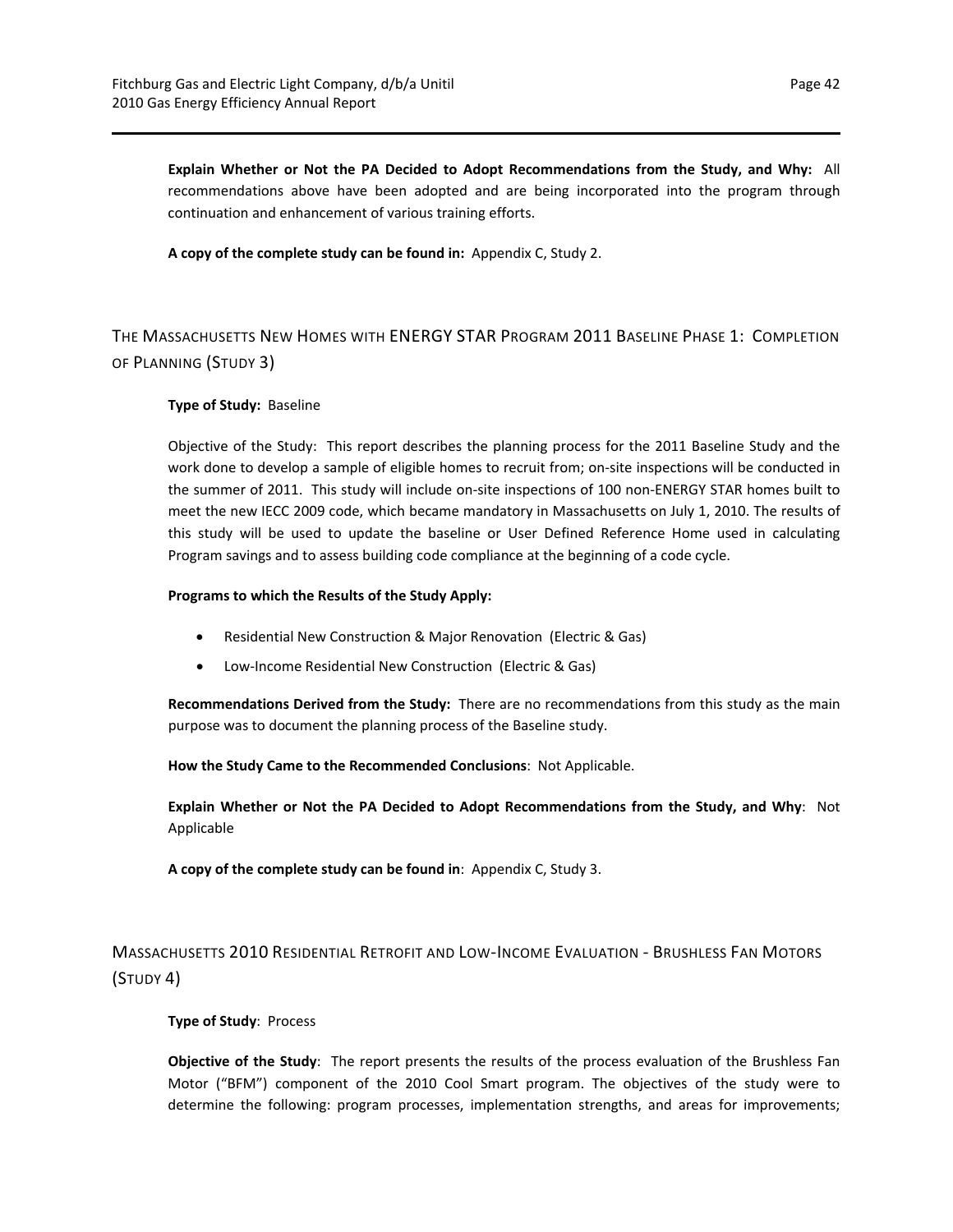**Explain Whether or Not the PA Decided to Adopt Recommendations from the Study, and Why:** All recommendations above have been adopted and are being incorporated into the program through continuation and enhancement of various training efforts.

**A copy of the complete study can be found in:** Appendix C, Study 2.

## The Massachusetts New Homes with ENERGY STAR Program 2011 Baseline Phase 1: Completion of Planning (Study 3)

**Type of Study:** Baseline

Objective of the Study: This report describes the planning process for the 2011 Baseline Study and the work done to develop a sample of eligible homes to recruit from; on-site inspections will be conducted in the summer of 2011. This study will include on-site inspections of 100 non-ENERGY STAR homes built to meet the new IECC 2009 code, which became mandatory in Massachusetts on July 1, 2010. The results of this study will be used to update the baseline or User Defined Reference Home used in calculating Program savings and to assess building code compliance at the beginning of a code cycle.

**Programs to which the Results of the Study Apply:**

- Residential New Construction & Major Renovation (Electric & Gas)
- Low-Income Residential New Construction (Electric & Gas)

**Recommendations Derived from the Study:** There are no recommendations from this study as the main purpose was to document the planning process of the Baseline study.

**How the Study Came to the Recommended Conclusions**: Not Applicable.

**Explain Whether or Not the PA Decided to Adopt Recommendations from the Study, and Why**: Not Applicable

**A copy of the complete study can be found in**: Appendix C, Study 3.

## Massachusetts 2010 Residential Retrofit and Low-Income Evaluation - Brushless Fan Motors (Study 4)

**Type of Study**: Process

**Objective of the Study**: The report presents the results of the process evaluation of the Brushless Fan Motor ("BFM") component of the 2010 Cool Smart program. The objectives of the study were to determine the following: program processes, implementation strengths, and areas for improvements;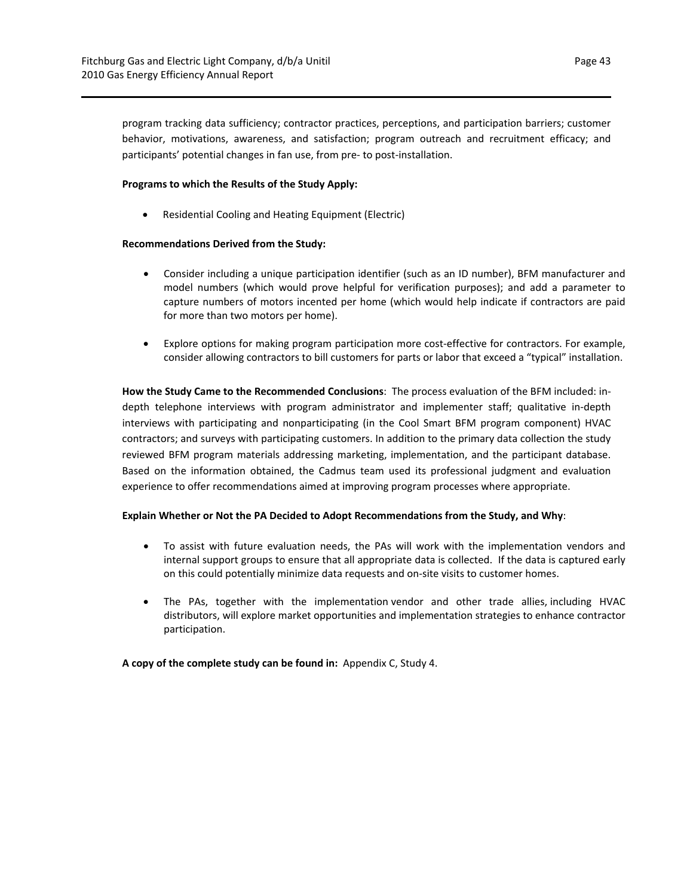program tracking data sufficiency; contractor practices, perceptions, and participation barriers; customer behavior, motivations, awareness, and satisfaction; program outreach and recruitment efficacy; and participants' potential changes in fan use, from pre- to post-installation.

**Programs to which the Results of the Study Apply:**

- Residential Cooling and Heating Equipment (Electric)

**Recommendations Derived from the Study:**

- Consider including a unique participation identifier (such as an ID number), BFM manufacturer and model numbers (which would prove helpful for verification purposes); and add a parameter to capture numbers of motors incented per home (which would help indicate if contractors are paid for more than two motors per home).
- Explore options for making program participation more cost-effective for contractors. For example, consider allowing contractors to bill customers for parts or labor that exceed a "typical" installation.

**How the Study Came to the Recommended Conclusions**: The process evaluation of the BFM included: in-depth telephone interviews with program administrator and implementer staff; qualitative in-depth interviews with participating and nonparticipating (in the Cool Smart BFM program component) HVAC contractors; and surveys with participating customers. In addition to the primary data collection the study reviewed BFM program materials addressing marketing, implementation, and the participant database. Based on the information obtained, the Cadmus team used its professional judgment and evaluation experience to offer recommendations aimed at improving program processes where appropriate.

**Explain Whether or Not the PA Decided to Adopt Recommendations from the Study, and Why**:

- To assist with future evaluation needs, the PAs will work with the implementation vendors and internal support groups to ensure that all appropriate data is collected. If the data is captured early on this could potentially minimize data requests and on-site visits to customer homes.
- The PAs, together with the implementation vendor and other trade allies, including HVAC distributors, will explore market opportunities and implementation strategies to enhance contractor participation.

**A copy of the complete study can be found in:** Appendix C, Study 4.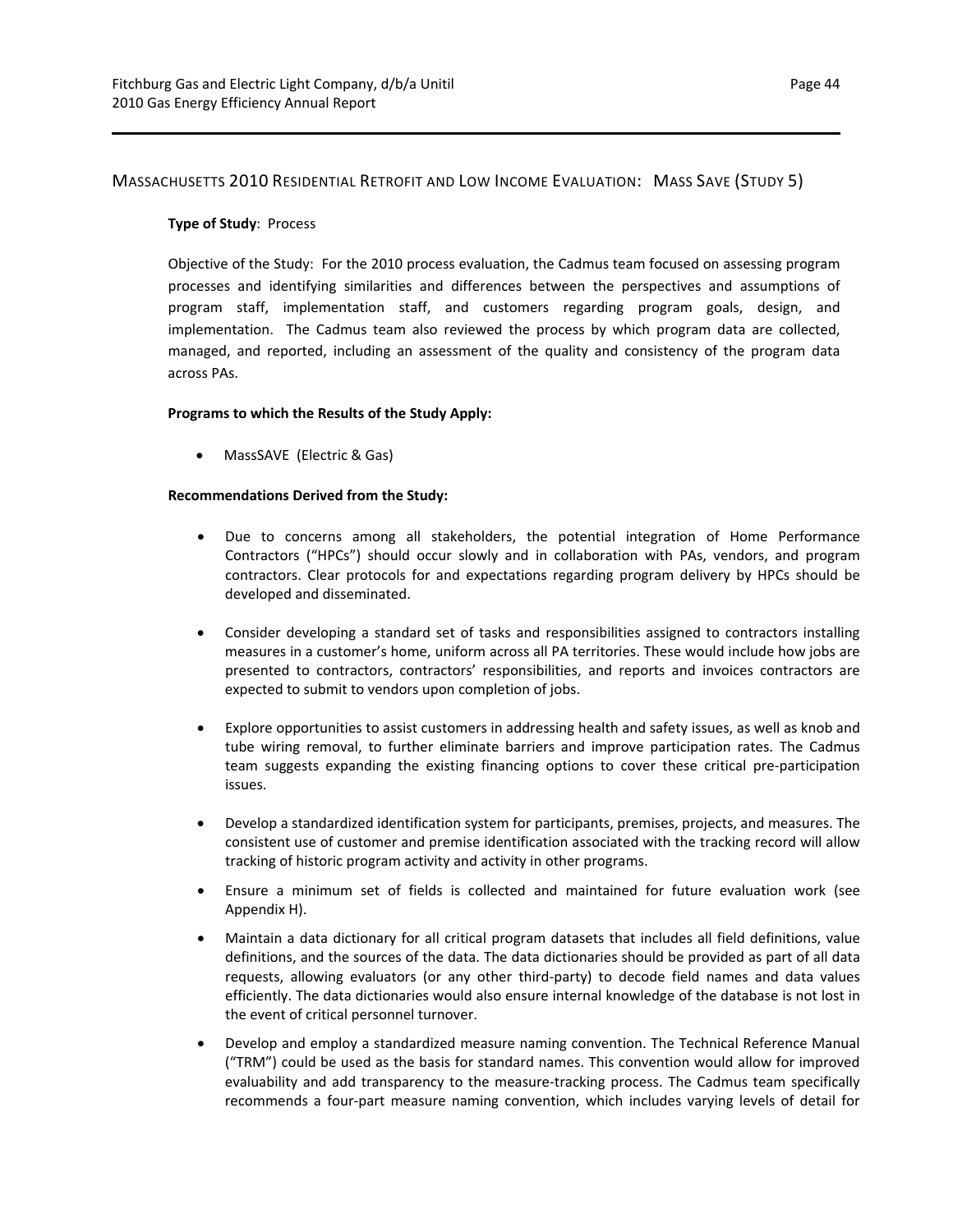## MASSACHUSETTS 2010 RESIDENTIAL RETROFIT AND LOW INCOME EVALUATION: MASS SAVE (STUDY 5)

**Type of Study**: Process

Objective of the Study: For the 2010 process evaluation, the Cadmus team focused on assessing program processes and identifying similarities and differences between the perspectives and assumptions of program staff, implementation staff, and customers regarding program goals, design, and implementation. The Cadmus team also reviewed the process by which program data are collected, managed, and reported, including an assessment of the quality and consistency of the program data across PAs.

**Programs to which the Results of the Study Apply:**

- MassSAVE (Electric & Gas)

**Recommendations Derived from the Study:**

- Due to concerns among all stakeholders, the potential integration of Home Performance Contractors ("HPCs") should occur slowly and in collaboration with PAs, vendors, and program contractors. Clear protocols for and expectations regarding program delivery by HPCs should be developed and disseminated.

- Consider developing a standard set of tasks and responsibilities assigned to contractors installing measures in a customer's home, uniform across all PA territories. These would include how jobs are presented to contractors, contractors' responsibilities, and reports and invoices contractors are expected to submit to vendors upon completion of jobs.

- Explore opportunities to assist customers in addressing health and safety issues, as well as knob and tube wiring removal, to further eliminate barriers and improve participation rates. The Cadmus team suggests expanding the existing financing options to cover these critical pre-participation issues.

- Develop a standardized identification system for participants, premises, projects, and measures. The consistent use of customer and premise identification associated with the tracking record will allow tracking of historic program activity and activity in other programs.
- Ensure a minimum set of fields is collected and maintained for future evaluation work (see Appendix H).
- Maintain a data dictionary for all critical program datasets that includes all field definitions, value definitions, and the sources of the data. The data dictionaries should be provided as part of all data requests, allowing evaluators (or any other third-party) to decode field names and data values efficiently. The data dictionaries would also ensure internal knowledge of the database is not lost in the event of critical personnel turnover.
- Develop and employ a standardized measure naming convention. The Technical Reference Manual ("TRM") could be used as the basis for standard names. This convention would allow for improved evaluability and add transparency to the measure-tracking process. The Cadmus team specifically recommends a four-part measure naming convention, which includes varying levels of detail for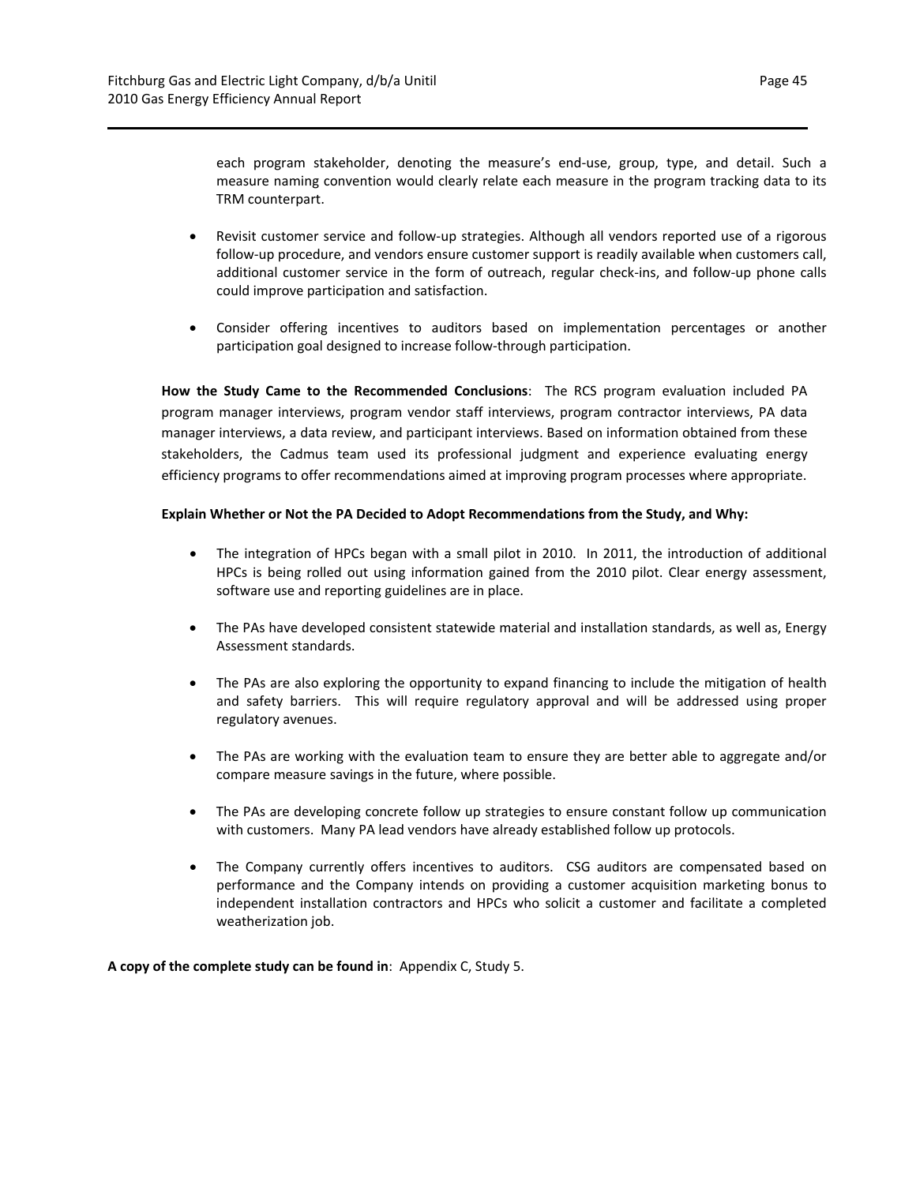each program stakeholder, denoting the measure's end-use, group, type, and detail. Such a measure naming convention would clearly relate each measure in the program tracking data to its TRM counterpart.

- Revisit customer service and follow-up strategies. Although all vendors reported use of a rigorous follow-up procedure, and vendors ensure customer support is readily available when customers call, additional customer service in the form of outreach, regular check-ins, and follow-up phone calls could improve participation and satisfaction.

- Consider offering incentives to auditors based on implementation percentages or another participation goal designed to increase follow-through participation.

**How the Study Came to the Recommended Conclusions**: The RCS program evaluation included PA program manager interviews, program vendor staff interviews, program contractor interviews, PA data manager interviews, a data review, and participant interviews. Based on information obtained from these stakeholders, the Cadmus team used its professional judgment and experience evaluating energy efficiency programs to offer recommendations aimed at improving program processes where appropriate.

**Explain Whether or Not the PA Decided to Adopt Recommendations from the Study, and Why:**

- The integration of HPCs began with a small pilot in 2010. In 2011, the introduction of additional HPCs is being rolled out using information gained from the 2010 pilot. Clear energy assessment, software use and reporting guidelines are in place.

- The PAs have developed consistent statewide material and installation standards, as well as, Energy Assessment standards.

- The PAs are also exploring the opportunity to expand financing to include the mitigation of health and safety barriers. This will require regulatory approval and will be addressed using proper regulatory avenues.

- The PAs are working with the evaluation team to ensure they are better able to aggregate and/or compare measure savings in the future, where possible.

- The PAs are developing concrete follow up strategies to ensure constant follow up communication with customers. Many PA lead vendors have already established follow up protocols.

- The Company currently offers incentives to auditors. CSG auditors are compensated based on performance and the Company intends on providing a customer acquisition marketing bonus to independent installation contractors and HPCs who solicit a customer and facilitate a completed weatherization job.

**A copy of the complete study can be found in**: Appendix C, Study 5.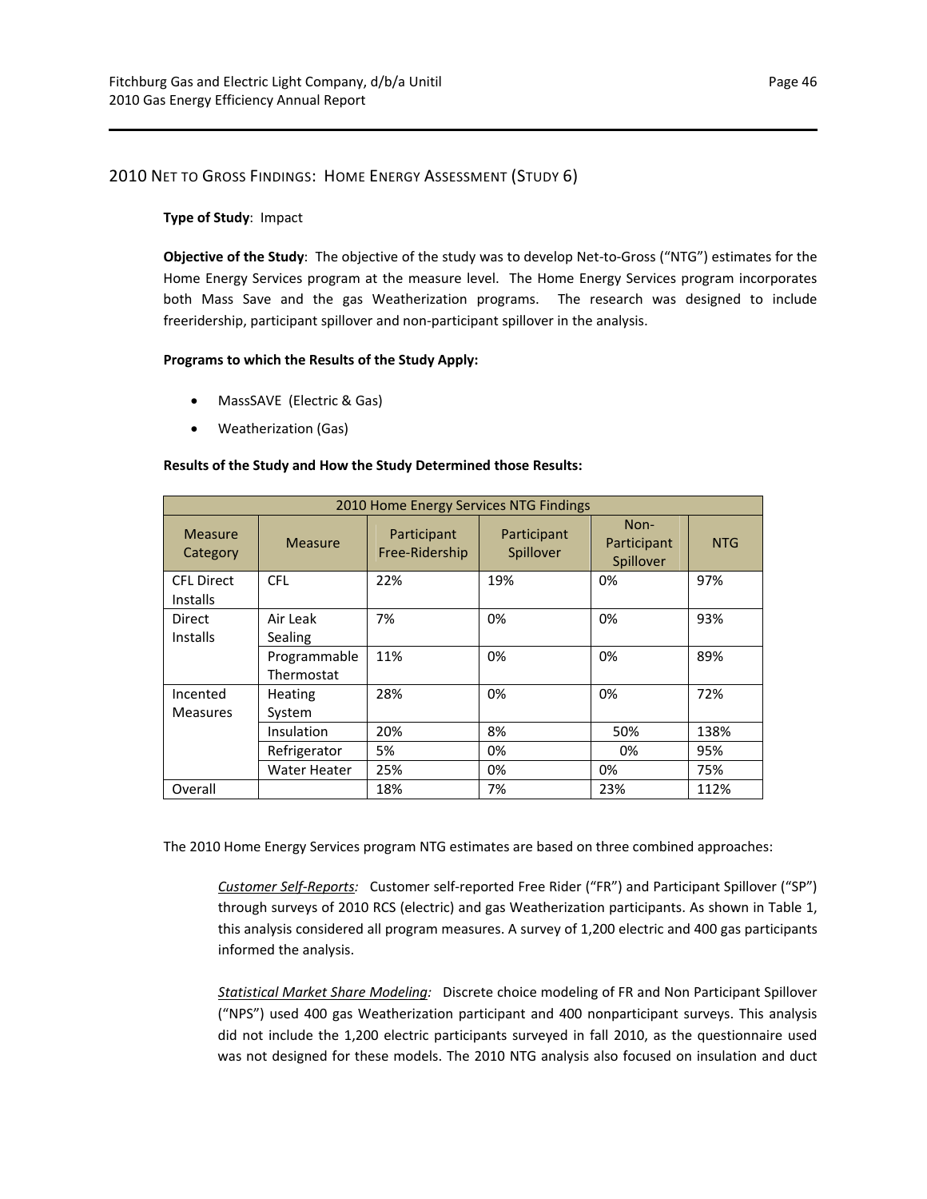## 2010 Net to Gross Findings: Home Energy Assessment (Study 6)

**Type of Study**: Impact

**Objective of the Study**: The objective of the study was to develop Net-to-Gross ("NTG") estimates for the Home Energy Services program at the measure level. The Home Energy Services program incorporates both Mass Save and the gas Weatherization programs. The research was designed to include freeridership, participant spillover and non-participant spillover in the analysis.

**Programs to which the Results of the Study Apply:**

- MassSAVE (Electric & Gas)
- Weatherization (Gas)

**Results of the Study and How the Study Determined those Results:**

| 2010 Home Energy Services NTG Findings | | | | | |
|---|---|---|---|---|---|
| Measure Category | Measure | Participant Free-Ridership | Participant Spillover | Non-Participant Spillover | NTG |
| CFL Direct Installs | CFL | 22% | 19% | 0% | 97% |
| Direct Installs | Air Leak Sealing | 7% | 0% | 0% | 93% |
| | Programmable Thermostat | 11% | 0% | 0% | 89% |
| Incented Measures | Heating System | 28% | 0% | 0% | 72% |
| | Insulation | 20% | 8% | 50% | 138% |
| | Refrigerator | 5% | 0% | 0% | 95% |
| | Water Heater | 25% | 0% | 0% | 75% |
| Overall | | 18% | 7% | 23% | 112% |

The 2010 Home Energy Services program NTG estimates are based on three combined approaches:

> *Customer Self-Reports:* Customer self-reported Free Rider ("FR") and Participant Spillover ("SP") through surveys of 2010 RCS (electric) and gas Weatherization participants. As shown in Table 1, this analysis considered all program measures. A survey of 1,200 electric and 400 gas participants informed the analysis.
>
> *Statistical Market Share Modeling:* Discrete choice modeling of FR and Non Participant Spillover ("NPS") used 400 gas Weatherization participant and 400 nonparticipant surveys. This analysis did not include the 1,200 electric participants surveyed in fall 2010, as the questionnaire used was not designed for these models. The 2010 NTG analysis also focused on insulation and duct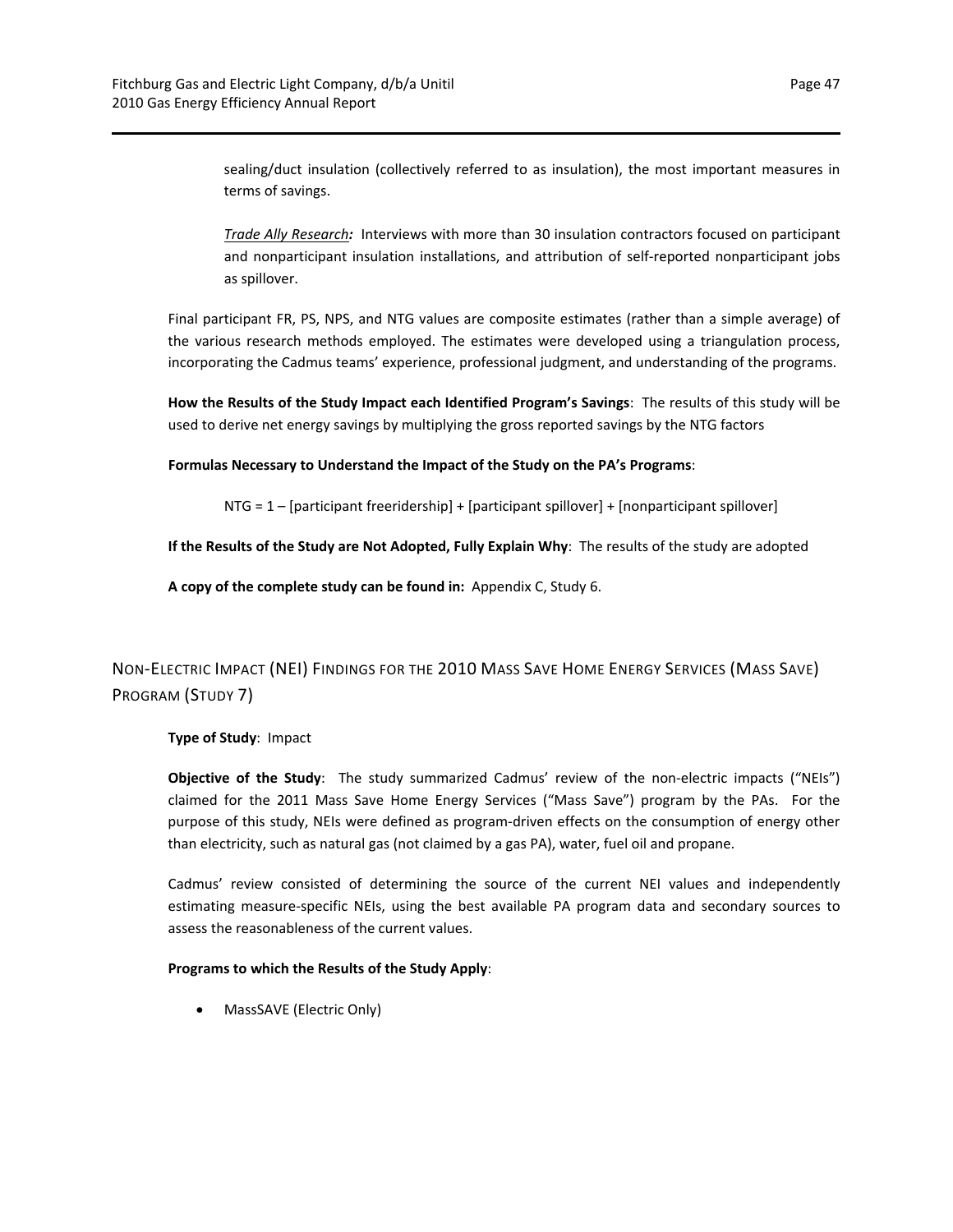sealing/duct insulation (collectively referred to as insulation), the most important measures in terms of savings.

*Trade Ally Research:* Interviews with more than 30 insulation contractors focused on participant and nonparticipant insulation installations, and attribution of self-reported nonparticipant jobs as spillover.

Final participant FR, PS, NPS, and NTG values are composite estimates (rather than a simple average) of the various research methods employed. The estimates were developed using a triangulation process, incorporating the Cadmus teams' experience, professional judgment, and understanding of the programs.

**How the Results of the Study Impact each Identified Program's Savings**: The results of this study will be used to derive net energy savings by multiplying the gross reported savings by the NTG factors

**Formulas Necessary to Understand the Impact of the Study on the PA's Programs**:

NTG = 1 – [participant freeridership] + [participant spillover] + [nonparticipant spillover]

**If the Results of the Study are Not Adopted, Fully Explain Why**: The results of the study are adopted

**A copy of the complete study can be found in:** Appendix C, Study 6.

## Non-Electric Impact (NEI) Findings for the 2010 Mass Save Home Energy Services (Mass Save) Program (Study 7)

**Type of Study**: Impact

**Objective of the Study**: The study summarized Cadmus' review of the non-electric impacts ("NEIs") claimed for the 2011 Mass Save Home Energy Services ("Mass Save") program by the PAs. For the purpose of this study, NEIs were defined as program-driven effects on the consumption of energy other than electricity, such as natural gas (not claimed by a gas PA), water, fuel oil and propane.

Cadmus' review consisted of determining the source of the current NEI values and independently estimating measure-specific NEIs, using the best available PA program data and secondary sources to assess the reasonableness of the current values.

**Programs to which the Results of the Study Apply**:

- MassSAVE (Electric Only)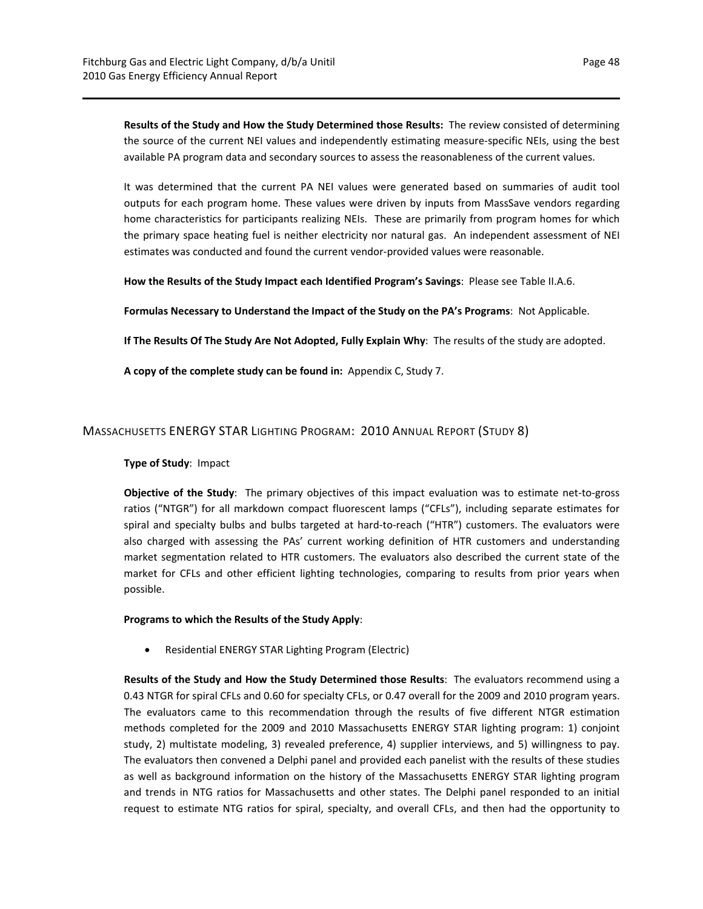**Results of the Study and How the Study Determined those Results:** The review consisted of determining the source of the current NEI values and independently estimating measure-specific NEIs, using the best available PA program data and secondary sources to assess the reasonableness of the current values.

It was determined that the current PA NEI values were generated based on summaries of audit tool outputs for each program home. These values were driven by inputs from MassSave vendors regarding home characteristics for participants realizing NEIs. These are primarily from program homes for which the primary space heating fuel is neither electricity nor natural gas. An independent assessment of NEI estimates was conducted and found the current vendor-provided values were reasonable.

**How the Results of the Study Impact each Identified Program's Savings**: Please see Table II.A.6.

**Formulas Necessary to Understand the Impact of the Study on the PA's Programs**: Not Applicable.

**If The Results Of The Study Are Not Adopted, Fully Explain Why**: The results of the study are adopted.

**A copy of the complete study can be found in:** Appendix C, Study 7.

## MASSACHUSETTS ENERGY STAR LIGHTING PROGRAM: 2010 ANNUAL REPORT (STUDY 8)

**Type of Study**: Impact

**Objective of the Study**: The primary objectives of this impact evaluation was to estimate net-to-gross ratios ("NTGR") for all markdown compact fluorescent lamps ("CFLs"), including separate estimates for spiral and specialty bulbs and bulbs targeted at hard-to-reach ("HTR") customers. The evaluators were also charged with assessing the PAs' current working definition of HTR customers and understanding market segmentation related to HTR customers. The evaluators also described the current state of the market for CFLs and other efficient lighting technologies, comparing to results from prior years when possible.

**Programs to which the Results of the Study Apply**:

- Residential ENERGY STAR Lighting Program (Electric)

**Results of the Study and How the Study Determined those Results**: The evaluators recommend using a 0.43 NTGR for spiral CFLs and 0.60 for specialty CFLs, or 0.47 overall for the 2009 and 2010 program years. The evaluators came to this recommendation through the results of five different NTGR estimation methods completed for the 2009 and 2010 Massachusetts ENERGY STAR lighting program: 1) conjoint study, 2) multistate modeling, 3) revealed preference, 4) supplier interviews, and 5) willingness to pay. The evaluators then convened a Delphi panel and provided each panelist with the results of these studies as well as background information on the history of the Massachusetts ENERGY STAR lighting program and trends in NTG ratios for Massachusetts and other states. The Delphi panel responded to an initial request to estimate NTG ratios for spiral, specialty, and overall CFLs, and then had the opportunity to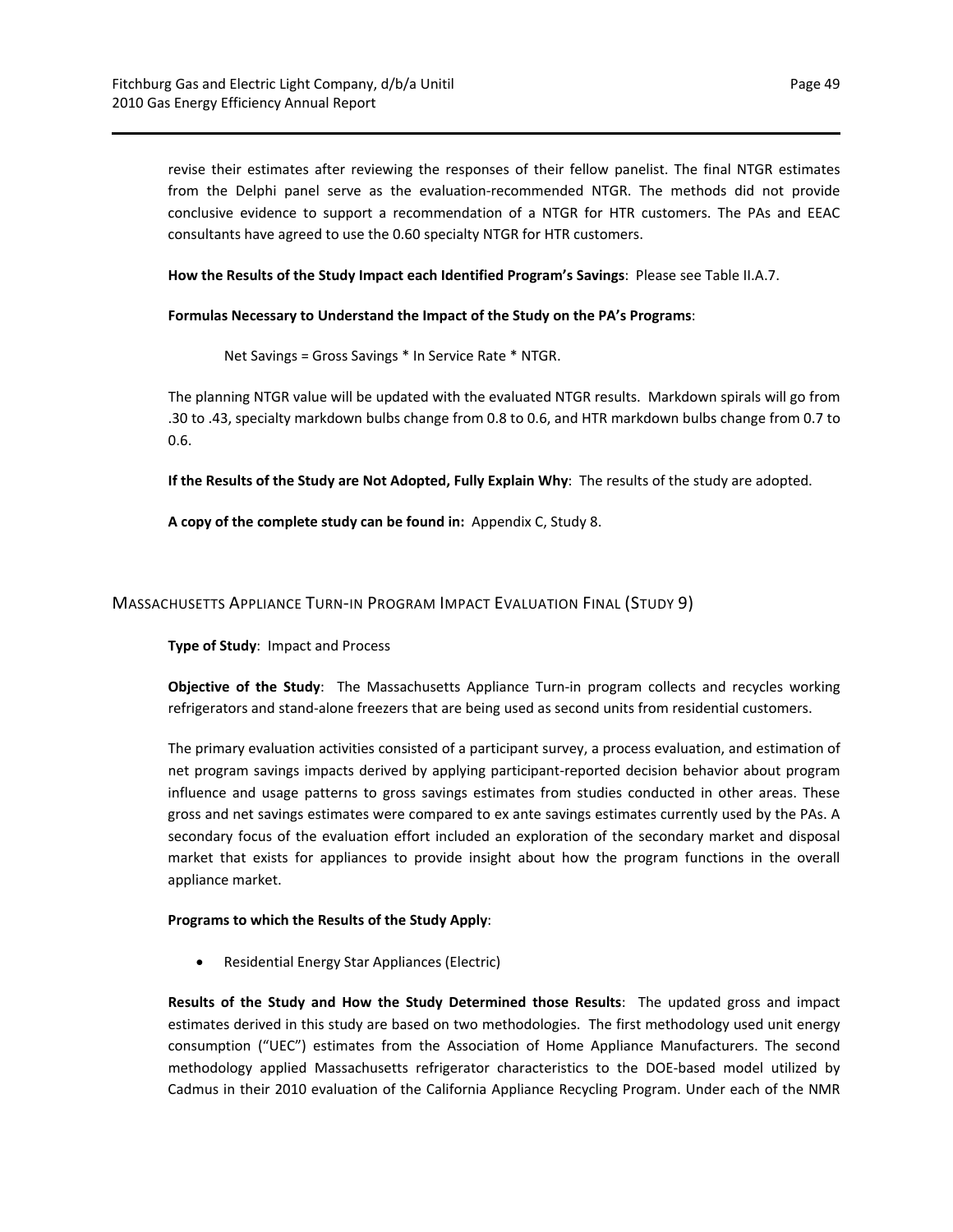revise their estimates after reviewing the responses of their fellow panelist. The final NTGR estimates from the Delphi panel serve as the evaluation-recommended NTGR. The methods did not provide conclusive evidence to support a recommendation of a NTGR for HTR customers. The PAs and EEAC consultants have agreed to use the 0.60 specialty NTGR for HTR customers.

**How the Results of the Study Impact each Identified Program's Savings**: Please see Table II.A.7.

**Formulas Necessary to Understand the Impact of the Study on the PA's Programs**:

Net Savings = Gross Savings * In Service Rate * NTGR.

The planning NTGR value will be updated with the evaluated NTGR results. Markdown spirals will go from .30 to .43, specialty markdown bulbs change from 0.8 to 0.6, and HTR markdown bulbs change from 0.7 to 0.6.

**If the Results of the Study are Not Adopted, Fully Explain Why**: The results of the study are adopted.

**A copy of the complete study can be found in:** Appendix C, Study 8.

## Massachusetts Appliance Turn-in Program Impact Evaluation Final (Study 9)

**Type of Study**: Impact and Process

**Objective of the Study**: The Massachusetts Appliance Turn-in program collects and recycles working refrigerators and stand-alone freezers that are being used as second units from residential customers.

The primary evaluation activities consisted of a participant survey, a process evaluation, and estimation of net program savings impacts derived by applying participant-reported decision behavior about program influence and usage patterns to gross savings estimates from studies conducted in other areas. These gross and net savings estimates were compared to ex ante savings estimates currently used by the PAs. A secondary focus of the evaluation effort included an exploration of the secondary market and disposal market that exists for appliances to provide insight about how the program functions in the overall appliance market.

**Programs to which the Results of the Study Apply**:

- Residential Energy Star Appliances (Electric)

**Results of the Study and How the Study Determined those Results**: The updated gross and impact estimates derived in this study are based on two methodologies. The first methodology used unit energy consumption ("UEC") estimates from the Association of Home Appliance Manufacturers. The second methodology applied Massachusetts refrigerator characteristics to the DOE-based model utilized by Cadmus in their 2010 evaluation of the California Appliance Recycling Program. Under each of the NMR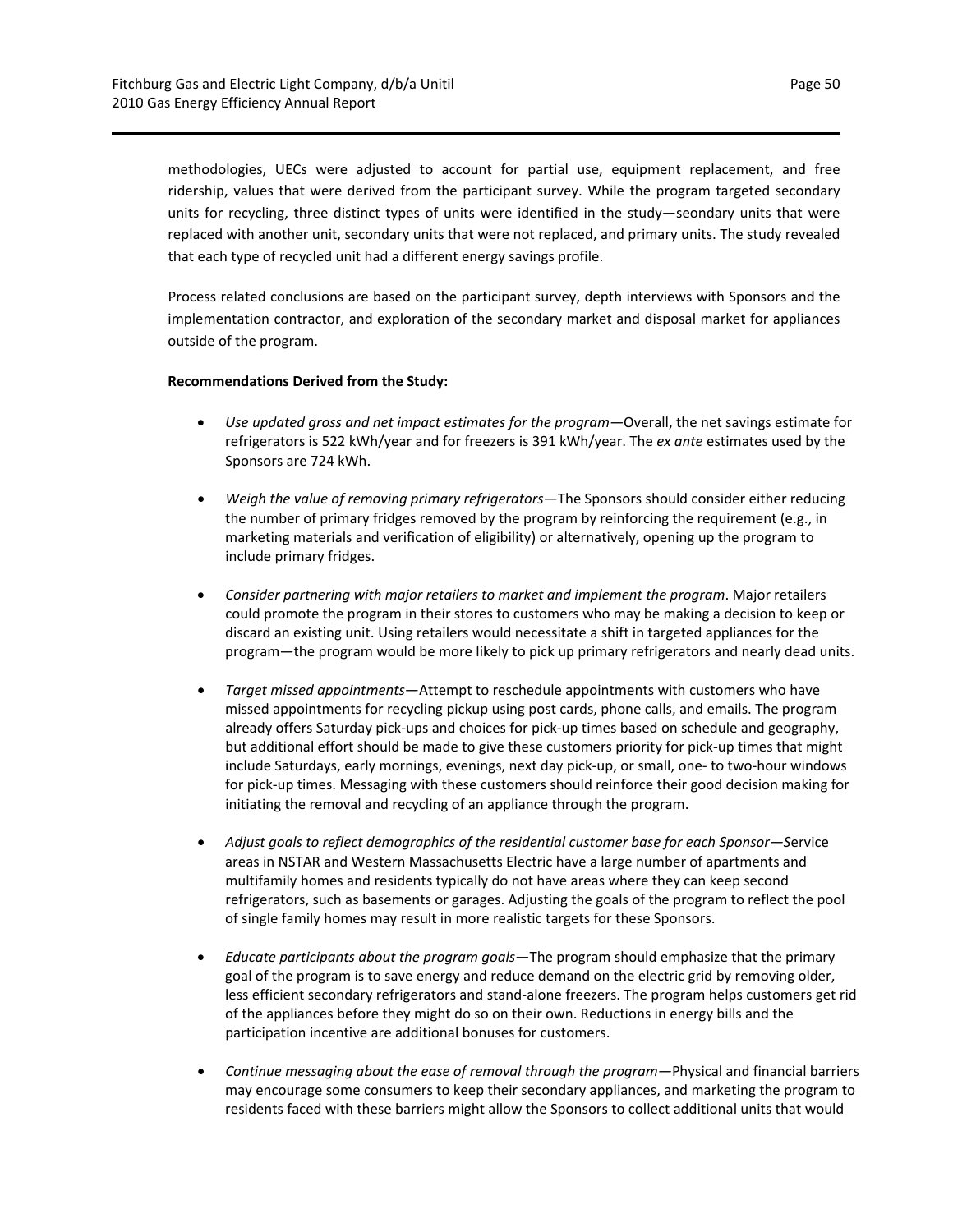methodologies, UECs were adjusted to account for partial use, equipment replacement, and free ridership, values that were derived from the participant survey. While the program targeted secondary units for recycling, three distinct types of units were identified in the study—seondary units that were replaced with another unit, secondary units that were not replaced, and primary units. The study revealed that each type of recycled unit had a different energy savings profile.

Process related conclusions are based on the participant survey, depth interviews with Sponsors and the implementation contractor, and exploration of the secondary market and disposal market for appliances outside of the program.

**Recommendations Derived from the Study:**

- *Use updated gross and net impact estimates for the program*—Overall, the net savings estimate for refrigerators is 522 kWh/year and for freezers is 391 kWh/year. The *ex ante* estimates used by the Sponsors are 724 kWh.
- *Weigh the value of removing primary refrigerators*—The Sponsors should consider either reducing the number of primary fridges removed by the program by reinforcing the requirement (e.g., in marketing materials and verification of eligibility) or alternatively, opening up the program to include primary fridges.
- *Consider partnering with major retailers to market and implement the program*. Major retailers could promote the program in their stores to customers who may be making a decision to keep or discard an existing unit. Using retailers would necessitate a shift in targeted appliances for the program—the program would be more likely to pick up primary refrigerators and nearly dead units.
- *Target missed appointments*—Attempt to reschedule appointments with customers who have missed appointments for recycling pickup using post cards, phone calls, and emails. The program already offers Saturday pick-ups and choices for pick-up times based on schedule and geography, but additional effort should be made to give these customers priority for pick-up times that might include Saturdays, early mornings, evenings, next day pick-up, or small, one- to two-hour windows for pick-up times. Messaging with these customers should reinforce their good decision making for initiating the removal and recycling of an appliance through the program.
- *Adjust goals to reflect demographics of the residential customer base for each Sponsor—S*ervice areas in NSTAR and Western Massachusetts Electric have a large number of apartments and multifamily homes and residents typically do not have areas where they can keep second refrigerators, such as basements or garages. Adjusting the goals of the program to reflect the pool of single family homes may result in more realistic targets for these Sponsors.
- *Educate participants about the program goals*—The program should emphasize that the primary goal of the program is to save energy and reduce demand on the electric grid by removing older, less efficient secondary refrigerators and stand-alone freezers. The program helps customers get rid of the appliances before they might do so on their own. Reductions in energy bills and the participation incentive are additional bonuses for customers.
- *Continue messaging about the ease of removal through the program*—Physical and financial barriers may encourage some consumers to keep their secondary appliances, and marketing the program to residents faced with these barriers might allow the Sponsors to collect additional units that would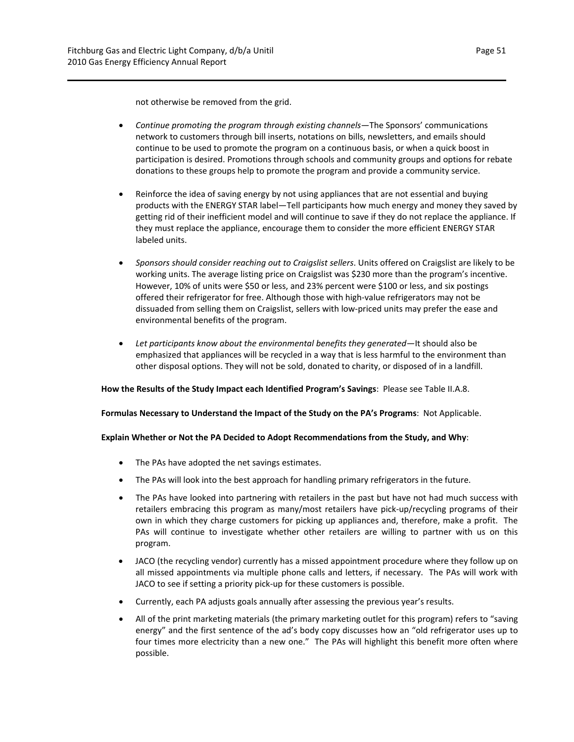not otherwise be removed from the grid.

- *Continue promoting the program through existing channels*—The Sponsors' communications network to customers through bill inserts, notations on bills, newsletters, and emails should continue to be used to promote the program on a continuous basis, or when a quick boost in participation is desired. Promotions through schools and community groups and options for rebate donations to these groups help to promote the program and provide a community service.

- Reinforce the idea of saving energy by not using appliances that are not essential and buying products with the ENERGY STAR label—Tell participants how much energy and money they saved by getting rid of their inefficient model and will continue to save if they do not replace the appliance. If they must replace the appliance, encourage them to consider the more efficient ENERGY STAR labeled units.

- *Sponsors should consider reaching out to Craigslist sellers*. Units offered on Craigslist are likely to be working units. The average listing price on Craigslist was $230 more than the program's incentive. However, 10% of units were $50 or less, and 23% percent were $100 or less, and six postings offered their refrigerator for free. Although those with high-value refrigerators may not be dissuaded from selling them on Craigslist, sellers with low-priced units may prefer the ease and environmental benefits of the program.

- *Let participants know about the environmental benefits they generated*—It should also be emphasized that appliances will be recycled in a way that is less harmful to the environment than other disposal options. They will not be sold, donated to charity, or disposed of in a landfill.

**How the Results of the Study Impact each Identified Program's Savings**: Please see Table II.A.8.

**Formulas Necessary to Understand the Impact of the Study on the PA's Programs**: Not Applicable.

**Explain Whether or Not the PA Decided to Adopt Recommendations from the Study, and Why**:

- The PAs have adopted the net savings estimates.
- The PAs will look into the best approach for handling primary refrigerators in the future.
- The PAs have looked into partnering with retailers in the past but have not had much success with retailers embracing this program as many/most retailers have pick-up/recycling programs of their own in which they charge customers for picking up appliances and, therefore, make a profit. The PAs will continue to investigate whether other retailers are willing to partner with us on this program.
- JACO (the recycling vendor) currently has a missed appointment procedure where they follow up on all missed appointments via multiple phone calls and letters, if necessary. The PAs will work with JACO to see if setting a priority pick-up for these customers is possible.
- Currently, each PA adjusts goals annually after assessing the previous year's results.
- All of the print marketing materials (the primary marketing outlet for this program) refers to "saving energy" and the first sentence of the ad's body copy discusses how an "old refrigerator uses up to four times more electricity than a new one." The PAs will highlight this benefit more often where possible.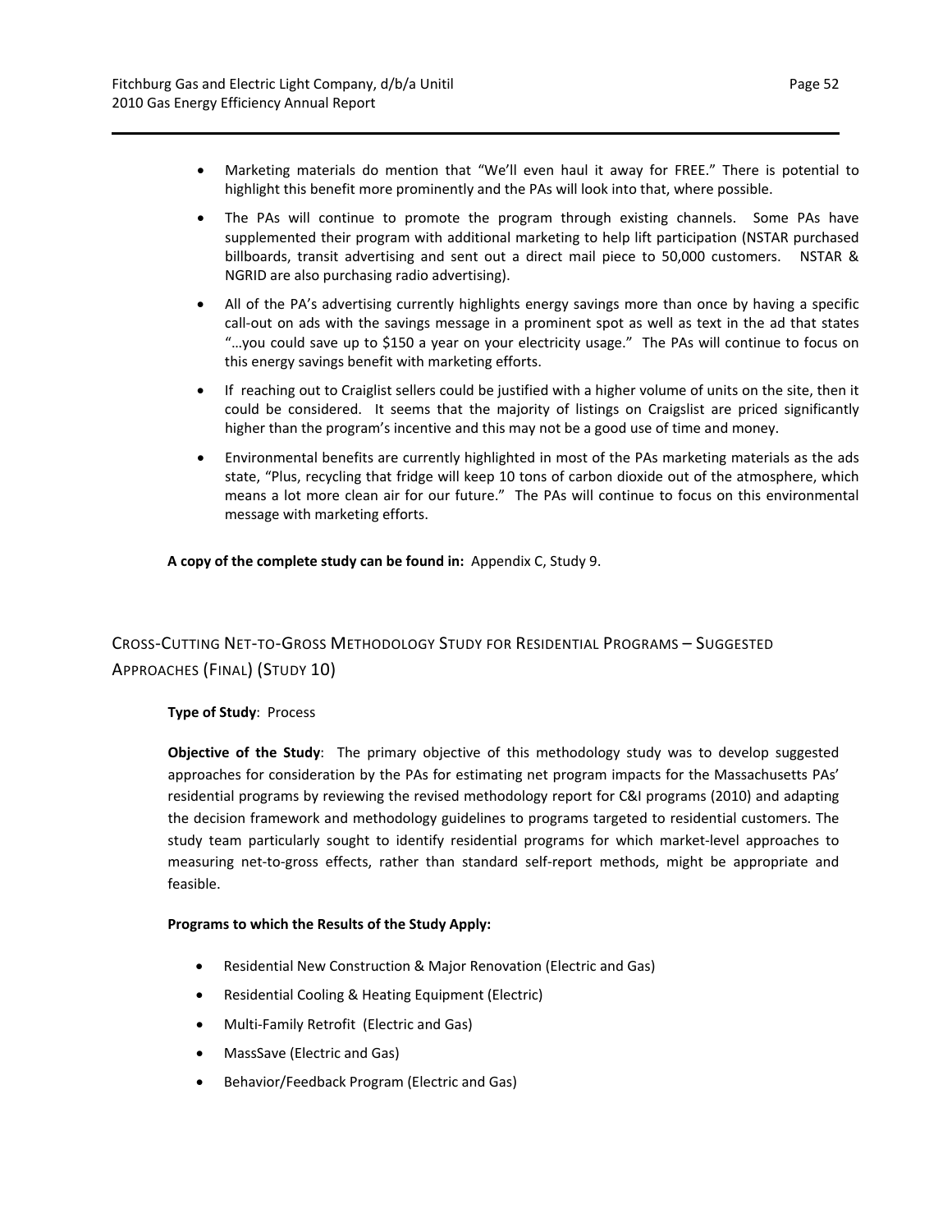- Marketing materials do mention that "We'll even haul it away for FREE." There is potential to highlight this benefit more prominently and the PAs will look into that, where possible.
- The PAs will continue to promote the program through existing channels. Some PAs have supplemented their program with additional marketing to help lift participation (NSTAR purchased billboards, transit advertising and sent out a direct mail piece to 50,000 customers. NSTAR & NGRID are also purchasing radio advertising).
- All of the PA's advertising currently highlights energy savings more than once by having a specific call-out on ads with the savings message in a prominent spot as well as text in the ad that states "…you could save up to $150 a year on your electricity usage." The PAs will continue to focus on this energy savings benefit with marketing efforts.
- If reaching out to Craiglist sellers could be justified with a higher volume of units on the site, then it could be considered. It seems that the majority of listings on Craigslist are priced significantly higher than the program's incentive and this may not be a good use of time and money.
- Environmental benefits are currently highlighted in most of the PAs marketing materials as the ads state, "Plus, recycling that fridge will keep 10 tons of carbon dioxide out of the atmosphere, which means a lot more clean air for our future." The PAs will continue to focus on this environmental message with marketing efforts.

**A copy of the complete study can be found in:** Appendix C, Study 9.

## Cross-Cutting Net-to-Gross Methodology Study for Residential Programs – Suggested Approaches (Final) (Study 10)

**Type of Study**: Process

**Objective of the Study**: The primary objective of this methodology study was to develop suggested approaches for consideration by the PAs for estimating net program impacts for the Massachusetts PAs' residential programs by reviewing the revised methodology report for C&I programs (2010) and adapting the decision framework and methodology guidelines to programs targeted to residential customers. The study team particularly sought to identify residential programs for which market-level approaches to measuring net-to-gross effects, rather than standard self-report methods, might be appropriate and feasible.

**Programs to which the Results of the Study Apply:**

- Residential New Construction & Major Renovation (Electric and Gas)
- Residential Cooling & Heating Equipment (Electric)
- Multi-Family Retrofit (Electric and Gas)
- MassSave (Electric and Gas)
- Behavior/Feedback Program (Electric and Gas)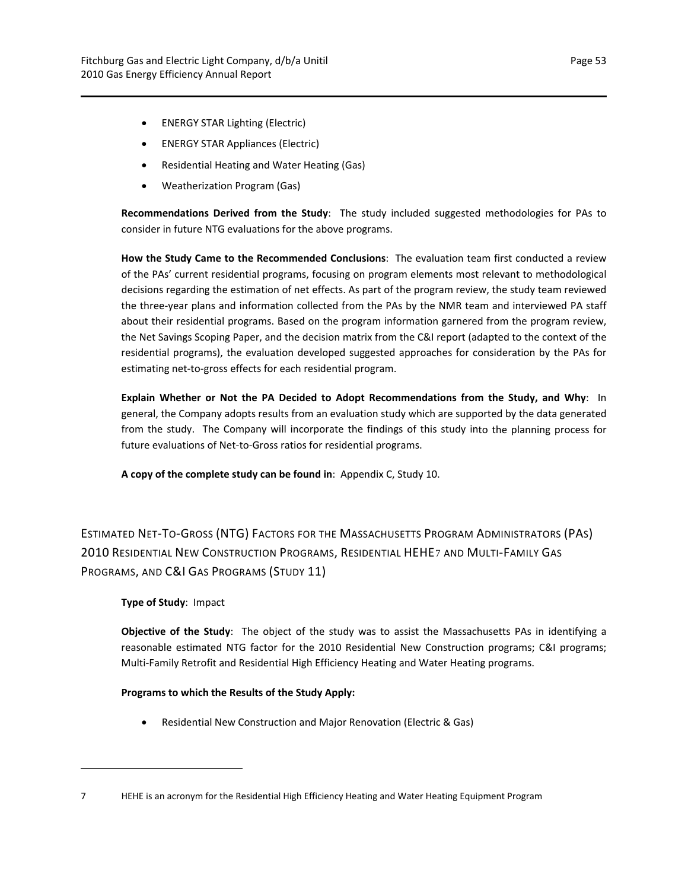- ENERGY STAR Lighting (Electric)
- ENERGY STAR Appliances (Electric)
- Residential Heating and Water Heating (Gas)
- Weatherization Program (Gas)

**Recommendations Derived from the Study**: The study included suggested methodologies for PAs to consider in future NTG evaluations for the above programs.

**How the Study Came to the Recommended Conclusions**: The evaluation team first conducted a review of the PAs' current residential programs, focusing on program elements most relevant to methodological decisions regarding the estimation of net effects. As part of the program review, the study team reviewed the three-year plans and information collected from the PAs by the NMR team and interviewed PA staff about their residential programs. Based on the program information garnered from the program review, the Net Savings Scoping Paper, and the decision matrix from the C&I report (adapted to the context of the residential programs), the evaluation developed suggested approaches for consideration by the PAs for estimating net-to-gross effects for each residential program.

**Explain Whether or Not the PA Decided to Adopt Recommendations from the Study, and Why**: In general, the Company adopts results from an evaluation study which are supported by the data generated from the study. The Company will incorporate the findings of this study into the planning process for future evaluations of Net-to-Gross ratios for residential programs.

**A copy of the complete study can be found in**: Appendix C, Study 10.

## Estimated Net-To-Gross (NTG) Factors for the Massachusetts Program Administrators (PAs) 2010 Residential New Construction Programs, Residential HEHE[7] and Multi-Family Gas Programs, and C&I Gas Programs (Study 11)

**Type of Study**: Impact

**Objective of the Study**: The object of the study was to assist the Massachusetts PAs in identifying a reasonable estimated NTG factor for the 2010 Residential New Construction programs; C&I programs; Multi-Family Retrofit and Residential High Efficiency Heating and Water Heating programs.

**Programs to which the Results of the Study Apply:**

- Residential New Construction and Major Renovation (Electric & Gas)

---

[7] HEHE is an acronym for the Residential High Efficiency Heating and Water Heating Equipment Program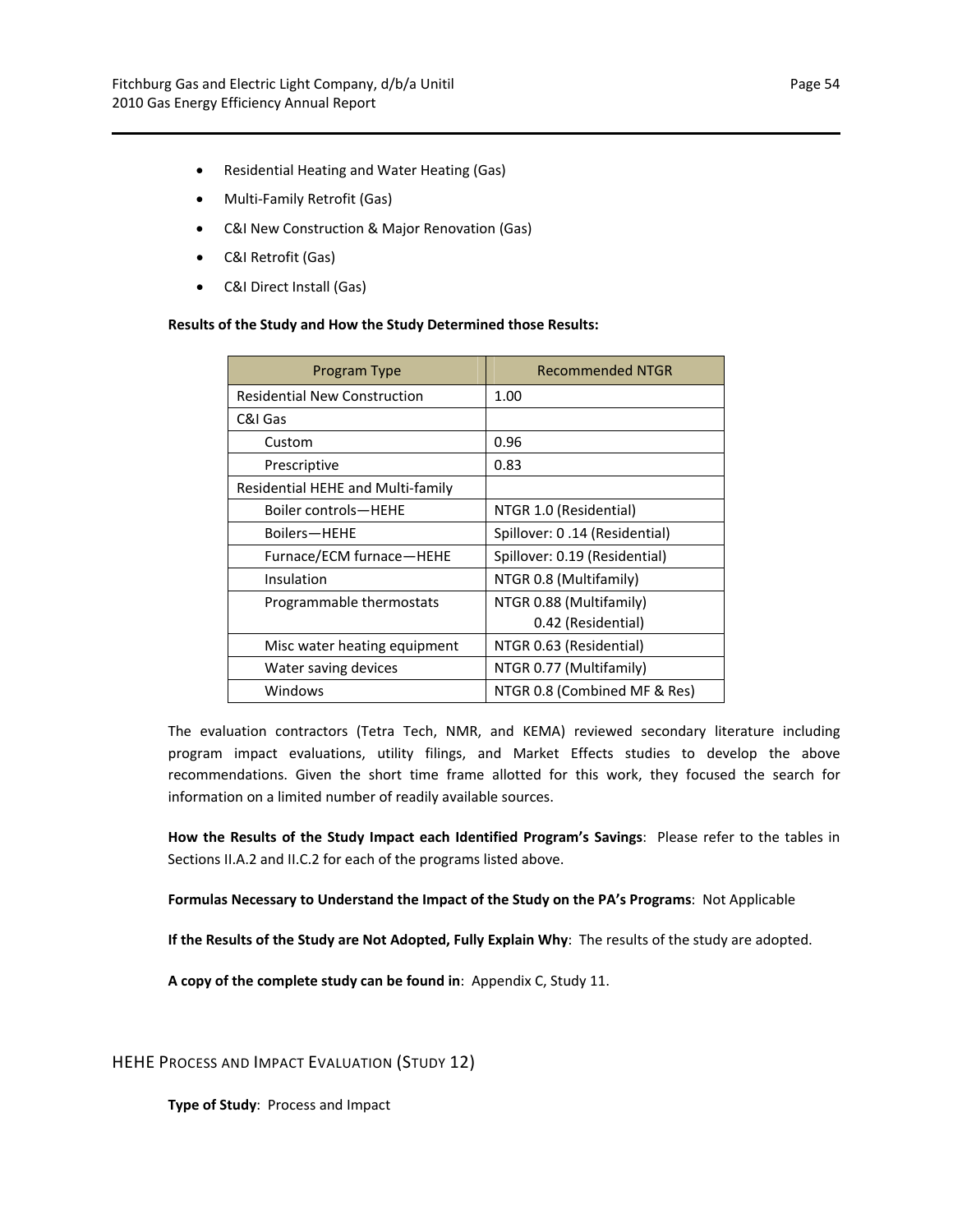- Residential Heating and Water Heating (Gas)
- Multi-Family Retrofit (Gas)
- C&I New Construction & Major Renovation (Gas)
- C&I Retrofit (Gas)
- C&I Direct Install (Gas)

**Results of the Study and How the Study Determined those Results:**

| Program Type | Recommended NTGR |
|---|---|
| Residential New Construction | 1.00 |
| C&I Gas | |
| Custom | 0.96 |
| Prescriptive | 0.83 |
| Residential HEHE and Multi-family | |
| Boiler controls—HEHE | NTGR 1.0 (Residential) |
| Boilers—HEHE | Spillover: 0 .14 (Residential) |
| Furnace/ECM furnace—HEHE | Spillover: 0.19 (Residential) |
| Insulation | NTGR 0.8 (Multifamily) |
| Programmable thermostats | NTGR 0.88 (Multifamily)<br>0.42 (Residential) |
| Misc water heating equipment | NTGR 0.63 (Residential) |
| Water saving devices | NTGR 0.77 (Multifamily) |
| Windows | NTGR 0.8 (Combined MF & Res) |

The evaluation contractors (Tetra Tech, NMR, and KEMA) reviewed secondary literature including program impact evaluations, utility filings, and Market Effects studies to develop the above recommendations. Given the short time frame allotted for this work, they focused the search for information on a limited number of readily available sources.

**How the Results of the Study Impact each Identified Program's Savings**: Please refer to the tables in Sections II.A.2 and II.C.2 for each of the programs listed above.

**Formulas Necessary to Understand the Impact of the Study on the PA's Programs**: Not Applicable

**If the Results of the Study are Not Adopted, Fully Explain Why**: The results of the study are adopted.

**A copy of the complete study can be found in**: Appendix C, Study 11.

## HEHE Process and Impact Evaluation (Study 12)

**Type of Study**: Process and Impact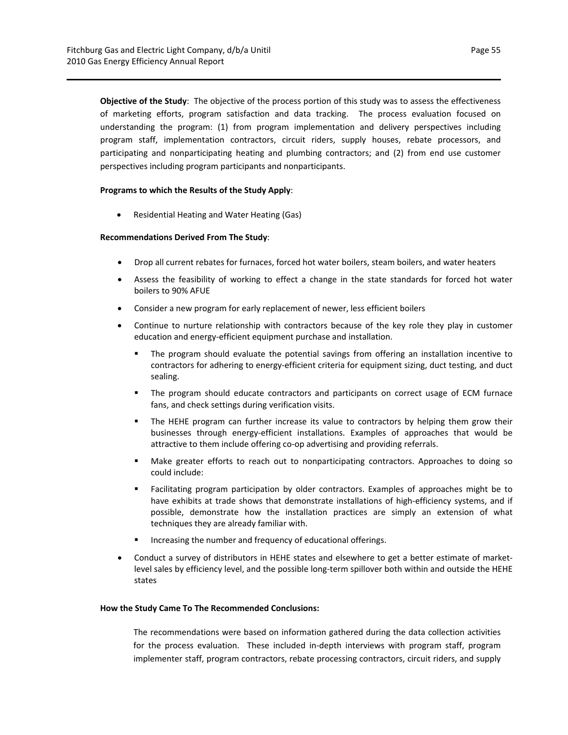**Objective of the Study**: The objective of the process portion of this study was to assess the effectiveness of marketing efforts, program satisfaction and data tracking. The process evaluation focused on understanding the program: (1) from program implementation and delivery perspectives including program staff, implementation contractors, circuit riders, supply houses, rebate processors, and participating and nonparticipating heating and plumbing contractors; and (2) from end use customer perspectives including program participants and nonparticipants.

**Programs to which the Results of the Study Apply**:

- Residential Heating and Water Heating (Gas)

**Recommendations Derived From The Study**:

- Drop all current rebates for furnaces, forced hot water boilers, steam boilers, and water heaters
- Assess the feasibility of working to effect a change in the state standards for forced hot water boilers to 90% AFUE
- Consider a new program for early replacement of newer, less efficient boilers
- Continue to nurture relationship with contractors because of the key role they play in customer education and energy-efficient equipment purchase and installation.
  - The program should evaluate the potential savings from offering an installation incentive to contractors for adhering to energy-efficient criteria for equipment sizing, duct testing, and duct sealing.
  - The program should educate contractors and participants on correct usage of ECM furnace fans, and check settings during verification visits.
  - The HEHE program can further increase its value to contractors by helping them grow their businesses through energy-efficient installations. Examples of approaches that would be attractive to them include offering co-op advertising and providing referrals.
  - Make greater efforts to reach out to nonparticipating contractors. Approaches to doing so could include:
  - Facilitating program participation by older contractors. Examples of approaches might be to have exhibits at trade shows that demonstrate installations of high-efficiency systems, and if possible, demonstrate how the installation practices are simply an extension of what techniques they are already familiar with.
  - Increasing the number and frequency of educational offerings.
- Conduct a survey of distributors in HEHE states and elsewhere to get a better estimate of market-level sales by efficiency level, and the possible long-term spillover both within and outside the HEHE states

**How the Study Came To The Recommended Conclusions:**

The recommendations were based on information gathered during the data collection activities for the process evaluation. These included in-depth interviews with program staff, program implementer staff, program contractors, rebate processing contractors, circuit riders, and supply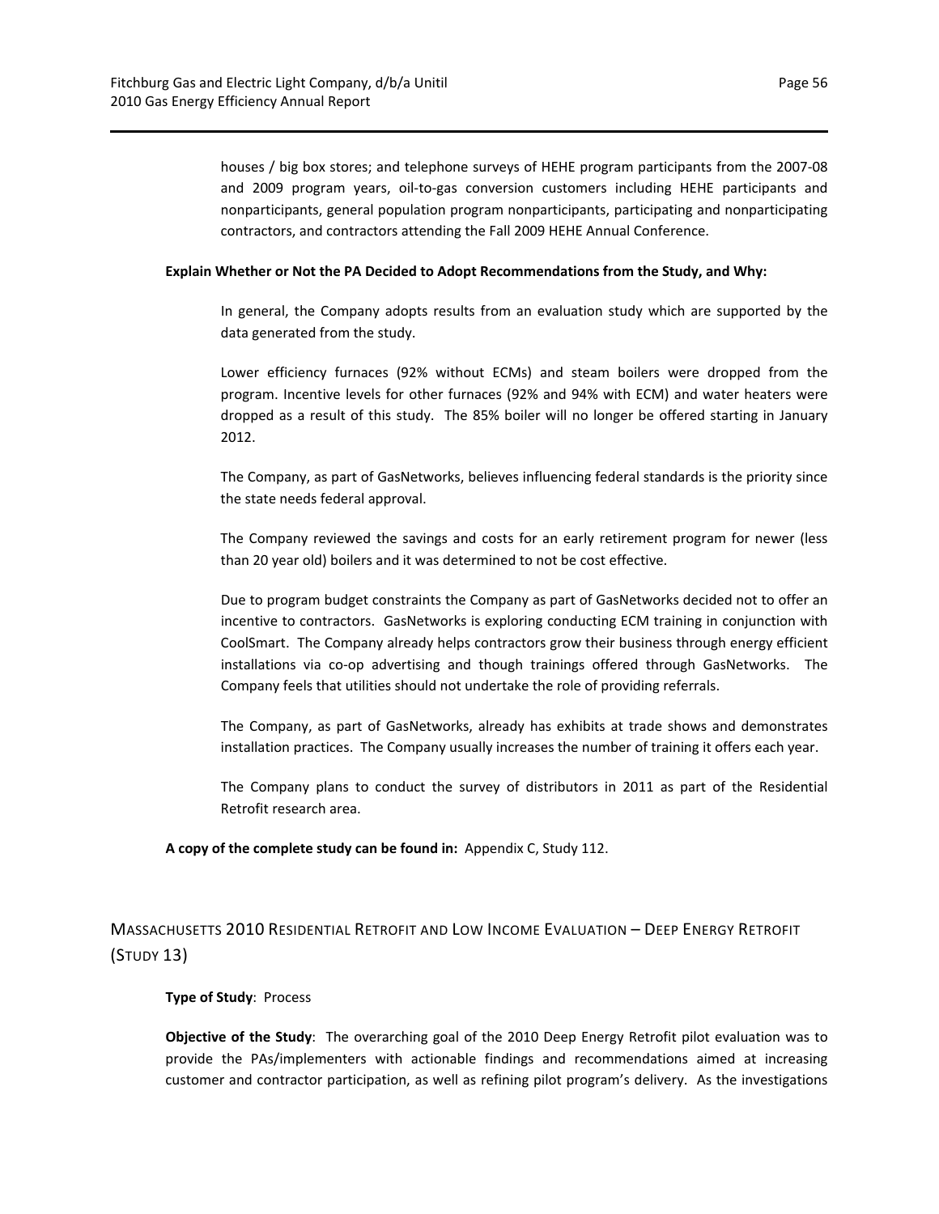houses / big box stores; and telephone surveys of HEHE program participants from the 2007-08 and 2009 program years, oil-to-gas conversion customers including HEHE participants and nonparticipants, general population program nonparticipants, participating and nonparticipating contractors, and contractors attending the Fall 2009 HEHE Annual Conference.

**Explain Whether or Not the PA Decided to Adopt Recommendations from the Study, and Why:**

In general, the Company adopts results from an evaluation study which are supported by the data generated from the study.

Lower efficiency furnaces (92% without ECMs) and steam boilers were dropped from the program. Incentive levels for other furnaces (92% and 94% with ECM) and water heaters were dropped as a result of this study. The 85% boiler will no longer be offered starting in January 2012.

The Company, as part of GasNetworks, believes influencing federal standards is the priority since the state needs federal approval.

The Company reviewed the savings and costs for an early retirement program for newer (less than 20 year old) boilers and it was determined to not be cost effective.

Due to program budget constraints the Company as part of GasNetworks decided not to offer an incentive to contractors. GasNetworks is exploring conducting ECM training in conjunction with CoolSmart. The Company already helps contractors grow their business through energy efficient installations via co-op advertising and though trainings offered through GasNetworks. The Company feels that utilities should not undertake the role of providing referrals.

The Company, as part of GasNetworks, already has exhibits at trade shows and demonstrates installation practices. The Company usually increases the number of training it offers each year.

The Company plans to conduct the survey of distributors in 2011 as part of the Residential Retrofit research area.

**A copy of the complete study can be found in:** Appendix C, Study 112.

## Massachusetts 2010 Residential Retrofit and Low Income Evaluation – Deep Energy Retrofit (Study 13)

**Type of Study**: Process

**Objective of the Study**: The overarching goal of the 2010 Deep Energy Retrofit pilot evaluation was to provide the PAs/implementers with actionable findings and recommendations aimed at increasing customer and contractor participation, as well as refining pilot program's delivery. As the investigations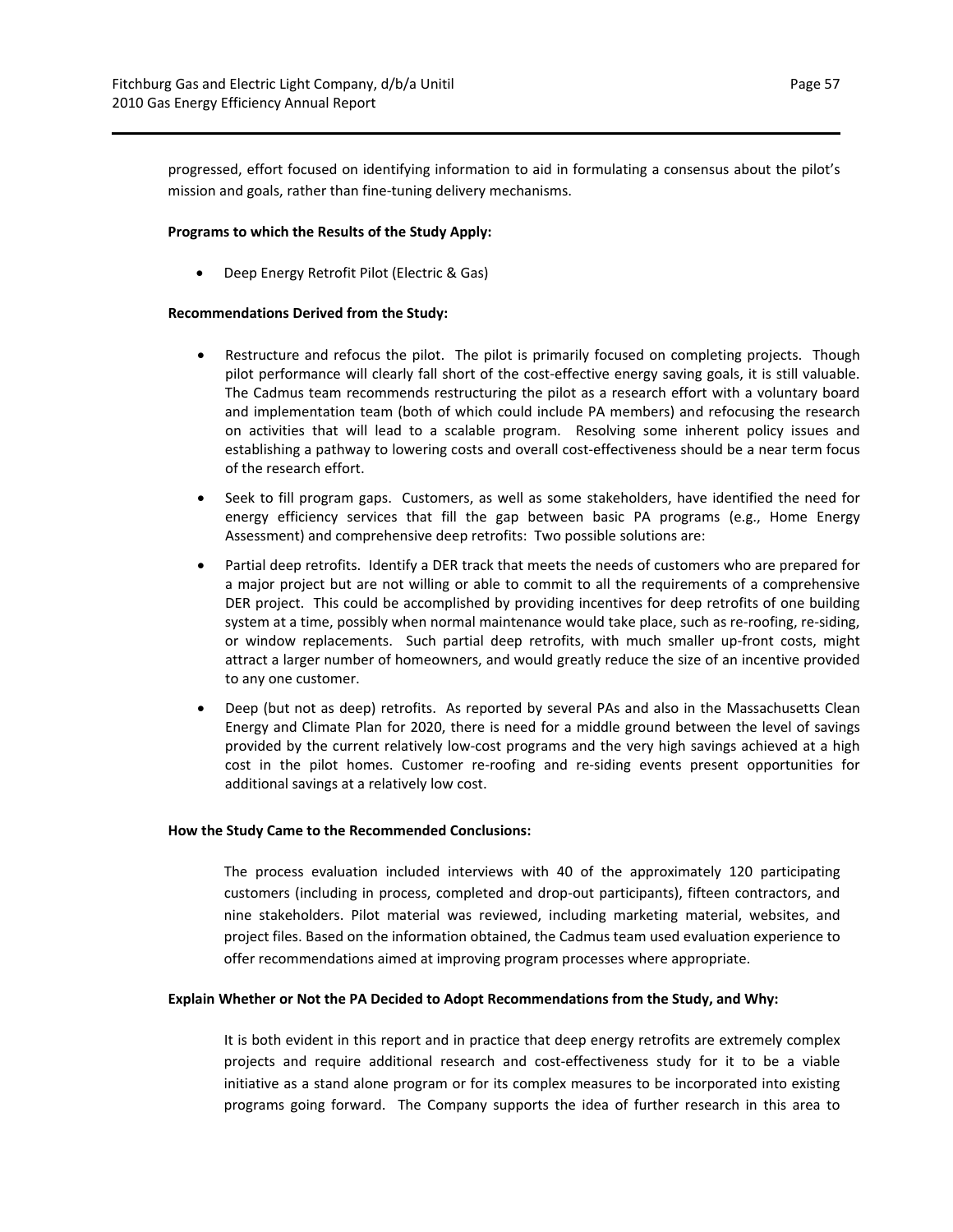progressed, effort focused on identifying information to aid in formulating a consensus about the pilot's mission and goals, rather than fine-tuning delivery mechanisms.

**Programs to which the Results of the Study Apply:**

- Deep Energy Retrofit Pilot (Electric & Gas)

**Recommendations Derived from the Study:**

- Restructure and refocus the pilot. The pilot is primarily focused on completing projects. Though pilot performance will clearly fall short of the cost-effective energy saving goals, it is still valuable. The Cadmus team recommends restructuring the pilot as a research effort with a voluntary board and implementation team (both of which could include PA members) and refocusing the research on activities that will lead to a scalable program. Resolving some inherent policy issues and establishing a pathway to lowering costs and overall cost-effectiveness should be a near term focus of the research effort.
- Seek to fill program gaps. Customers, as well as some stakeholders, have identified the need for energy efficiency services that fill the gap between basic PA programs (e.g., Home Energy Assessment) and comprehensive deep retrofits: Two possible solutions are:
- Partial deep retrofits. Identify a DER track that meets the needs of customers who are prepared for a major project but are not willing or able to commit to all the requirements of a comprehensive DER project. This could be accomplished by providing incentives for deep retrofits of one building system at a time, possibly when normal maintenance would take place, such as re-roofing, re-siding, or window replacements. Such partial deep retrofits, with much smaller up-front costs, might attract a larger number of homeowners, and would greatly reduce the size of an incentive provided to any one customer.
- Deep (but not as deep) retrofits. As reported by several PAs and also in the Massachusetts Clean Energy and Climate Plan for 2020, there is need for a middle ground between the level of savings provided by the current relatively low-cost programs and the very high savings achieved at a high cost in the pilot homes. Customer re-roofing and re-siding events present opportunities for additional savings at a relatively low cost.

**How the Study Came to the Recommended Conclusions:**

The process evaluation included interviews with 40 of the approximately 120 participating customers (including in process, completed and drop-out participants), fifteen contractors, and nine stakeholders. Pilot material was reviewed, including marketing material, websites, and project files. Based on the information obtained, the Cadmus team used evaluation experience to offer recommendations aimed at improving program processes where appropriate.

**Explain Whether or Not the PA Decided to Adopt Recommendations from the Study, and Why:**

It is both evident in this report and in practice that deep energy retrofits are extremely complex projects and require additional research and cost-effectiveness study for it to be a viable initiative as a stand alone program or for its complex measures to be incorporated into existing programs going forward. The Company supports the idea of further research in this area to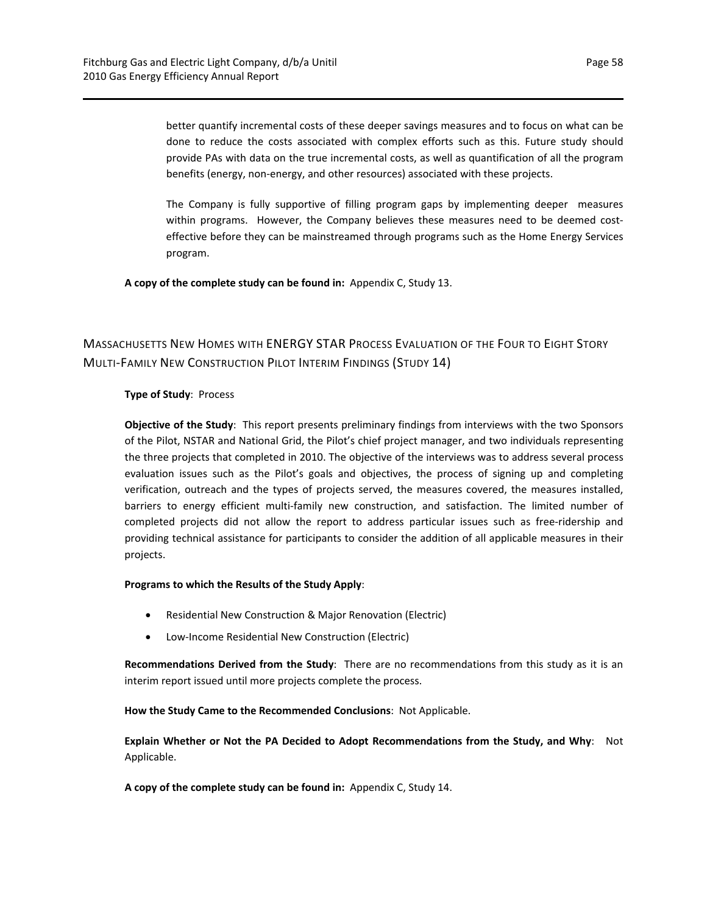better quantify incremental costs of these deeper savings measures and to focus on what can be done to reduce the costs associated with complex efforts such as this. Future study should provide PAs with data on the true incremental costs, as well as quantification of all the program benefits (energy, non-energy, and other resources) associated with these projects.

The Company is fully supportive of filling program gaps by implementing deeper measures within programs. However, the Company believes these measures need to be deemed cost-effective before they can be mainstreamed through programs such as the Home Energy Services program.

**A copy of the complete study can be found in:** Appendix C, Study 13.

## Massachusetts New Homes with ENERGY STAR Process Evaluation of the Four to Eight Story Multi-Family New Construction Pilot Interim Findings (Study 14)

**Type of Study**: Process

**Objective of the Study**: This report presents preliminary findings from interviews with the two Sponsors of the Pilot, NSTAR and National Grid, the Pilot's chief project manager, and two individuals representing the three projects that completed in 2010. The objective of the interviews was to address several process evaluation issues such as the Pilot's goals and objectives, the process of signing up and completing verification, outreach and the types of projects served, the measures covered, the measures installed, barriers to energy efficient multi-family new construction, and satisfaction. The limited number of completed projects did not allow the report to address particular issues such as free-ridership and providing technical assistance for participants to consider the addition of all applicable measures in their projects.

**Programs to which the Results of the Study Apply**:

- Residential New Construction & Major Renovation (Electric)
- Low-Income Residential New Construction (Electric)

**Recommendations Derived from the Study**: There are no recommendations from this study as it is an interim report issued until more projects complete the process.

**How the Study Came to the Recommended Conclusions**: Not Applicable.

**Explain Whether or Not the PA Decided to Adopt Recommendations from the Study, and Why**: Not Applicable.

**A copy of the complete study can be found in:** Appendix C, Study 14.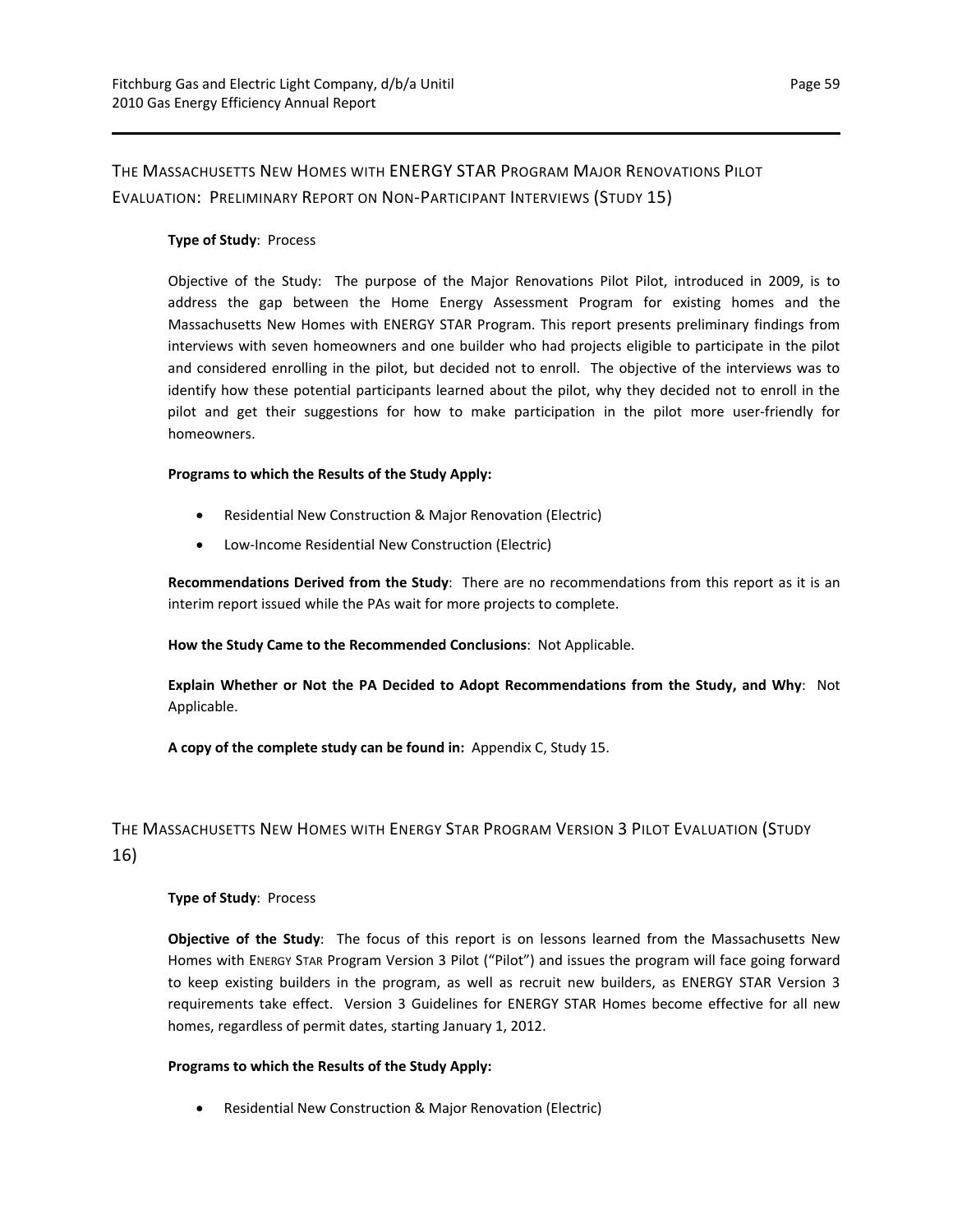## The Massachusetts New Homes with ENERGY STAR Program Major Renovations Pilot Evaluation: Preliminary Report on Non-Participant Interviews (Study 15)

**Type of Study**: Process

Objective of the Study: The purpose of the Major Renovations Pilot Pilot, introduced in 2009, is to address the gap between the Home Energy Assessment Program for existing homes and the Massachusetts New Homes with ENERGY STAR Program. This report presents preliminary findings from interviews with seven homeowners and one builder who had projects eligible to participate in the pilot and considered enrolling in the pilot, but decided not to enroll. The objective of the interviews was to identify how these potential participants learned about the pilot, why they decided not to enroll in the pilot and get their suggestions for how to make participation in the pilot more user-friendly for homeowners.

**Programs to which the Results of the Study Apply:**

- Residential New Construction & Major Renovation (Electric)
- Low-Income Residential New Construction (Electric)

**Recommendations Derived from the Study**: There are no recommendations from this report as it is an interim report issued while the PAs wait for more projects to complete.

**How the Study Came to the Recommended Conclusions**: Not Applicable.

**Explain Whether or Not the PA Decided to Adopt Recommendations from the Study, and Why**: Not Applicable.

**A copy of the complete study can be found in:** Appendix C, Study 15.

## The Massachusetts New Homes with Energy Star Program Version 3 Pilot Evaluation (Study 16)

**Type of Study**: Process

**Objective of the Study**: The focus of this report is on lessons learned from the Massachusetts New Homes with ENERGY STAR Program Version 3 Pilot ("Pilot") and issues the program will face going forward to keep existing builders in the program, as well as recruit new builders, as ENERGY STAR Version 3 requirements take effect. Version 3 Guidelines for ENERGY STAR Homes become effective for all new homes, regardless of permit dates, starting January 1, 2012.

**Programs to which the Results of the Study Apply:**

- Residential New Construction & Major Renovation (Electric)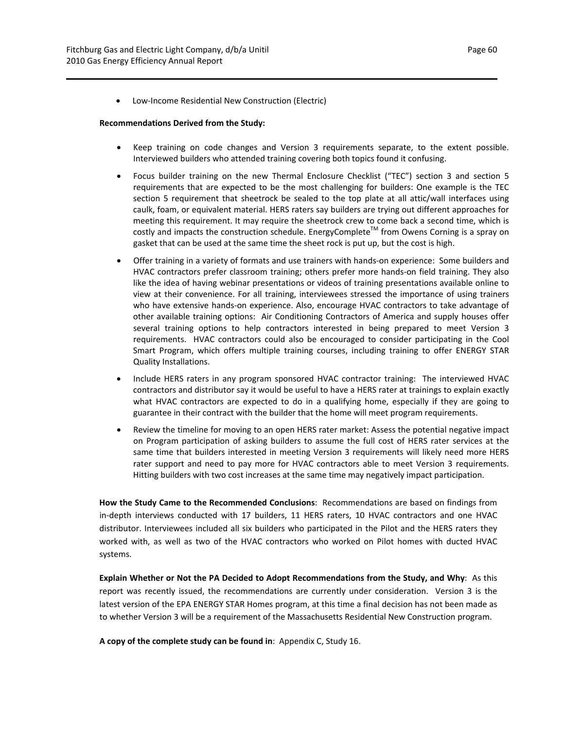- Low-Income Residential New Construction (Electric)

**Recommendations Derived from the Study:**

- Keep training on code changes and Version 3 requirements separate, to the extent possible. Interviewed builders who attended training covering both topics found it confusing.
- Focus builder training on the new Thermal Enclosure Checklist ("TEC") section 3 and section 5 requirements that are expected to be the most challenging for builders: One example is the TEC section 5 requirement that sheetrock be sealed to the top plate at all attic/wall interfaces using caulk, foam, or equivalent material. HERS raters say builders are trying out different approaches for meeting this requirement. It may require the sheetrock crew to come back a second time, which is costly and impacts the construction schedule. EnergyComplete™ from Owens Corning is a spray on gasket that can be used at the same time the sheet rock is put up, but the cost is high.
- Offer training in a variety of formats and use trainers with hands-on experience: Some builders and HVAC contractors prefer classroom training; others prefer more hands-on field training. They also like the idea of having webinar presentations or videos of training presentations available online to view at their convenience. For all training, interviewees stressed the importance of using trainers who have extensive hands-on experience. Also, encourage HVAC contractors to take advantage of other available training options: Air Conditioning Contractors of America and supply houses offer several training options to help contractors interested in being prepared to meet Version 3 requirements. HVAC contractors could also be encouraged to consider participating in the Cool Smart Program, which offers multiple training courses, including training to offer ENERGY STAR Quality Installations.
- Include HERS raters in any program sponsored HVAC contractor training: The interviewed HVAC contractors and distributor say it would be useful to have a HERS rater at trainings to explain exactly what HVAC contractors are expected to do in a qualifying home, especially if they are going to guarantee in their contract with the builder that the home will meet program requirements.
- Review the timeline for moving to an open HERS rater market: Assess the potential negative impact on Program participation of asking builders to assume the full cost of HERS rater services at the same time that builders interested in meeting Version 3 requirements will likely need more HERS rater support and need to pay more for HVAC contractors able to meet Version 3 requirements. Hitting builders with two cost increases at the same time may negatively impact participation.

**How the Study Came to the Recommended Conclusions**: Recommendations are based on findings from in-depth interviews conducted with 17 builders, 11 HERS raters, 10 HVAC contractors and one HVAC distributor. Interviewees included all six builders who participated in the Pilot and the HERS raters they worked with, as well as two of the HVAC contractors who worked on Pilot homes with ducted HVAC systems.

**Explain Whether or Not the PA Decided to Adopt Recommendations from the Study, and Why**: As this report was recently issued, the recommendations are currently under consideration. Version 3 is the latest version of the EPA ENERGY STAR Homes program, at this time a final decision has not been made as to whether Version 3 will be a requirement of the Massachusetts Residential New Construction program.

**A copy of the complete study can be found in**: Appendix C, Study 16.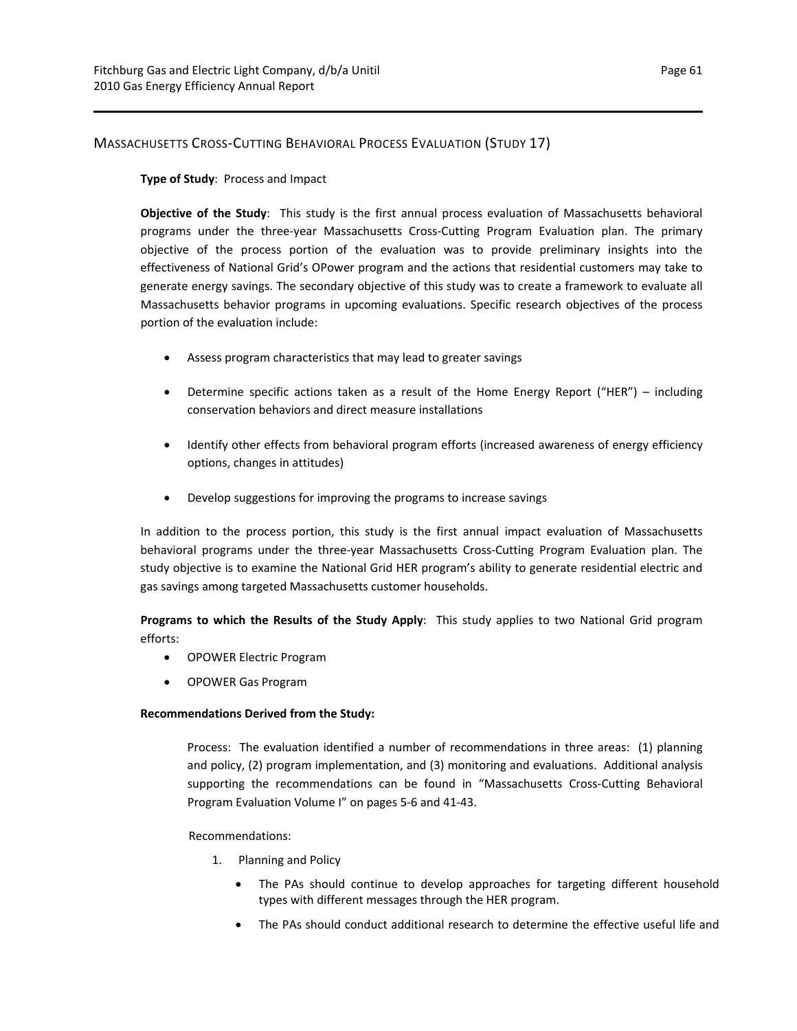## Massachusetts Cross-Cutting Behavioral Process Evaluation (Study 17)

**Type of Study**: Process and Impact

**Objective of the Study**: This study is the first annual process evaluation of Massachusetts behavioral programs under the three-year Massachusetts Cross-Cutting Program Evaluation plan. The primary objective of the process portion of the evaluation was to provide preliminary insights into the effectiveness of National Grid's OPower program and the actions that residential customers may take to generate energy savings. The secondary objective of this study was to create a framework to evaluate all Massachusetts behavior programs in upcoming evaluations. Specific research objectives of the process portion of the evaluation include:

- Assess program characteristics that may lead to greater savings
- Determine specific actions taken as a result of the Home Energy Report ("HER") – including conservation behaviors and direct measure installations
- Identify other effects from behavioral program efforts (increased awareness of energy efficiency options, changes in attitudes)
- Develop suggestions for improving the programs to increase savings

In addition to the process portion, this study is the first annual impact evaluation of Massachusetts behavioral programs under the three-year Massachusetts Cross-Cutting Program Evaluation plan. The study objective is to examine the National Grid HER program's ability to generate residential electric and gas savings among targeted Massachusetts customer households.

**Programs to which the Results of the Study Apply**: This study applies to two National Grid program efforts:

- OPOWER Electric Program
- OPOWER Gas Program

**Recommendations Derived from the Study:**

Process: The evaluation identified a number of recommendations in three areas: (1) planning and policy, (2) program implementation, and (3) monitoring and evaluations. Additional analysis supporting the recommendations can be found in "Massachusetts Cross-Cutting Behavioral Program Evaluation Volume I" on pages 5-6 and 41-43.

Recommendations:

1. Planning and Policy
   - The PAs should continue to develop approaches for targeting different household types with different messages through the HER program.
   - The PAs should conduct additional research to determine the effective useful life and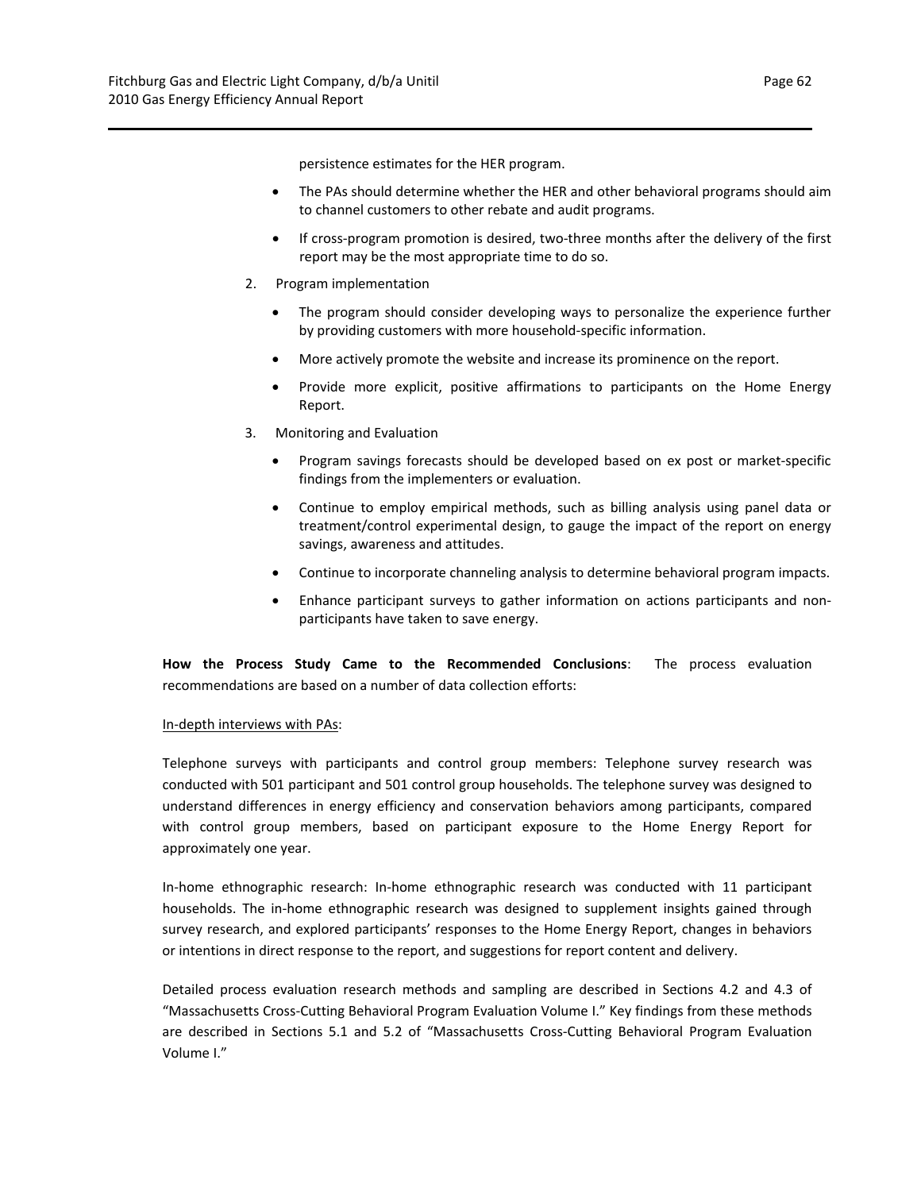persistence estimates for the HER program.

- The PAs should determine whether the HER and other behavioral programs should aim to channel customers to other rebate and audit programs.
- If cross-program promotion is desired, two-three months after the delivery of the first report may be the most appropriate time to do so.

2. Program implementation
   - The program should consider developing ways to personalize the experience further by providing customers with more household-specific information.
   - More actively promote the website and increase its prominence on the report.
   - Provide more explicit, positive affirmations to participants on the Home Energy Report.
3. Monitoring and Evaluation
   - Program savings forecasts should be developed based on ex post or market-specific findings from the implementers or evaluation.
   - Continue to employ empirical methods, such as billing analysis using panel data or treatment/control experimental design, to gauge the impact of the report on energy savings, awareness and attitudes.
   - Continue to incorporate channeling analysis to determine behavioral program impacts.
   - Enhance participant surveys to gather information on actions participants and non-participants have taken to save energy.

**How the Process Study Came to the Recommended Conclusions**: The process evaluation recommendations are based on a number of data collection efforts:

<u>In-depth interviews with PAs</u>:

Telephone surveys with participants and control group members: Telephone survey research was conducted with 501 participant and 501 control group households. The telephone survey was designed to understand differences in energy efficiency and conservation behaviors among participants, compared with control group members, based on participant exposure to the Home Energy Report for approximately one year.

In-home ethnographic research: In-home ethnographic research was conducted with 11 participant households. The in-home ethnographic research was designed to supplement insights gained through survey research, and explored participants' responses to the Home Energy Report, changes in behaviors or intentions in direct response to the report, and suggestions for report content and delivery.

Detailed process evaluation research methods and sampling are described in Sections 4.2 and 4.3 of "Massachusetts Cross-Cutting Behavioral Program Evaluation Volume I." Key findings from these methods are described in Sections 5.1 and 5.2 of "Massachusetts Cross-Cutting Behavioral Program Evaluation Volume I."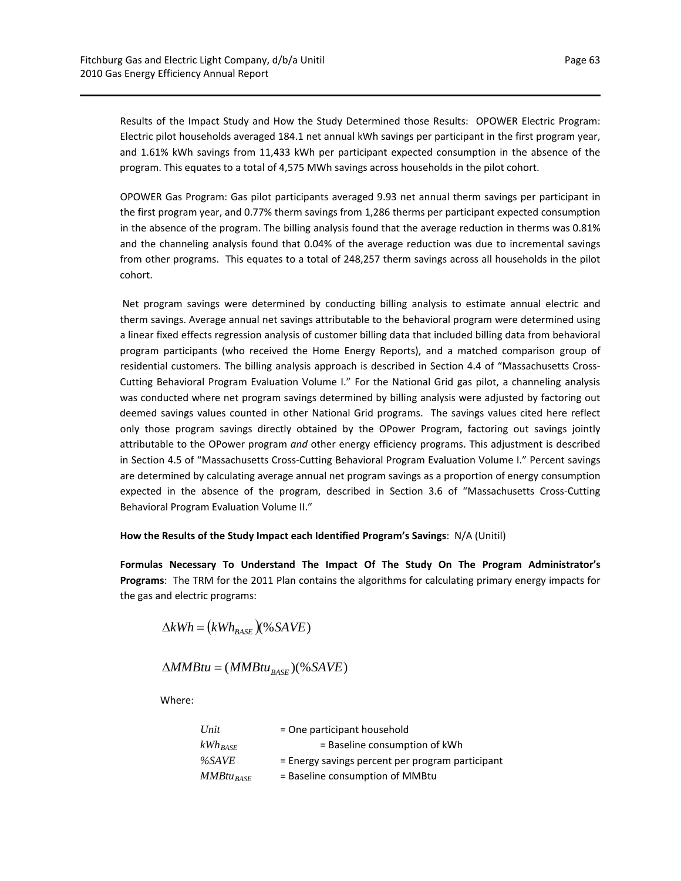Results of the Impact Study and How the Study Determined those Results: OPOWER Electric Program: Electric pilot households averaged 184.1 net annual kWh savings per participant in the first program year, and 1.61% kWh savings from 11,433 kWh per participant expected consumption in the absence of the program. This equates to a total of 4,575 MWh savings across households in the pilot cohort.

OPOWER Gas Program: Gas pilot participants averaged 9.93 net annual therm savings per participant in the first program year, and 0.77% therm savings from 1,286 therms per participant expected consumption in the absence of the program. The billing analysis found that the average reduction in therms was 0.81% and the channeling analysis found that 0.04% of the average reduction was due to incremental savings from other programs. This equates to a total of 248,257 therm savings across all households in the pilot cohort.

Net program savings were determined by conducting billing analysis to estimate annual electric and therm savings. Average annual net savings attributable to the behavioral program were determined using a linear fixed effects regression analysis of customer billing data that included billing data from behavioral program participants (who received the Home Energy Reports), and a matched comparison group of residential customers. The billing analysis approach is described in Section 4.4 of "Massachusetts Cross-Cutting Behavioral Program Evaluation Volume I." For the National Grid gas pilot, a channeling analysis was conducted where net program savings determined by billing analysis were adjusted by factoring out deemed savings values counted in other National Grid programs. The savings values cited here reflect only those program savings directly obtained by the OPower Program, factoring out savings jointly attributable to the OPower program *and* other energy efficiency programs. This adjustment is described in Section 4.5 of "Massachusetts Cross-Cutting Behavioral Program Evaluation Volume I." Percent savings are determined by calculating average annual net program savings as a proportion of energy consumption expected in the absence of the program, described in Section 3.6 of "Massachusetts Cross-Cutting Behavioral Program Evaluation Volume II."

**How the Results of the Study Impact each Identified Program's Savings**: N/A (Unitil)

**Formulas Necessary To Understand The Impact Of The Study On The Program Administrator's Programs**: The TRM for the 2011 Plan contains the algorithms for calculating primary energy impacts for the gas and electric programs:

$$\Delta kWh = (kWh_{BASE})(\%SAVE)$$

$$\Delta MMBtu = (MMBtu_{BASE})(\%SAVE)$$

Where:

$Unit$ = One participant household

$kWh_{BASE}$ = Baseline consumption of kWh

$\%SAVE$ = Energy savings percent per program participant

$MMBtu_{BASE}$ = Baseline consumption of MMBtu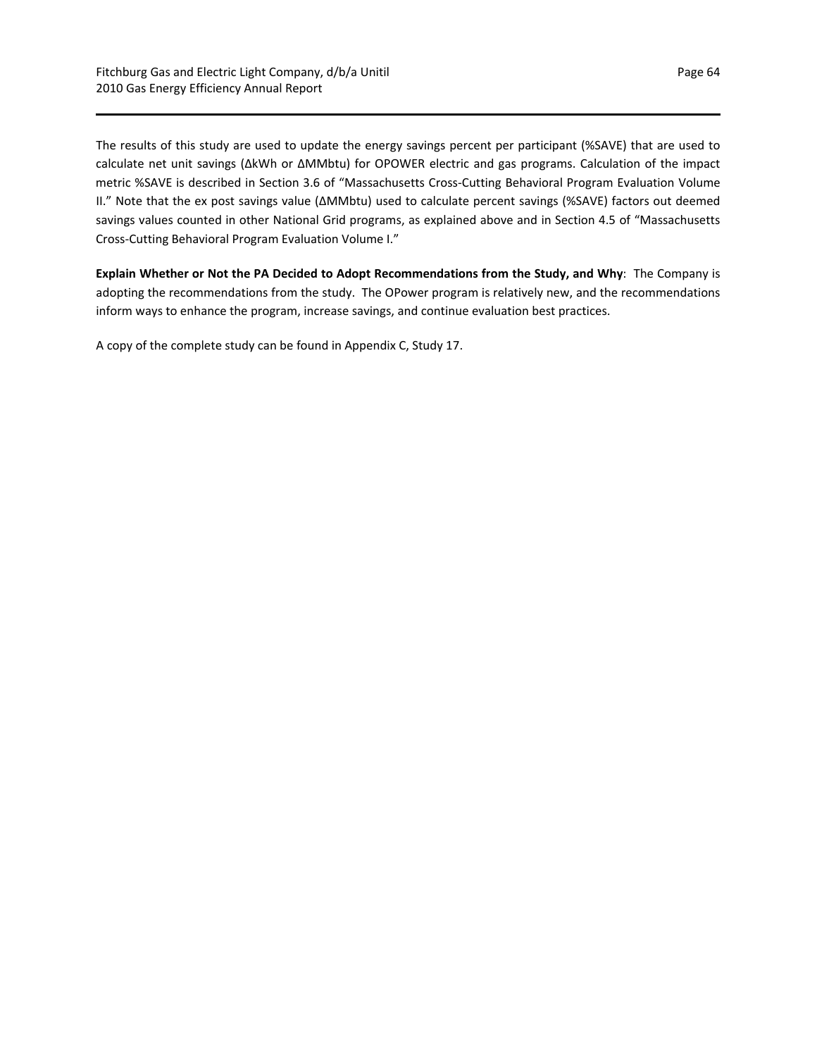The results of this study are used to update the energy savings percent per participant (%SAVE) that are used to calculate net unit savings (ΔkWh or ΔMMbtu) for OPOWER electric and gas programs. Calculation of the impact metric %SAVE is described in Section 3.6 of "Massachusetts Cross-Cutting Behavioral Program Evaluation Volume II." Note that the ex post savings value (ΔMMbtu) used to calculate percent savings (%SAVE) factors out deemed savings values counted in other National Grid programs, as explained above and in Section 4.5 of "Massachusetts Cross-Cutting Behavioral Program Evaluation Volume I."

**Explain Whether or Not the PA Decided to Adopt Recommendations from the Study, and Why**: The Company is adopting the recommendations from the study. The OPower program is relatively new, and the recommendations inform ways to enhance the program, increase savings, and continue evaluation best practices.

A copy of the complete study can be found in Appendix C, Study 17.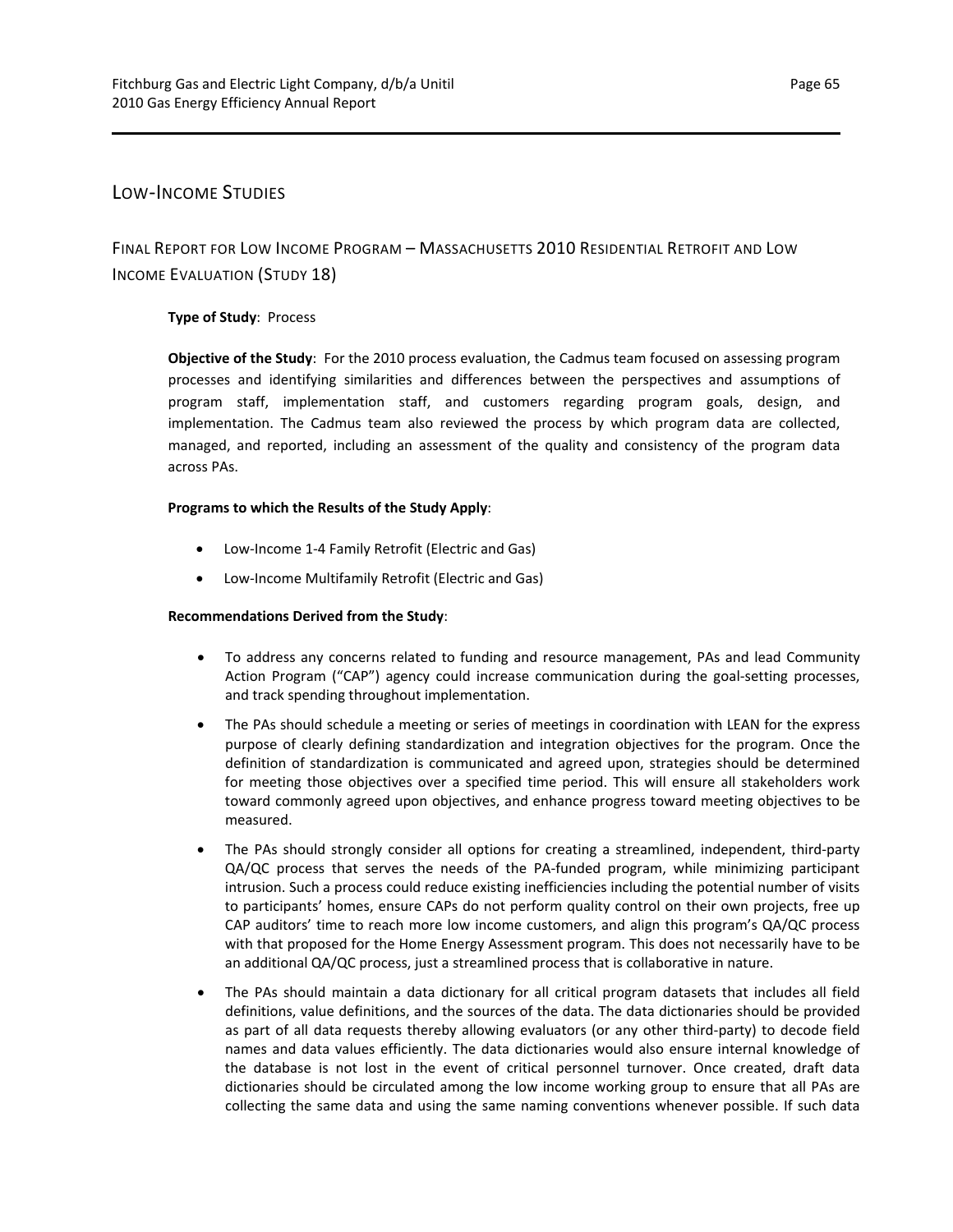## Low-Income Studies

### Final Report for Low Income Program – Massachusetts 2010 Residential Retrofit and Low Income Evaluation (Study 18)

**Type of Study**: Process

**Objective of the Study**: For the 2010 process evaluation, the Cadmus team focused on assessing program processes and identifying similarities and differences between the perspectives and assumptions of program staff, implementation staff, and customers regarding program goals, design, and implementation. The Cadmus team also reviewed the process by which program data are collected, managed, and reported, including an assessment of the quality and consistency of the program data across PAs.

**Programs to which the Results of the Study Apply**:

- Low-Income 1-4 Family Retrofit (Electric and Gas)
- Low-Income Multifamily Retrofit (Electric and Gas)

**Recommendations Derived from the Study**:

- To address any concerns related to funding and resource management, PAs and lead Community Action Program ("CAP") agency could increase communication during the goal-setting processes, and track spending throughout implementation.
- The PAs should schedule a meeting or series of meetings in coordination with LEAN for the express purpose of clearly defining standardization and integration objectives for the program. Once the definition of standardization is communicated and agreed upon, strategies should be determined for meeting those objectives over a specified time period. This will ensure all stakeholders work toward commonly agreed upon objectives, and enhance progress toward meeting objectives to be measured.
- The PAs should strongly consider all options for creating a streamlined, independent, third-party QA/QC process that serves the needs of the PA-funded program, while minimizing participant intrusion. Such a process could reduce existing inefficiencies including the potential number of visits to participants' homes, ensure CAPs do not perform quality control on their own projects, free up CAP auditors' time to reach more low income customers, and align this program's QA/QC process with that proposed for the Home Energy Assessment program. This does not necessarily have to be an additional QA/QC process, just a streamlined process that is collaborative in nature.
- The PAs should maintain a data dictionary for all critical program datasets that includes all field definitions, value definitions, and the sources of the data. The data dictionaries should be provided as part of all data requests thereby allowing evaluators (or any other third-party) to decode field names and data values efficiently. The data dictionaries would also ensure internal knowledge of the database is not lost in the event of critical personnel turnover. Once created, draft data dictionaries should be circulated among the low income working group to ensure that all PAs are collecting the same data and using the same naming conventions whenever possible. If such data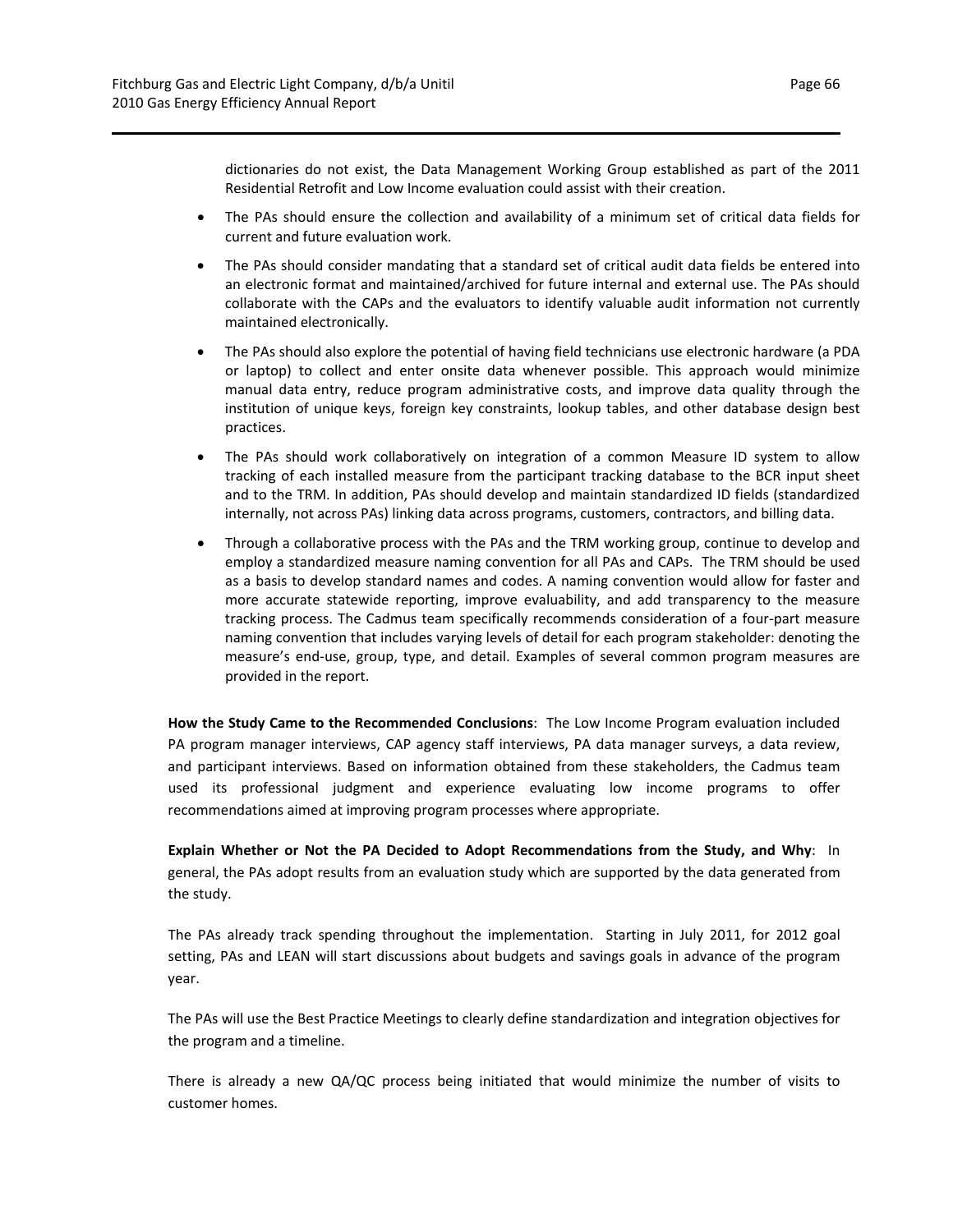dictionaries do not exist, the Data Management Working Group established as part of the 2011 Residential Retrofit and Low Income evaluation could assist with their creation.

- The PAs should ensure the collection and availability of a minimum set of critical data fields for current and future evaluation work.
- The PAs should consider mandating that a standard set of critical audit data fields be entered into an electronic format and maintained/archived for future internal and external use. The PAs should collaborate with the CAPs and the evaluators to identify valuable audit information not currently maintained electronically.
- The PAs should also explore the potential of having field technicians use electronic hardware (a PDA or laptop) to collect and enter onsite data whenever possible. This approach would minimize manual data entry, reduce program administrative costs, and improve data quality through the institution of unique keys, foreign key constraints, lookup tables, and other database design best practices.
- The PAs should work collaboratively on integration of a common Measure ID system to allow tracking of each installed measure from the participant tracking database to the BCR input sheet and to the TRM. In addition, PAs should develop and maintain standardized ID fields (standardized internally, not across PAs) linking data across programs, customers, contractors, and billing data.
- Through a collaborative process with the PAs and the TRM working group, continue to develop and employ a standardized measure naming convention for all PAs and CAPs. The TRM should be used as a basis to develop standard names and codes. A naming convention would allow for faster and more accurate statewide reporting, improve evaluability, and add transparency to the measure tracking process. The Cadmus team specifically recommends consideration of a four-part measure naming convention that includes varying levels of detail for each program stakeholder: denoting the measure's end-use, group, type, and detail. Examples of several common program measures are provided in the report.

**How the Study Came to the Recommended Conclusions**: The Low Income Program evaluation included PA program manager interviews, CAP agency staff interviews, PA data manager surveys, a data review, and participant interviews. Based on information obtained from these stakeholders, the Cadmus team used its professional judgment and experience evaluating low income programs to offer recommendations aimed at improving program processes where appropriate.

**Explain Whether or Not the PA Decided to Adopt Recommendations from the Study, and Why**: In general, the PAs adopt results from an evaluation study which are supported by the data generated from the study.

The PAs already track spending throughout the implementation. Starting in July 2011, for 2012 goal setting, PAs and LEAN will start discussions about budgets and savings goals in advance of the program year.

The PAs will use the Best Practice Meetings to clearly define standardization and integration objectives for the program and a timeline.

There is already a new QA/QC process being initiated that would minimize the number of visits to customer homes.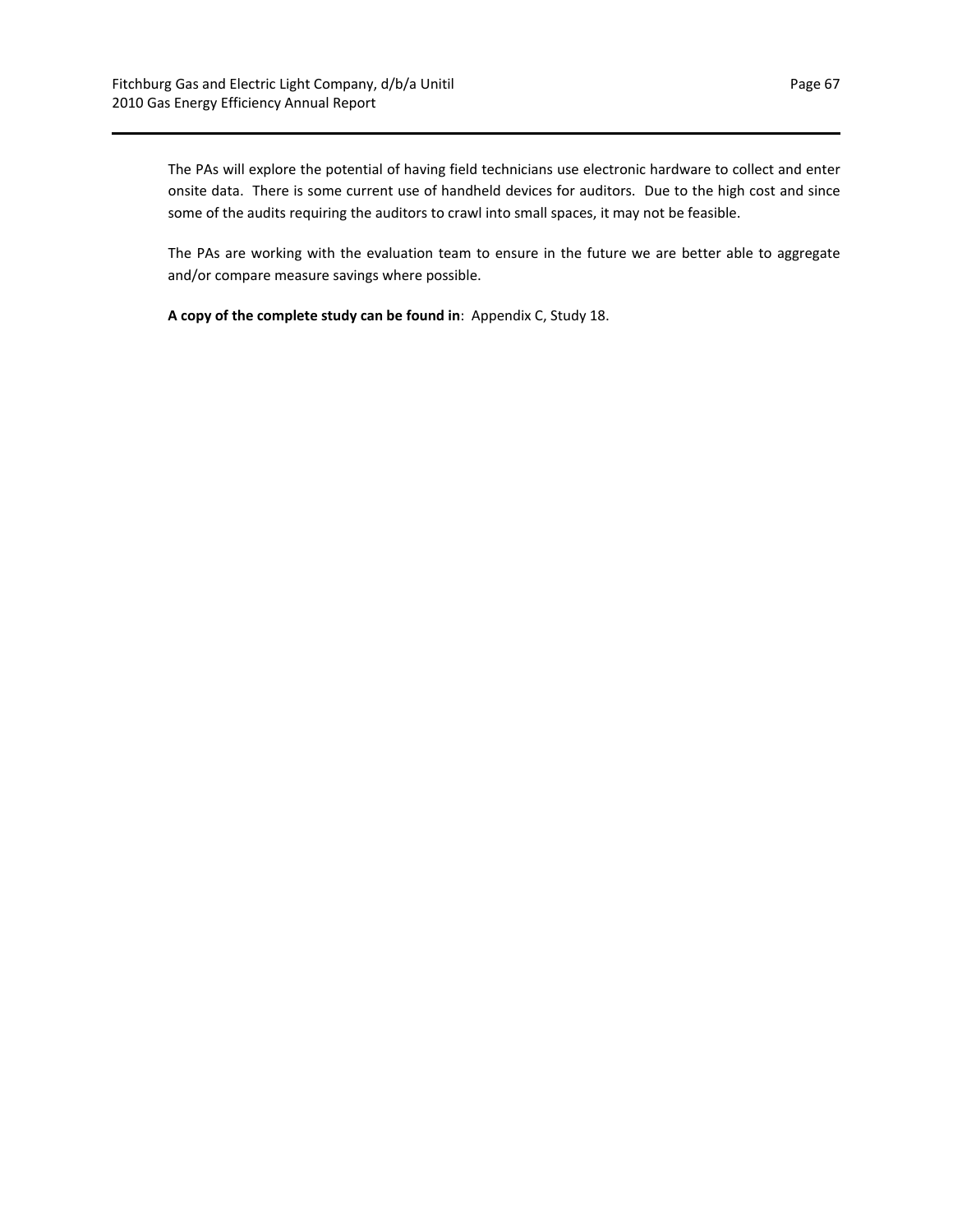The PAs will explore the potential of having field technicians use electronic hardware to collect and enter onsite data. There is some current use of handheld devices for auditors. Due to the high cost and since some of the audits requiring the auditors to crawl into small spaces, it may not be feasible.

The PAs are working with the evaluation team to ensure in the future we are better able to aggregate and/or compare measure savings where possible.

**A copy of the complete study can be found in**: Appendix C, Study 18.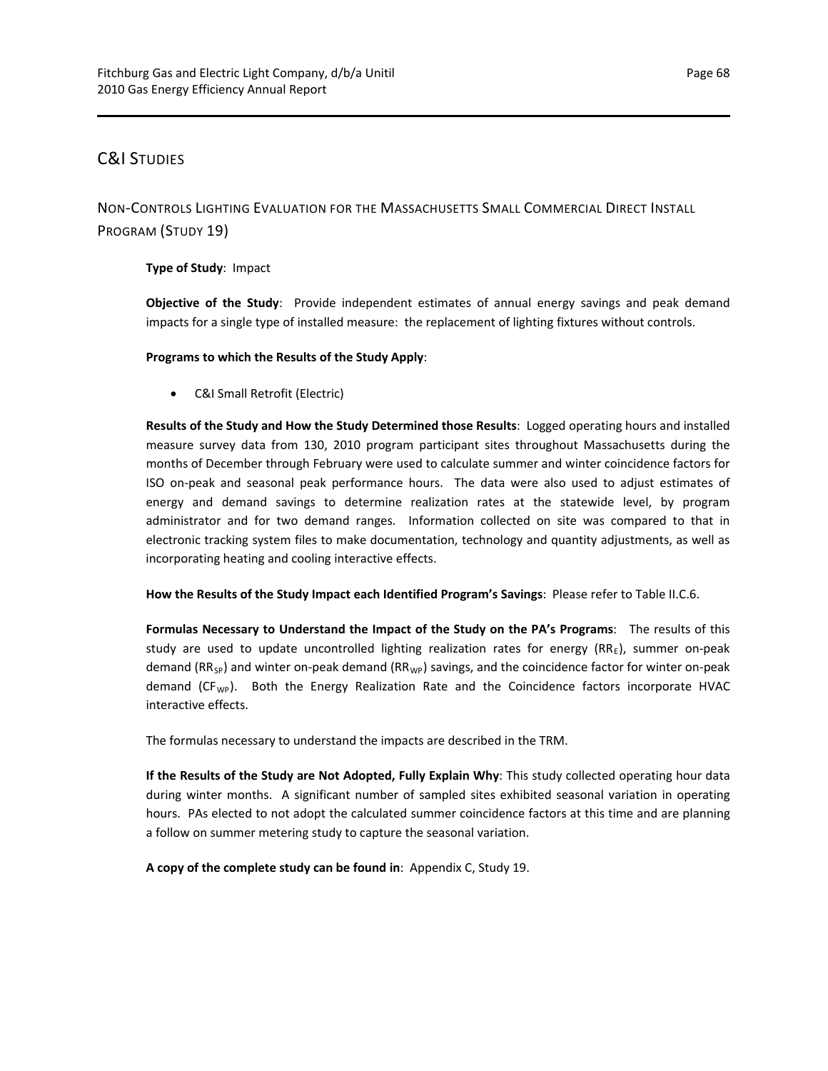## C&I STUDIES

### NON-CONTROLS LIGHTING EVALUATION FOR THE MASSACHUSETTS SMALL COMMERCIAL DIRECT INSTALL PROGRAM (STUDY 19)

**Type of Study**: Impact

**Objective of the Study**: Provide independent estimates of annual energy savings and peak demand impacts for a single type of installed measure: the replacement of lighting fixtures without controls.

**Programs to which the Results of the Study Apply**:

- C&I Small Retrofit (Electric)

**Results of the Study and How the Study Determined those Results**: Logged operating hours and installed measure survey data from 130, 2010 program participant sites throughout Massachusetts during the months of December through February were used to calculate summer and winter coincidence factors for ISO on-peak and seasonal peak performance hours. The data were also used to adjust estimates of energy and demand savings to determine realization rates at the statewide level, by program administrator and for two demand ranges. Information collected on site was compared to that in electronic tracking system files to make documentation, technology and quantity adjustments, as well as incorporating heating and cooling interactive effects.

**How the Results of the Study Impact each Identified Program's Savings**: Please refer to Table II.C.6.

**Formulas Necessary to Understand the Impact of the Study on the PA's Programs**: The results of this study are used to update uncontrolled lighting realization rates for energy ($RR_E$), summer on-peak demand ($RR_{SP}$) and winter on-peak demand ($RR_{WP}$) savings, and the coincidence factor for winter on-peak demand ($CF_{WP}$). Both the Energy Realization Rate and the Coincidence factors incorporate HVAC interactive effects.

The formulas necessary to understand the impacts are described in the TRM.

**If the Results of the Study are Not Adopted, Fully Explain Why**: This study collected operating hour data during winter months. A significant number of sampled sites exhibited seasonal variation in operating hours. PAs elected to not adopt the calculated summer coincidence factors at this time and are planning a follow on summer metering study to capture the seasonal variation.

**A copy of the complete study can be found in**: Appendix C, Study 19.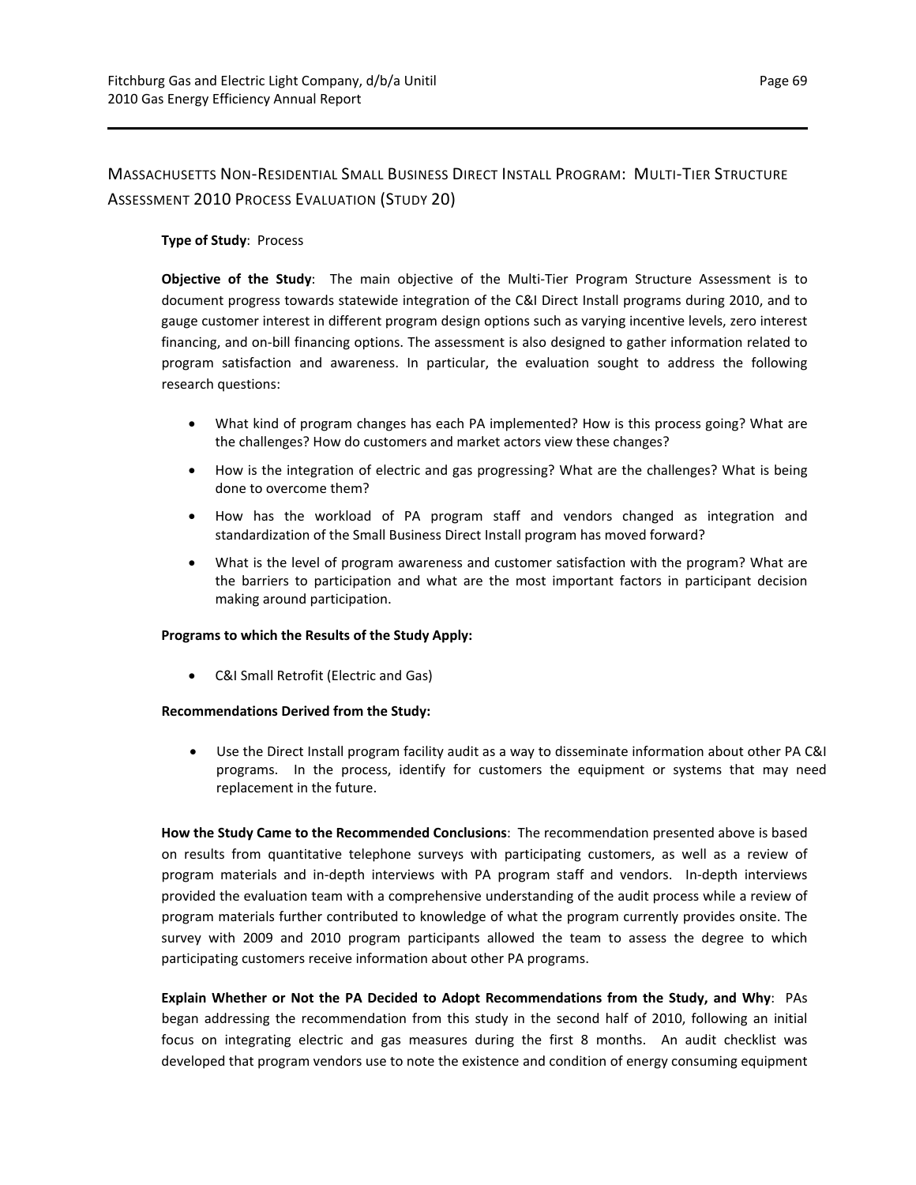## Massachusetts Non-Residential Small Business Direct Install Program: Multi-Tier Structure Assessment 2010 Process Evaluation (Study 20)

**Type of Study**: Process

**Objective of the Study**: The main objective of the Multi-Tier Program Structure Assessment is to document progress towards statewide integration of the C&I Direct Install programs during 2010, and to gauge customer interest in different program design options such as varying incentive levels, zero interest financing, and on-bill financing options. The assessment is also designed to gather information related to program satisfaction and awareness. In particular, the evaluation sought to address the following research questions:

- What kind of program changes has each PA implemented? How is this process going? What are the challenges? How do customers and market actors view these changes?
- How is the integration of electric and gas progressing? What are the challenges? What is being done to overcome them?
- How has the workload of PA program staff and vendors changed as integration and standardization of the Small Business Direct Install program has moved forward?
- What is the level of program awareness and customer satisfaction with the program? What are the barriers to participation and what are the most important factors in participant decision making around participation.

**Programs to which the Results of the Study Apply:**

- C&I Small Retrofit (Electric and Gas)

**Recommendations Derived from the Study:**

- Use the Direct Install program facility audit as a way to disseminate information about other PA C&I programs. In the process, identify for customers the equipment or systems that may need replacement in the future.

**How the Study Came to the Recommended Conclusions**: The recommendation presented above is based on results from quantitative telephone surveys with participating customers, as well as a review of program materials and in-depth interviews with PA program staff and vendors. In-depth interviews provided the evaluation team with a comprehensive understanding of the audit process while a review of program materials further contributed to knowledge of what the program currently provides onsite. The survey with 2009 and 2010 program participants allowed the team to assess the degree to which participating customers receive information about other PA programs.

**Explain Whether or Not the PA Decided to Adopt Recommendations from the Study, and Why**: PAs began addressing the recommendation from this study in the second half of 2010, following an initial focus on integrating electric and gas measures during the first 8 months. An audit checklist was developed that program vendors use to note the existence and condition of energy consuming equipment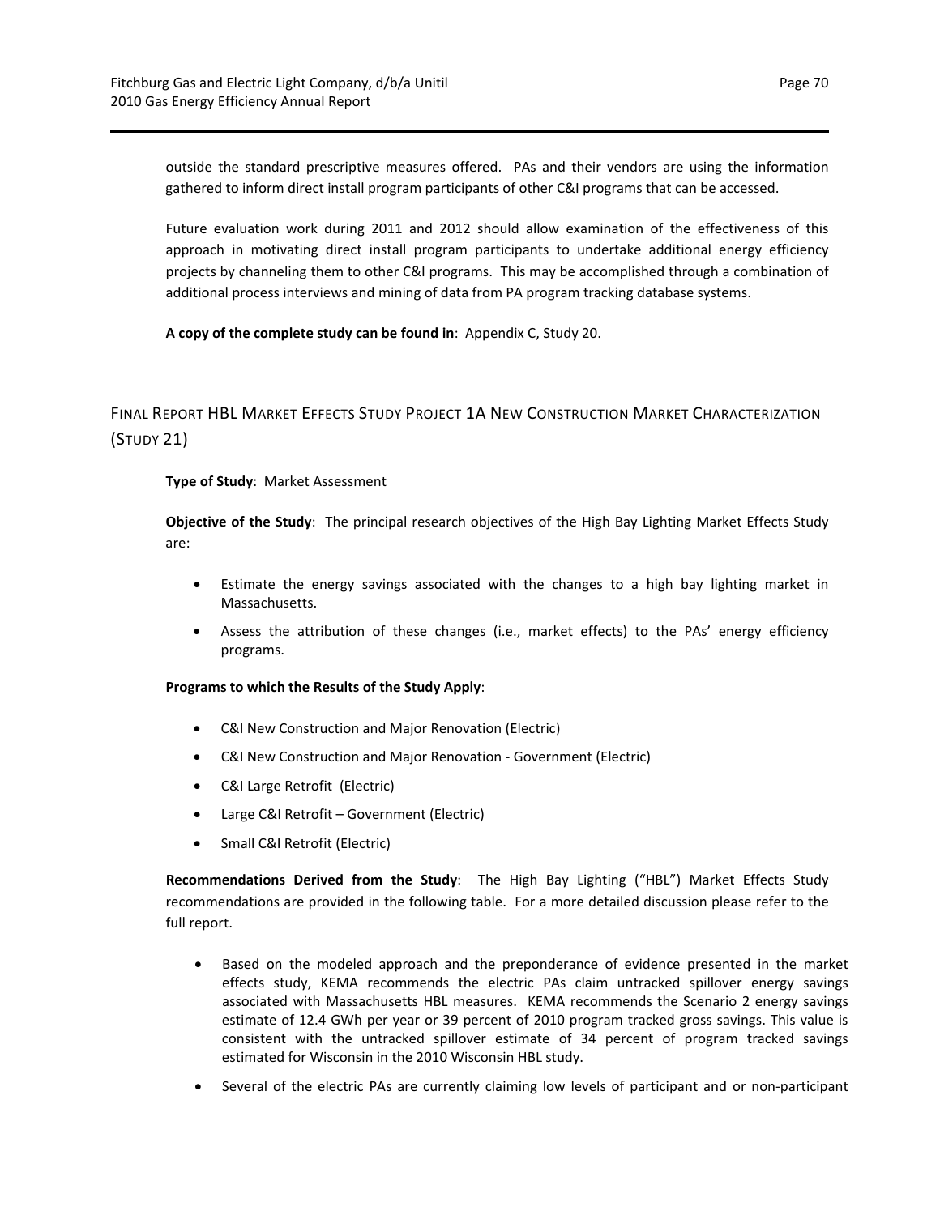outside the standard prescriptive measures offered. PAs and their vendors are using the information gathered to inform direct install program participants of other C&I programs that can be accessed.

Future evaluation work during 2011 and 2012 should allow examination of the effectiveness of this approach in motivating direct install program participants to undertake additional energy efficiency projects by channeling them to other C&I programs. This may be accomplished through a combination of additional process interviews and mining of data from PA program tracking database systems.

**A copy of the complete study can be found in**: Appendix C, Study 20.

## Final Report HBL Market Effects Study Project 1A New Construction Market Characterization (Study 21)

**Type of Study**: Market Assessment

**Objective of the Study**: The principal research objectives of the High Bay Lighting Market Effects Study are:

- Estimate the energy savings associated with the changes to a high bay lighting market in Massachusetts.
- Assess the attribution of these changes (i.e., market effects) to the PAs' energy efficiency programs.

**Programs to which the Results of the Study Apply**:

- C&I New Construction and Major Renovation (Electric)
- C&I New Construction and Major Renovation - Government (Electric)
- C&I Large Retrofit (Electric)
- Large C&I Retrofit – Government (Electric)
- Small C&I Retrofit (Electric)

**Recommendations Derived from the Study**: The High Bay Lighting ("HBL") Market Effects Study recommendations are provided in the following table. For a more detailed discussion please refer to the full report.

- Based on the modeled approach and the preponderance of evidence presented in the market effects study, KEMA recommends the electric PAs claim untracked spillover energy savings associated with Massachusetts HBL measures. KEMA recommends the Scenario 2 energy savings estimate of 12.4 GWh per year or 39 percent of 2010 program tracked gross savings. This value is consistent with the untracked spillover estimate of 34 percent of program tracked savings estimated for Wisconsin in the 2010 Wisconsin HBL study.
- Several of the electric PAs are currently claiming low levels of participant and or non-participant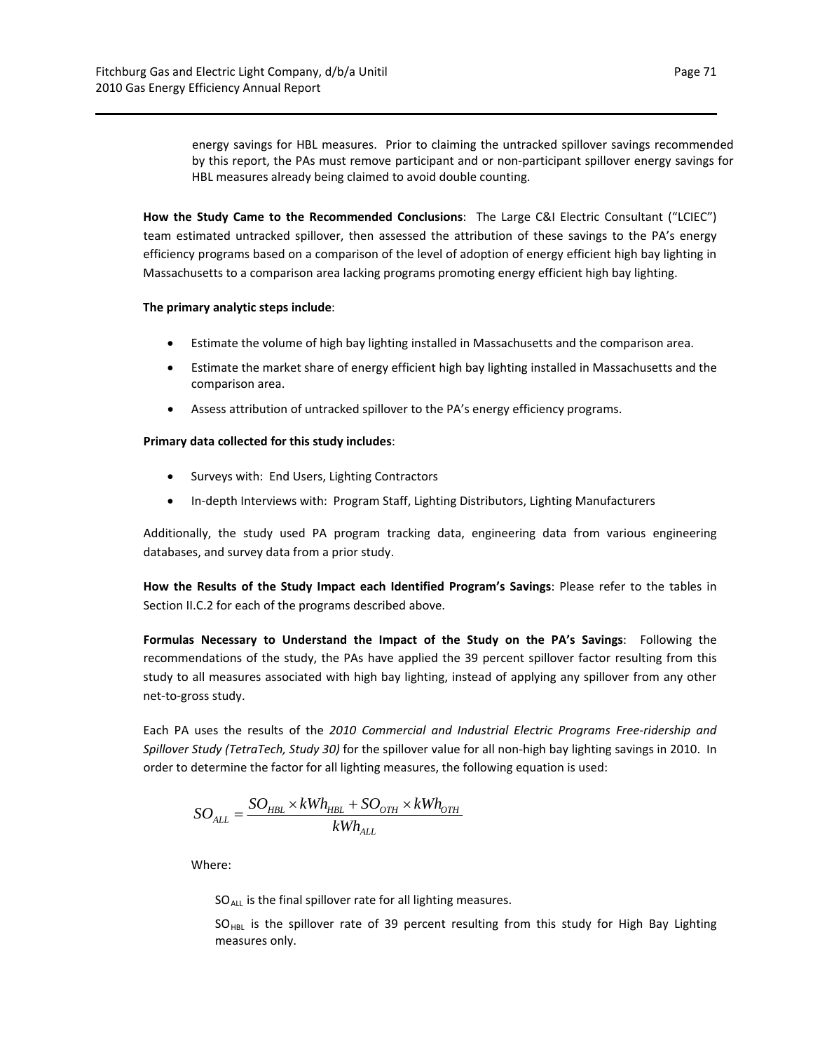energy savings for HBL measures. Prior to claiming the untracked spillover savings recommended by this report, the PAs must remove participant and or non-participant spillover energy savings for HBL measures already being claimed to avoid double counting.

**How the Study Came to the Recommended Conclusions**: The Large C&I Electric Consultant ("LCIEC") team estimated untracked spillover, then assessed the attribution of these savings to the PA's energy efficiency programs based on a comparison of the level of adoption of energy efficient high bay lighting in Massachusetts to a comparison area lacking programs promoting energy efficient high bay lighting.

**The primary analytic steps include**:

- Estimate the volume of high bay lighting installed in Massachusetts and the comparison area.
- Estimate the market share of energy efficient high bay lighting installed in Massachusetts and the comparison area.
- Assess attribution of untracked spillover to the PA's energy efficiency programs.

**Primary data collected for this study includes**:

- Surveys with: End Users, Lighting Contractors
- In-depth Interviews with: Program Staff, Lighting Distributors, Lighting Manufacturers

Additionally, the study used PA program tracking data, engineering data from various engineering databases, and survey data from a prior study.

**How the Results of the Study Impact each Identified Program's Savings**: Please refer to the tables in Section II.C.2 for each of the programs described above.

**Formulas Necessary to Understand the Impact of the Study on the PA's Savings**: Following the recommendations of the study, the PAs have applied the 39 percent spillover factor resulting from this study to all measures associated with high bay lighting, instead of applying any spillover from any other net-to-gross study.

Each PA uses the results of the *2010 Commercial and Industrial Electric Programs Free-ridership and Spillover Study (TetraTech, Study 30)* for the spillover value for all non-high bay lighting savings in 2010. In order to determine the factor for all lighting measures, the following equation is used:

$$SO_{ALL} = \frac{SO_{HBL} \times kWh_{HBL} + SO_{OTH} \times kWh_{OTH}}{kWh_{ALL}}$$

Where:

$SO_{ALL}$ is the final spillover rate for all lighting measures.

$SO_{HBL}$ is the spillover rate of 39 percent resulting from this study for High Bay Lighting measures only.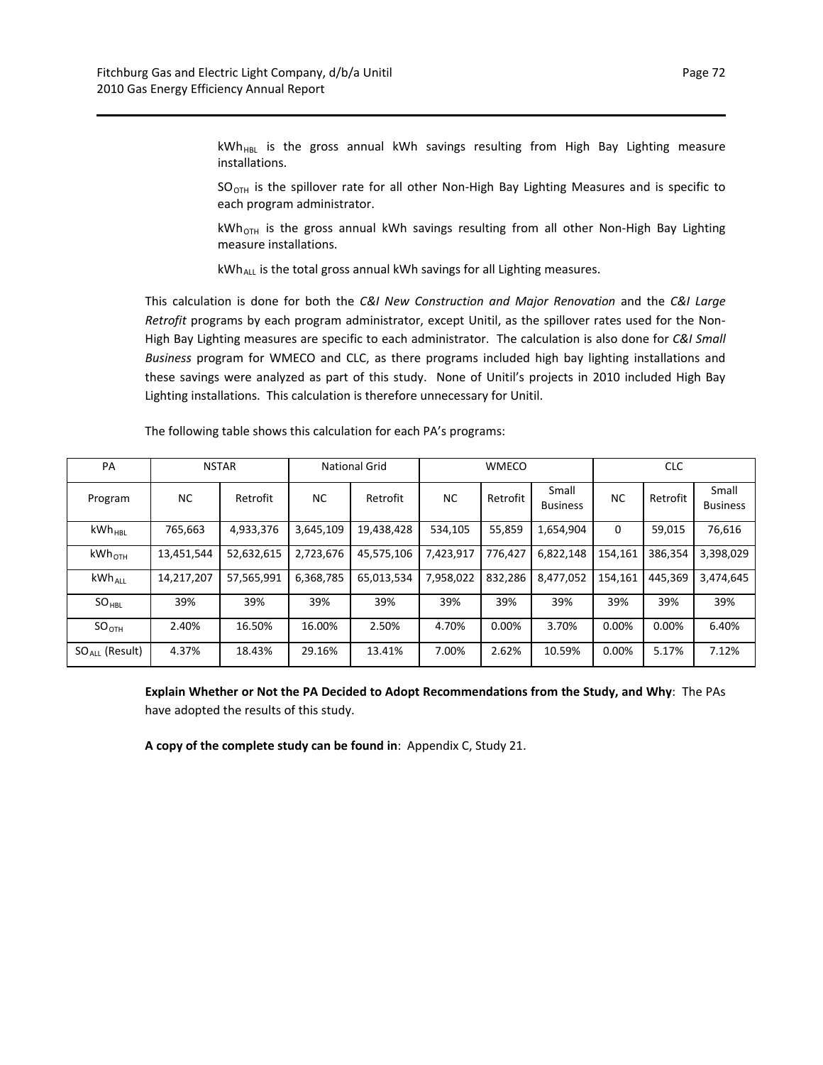$kWh_{HBL}$ is the gross annual kWh savings resulting from High Bay Lighting measure installations.

$SO_{OTH}$ is the spillover rate for all other Non-High Bay Lighting Measures and is specific to each program administrator.

$kWh_{OTH}$ is the gross annual kWh savings resulting from all other Non-High Bay Lighting measure installations.

$kWh_{ALL}$ is the total gross annual kWh savings for all Lighting measures.

This calculation is done for both the *C&I New Construction and Major Renovation* and the *C&I Large Retrofit* programs by each program administrator, except Unitil, as the spillover rates used for the Non-High Bay Lighting measures are specific to each administrator. The calculation is also done for *C&I Small Business* program for WMECO and CLC, as there programs included high bay lighting installations and these savings were analyzed as part of this study. None of Unitil's projects in 2010 included High Bay Lighting installations. This calculation is therefore unnecessary for Unitil.

The following table shows this calculation for each PA's programs:

| PA | NSTAR | | National Grid | | WMECO | | | CLC | | |
|---|---|---|---|---|---|---|---|---|---|---|
| Program | NC | Retrofit | NC | Retrofit | NC | Retrofit | Small Business | NC | Retrofit | Small Business |
| $kWh_{HBL}$ | 765,663 | 4,933,376 | 3,645,109 | 19,438,428 | 534,105 | 55,859 | 1,654,904 | 0 | 59,015 | 76,616 |
| $kWh_{OTH}$ | 13,451,544 | 52,632,615 | 2,723,676 | 45,575,106 | 7,423,917 | 776,427 | 6,822,148 | 154,161 | 386,354 | 3,398,029 |
| $kWh_{ALL}$ | 14,217,207 | 57,565,991 | 6,368,785 | 65,013,534 | 7,958,022 | 832,286 | 8,477,052 | 154,161 | 445,369 | 3,474,645 |
| $SO_{HBL}$ | 39% | 39% | 39% | 39% | 39% | 39% | 39% | 39% | 39% | 39% |
| $SO_{OTH}$ | 2.40% | 16.50% | 16.00% | 2.50% | 4.70% | 0.00% | 3.70% | 0.00% | 0.00% | 6.40% |
| $SO_{ALL}$ (Result) | 4.37% | 18.43% | 29.16% | 13.41% | 7.00% | 2.62% | 10.59% | 0.00% | 5.17% | 7.12% |

**Explain Whether or Not the PA Decided to Adopt Recommendations from the Study, and Why**: The PAs have adopted the results of this study.

**A copy of the complete study can be found in**: Appendix C, Study 21.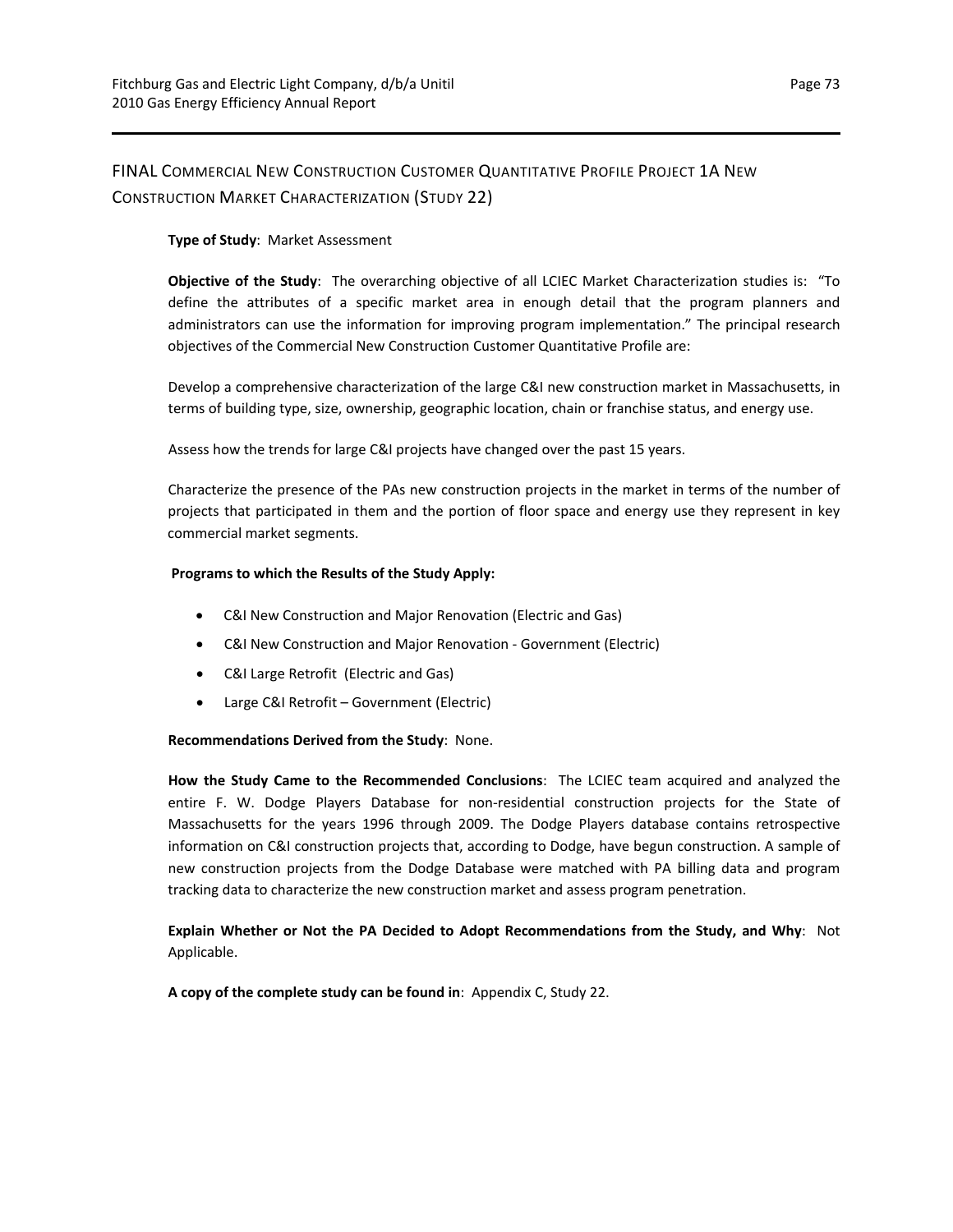## FINAL COMMERCIAL NEW CONSTRUCTION CUSTOMER QUANTITATIVE PROFILE PROJECT 1A NEW CONSTRUCTION MARKET CHARACTERIZATION (STUDY 22)

**Type of Study**: Market Assessment

**Objective of the Study**: The overarching objective of all LCIEC Market Characterization studies is: "To define the attributes of a specific market area in enough detail that the program planners and administrators can use the information for improving program implementation." The principal research objectives of the Commercial New Construction Customer Quantitative Profile are:

Develop a comprehensive characterization of the large C&I new construction market in Massachusetts, in terms of building type, size, ownership, geographic location, chain or franchise status, and energy use.

Assess how the trends for large C&I projects have changed over the past 15 years.

Characterize the presence of the PAs new construction projects in the market in terms of the number of projects that participated in them and the portion of floor space and energy use they represent in key commercial market segments.

**Programs to which the Results of the Study Apply:**

- C&I New Construction and Major Renovation (Electric and Gas)
- C&I New Construction and Major Renovation - Government (Electric)
- C&I Large Retrofit (Electric and Gas)
- Large C&I Retrofit – Government (Electric)

**Recommendations Derived from the Study**: None.

**How the Study Came to the Recommended Conclusions**: The LCIEC team acquired and analyzed the entire F. W. Dodge Players Database for non-residential construction projects for the State of Massachusetts for the years 1996 through 2009. The Dodge Players database contains retrospective information on C&I construction projects that, according to Dodge, have begun construction. A sample of new construction projects from the Dodge Database were matched with PA billing data and program tracking data to characterize the new construction market and assess program penetration.

**Explain Whether or Not the PA Decided to Adopt Recommendations from the Study, and Why**: Not Applicable.

**A copy of the complete study can be found in**: Appendix C, Study 22.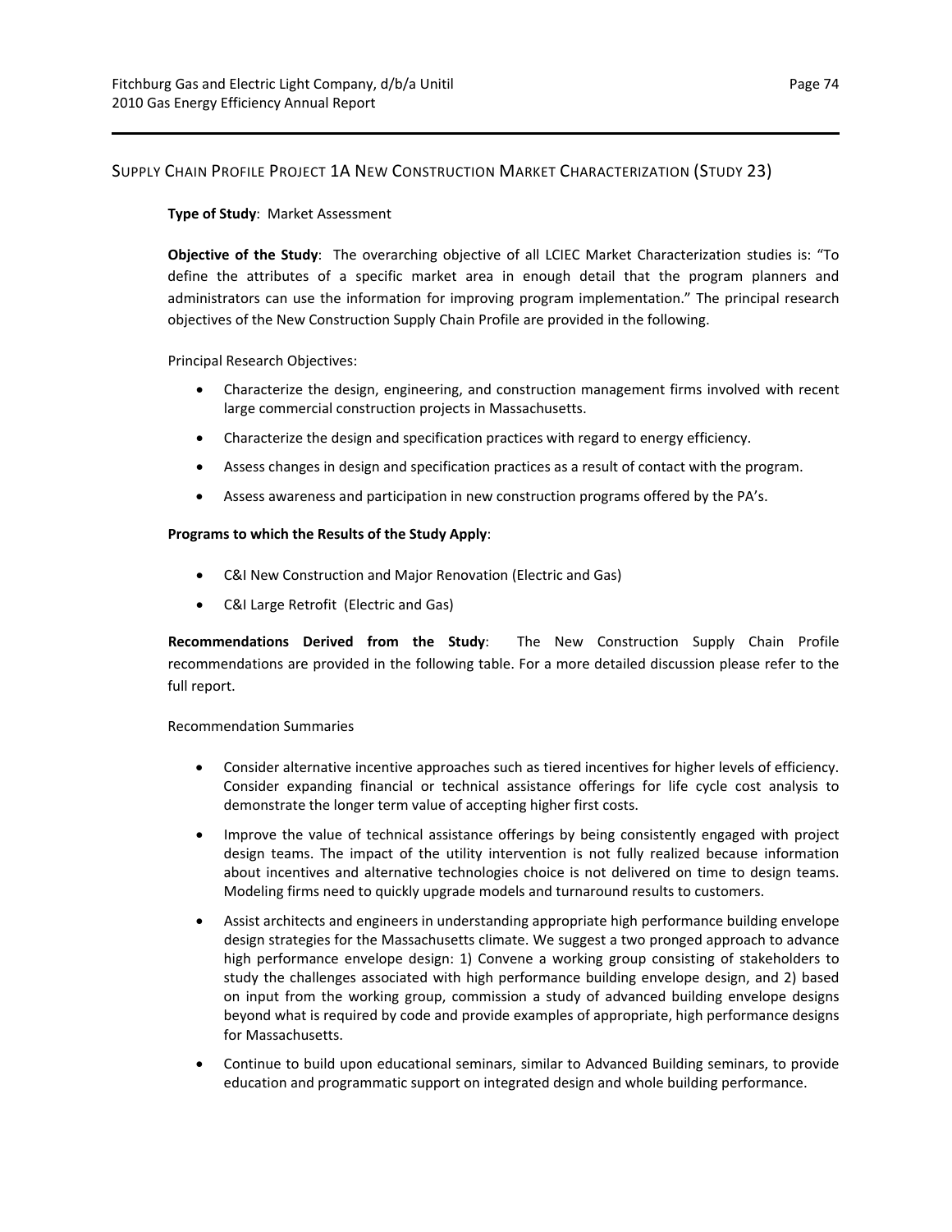## Supply Chain Profile Project 1A New Construction Market Characterization (Study 23)

**Type of Study**: Market Assessment

**Objective of the Study**: The overarching objective of all LCIEC Market Characterization studies is: "To define the attributes of a specific market area in enough detail that the program planners and administrators can use the information for improving program implementation." The principal research objectives of the New Construction Supply Chain Profile are provided in the following.

Principal Research Objectives:

- Characterize the design, engineering, and construction management firms involved with recent large commercial construction projects in Massachusetts.
- Characterize the design and specification practices with regard to energy efficiency.
- Assess changes in design and specification practices as a result of contact with the program.
- Assess awareness and participation in new construction programs offered by the PA's.

**Programs to which the Results of the Study Apply**:

- C&I New Construction and Major Renovation (Electric and Gas)
- C&I Large Retrofit (Electric and Gas)

**Recommendations Derived from the Study**: The New Construction Supply Chain Profile recommendations are provided in the following table. For a more detailed discussion please refer to the full report.

Recommendation Summaries

- Consider alternative incentive approaches such as tiered incentives for higher levels of efficiency. Consider expanding financial or technical assistance offerings for life cycle cost analysis to demonstrate the longer term value of accepting higher first costs.
- Improve the value of technical assistance offerings by being consistently engaged with project design teams. The impact of the utility intervention is not fully realized because information about incentives and alternative technologies choice is not delivered on time to design teams. Modeling firms need to quickly upgrade models and turnaround results to customers.
- Assist architects and engineers in understanding appropriate high performance building envelope design strategies for the Massachusetts climate. We suggest a two pronged approach to advance high performance envelope design: 1) Convene a working group consisting of stakeholders to study the challenges associated with high performance building envelope design, and 2) based on input from the working group, commission a study of advanced building envelope designs beyond what is required by code and provide examples of appropriate, high performance designs for Massachusetts.
- Continue to build upon educational seminars, similar to Advanced Building seminars, to provide education and programmatic support on integrated design and whole building performance.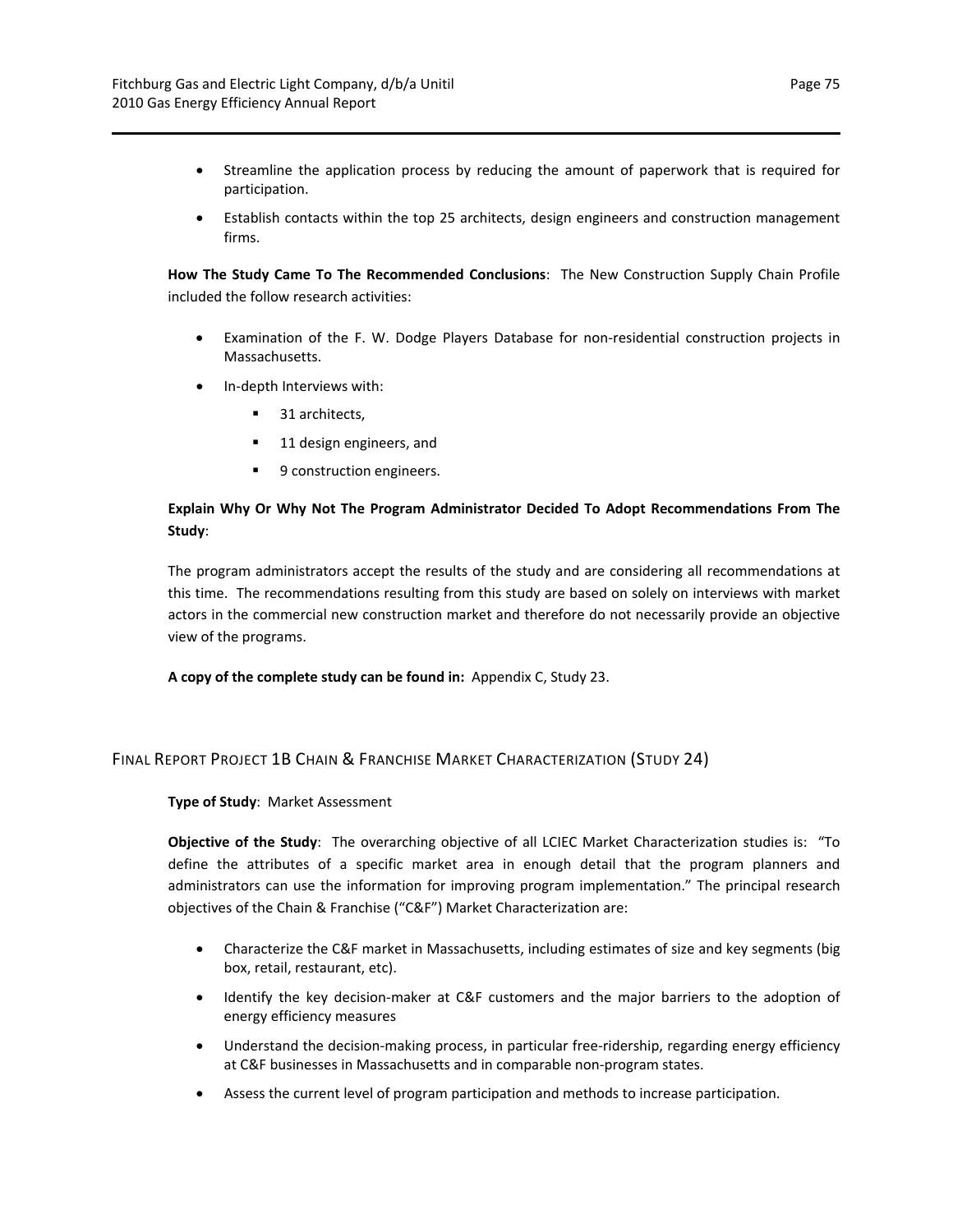- Streamline the application process by reducing the amount of paperwork that is required for participation.
- Establish contacts within the top 25 architects, design engineers and construction management firms.

**How The Study Came To The Recommended Conclusions**: The New Construction Supply Chain Profile included the follow research activities:

- Examination of the F. W. Dodge Players Database for non-residential construction projects in Massachusetts.
- In-depth Interviews with:
  - 31 architects,
  - 11 design engineers, and
  - 9 construction engineers.

**Explain Why Or Why Not The Program Administrator Decided To Adopt Recommendations From The Study**:

The program administrators accept the results of the study and are considering all recommendations at this time. The recommendations resulting from this study are based on solely on interviews with market actors in the commercial new construction market and therefore do not necessarily provide an objective view of the programs.

**A copy of the complete study can be found in:** Appendix C, Study 23.

## Final Report Project 1B Chain & Franchise Market Characterization (Study 24)

**Type of Study**: Market Assessment

**Objective of the Study**: The overarching objective of all LCIEC Market Characterization studies is: "To define the attributes of a specific market area in enough detail that the program planners and administrators can use the information for improving program implementation." The principal research objectives of the Chain & Franchise ("C&F") Market Characterization are:

- Characterize the C&F market in Massachusetts, including estimates of size and key segments (big box, retail, restaurant, etc).
- Identify the key decision-maker at C&F customers and the major barriers to the adoption of energy efficiency measures
- Understand the decision-making process, in particular free-ridership, regarding energy efficiency at C&F businesses in Massachusetts and in comparable non-program states.
- Assess the current level of program participation and methods to increase participation.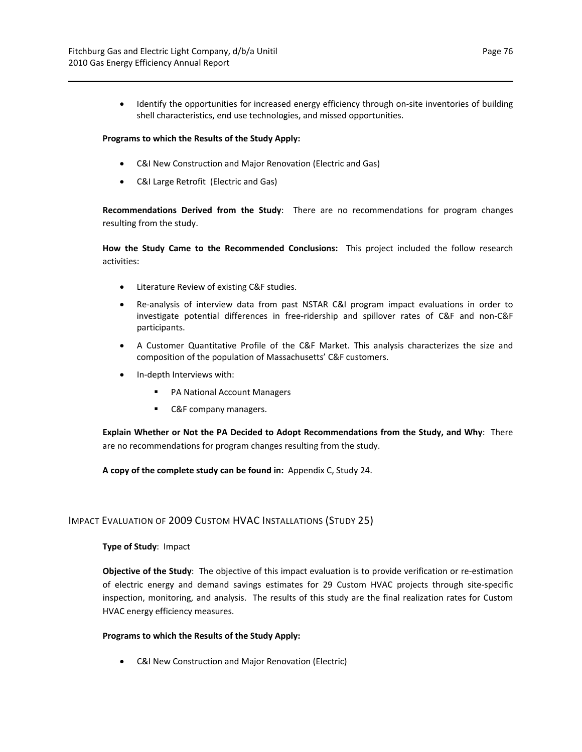- Identify the opportunities for increased energy efficiency through on-site inventories of building shell characteristics, end use technologies, and missed opportunities.

**Programs to which the Results of the Study Apply:**

- C&I New Construction and Major Renovation (Electric and Gas)
- C&I Large Retrofit (Electric and Gas)

**Recommendations Derived from the Study**: There are no recommendations for program changes resulting from the study.

**How the Study Came to the Recommended Conclusions:** This project included the follow research activities:

- Literature Review of existing C&F studies.
- Re-analysis of interview data from past NSTAR C&I program impact evaluations in order to investigate potential differences in free-ridership and spillover rates of C&F and non-C&F participants.
- A Customer Quantitative Profile of the C&F Market. This analysis characterizes the size and composition of the population of Massachusetts' C&F customers.
- In-depth Interviews with:
  - PA National Account Managers
  - C&F company managers.

**Explain Whether or Not the PA Decided to Adopt Recommendations from the Study, and Why**: There are no recommendations for program changes resulting from the study.

**A copy of the complete study can be found in:** Appendix C, Study 24.

## Impact Evaluation of 2009 Custom HVAC Installations (Study 25)

**Type of Study**: Impact

**Objective of the Study**: The objective of this impact evaluation is to provide verification or re-estimation of electric energy and demand savings estimates for 29 Custom HVAC projects through site-specific inspection, monitoring, and analysis. The results of this study are the final realization rates for Custom HVAC energy efficiency measures.

**Programs to which the Results of the Study Apply:**

- C&I New Construction and Major Renovation (Electric)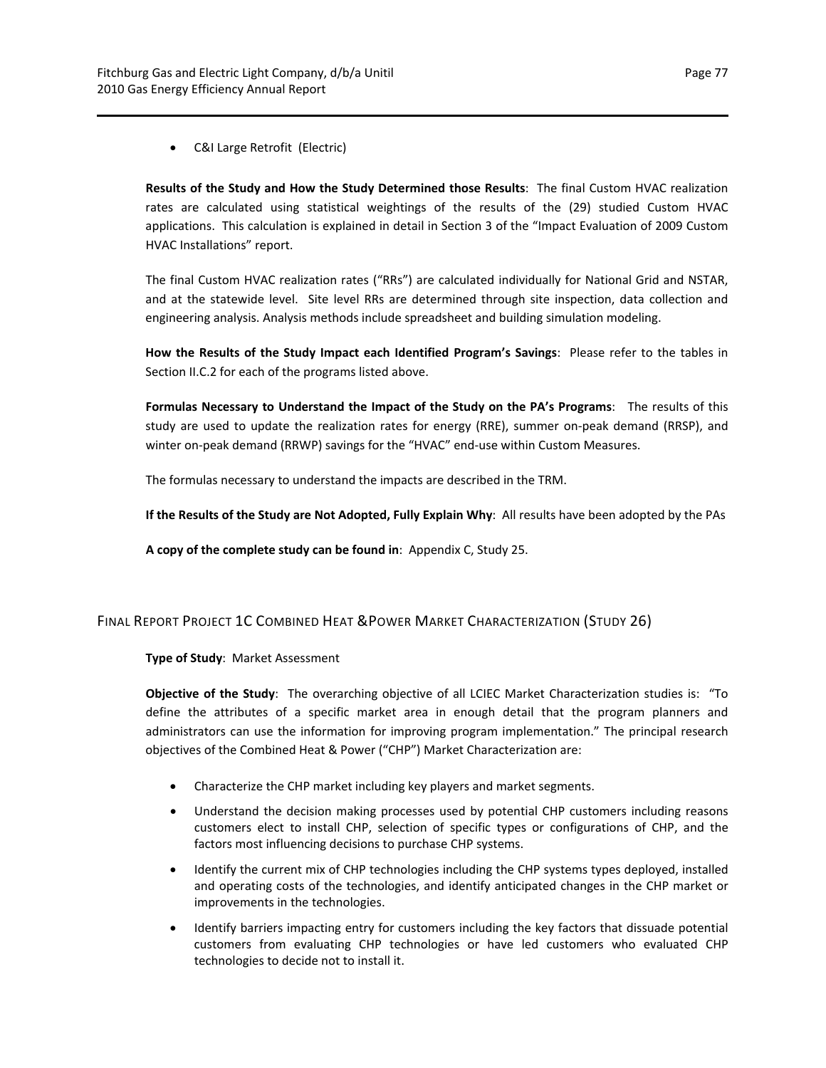- C&I Large Retrofit (Electric)

**Results of the Study and How the Study Determined those Results**: The final Custom HVAC realization rates are calculated using statistical weightings of the results of the (29) studied Custom HVAC applications. This calculation is explained in detail in Section 3 of the "Impact Evaluation of 2009 Custom HVAC Installations" report.

The final Custom HVAC realization rates ("RRs") are calculated individually for National Grid and NSTAR, and at the statewide level. Site level RRs are determined through site inspection, data collection and engineering analysis. Analysis methods include spreadsheet and building simulation modeling.

**How the Results of the Study Impact each Identified Program's Savings**: Please refer to the tables in Section II.C.2 for each of the programs listed above.

**Formulas Necessary to Understand the Impact of the Study on the PA's Programs**: The results of this study are used to update the realization rates for energy (RRE), summer on-peak demand (RRSP), and winter on-peak demand (RRWP) savings for the "HVAC" end-use within Custom Measures.

The formulas necessary to understand the impacts are described in the TRM.

**If the Results of the Study are Not Adopted, Fully Explain Why**: All results have been adopted by the PAs

**A copy of the complete study can be found in**: Appendix C, Study 25.

## Final Report Project 1C Combined Heat &Power Market Characterization (Study 26)

**Type of Study**: Market Assessment

**Objective of the Study**: The overarching objective of all LCIEC Market Characterization studies is: "To define the attributes of a specific market area in enough detail that the program planners and administrators can use the information for improving program implementation." The principal research objectives of the Combined Heat & Power ("CHP") Market Characterization are:

- Characterize the CHP market including key players and market segments.
- Understand the decision making processes used by potential CHP customers including reasons customers elect to install CHP, selection of specific types or configurations of CHP, and the factors most influencing decisions to purchase CHP systems.
- Identify the current mix of CHP technologies including the CHP systems types deployed, installed and operating costs of the technologies, and identify anticipated changes in the CHP market or improvements in the technologies.
- Identify barriers impacting entry for customers including the key factors that dissuade potential customers from evaluating CHP technologies or have led customers who evaluated CHP technologies to decide not to install it.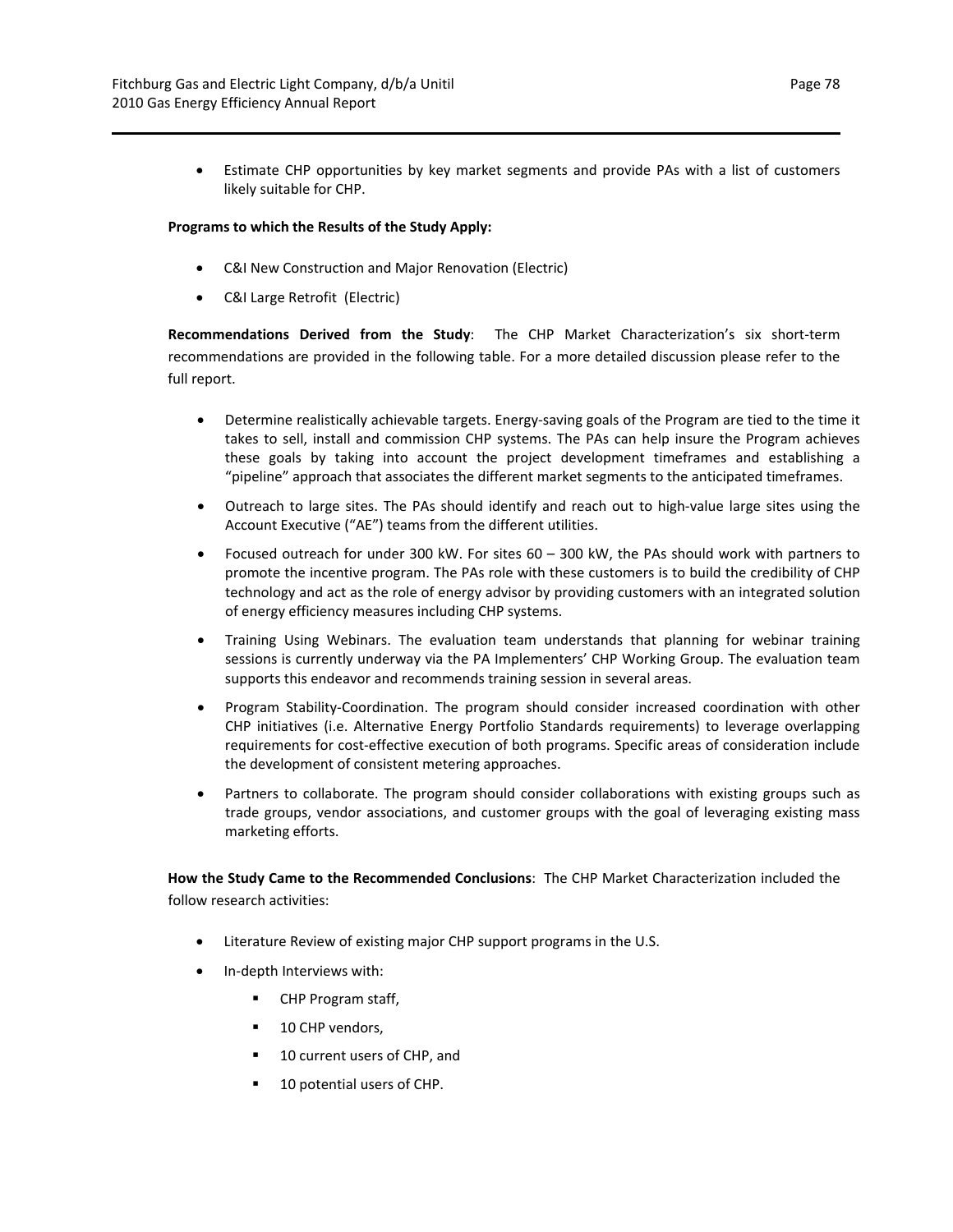- Estimate CHP opportunities by key market segments and provide PAs with a list of customers likely suitable for CHP.

**Programs to which the Results of the Study Apply:**

- C&I New Construction and Major Renovation (Electric)
- C&I Large Retrofit (Electric)

**Recommendations Derived from the Study**: The CHP Market Characterization's six short-term recommendations are provided in the following table. For a more detailed discussion please refer to the full report.

- Determine realistically achievable targets. Energy-saving goals of the Program are tied to the time it takes to sell, install and commission CHP systems. The PAs can help insure the Program achieves these goals by taking into account the project development timeframes and establishing a "pipeline" approach that associates the different market segments to the anticipated timeframes.
- Outreach to large sites. The PAs should identify and reach out to high-value large sites using the Account Executive ("AE") teams from the different utilities.
- Focused outreach for under 300 kW. For sites 60 – 300 kW, the PAs should work with partners to promote the incentive program. The PAs role with these customers is to build the credibility of CHP technology and act as the role of energy advisor by providing customers with an integrated solution of energy efficiency measures including CHP systems.
- Training Using Webinars. The evaluation team understands that planning for webinar training sessions is currently underway via the PA Implementers' CHP Working Group. The evaluation team supports this endeavor and recommends training session in several areas.
- Program Stability-Coordination. The program should consider increased coordination with other CHP initiatives (i.e. Alternative Energy Portfolio Standards requirements) to leverage overlapping requirements for cost-effective execution of both programs. Specific areas of consideration include the development of consistent metering approaches.
- Partners to collaborate. The program should consider collaborations with existing groups such as trade groups, vendor associations, and customer groups with the goal of leveraging existing mass marketing efforts.

**How the Study Came to the Recommended Conclusions**: The CHP Market Characterization included the follow research activities:

- Literature Review of existing major CHP support programs in the U.S.
- In-depth Interviews with:
  - CHP Program staff,
  - 10 CHP vendors,
  - 10 current users of CHP, and
  - 10 potential users of CHP.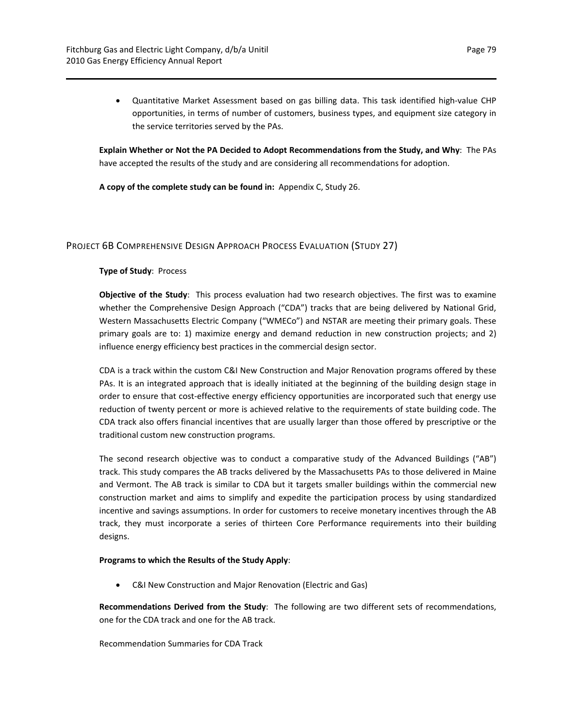- Quantitative Market Assessment based on gas billing data. This task identified high-value CHP opportunities, in terms of number of customers, business types, and equipment size category in the service territories served by the PAs.

**Explain Whether or Not the PA Decided to Adopt Recommendations from the Study, and Why**: The PAs have accepted the results of the study and are considering all recommendations for adoption.

**A copy of the complete study can be found in:** Appendix C, Study 26.

## Project 6B Comprehensive Design Approach Process Evaluation (Study 27)

**Type of Study**: Process

**Objective of the Study**: This process evaluation had two research objectives. The first was to examine whether the Comprehensive Design Approach ("CDA") tracks that are being delivered by National Grid, Western Massachusetts Electric Company ("WMECo") and NSTAR are meeting their primary goals. These primary goals are to: 1) maximize energy and demand reduction in new construction projects; and 2) influence energy efficiency best practices in the commercial design sector.

CDA is a track within the custom C&I New Construction and Major Renovation programs offered by these PAs. It is an integrated approach that is ideally initiated at the beginning of the building design stage in order to ensure that cost-effective energy efficiency opportunities are incorporated such that energy use reduction of twenty percent or more is achieved relative to the requirements of state building code. The CDA track also offers financial incentives that are usually larger than those offered by prescriptive or the traditional custom new construction programs.

The second research objective was to conduct a comparative study of the Advanced Buildings ("AB") track. This study compares the AB tracks delivered by the Massachusetts PAs to those delivered in Maine and Vermont. The AB track is similar to CDA but it targets smaller buildings within the commercial new construction market and aims to simplify and expedite the participation process by using standardized incentive and savings assumptions. In order for customers to receive monetary incentives through the AB track, they must incorporate a series of thirteen Core Performance requirements into their building designs.

**Programs to which the Results of the Study Apply**:

- C&I New Construction and Major Renovation (Electric and Gas)

**Recommendations Derived from the Study**: The following are two different sets of recommendations, one for the CDA track and one for the AB track.

Recommendation Summaries for CDA Track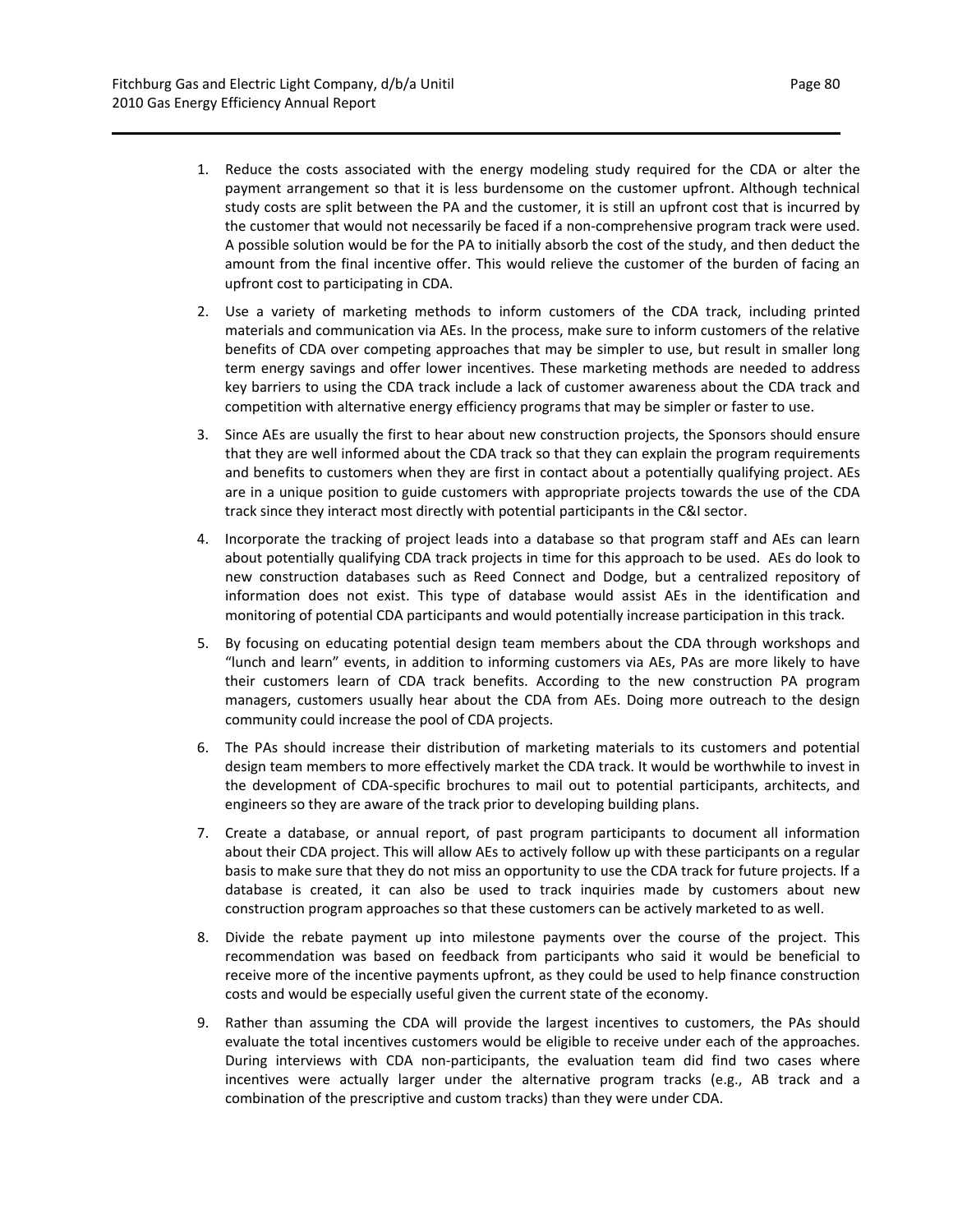1. Reduce the costs associated with the energy modeling study required for the CDA or alter the payment arrangement so that it is less burdensome on the customer upfront. Although technical study costs are split between the PA and the customer, it is still an upfront cost that is incurred by the customer that would not necessarily be faced if a non-comprehensive program track were used. A possible solution would be for the PA to initially absorb the cost of the study, and then deduct the amount from the final incentive offer. This would relieve the customer of the burden of facing an upfront cost to participating in CDA.

2. Use a variety of marketing methods to inform customers of the CDA track, including printed materials and communication via AEs. In the process, make sure to inform customers of the relative benefits of CDA over competing approaches that may be simpler to use, but result in smaller long term energy savings and offer lower incentives. These marketing methods are needed to address key barriers to using the CDA track include a lack of customer awareness about the CDA track and competition with alternative energy efficiency programs that may be simpler or faster to use.

3. Since AEs are usually the first to hear about new construction projects, the Sponsors should ensure that they are well informed about the CDA track so that they can explain the program requirements and benefits to customers when they are first in contact about a potentially qualifying project. AEs are in a unique position to guide customers with appropriate projects towards the use of the CDA track since they interact most directly with potential participants in the C&I sector.

4. Incorporate the tracking of project leads into a database so that program staff and AEs can learn about potentially qualifying CDA track projects in time for this approach to be used. AEs do look to new construction databases such as Reed Connect and Dodge, but a centralized repository of information does not exist. This type of database would assist AEs in the identification and monitoring of potential CDA participants and would potentially increase participation in this track.

5. By focusing on educating potential design team members about the CDA through workshops and "lunch and learn" events, in addition to informing customers via AEs, PAs are more likely to have their customers learn of CDA track benefits. According to the new construction PA program managers, customers usually hear about the CDA from AEs. Doing more outreach to the design community could increase the pool of CDA projects.

6. The PAs should increase their distribution of marketing materials to its customers and potential design team members to more effectively market the CDA track. It would be worthwhile to invest in the development of CDA-specific brochures to mail out to potential participants, architects, and engineers so they are aware of the track prior to developing building plans.

7. Create a database, or annual report, of past program participants to document all information about their CDA project. This will allow AEs to actively follow up with these participants on a regular basis to make sure that they do not miss an opportunity to use the CDA track for future projects. If a database is created, it can also be used to track inquiries made by customers about new construction program approaches so that these customers can be actively marketed to as well.

8. Divide the rebate payment up into milestone payments over the course of the project. This recommendation was based on feedback from participants who said it would be beneficial to receive more of the incentive payments upfront, as they could be used to help finance construction costs and would be especially useful given the current state of the economy.

9. Rather than assuming the CDA will provide the largest incentives to customers, the PAs should evaluate the total incentives customers would be eligible to receive under each of the approaches. During interviews with CDA non-participants, the evaluation team did find two cases where incentives were actually larger under the alternative program tracks (e.g., AB track and a combination of the prescriptive and custom tracks) than they were under CDA.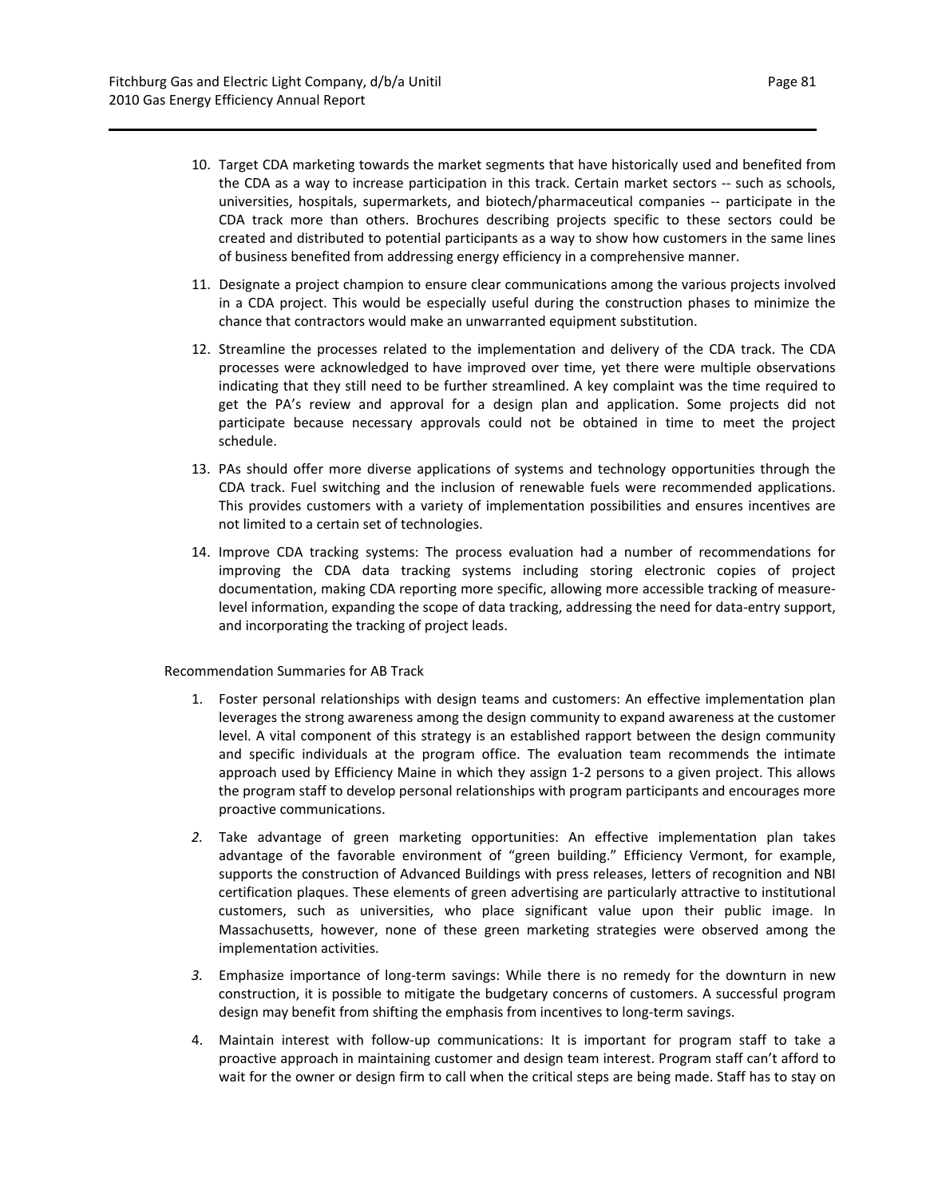10. Target CDA marketing towards the market segments that have historically used and benefited from the CDA as a way to increase participation in this track. Certain market sectors -- such as schools, universities, hospitals, supermarkets, and biotech/pharmaceutical companies -- participate in the CDA track more than others. Brochures describing projects specific to these sectors could be created and distributed to potential participants as a way to show how customers in the same lines of business benefited from addressing energy efficiency in a comprehensive manner.

11. Designate a project champion to ensure clear communications among the various projects involved in a CDA project. This would be especially useful during the construction phases to minimize the chance that contractors would make an unwarranted equipment substitution.

12. Streamline the processes related to the implementation and delivery of the CDA track. The CDA processes were acknowledged to have improved over time, yet there were multiple observations indicating that they still need to be further streamlined. A key complaint was the time required to get the PA's review and approval for a design plan and application. Some projects did not participate because necessary approvals could not be obtained in time to meet the project schedule.

13. PAs should offer more diverse applications of systems and technology opportunities through the CDA track. Fuel switching and the inclusion of renewable fuels were recommended applications. This provides customers with a variety of implementation possibilities and ensures incentives are not limited to a certain set of technologies.

14. Improve CDA tracking systems: The process evaluation had a number of recommendations for improving the CDA data tracking systems including storing electronic copies of project documentation, making CDA reporting more specific, allowing more accessible tracking of measure-level information, expanding the scope of data tracking, addressing the need for data-entry support, and incorporating the tracking of project leads.

Recommendation Summaries for AB Track

1. Foster personal relationships with design teams and customers: An effective implementation plan leverages the strong awareness among the design community to expand awareness at the customer level. A vital component of this strategy is an established rapport between the design community and specific individuals at the program office. The evaluation team recommends the intimate approach used by Efficiency Maine in which they assign 1-2 persons to a given project. This allows the program staff to develop personal relationships with program participants and encourages more proactive communications.

2. Take advantage of green marketing opportunities: An effective implementation plan takes advantage of the favorable environment of "green building." Efficiency Vermont, for example, supports the construction of Advanced Buildings with press releases, letters of recognition and NBI certification plaques. These elements of green advertising are particularly attractive to institutional customers, such as universities, who place significant value upon their public image. In Massachusetts, however, none of these green marketing strategies were observed among the implementation activities.

3. Emphasize importance of long-term savings: While there is no remedy for the downturn in new construction, it is possible to mitigate the budgetary concerns of customers. A successful program design may benefit from shifting the emphasis from incentives to long-term savings.

4. Maintain interest with follow-up communications: It is important for program staff to take a proactive approach in maintaining customer and design team interest. Program staff can't afford to wait for the owner or design firm to call when the critical steps are being made. Staff has to stay on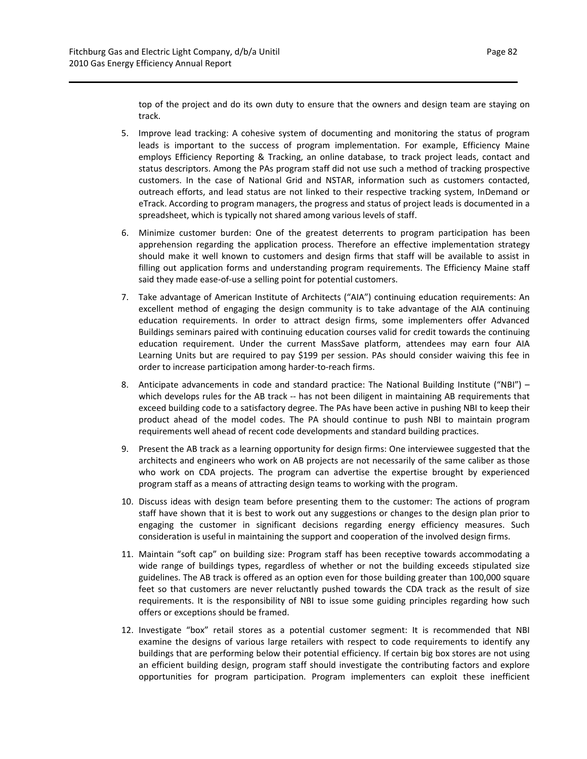top of the project and do its own duty to ensure that the owners and design team are staying on track.

5. Improve lead tracking: A cohesive system of documenting and monitoring the status of program leads is important to the success of program implementation. For example, Efficiency Maine employs Efficiency Reporting & Tracking, an online database, to track project leads, contact and status descriptors. Among the PAs program staff did not use such a method of tracking prospective customers. In the case of National Grid and NSTAR, information such as customers contacted, outreach efforts, and lead status are not linked to their respective tracking system, InDemand or eTrack. According to program managers, the progress and status of project leads is documented in a spreadsheet, which is typically not shared among various levels of staff.

6. Minimize customer burden: One of the greatest deterrents to program participation has been apprehension regarding the application process. Therefore an effective implementation strategy should make it well known to customers and design firms that staff will be available to assist in filling out application forms and understanding program requirements. The Efficiency Maine staff said they made ease-of-use a selling point for potential customers.

7. Take advantage of American Institute of Architects ("AIA") continuing education requirements: An excellent method of engaging the design community is to take advantage of the AIA continuing education requirements. In order to attract design firms, some implementers offer Advanced Buildings seminars paired with continuing education courses valid for credit towards the continuing education requirement. Under the current MassSave platform, attendees may earn four AIA Learning Units but are required to pay $199 per session. PAs should consider waiving this fee in order to increase participation among harder-to-reach firms.

8. Anticipate advancements in code and standard practice: The National Building Institute ("NBI") – which develops rules for the AB track -- has not been diligent in maintaining AB requirements that exceed building code to a satisfactory degree. The PAs have been active in pushing NBI to keep their product ahead of the model codes. The PA should continue to push NBI to maintain program requirements well ahead of recent code developments and standard building practices.

9. Present the AB track as a learning opportunity for design firms: One interviewee suggested that the architects and engineers who work on AB projects are not necessarily of the same caliber as those who work on CDA projects. The program can advertise the expertise brought by experienced program staff as a means of attracting design teams to working with the program.

10. Discuss ideas with design team before presenting them to the customer: The actions of program staff have shown that it is best to work out any suggestions or changes to the design plan prior to engaging the customer in significant decisions regarding energy efficiency measures. Such consideration is useful in maintaining the support and cooperation of the involved design firms.

11. Maintain "soft cap" on building size: Program staff has been receptive towards accommodating a wide range of buildings types, regardless of whether or not the building exceeds stipulated size guidelines. The AB track is offered as an option even for those building greater than 100,000 square feet so that customers are never reluctantly pushed towards the CDA track as the result of size requirements. It is the responsibility of NBI to issue some guiding principles regarding how such offers or exceptions should be framed.

12. Investigate "box" retail stores as a potential customer segment: It is recommended that NBI examine the designs of various large retailers with respect to code requirements to identify any buildings that are performing below their potential efficiency. If certain big box stores are not using an efficient building design, program staff should investigate the contributing factors and explore opportunities for program participation. Program implementers can exploit these inefficient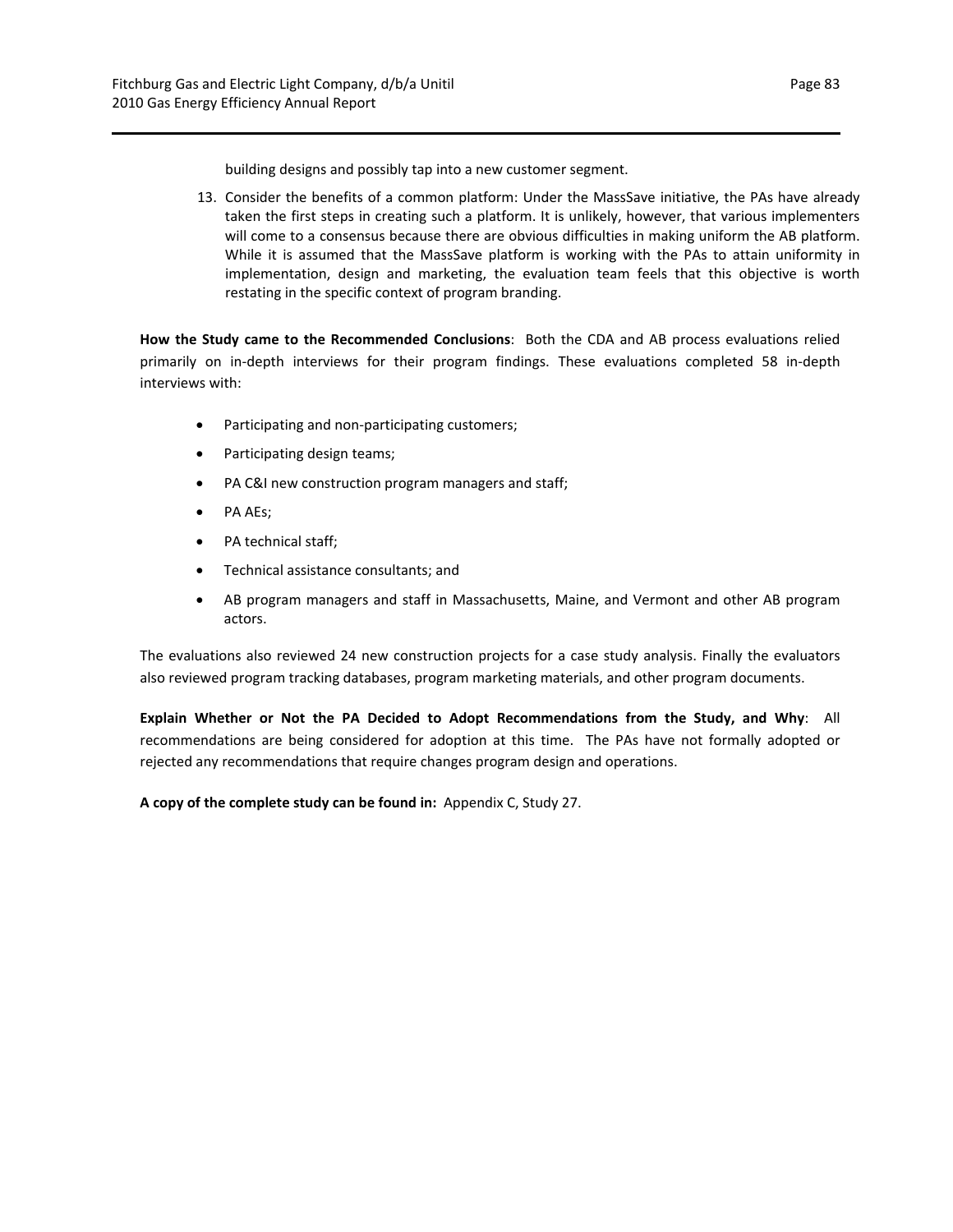building designs and possibly tap into a new customer segment.

13. Consider the benefits of a common platform: Under the MassSave initiative, the PAs have already taken the first steps in creating such a platform. It is unlikely, however, that various implementers will come to a consensus because there are obvious difficulties in making uniform the AB platform. While it is assumed that the MassSave platform is working with the PAs to attain uniformity in implementation, design and marketing, the evaluation team feels that this objective is worth restating in the specific context of program branding.

**How the Study came to the Recommended Conclusions**: Both the CDA and AB process evaluations relied primarily on in-depth interviews for their program findings. These evaluations completed 58 in-depth interviews with:

- Participating and non-participating customers;
- Participating design teams;
- PA C&I new construction program managers and staff;
- PA AEs;
- PA technical staff;
- Technical assistance consultants; and
- AB program managers and staff in Massachusetts, Maine, and Vermont and other AB program actors.

The evaluations also reviewed 24 new construction projects for a case study analysis. Finally the evaluators also reviewed program tracking databases, program marketing materials, and other program documents.

**Explain Whether or Not the PA Decided to Adopt Recommendations from the Study, and Why**: All recommendations are being considered for adoption at this time. The PAs have not formally adopted or rejected any recommendations that require changes program design and operations.

**A copy of the complete study can be found in:** Appendix C, Study 27.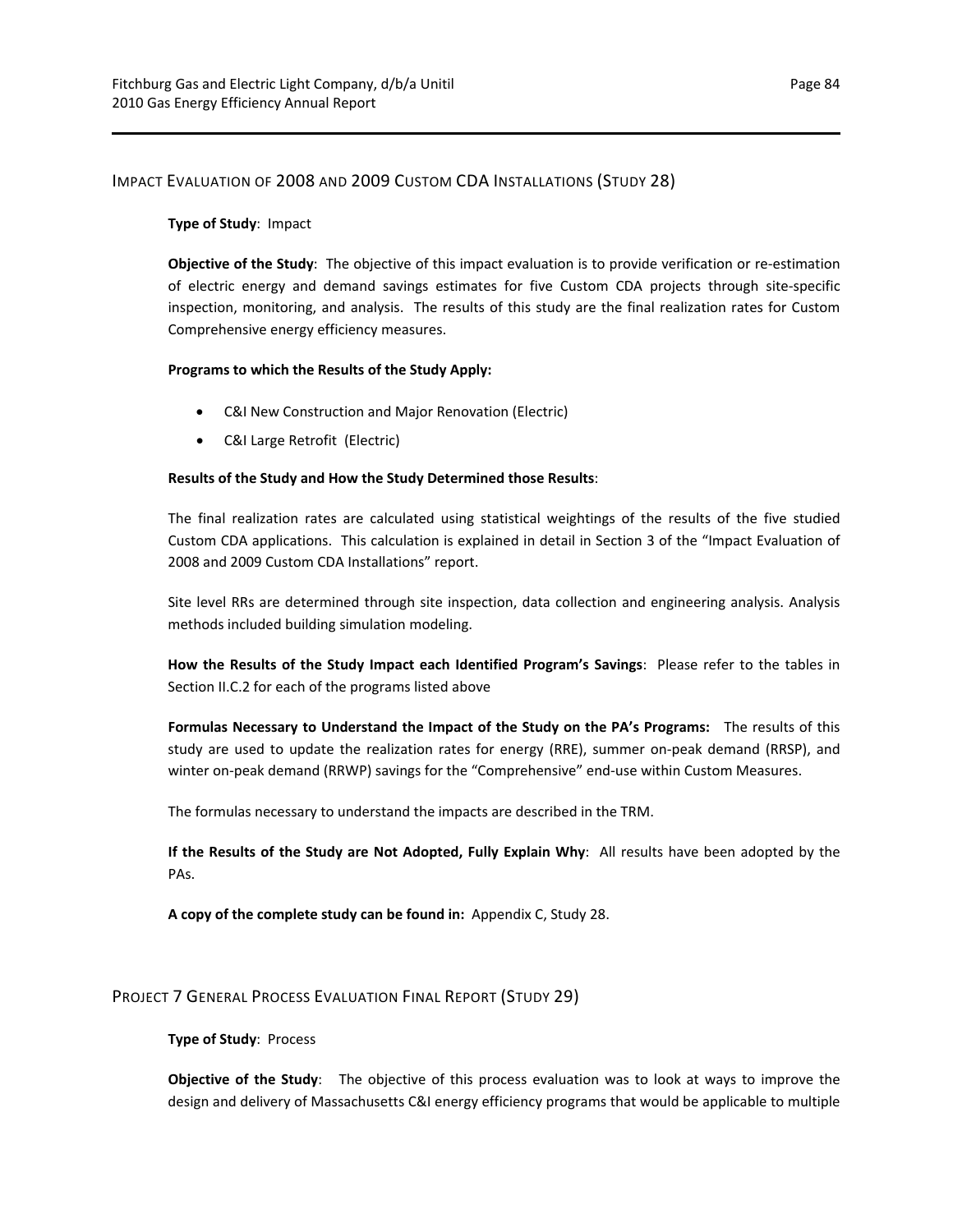## Impact Evaluation of 2008 and 2009 Custom CDA Installations (Study 28)

**Type of Study**: Impact

**Objective of the Study**: The objective of this impact evaluation is to provide verification or re-estimation of electric energy and demand savings estimates for five Custom CDA projects through site-specific inspection, monitoring, and analysis. The results of this study are the final realization rates for Custom Comprehensive energy efficiency measures.

**Programs to which the Results of the Study Apply:**

- C&I New Construction and Major Renovation (Electric)
- C&I Large Retrofit (Electric)

**Results of the Study and How the Study Determined those Results**:

The final realization rates are calculated using statistical weightings of the results of the five studied Custom CDA applications. This calculation is explained in detail in Section 3 of the "Impact Evaluation of 2008 and 2009 Custom CDA Installations" report.

Site level RRs are determined through site inspection, data collection and engineering analysis. Analysis methods included building simulation modeling.

**How the Results of the Study Impact each Identified Program's Savings**: Please refer to the tables in Section II.C.2 for each of the programs listed above

**Formulas Necessary to Understand the Impact of the Study on the PA's Programs:** The results of this study are used to update the realization rates for energy (RRE), summer on-peak demand (RRSP), and winter on-peak demand (RRWP) savings for the "Comprehensive" end-use within Custom Measures.

The formulas necessary to understand the impacts are described in the TRM.

**If the Results of the Study are Not Adopted, Fully Explain Why**: All results have been adopted by the PAs.

**A copy of the complete study can be found in:** Appendix C, Study 28.

## Project 7 General Process Evaluation Final Report (Study 29)

**Type of Study**: Process

**Objective of the Study**: The objective of this process evaluation was to look at ways to improve the design and delivery of Massachusetts C&I energy efficiency programs that would be applicable to multiple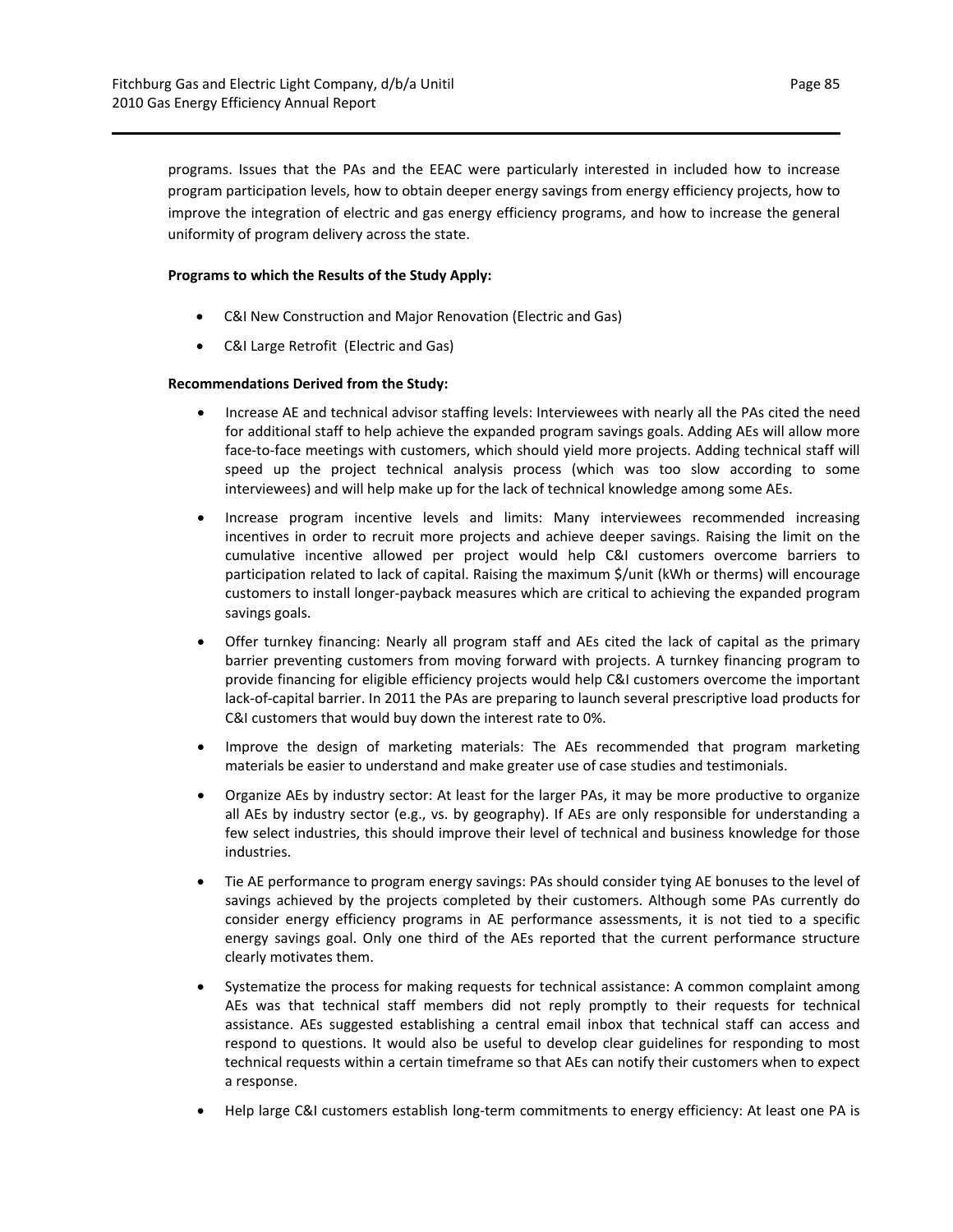programs. Issues that the PAs and the EEAC were particularly interested in included how to increase program participation levels, how to obtain deeper energy savings from energy efficiency projects, how to improve the integration of electric and gas energy efficiency programs, and how to increase the general uniformity of program delivery across the state.

**Programs to which the Results of the Study Apply:**

- C&I New Construction and Major Renovation (Electric and Gas)
- C&I Large Retrofit (Electric and Gas)

**Recommendations Derived from the Study:**

- Increase AE and technical advisor staffing levels: Interviewees with nearly all the PAs cited the need for additional staff to help achieve the expanded program savings goals. Adding AEs will allow more face-to-face meetings with customers, which should yield more projects. Adding technical staff will speed up the project technical analysis process (which was too slow according to some interviewees) and will help make up for the lack of technical knowledge among some AEs.
- Increase program incentive levels and limits: Many interviewees recommended increasing incentives in order to recruit more projects and achieve deeper savings. Raising the limit on the cumulative incentive allowed per project would help C&I customers overcome barriers to participation related to lack of capital. Raising the maximum $/unit (kWh or therms) will encourage customers to install longer-payback measures which are critical to achieving the expanded program savings goals.
- Offer turnkey financing: Nearly all program staff and AEs cited the lack of capital as the primary barrier preventing customers from moving forward with projects. A turnkey financing program to provide financing for eligible efficiency projects would help C&I customers overcome the important lack-of-capital barrier. In 2011 the PAs are preparing to launch several prescriptive load products for C&I customers that would buy down the interest rate to 0%.
- Improve the design of marketing materials: The AEs recommended that program marketing materials be easier to understand and make greater use of case studies and testimonials.
- Organize AEs by industry sector: At least for the larger PAs, it may be more productive to organize all AEs by industry sector (e.g., vs. by geography). If AEs are only responsible for understanding a few select industries, this should improve their level of technical and business knowledge for those industries.
- Tie AE performance to program energy savings: PAs should consider tying AE bonuses to the level of savings achieved by the projects completed by their customers. Although some PAs currently do consider energy efficiency programs in AE performance assessments, it is not tied to a specific energy savings goal. Only one third of the AEs reported that the current performance structure clearly motivates them.
- Systematize the process for making requests for technical assistance: A common complaint among AEs was that technical staff members did not reply promptly to their requests for technical assistance. AEs suggested establishing a central email inbox that technical staff can access and respond to questions. It would also be useful to develop clear guidelines for responding to most technical requests within a certain timeframe so that AEs can notify their customers when to expect a response.
- Help large C&I customers establish long-term commitments to energy efficiency: At least one PA is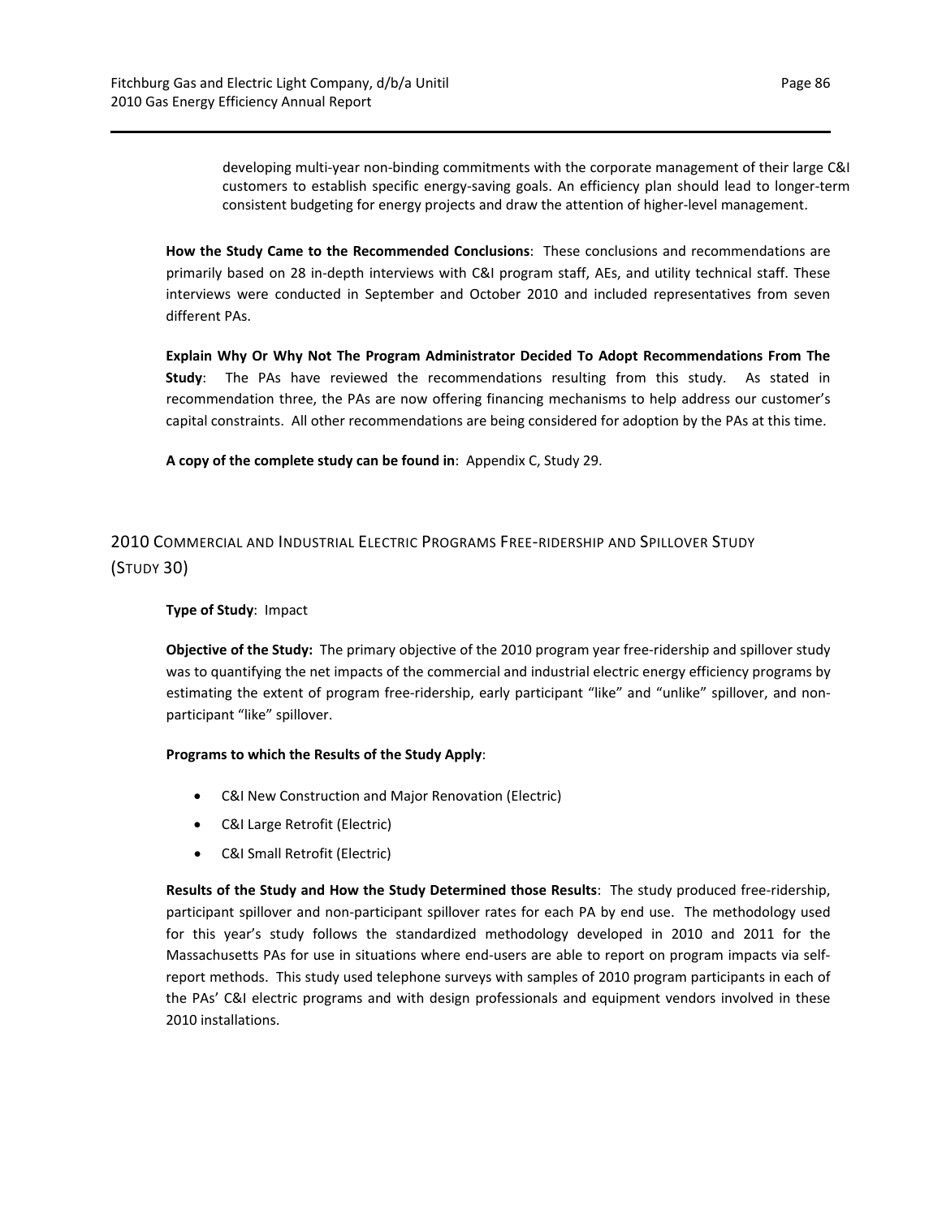developing multi-year non-binding commitments with the corporate management of their large C&I customers to establish specific energy-saving goals. An efficiency plan should lead to longer-term consistent budgeting for energy projects and draw the attention of higher-level management.

**How the Study Came to the Recommended Conclusions**: These conclusions and recommendations are primarily based on 28 in-depth interviews with C&I program staff, AEs, and utility technical staff. These interviews were conducted in September and October 2010 and included representatives from seven different PAs.

**Explain Why Or Why Not The Program Administrator Decided To Adopt Recommendations From The Study**: The PAs have reviewed the recommendations resulting from this study. As stated in recommendation three, the PAs are now offering financing mechanisms to help address our customer's capital constraints. All other recommendations are being considered for adoption by the PAs at this time.

**A copy of the complete study can be found in**: Appendix C, Study 29.

## 2010 Commercial and Industrial Electric Programs Free-ridership and Spillover Study (Study 30)

**Type of Study**: Impact

**Objective of the Study:** The primary objective of the 2010 program year free-ridership and spillover study was to quantifying the net impacts of the commercial and industrial electric energy efficiency programs by estimating the extent of program free-ridership, early participant "like" and "unlike" spillover, and non-participant "like" spillover.

**Programs to which the Results of the Study Apply**:

- C&I New Construction and Major Renovation (Electric)
- C&I Large Retrofit (Electric)
- C&I Small Retrofit (Electric)

**Results of the Study and How the Study Determined those Results**: The study produced free-ridership, participant spillover and non-participant spillover rates for each PA by end use. The methodology used for this year's study follows the standardized methodology developed in 2010 and 2011 for the Massachusetts PAs for use in situations where end-users are able to report on program impacts via self-report methods. This study used telephone surveys with samples of 2010 program participants in each of the PAs' C&I electric programs and with design professionals and equipment vendors involved in these 2010 installations.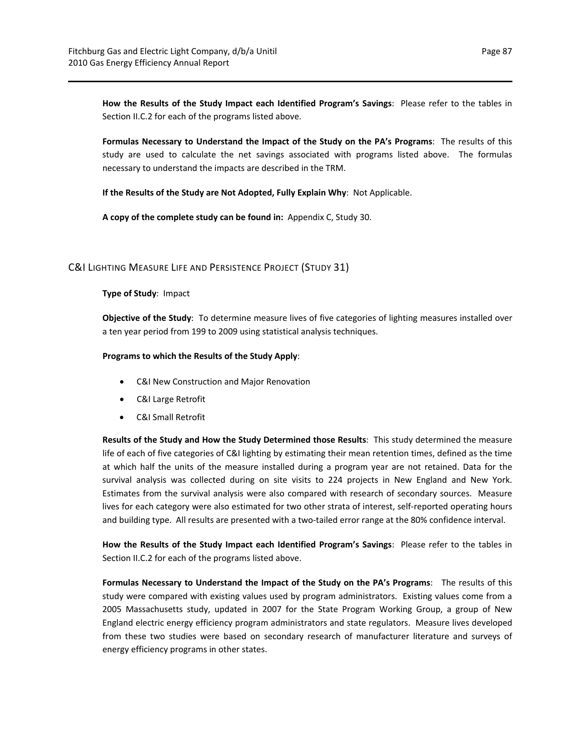**How the Results of the Study Impact each Identified Program's Savings**: Please refer to the tables in Section II.C.2 for each of the programs listed above.

**Formulas Necessary to Understand the Impact of the Study on the PA's Programs**: The results of this study are used to calculate the net savings associated with programs listed above. The formulas necessary to understand the impacts are described in the TRM.

**If the Results of the Study are Not Adopted, Fully Explain Why**: Not Applicable.

**A copy of the complete study can be found in:** Appendix C, Study 30.

## C&I Lighting Measure Life and Persistence Project (Study 31)

**Type of Study**: Impact

**Objective of the Study**: To determine measure lives of five categories of lighting measures installed over a ten year period from 199 to 2009 using statistical analysis techniques.

**Programs to which the Results of the Study Apply**:

- C&I New Construction and Major Renovation
- C&I Large Retrofit
- C&I Small Retrofit

**Results of the Study and How the Study Determined those Results**: This study determined the measure life of each of five categories of C&I lighting by estimating their mean retention times, defined as the time at which half the units of the measure installed during a program year are not retained. Data for the survival analysis was collected during on site visits to 224 projects in New England and New York. Estimates from the survival analysis were also compared with research of secondary sources. Measure lives for each category were also estimated for two other strata of interest, self-reported operating hours and building type. All results are presented with a two-tailed error range at the 80% confidence interval.

**How the Results of the Study Impact each Identified Program's Savings**: Please refer to the tables in Section II.C.2 for each of the programs listed above.

**Formulas Necessary to Understand the Impact of the Study on the PA's Programs**: The results of this study were compared with existing values used by program administrators. Existing values come from a 2005 Massachusetts study, updated in 2007 for the State Program Working Group, a group of New England electric energy efficiency program administrators and state regulators. Measure lives developed from these two studies were based on secondary research of manufacturer literature and surveys of energy efficiency programs in other states.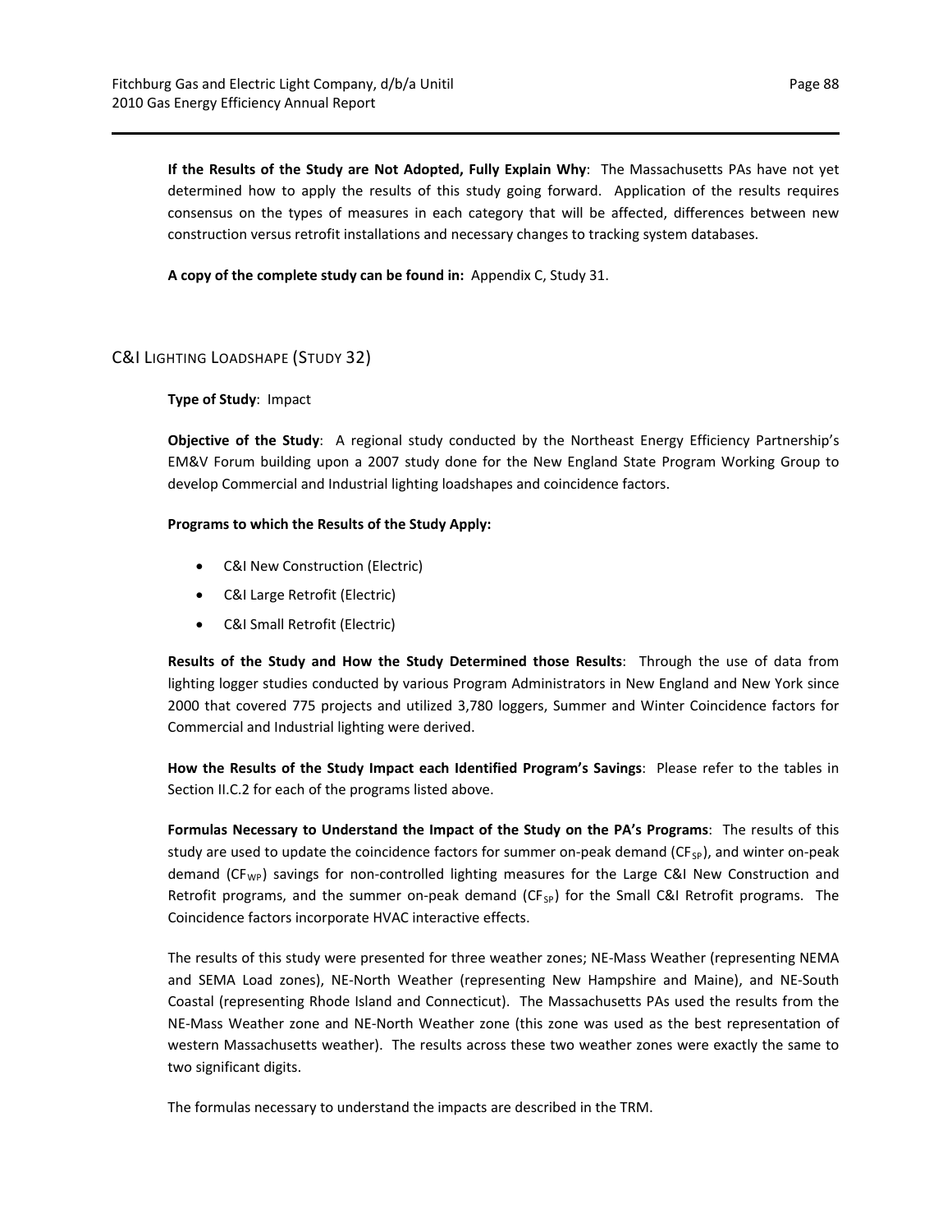**If the Results of the Study are Not Adopted, Fully Explain Why**: The Massachusetts PAs have not yet determined how to apply the results of this study going forward. Application of the results requires consensus on the types of measures in each category that will be affected, differences between new construction versus retrofit installations and necessary changes to tracking system databases.

**A copy of the complete study can be found in:** Appendix C, Study 31.

## C&I Lighting Loadshape (Study 32)

**Type of Study**: Impact

**Objective of the Study**: A regional study conducted by the Northeast Energy Efficiency Partnership's EM&V Forum building upon a 2007 study done for the New England State Program Working Group to develop Commercial and Industrial lighting loadshapes and coincidence factors.

**Programs to which the Results of the Study Apply:**

- C&I New Construction (Electric)
- C&I Large Retrofit (Electric)
- C&I Small Retrofit (Electric)

**Results of the Study and How the Study Determined those Results**: Through the use of data from lighting logger studies conducted by various Program Administrators in New England and New York since 2000 that covered 775 projects and utilized 3,780 loggers, Summer and Winter Coincidence factors for Commercial and Industrial lighting were derived.

**How the Results of the Study Impact each Identified Program's Savings**: Please refer to the tables in Section II.C.2 for each of the programs listed above.

**Formulas Necessary to Understand the Impact of the Study on the PA's Programs**: The results of this study are used to update the coincidence factors for summer on-peak demand ($CF_{SP}$), and winter on-peak demand ($CF_{WP}$) savings for non-controlled lighting measures for the Large C&I New Construction and Retrofit programs, and the summer on-peak demand ($CF_{SP}$) for the Small C&I Retrofit programs. The Coincidence factors incorporate HVAC interactive effects.

The results of this study were presented for three weather zones; NE-Mass Weather (representing NEMA and SEMA Load zones), NE-North Weather (representing New Hampshire and Maine), and NE-South Coastal (representing Rhode Island and Connecticut). The Massachusetts PAs used the results from the NE-Mass Weather zone and NE-North Weather zone (this zone was used as the best representation of western Massachusetts weather). The results across these two weather zones were exactly the same to two significant digits.

The formulas necessary to understand the impacts are described in the TRM.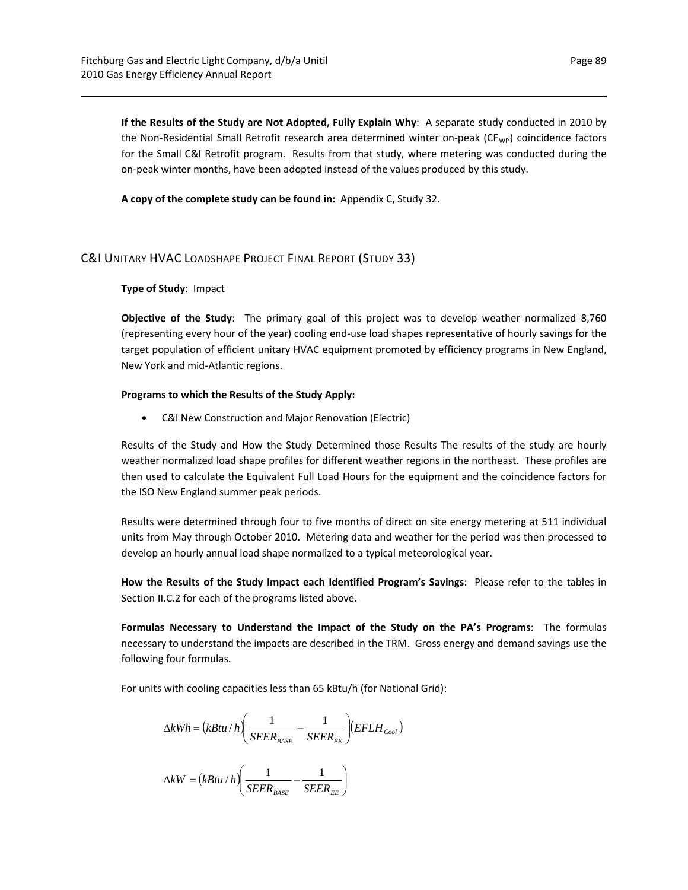**If the Results of the Study are Not Adopted, Fully Explain Why**: A separate study conducted in 2010 by the Non-Residential Small Retrofit research area determined winter on-peak ($CF_{WP}$) coincidence factors for the Small C&I Retrofit program. Results from that study, where metering was conducted during the on-peak winter months, have been adopted instead of the values produced by this study.

**A copy of the complete study can be found in:** Appendix C, Study 32.

## C&I Unitary HVAC Loadshape Project Final Report (Study 33)

**Type of Study**: Impact

**Objective of the Study**: The primary goal of this project was to develop weather normalized 8,760 (representing every hour of the year) cooling end-use load shapes representative of hourly savings for the target population of efficient unitary HVAC equipment promoted by efficiency programs in New England, New York and mid-Atlantic regions.

**Programs to which the Results of the Study Apply:**

- C&I New Construction and Major Renovation (Electric)

Results of the Study and How the Study Determined those Results The results of the study are hourly weather normalized load shape profiles for different weather regions in the northeast. These profiles are then used to calculate the Equivalent Full Load Hours for the equipment and the coincidence factors for the ISO New England summer peak periods.

Results were determined through four to five months of direct on site energy metering at 511 individual units from May through October 2010. Metering data and weather for the period was then processed to develop an hourly annual load shape normalized to a typical meteorological year.

**How the Results of the Study Impact each Identified Program's Savings**: Please refer to the tables in Section II.C.2 for each of the programs listed above.

**Formulas Necessary to Understand the Impact of the Study on the PA's Programs**: The formulas necessary to understand the impacts are described in the TRM. Gross energy and demand savings use the following four formulas.

For units with cooling capacities less than 65 kBtu/h (for National Grid):

$$\Delta kWh = (kBtu/h)\left(\frac{1}{SEER_{BASE}} - \frac{1}{SEER_{EE}}\right)(EFLH_{Cool})$$

$$\Delta kW = (kBtu/h)\left(\frac{1}{SEER_{BASE}} - \frac{1}{SEER_{EE}}\right)$$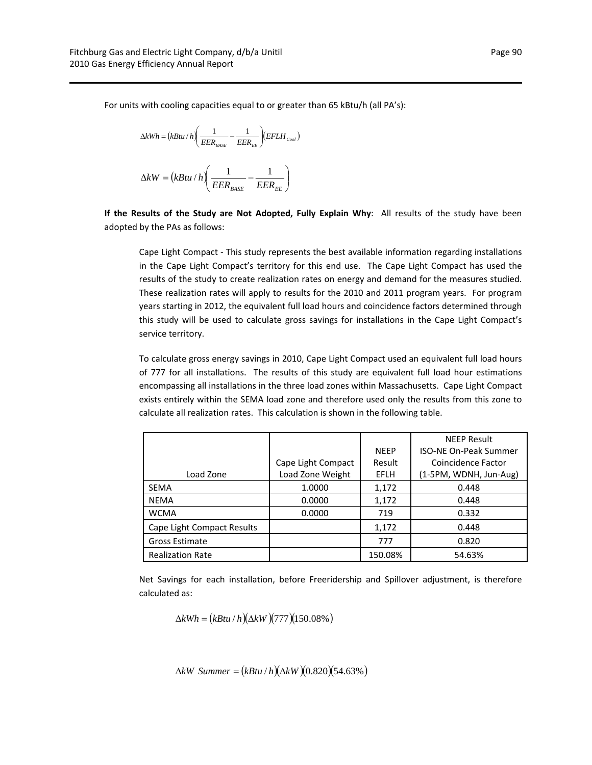For units with cooling capacities equal to or greater than 65 kBtu/h (all PA's):

$$\Delta kWh = (kBtu/h)\left(\frac{1}{EER_{BASE}} - \frac{1}{EER_{EE}}\right)(EFLH_{Cool})$$

$$\Delta kW = (kBtu/h)\left(\frac{1}{EER_{BASE}} - \frac{1}{EER_{EE}}\right)$$

**If the Results of the Study are Not Adopted, Fully Explain Why**: All results of the study have been adopted by the PAs as follows:

Cape Light Compact - This study represents the best available information regarding installations in the Cape Light Compact's territory for this end use. The Cape Light Compact has used the results of the study to create realization rates on energy and demand for the measures studied. These realization rates will apply to results for the 2010 and 2011 program years. For program years starting in 2012, the equivalent full load hours and coincidence factors determined through this study will be used to calculate gross savings for installations in the Cape Light Compact's service territory.

To calculate gross energy savings in 2010, Cape Light Compact used an equivalent full load hours of 777 for all installations. The results of this study are equivalent full load hour estimations encompassing all installations in the three load zones within Massachusetts. Cape Light Compact exists entirely within the SEMA load zone and therefore used only the results from this zone to calculate all realization rates. This calculation is shown in the following table.

| Load Zone | Cape Light Compact Load Zone Weight | NEEP Result EFLH | NEEP Result ISO-NE On-Peak Summer Coincidence Factor (1-5PM, WDNH, Jun-Aug) |
|---|---|---|---|
| SEMA | 1.0000 | 1,172 | 0.448 |
| NEMA | 0.0000 | 1,172 | 0.448 |
| WCMA | 0.0000 | 719 | 0.332 |
| Cape Light Compact Results | | 1,172 | 0.448 |
| Gross Estimate | | 777 | 0.820 |
| Realization Rate | | 150.08% | 54.63% |

Net Savings for each installation, before Freeridership and Spillover adjustment, is therefore calculated as:

$$\Delta kWh = (kBtu/h)(\Delta kW)(777)(150.08\%)$$

$$\Delta kW\ Summer = (kBtu/h)(\Delta kW)(0.820)(54.63\%)$$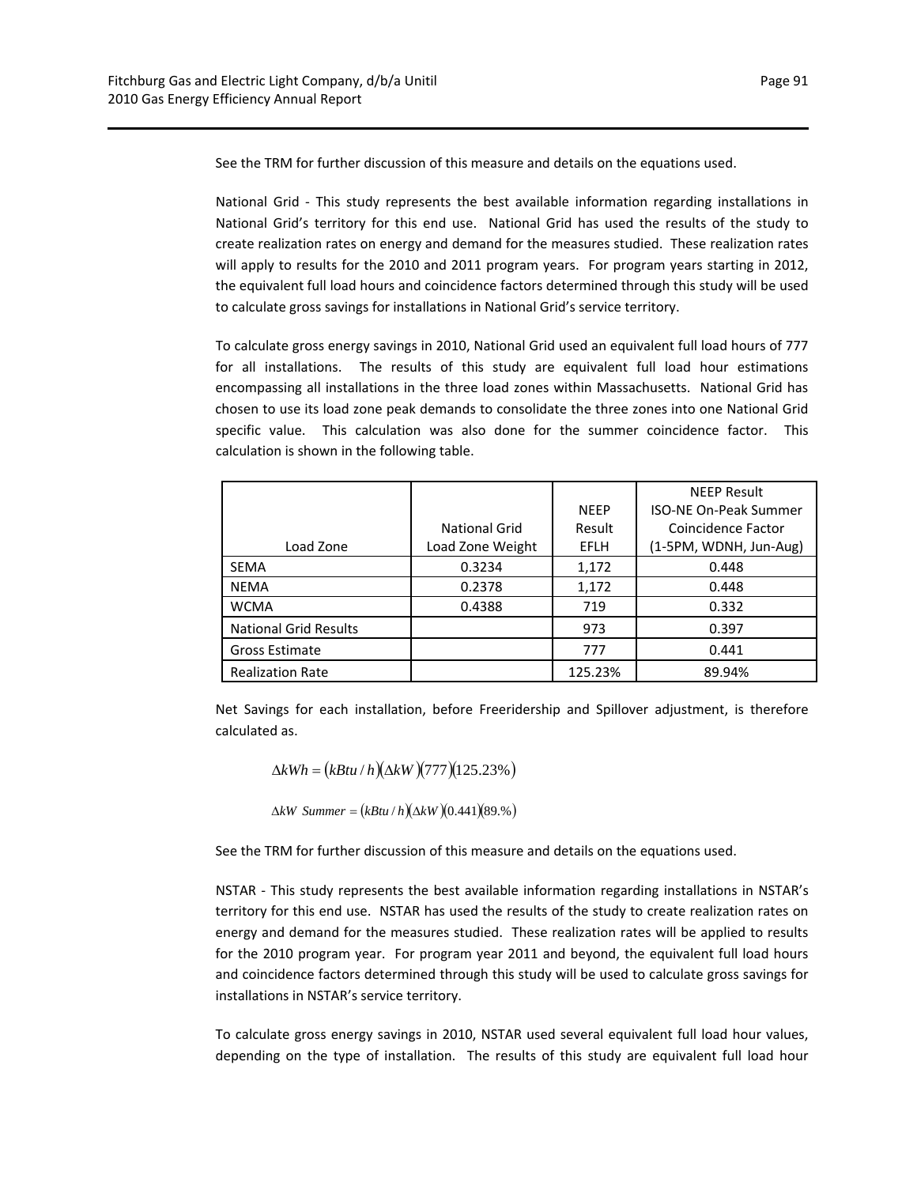See the TRM for further discussion of this measure and details on the equations used.

National Grid - This study represents the best available information regarding installations in National Grid's territory for this end use. National Grid has used the results of the study to create realization rates on energy and demand for the measures studied. These realization rates will apply to results for the 2010 and 2011 program years. For program years starting in 2012, the equivalent full load hours and coincidence factors determined through this study will be used to calculate gross savings for installations in National Grid's service territory.

To calculate gross energy savings in 2010, National Grid used an equivalent full load hours of 777 for all installations. The results of this study are equivalent full load hour estimations encompassing all installations in the three load zones within Massachusetts. National Grid has chosen to use its load zone peak demands to consolidate the three zones into one National Grid specific value. This calculation was also done for the summer coincidence factor. This calculation is shown in the following table.

| Load Zone | National Grid Load Zone Weight | NEEP Result EFLH | NEEP Result ISO-NE On-Peak Summer Coincidence Factor (1-5PM, WDNH, Jun-Aug) |
|---|---|---|---|
| SEMA | 0.3234 | 1,172 | 0.448 |
| NEMA | 0.2378 | 1,172 | 0.448 |
| WCMA | 0.4388 | 719 | 0.332 |
| National Grid Results | | 973 | 0.397 |
| Gross Estimate | | 777 | 0.441 |
| Realization Rate | | 125.23% | 89.94% |

Net Savings for each installation, before Freeridership and Spillover adjustment, is therefore calculated as.

$$\Delta kWh = (kBtu/h)(\Delta kW)(777)(125.23\%)$$

$$\Delta kW \ Summer = (kBtu/h)(\Delta kW)(0.441)(89.\%)$$

See the TRM for further discussion of this measure and details on the equations used.

NSTAR - This study represents the best available information regarding installations in NSTAR's territory for this end use. NSTAR has used the results of the study to create realization rates on energy and demand for the measures studied. These realization rates will be applied to results for the 2010 program year. For program year 2011 and beyond, the equivalent full load hours and coincidence factors determined through this study will be used to calculate gross savings for installations in NSTAR's service territory.

To calculate gross energy savings in 2010, NSTAR used several equivalent full load hour values, depending on the type of installation. The results of this study are equivalent full load hour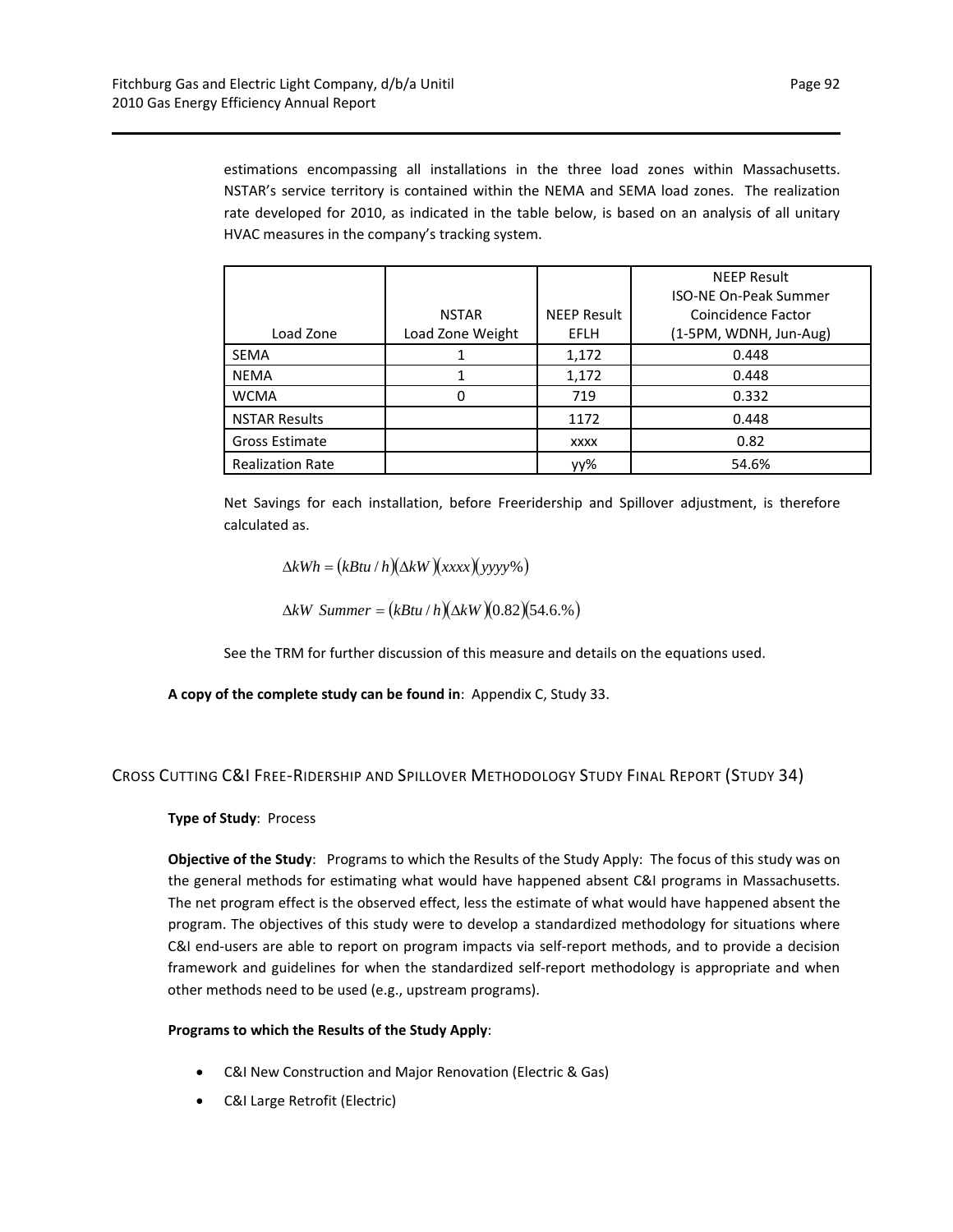estimations encompassing all installations in the three load zones within Massachusetts. NSTAR's service territory is contained within the NEMA and SEMA load zones. The realization rate developed for 2010, as indicated in the table below, is based on an analysis of all unitary HVAC measures in the company's tracking system.

| Load Zone | NSTAR Load Zone Weight | NEEP Result EFLH | NEEP Result ISO-NE On-Peak Summer Coincidence Factor (1-5PM, WDNH, Jun-Aug) |
|---|---|---|---|
| SEMA | 1 | 1,172 | 0.448 |
| NEMA | 1 | 1,172 | 0.448 |
| WCMA | 0 | 719 | 0.332 |
| NSTAR Results | | 1172 | 0.448 |
| Gross Estimate | | xxxx | 0.82 |
| Realization Rate | | yy% | 54.6% |

Net Savings for each installation, before Freeridership and Spillover adjustment, is therefore calculated as.

$$\Delta kWh = (kBtu/h)(\Delta kW)(xxxx)(yyyy\%)$$

$$\Delta kW \ \ Summer = (kBtu/h)(\Delta kW)(0.82)(54.6.\%)$$

See the TRM for further discussion of this measure and details on the equations used.

**A copy of the complete study can be found in**: Appendix C, Study 33.

## Cross Cutting C&I Free-Ridership and Spillover Methodology Study Final Report (Study 34)

**Type of Study**: Process

**Objective of the Study**: Programs to which the Results of the Study Apply: The focus of this study was on the general methods for estimating what would have happened absent C&I programs in Massachusetts. The net program effect is the observed effect, less the estimate of what would have happened absent the program. The objectives of this study were to develop a standardized methodology for situations where C&I end-users are able to report on program impacts via self-report methods, and to provide a decision framework and guidelines for when the standardized self-report methodology is appropriate and when other methods need to be used (e.g., upstream programs).

**Programs to which the Results of the Study Apply**:

- C&I New Construction and Major Renovation (Electric & Gas)
- C&I Large Retrofit (Electric)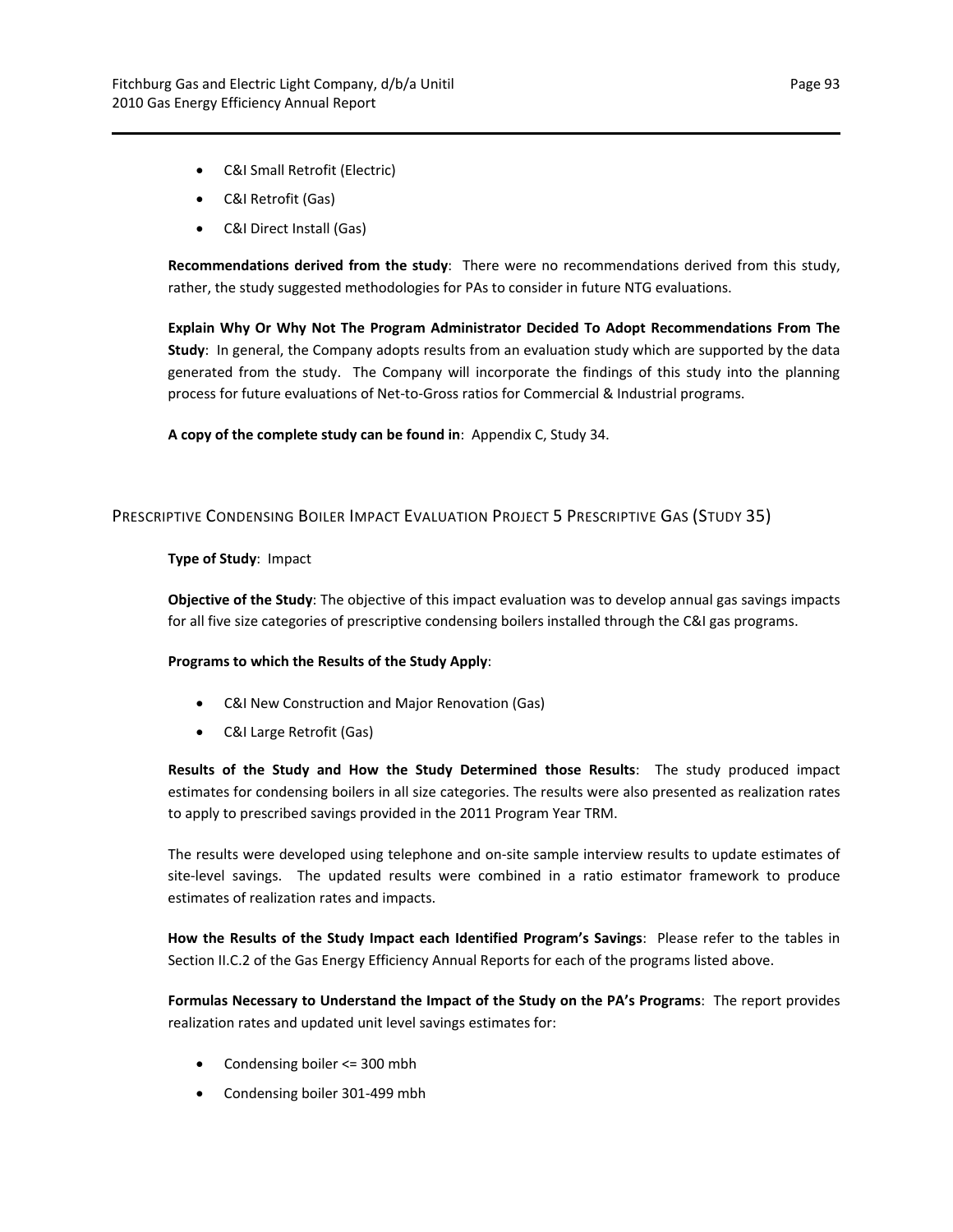- C&I Small Retrofit (Electric)
- C&I Retrofit (Gas)
- C&I Direct Install (Gas)

**Recommendations derived from the study**: There were no recommendations derived from this study, rather, the study suggested methodologies for PAs to consider in future NTG evaluations.

**Explain Why Or Why Not The Program Administrator Decided To Adopt Recommendations From The Study**: In general, the Company adopts results from an evaluation study which are supported by the data generated from the study. The Company will incorporate the findings of this study into the planning process for future evaluations of Net-to-Gross ratios for Commercial & Industrial programs.

**A copy of the complete study can be found in**: Appendix C, Study 34.

## Prescriptive Condensing Boiler Impact Evaluation Project 5 Prescriptive Gas (Study 35)

**Type of Study**: Impact

**Objective of the Study**: The objective of this impact evaluation was to develop annual gas savings impacts for all five size categories of prescriptive condensing boilers installed through the C&I gas programs.

**Programs to which the Results of the Study Apply**:

- C&I New Construction and Major Renovation (Gas)
- C&I Large Retrofit (Gas)

**Results of the Study and How the Study Determined those Results**: The study produced impact estimates for condensing boilers in all size categories. The results were also presented as realization rates to apply to prescribed savings provided in the 2011 Program Year TRM.

The results were developed using telephone and on-site sample interview results to update estimates of site-level savings. The updated results were combined in a ratio estimator framework to produce estimates of realization rates and impacts.

**How the Results of the Study Impact each Identified Program's Savings**: Please refer to the tables in Section II.C.2 of the Gas Energy Efficiency Annual Reports for each of the programs listed above.

**Formulas Necessary to Understand the Impact of the Study on the PA's Programs**: The report provides realization rates and updated unit level savings estimates for:

- Condensing boiler <= 300 mbh
- Condensing boiler 301-499 mbh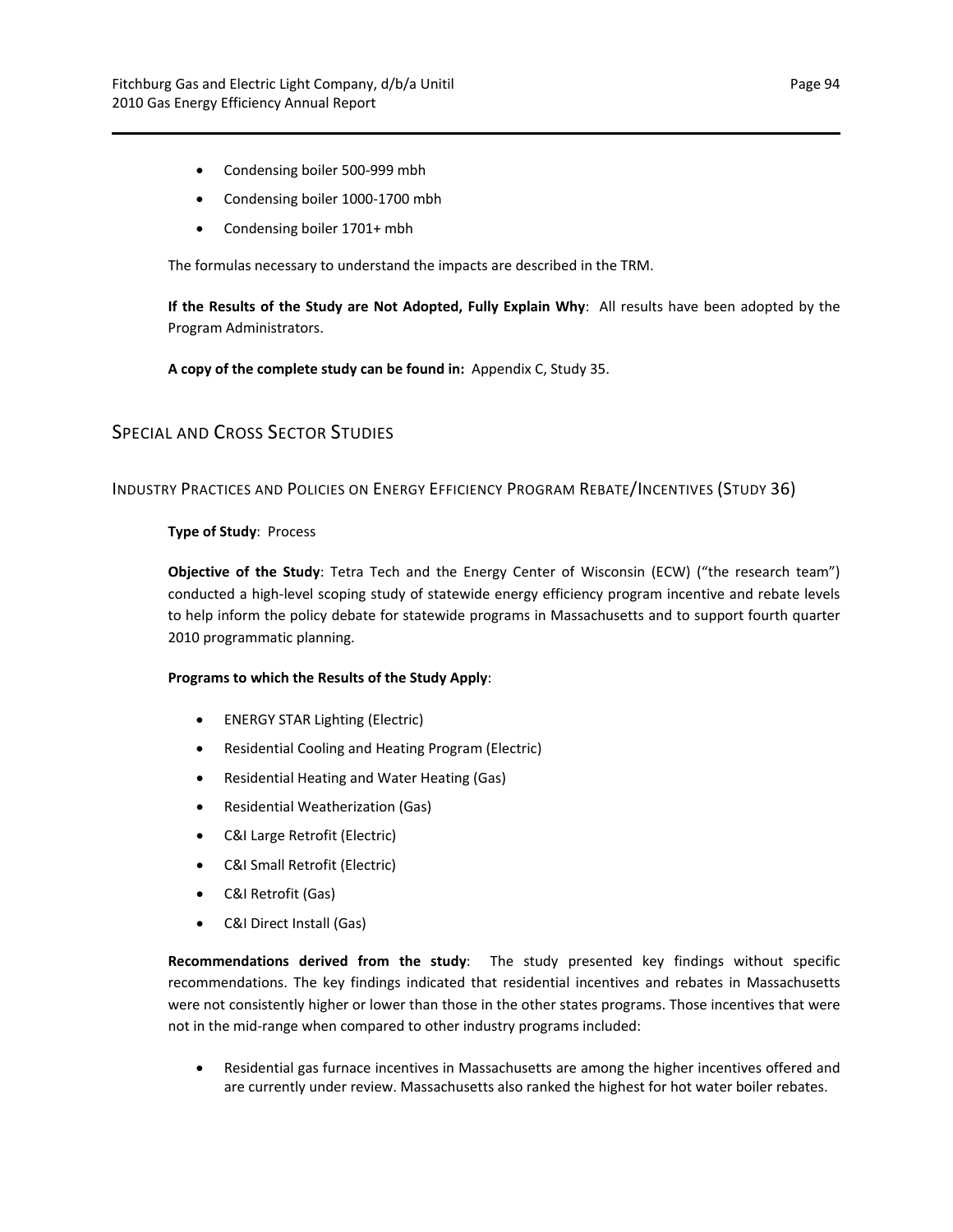- Condensing boiler 500-999 mbh
- Condensing boiler 1000-1700 mbh
- Condensing boiler 1701+ mbh

The formulas necessary to understand the impacts are described in the TRM.

**If the Results of the Study are Not Adopted, Fully Explain Why**: All results have been adopted by the Program Administrators.

**A copy of the complete study can be found in:** Appendix C, Study 35.

## Special and Cross Sector Studies

### Industry Practices and Policies on Energy Efficiency Program Rebate/Incentives (Study 36)

**Type of Study**: Process

**Objective of the Study**: Tetra Tech and the Energy Center of Wisconsin (ECW) ("the research team") conducted a high-level scoping study of statewide energy efficiency program incentive and rebate levels to help inform the policy debate for statewide programs in Massachusetts and to support fourth quarter 2010 programmatic planning.

**Programs to which the Results of the Study Apply**:

- ENERGY STAR Lighting (Electric)
- Residential Cooling and Heating Program (Electric)
- Residential Heating and Water Heating (Gas)
- Residential Weatherization (Gas)
- C&I Large Retrofit (Electric)
- C&I Small Retrofit (Electric)
- C&I Retrofit (Gas)
- C&I Direct Install (Gas)

**Recommendations derived from the study**: The study presented key findings without specific recommendations. The key findings indicated that residential incentives and rebates in Massachusetts were not consistently higher or lower than those in the other states programs. Those incentives that were not in the mid-range when compared to other industry programs included:

- Residential gas furnace incentives in Massachusetts are among the higher incentives offered and are currently under review. Massachusetts also ranked the highest for hot water boiler rebates.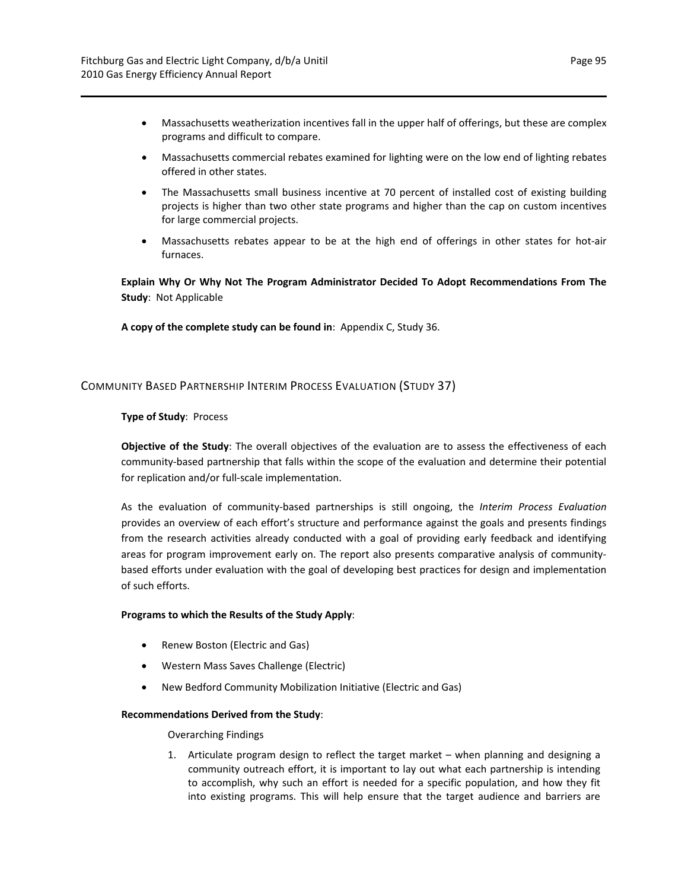- Massachusetts weatherization incentives fall in the upper half of offerings, but these are complex programs and difficult to compare.
- Massachusetts commercial rebates examined for lighting were on the low end of lighting rebates offered in other states.
- The Massachusetts small business incentive at 70 percent of installed cost of existing building projects is higher than two other state programs and higher than the cap on custom incentives for large commercial projects.
- Massachusetts rebates appear to be at the high end of offerings in other states for hot-air furnaces.

**Explain Why Or Why Not The Program Administrator Decided To Adopt Recommendations From The Study**: Not Applicable

**A copy of the complete study can be found in**: Appendix C, Study 36.

## Community Based Partnership Interim Process Evaluation (Study 37)

**Type of Study**: Process

**Objective of the Study**: The overall objectives of the evaluation are to assess the effectiveness of each community-based partnership that falls within the scope of the evaluation and determine their potential for replication and/or full-scale implementation.

As the evaluation of community-based partnerships is still ongoing, the *Interim Process Evaluation* provides an overview of each effort's structure and performance against the goals and presents findings from the research activities already conducted with a goal of providing early feedback and identifying areas for program improvement early on. The report also presents comparative analysis of community-based efforts under evaluation with the goal of developing best practices for design and implementation of such efforts.

**Programs to which the Results of the Study Apply**:

- Renew Boston (Electric and Gas)
- Western Mass Saves Challenge (Electric)
- New Bedford Community Mobilization Initiative (Electric and Gas)

**Recommendations Derived from the Study**:

Overarching Findings

1. Articulate program design to reflect the target market – when planning and designing a community outreach effort, it is important to lay out what each partnership is intending to accomplish, why such an effort is needed for a specific population, and how they fit into existing programs. This will help ensure that the target audience and barriers are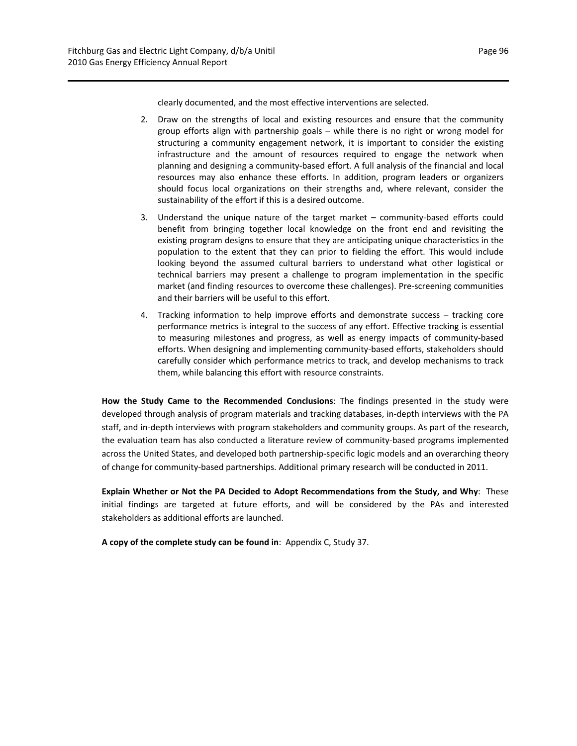clearly documented, and the most effective interventions are selected.

2. Draw on the strengths of local and existing resources and ensure that the community group efforts align with partnership goals – while there is no right or wrong model for structuring a community engagement network, it is important to consider the existing infrastructure and the amount of resources required to engage the network when planning and designing a community-based effort. A full analysis of the financial and local resources may also enhance these efforts. In addition, program leaders or organizers should focus local organizations on their strengths and, where relevant, consider the sustainability of the effort if this is a desired outcome.

3. Understand the unique nature of the target market – community-based efforts could benefit from bringing together local knowledge on the front end and revisiting the existing program designs to ensure that they are anticipating unique characteristics in the population to the extent that they can prior to fielding the effort. This would include looking beyond the assumed cultural barriers to understand what other logistical or technical barriers may present a challenge to program implementation in the specific market (and finding resources to overcome these challenges). Pre-screening communities and their barriers will be useful to this effort.

4. Tracking information to help improve efforts and demonstrate success – tracking core performance metrics is integral to the success of any effort. Effective tracking is essential to measuring milestones and progress, as well as energy impacts of community-based efforts. When designing and implementing community-based efforts, stakeholders should carefully consider which performance metrics to track, and develop mechanisms to track them, while balancing this effort with resource constraints.

**How the Study Came to the Recommended Conclusions**: The findings presented in the study were developed through analysis of program materials and tracking databases, in-depth interviews with the PA staff, and in-depth interviews with program stakeholders and community groups. As part of the research, the evaluation team has also conducted a literature review of community-based programs implemented across the United States, and developed both partnership-specific logic models and an overarching theory of change for community-based partnerships. Additional primary research will be conducted in 2011.

**Explain Whether or Not the PA Decided to Adopt Recommendations from the Study, and Why**: These initial findings are targeted at future efforts, and will be considered by the PAs and interested stakeholders as additional efforts are launched.

**A copy of the complete study can be found in**: Appendix C, Study 37.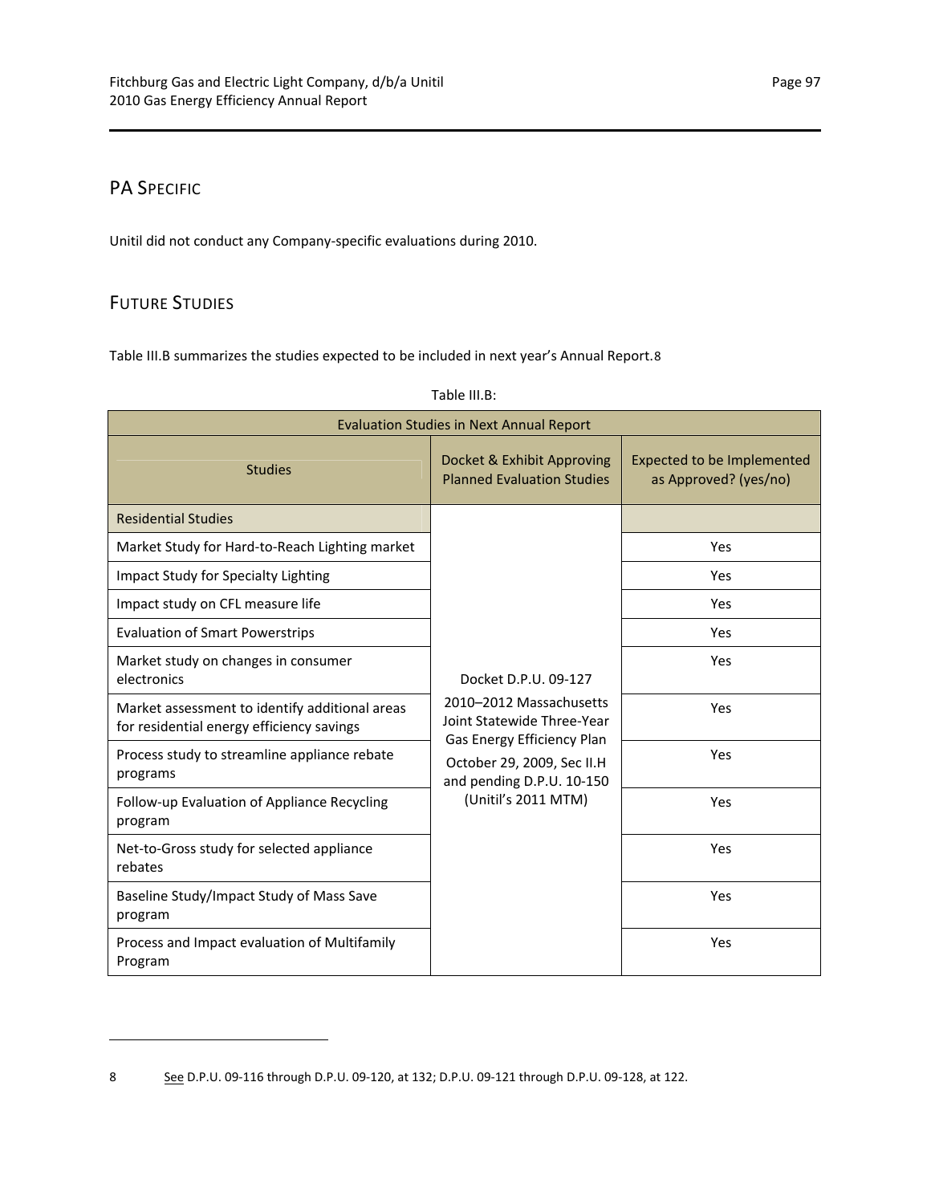## PA SPECIFIC

Unitil did not conduct any Company-specific evaluations during 2010.

## FUTURE STUDIES

Table III.B summarizes the studies expected to be included in next year's Annual Report.[8]

Table III.B:

| Evaluation Studies in Next Annual Report | | |
|---|---|---|
| Studies | Docket & Exhibit Approving Planned Evaluation Studies | Expected to be Implemented as Approved? (yes/no) |
| Residential Studies | Docket D.P.U. 09-127 2010–2012 Massachusetts Joint Statewide Three-Year Gas Energy Efficiency Plan October 29, 2009, Sec II.H and pending D.P.U. 10-150 (Unitil's 2011 MTM) | |
| Market Study for Hard-to-Reach Lighting market | | Yes |
| Impact Study for Specialty Lighting | | Yes |
| Impact study on CFL measure life | | Yes |
| Evaluation of Smart Powerstrips | | Yes |
| Market study on changes in consumer electronics | | Yes |
| Market assessment to identify additional areas for residential energy efficiency savings | | Yes |
| Process study to streamline appliance rebate programs | | Yes |
| Follow-up Evaluation of Appliance Recycling program | | Yes |
| Net-to-Gross study for selected appliance rebates | | Yes |
| Baseline Study/Impact Study of Mass Save program | | Yes |
| Process and Impact evaluation of Multifamily Program | | Yes |

8 See D.P.U. 09-116 through D.P.U. 09-120, at 132; D.P.U. 09-121 through D.P.U. 09-128, at 122.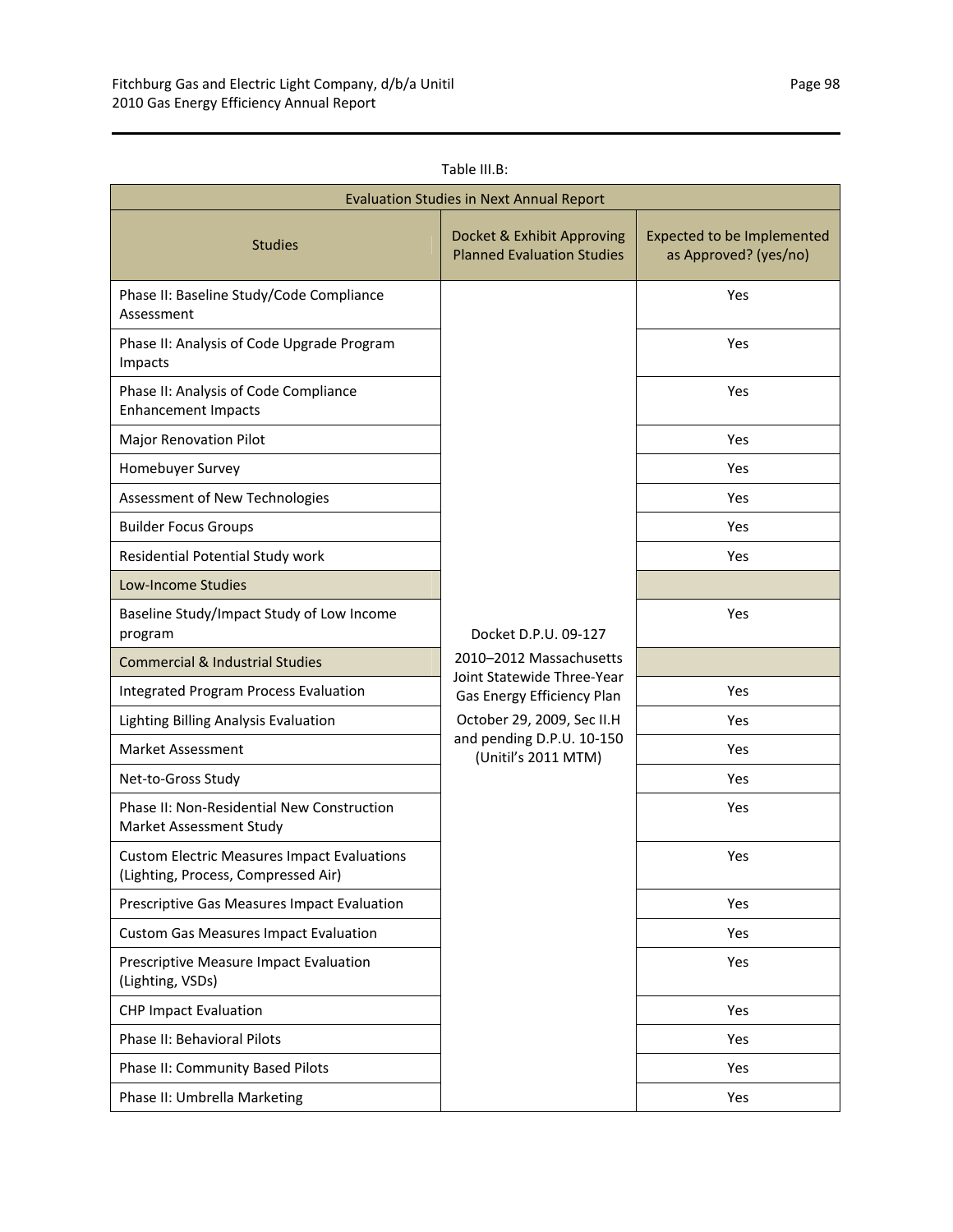Table III.B:

| Evaluation Studies in Next Annual Report | | |
|---|---|---|
| Studies | Docket & Exhibit Approving Planned Evaluation Studies | Expected to be Implemented as Approved? (yes/no) |
| Phase II: Baseline Study/Code Compliance Assessment | Docket D.P.U. 09-127 2010–2012 Massachusetts Joint Statewide Three-Year Gas Energy Efficiency Plan October 29, 2009, Sec II.H and pending D.P.U. 10-150 (Unitil's 2011 MTM) | Yes |
| Phase II: Analysis of Code Upgrade Program Impacts | | Yes |
| Phase II: Analysis of Code Compliance Enhancement Impacts | | Yes |
| Major Renovation Pilot | | Yes |
| Homebuyer Survey | | Yes |
| Assessment of New Technologies | | Yes |
| Builder Focus Groups | | Yes |
| Residential Potential Study work | | Yes |
| Low-Income Studies | | |
| Baseline Study/Impact Study of Low Income program | | Yes |
| Commercial & Industrial Studies | | |
| Integrated Program Process Evaluation | | Yes |
| Lighting Billing Analysis Evaluation | | Yes |
| Market Assessment | | Yes |
| Net-to-Gross Study | | Yes |
| Phase II: Non-Residential New Construction Market Assessment Study | | Yes |
| Custom Electric Measures Impact Evaluations (Lighting, Process, Compressed Air) | | Yes |
| Prescriptive Gas Measures Impact Evaluation | | Yes |
| Custom Gas Measures Impact Evaluation | | Yes |
| Prescriptive Measure Impact Evaluation (Lighting, VSDs) | | Yes |
| CHP Impact Evaluation | | Yes |
| Phase II: Behavioral Pilots | | Yes |
| Phase II: Community Based Pilots | | Yes |
| Phase II: Umbrella Marketing | | Yes |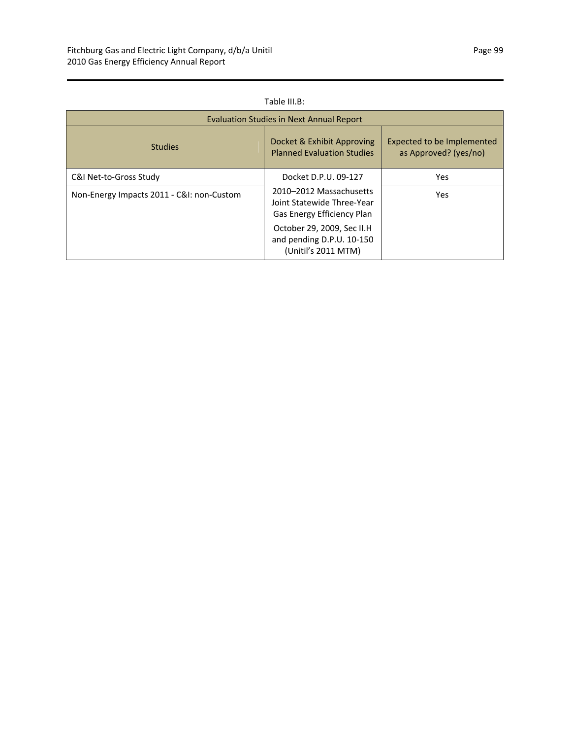Table III.B:

| Evaluation Studies in Next Annual Report | | |
|---|---|---|
| Studies | Docket & Exhibit Approving Planned Evaluation Studies | Expected to be Implemented as Approved? (yes/no) |
| C&I Net-to-Gross Study | Docket D.P.U. 09-127 2010–2012 Massachusetts Joint Statewide Three-Year Gas Energy Efficiency Plan October 29, 2009, Sec II.H and pending D.P.U. 10-150 (Unitil's 2011 MTM) | Yes |
| Non-Energy Impacts 2011 - C&I: non-Custom | | Yes |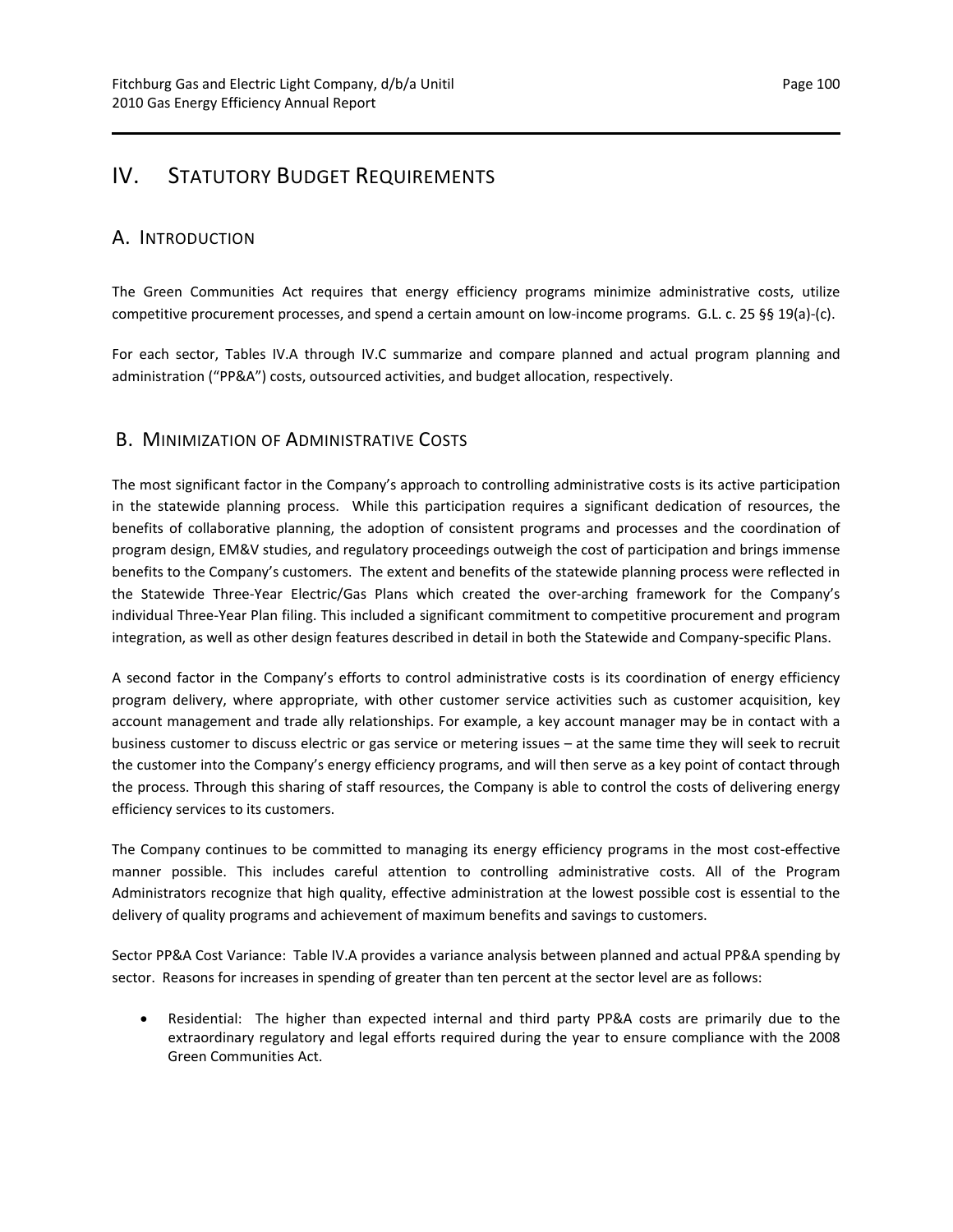# IV. Statutory Budget Requirements

## A. Introduction

The Green Communities Act requires that energy efficiency programs minimize administrative costs, utilize competitive procurement processes, and spend a certain amount on low-income programs. G.L. c. 25 §§ 19(a)-(c).

For each sector, Tables IV.A through IV.C summarize and compare planned and actual program planning and administration ("PP&A") costs, outsourced activities, and budget allocation, respectively.

## B. Minimization of Administrative Costs

The most significant factor in the Company's approach to controlling administrative costs is its active participation in the statewide planning process. While this participation requires a significant dedication of resources, the benefits of collaborative planning, the adoption of consistent programs and processes and the coordination of program design, EM&V studies, and regulatory proceedings outweigh the cost of participation and brings immense benefits to the Company's customers. The extent and benefits of the statewide planning process were reflected in the Statewide Three-Year Electric/Gas Plans which created the over-arching framework for the Company's individual Three-Year Plan filing. This included a significant commitment to competitive procurement and program integration, as well as other design features described in detail in both the Statewide and Company-specific Plans.

A second factor in the Company's efforts to control administrative costs is its coordination of energy efficiency program delivery, where appropriate, with other customer service activities such as customer acquisition, key account management and trade ally relationships. For example, a key account manager may be in contact with a business customer to discuss electric or gas service or metering issues – at the same time they will seek to recruit the customer into the Company's energy efficiency programs, and will then serve as a key point of contact through the process. Through this sharing of staff resources, the Company is able to control the costs of delivering energy efficiency services to its customers.

The Company continues to be committed to managing its energy efficiency programs in the most cost-effective manner possible. This includes careful attention to controlling administrative costs. All of the Program Administrators recognize that high quality, effective administration at the lowest possible cost is essential to the delivery of quality programs and achievement of maximum benefits and savings to customers.

Sector PP&A Cost Variance: Table IV.A provides a variance analysis between planned and actual PP&A spending by sector. Reasons for increases in spending of greater than ten percent at the sector level are as follows:

- Residential: The higher than expected internal and third party PP&A costs are primarily due to the extraordinary regulatory and legal efforts required during the year to ensure compliance with the 2008 Green Communities Act.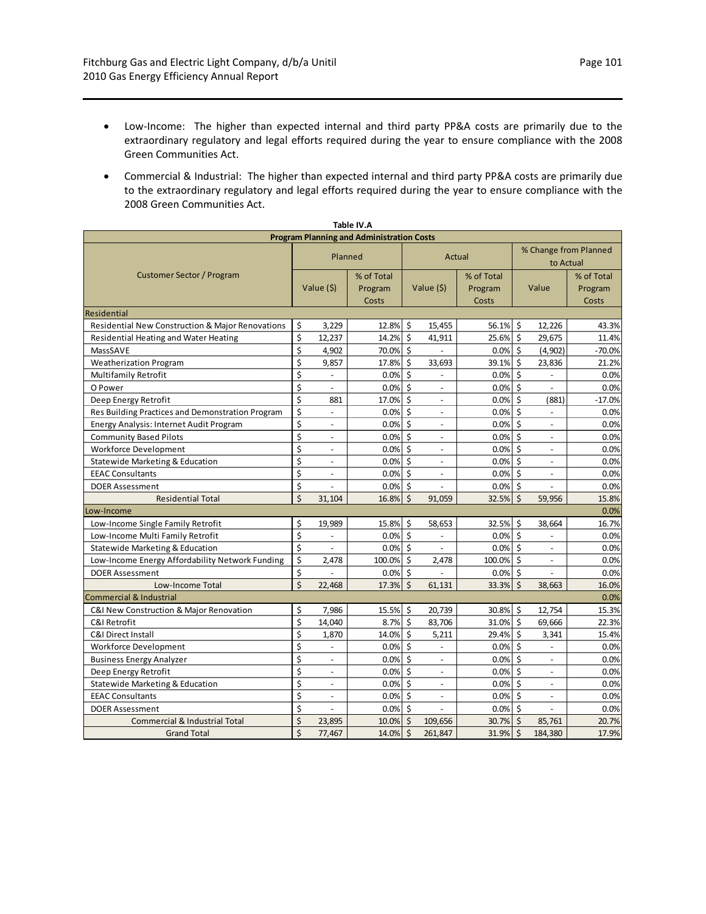- Low-Income: The higher than expected internal and third party PP&A costs are primarily due to the extraordinary regulatory and legal efforts required during the year to ensure compliance with the 2008 Green Communities Act.
- Commercial & Industrial: The higher than expected internal and third party PP&A costs are primarily due to the extraordinary regulatory and legal efforts required during the year to ensure compliance with the 2008 Green Communities Act.

**Table IV.A**

**Program Planning and Administration Costs**

| Customer Sector / Program | Planned | | Actual | | % Change from Planned to Actual | |
|---|---|---|---|---|---|---|
| | Value ($) | % of Total Program Costs | Value ($) | % of Total Program Costs | Value | % of Total Program Costs |
| **Residential** | | | | | | |
| Residential New Construction & Major Renovations | $ 3,229 | 12.8% | $ 15,455 | 56.1% | $ 12,226 | 43.3% |
| Residential Heating and Water Heating | $ 12,237 | 14.2% | $ 41,911 | 25.6% | $ 29,675 | 11.4% |
| MassSAVE | $ 4,902 | 70.0% | $ - | 0.0% | $ (4,902) | -70.0% |
| Weatherization Program | $ 9,857 | 17.8% | $ 33,693 | 39.1% | $ 23,836 | 21.2% |
| Multifamily Retrofit | $ - | 0.0% | $ - | 0.0% | $ - | 0.0% |
| O Power | $ - | 0.0% | $ - | 0.0% | $ - | 0.0% |
| Deep Energy Retrofit | $ 881 | 17.0% | $ - | 0.0% | $ (881) | -17.0% |
| Res Building Practices and Demonstration Program | $ - | 0.0% | $ - | 0.0% | $ - | 0.0% |
| Energy Analysis: Internet Audit Program | $ - | 0.0% | $ - | 0.0% | $ - | 0.0% |
| Community Based Pilots | $ - | 0.0% | $ - | 0.0% | $ - | 0.0% |
| Workforce Development | $ - | 0.0% | $ - | 0.0% | $ - | 0.0% |
| Statewide Marketing & Education | $ - | 0.0% | $ - | 0.0% | $ - | 0.0% |
| EEAC Consultants | $ - | 0.0% | $ - | 0.0% | $ - | 0.0% |
| DOER Assessment | $ - | 0.0% | $ - | 0.0% | $ - | 0.0% |
| Residential Total | $ 31,104 | 16.8% | $ 91,059 | 32.5% | $ 59,956 | 15.8% |
| **Low-Income** | | | | | | 0.0% |
| Low-Income Single Family Retrofit | $ 19,989 | 15.8% | $ 58,653 | 32.5% | $ 38,664 | 16.7% |
| Low-Income Multi Family Retrofit | $ - | 0.0% | $ - | 0.0% | $ - | 0.0% |
| Statewide Marketing & Education | $ - | 0.0% | $ - | 0.0% | $ - | 0.0% |
| Low-Income Energy Affordability Network Funding | $ 2,478 | 100.0% | $ 2,478 | 100.0% | $ - | 0.0% |
| DOER Assessment | $ - | 0.0% | $ - | 0.0% | $ - | 0.0% |
| Low-Income Total | $ 22,468 | 17.3% | $ 61,131 | 33.3% | $ 38,663 | 16.0% |
| **Commercial & Industrial** | | | | | | 0.0% |
| C&I New Construction & Major Renovation | $ 7,986 | 15.5% | $ 20,739 | 30.8% | $ 12,754 | 15.3% |
| C&I Retrofit | $ 14,040 | 8.7% | $ 83,706 | 31.0% | $ 69,666 | 22.3% |
| C&I Direct Install | $ 1,870 | 14.0% | $ 5,211 | 29.4% | $ 3,341 | 15.4% |
| Workforce Development | $ - | 0.0% | $ - | 0.0% | $ - | 0.0% |
| Business Energy Analyzer | $ - | 0.0% | $ - | 0.0% | $ - | 0.0% |
| Deep Energy Retrofit | $ - | 0.0% | $ - | 0.0% | $ - | 0.0% |
| Statewide Marketing & Education | $ - | 0.0% | $ - | 0.0% | $ - | 0.0% |
| EEAC Consultants | $ - | 0.0% | $ - | 0.0% | $ - | 0.0% |
| DOER Assessment | $ - | 0.0% | $ - | 0.0% | $ - | 0.0% |
| Commercial & Industrial Total | $ 23,895 | 10.0% | $ 109,656 | 30.7% | $ 85,761 | 20.7% |
| Grand Total | $ 77,467 | 14.0% | $ 261,847 | 31.9% | $ 184,380 | 17.9% |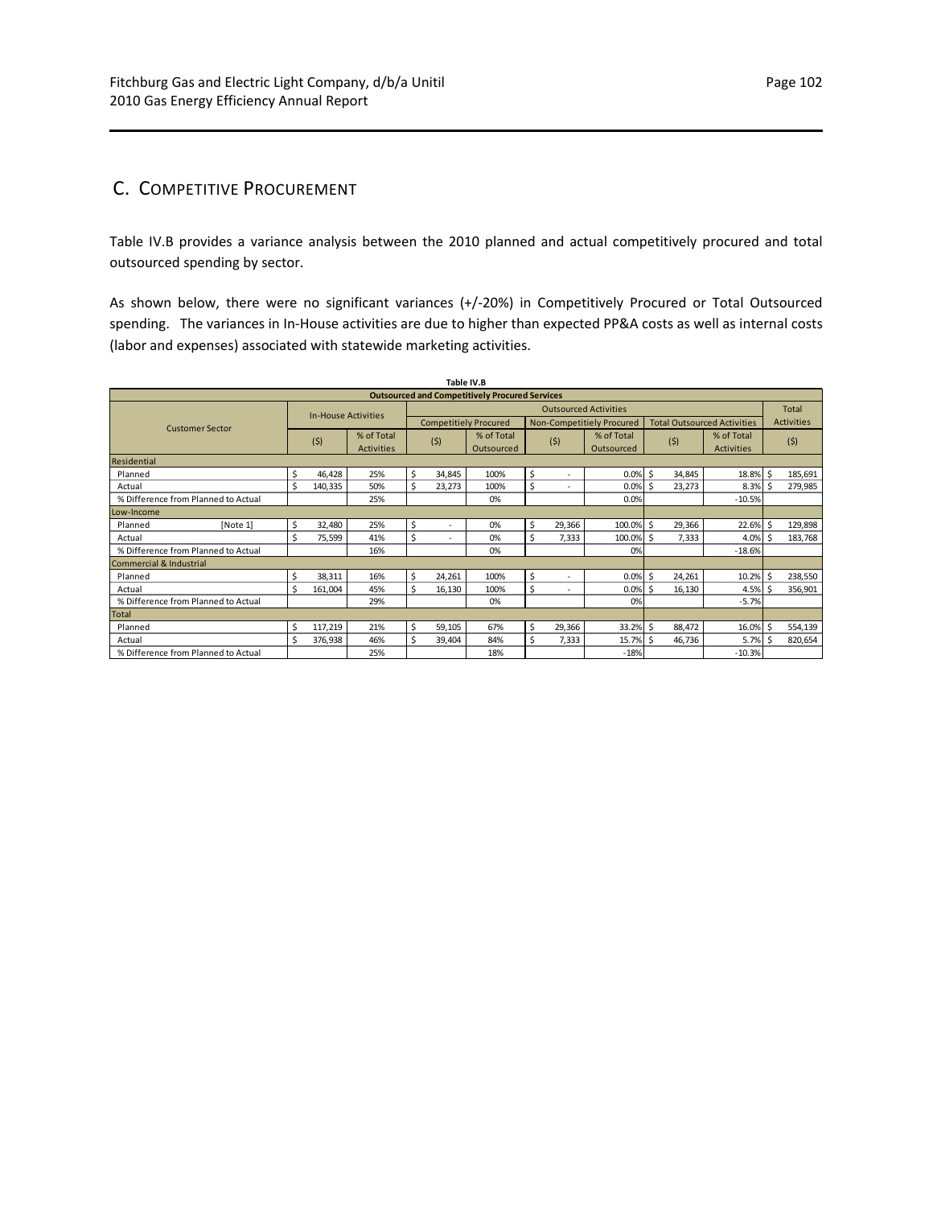## C. Competitive Procurement

Table IV.B provides a variance analysis between the 2010 planned and actual competitively procured and total outsourced spending by sector.

As shown below, there were no significant variances (+/-20%) in Competitively Procured or Total Outsourced spending. The variances in In-House activities are due to higher than expected PP&A costs as well as internal costs (labor and expenses) associated with statewide marketing activities.

**Table IV.B**

**Outsourced and Competitively Procured Services**

| Customer Sector | In-House Activities | | Outsourced Activities | | | | | | Total Activities |
|---|---|---|---|---|---|---|---|---|---|
| | | | Competitiely Procured | | Non-Competitiely Procured | | Total Outsourced Activities | | |
| | ($) | % of Total Activities | ($) | % of Total Outsourced | ($) | % of Total Outsourced | ($) | % of Total Activities | ($) |
| **Residential** | | | | | | | | | |
| Planned | $ 46,428 | 25% | $ 34,845 | 100% | $ - | 0.0% | $ 34,845 | 18.8% | $ 185,691 |
| Actual | $ 140,335 | 50% | $ 23,273 | 100% | $ - | 0.0% | $ 23,273 | 8.3% | $ 279,985 |
| % Difference from Planned to Actual | | 25% | | 0% | | 0.0% | | -10.5% | |
| **Low-Income** | | | | | | | | | |
| Planned [Note 1] | $ 32,480 | 25% | $ - | 0% | $ 29,366 | 100.0% | $ 29,366 | 22.6% | $ 129,898 |
| Actual | $ 75,599 | 41% | $ - | 0% | $ 7,333 | 100.0% | $ 7,333 | 4.0% | $ 183,768 |
| % Difference from Planned to Actual | | 16% | | 0% | | 0% | | -18.6% | |
| **Commercial & Industrial** | | | | | | | | | |
| Planned | $ 38,311 | 16% | $ 24,261 | 100% | $ - | 0.0% | $ 24,261 | 10.2% | $ 238,550 |
| Actual | $ 161,004 | 45% | $ 16,130 | 100% | $ - | 0.0% | $ 16,130 | 4.5% | $ 356,901 |
| % Difference from Planned to Actual | | 29% | | 0% | | 0% | | -5.7% | |
| **Total** | | | | | | | | | |
| Planned | $ 117,219 | 21% | $ 59,105 | 67% | $ 29,366 | 33.2% | $ 88,472 | 16.0% | $ 554,139 |
| Actual | $ 376,938 | 46% | $ 39,404 | 84% | $ 7,333 | 15.7% | $ 46,736 | 5.7% | $ 820,654 |
| % Difference from Planned to Actual | | 25% | | 18% | | -18% | | -10.3% | |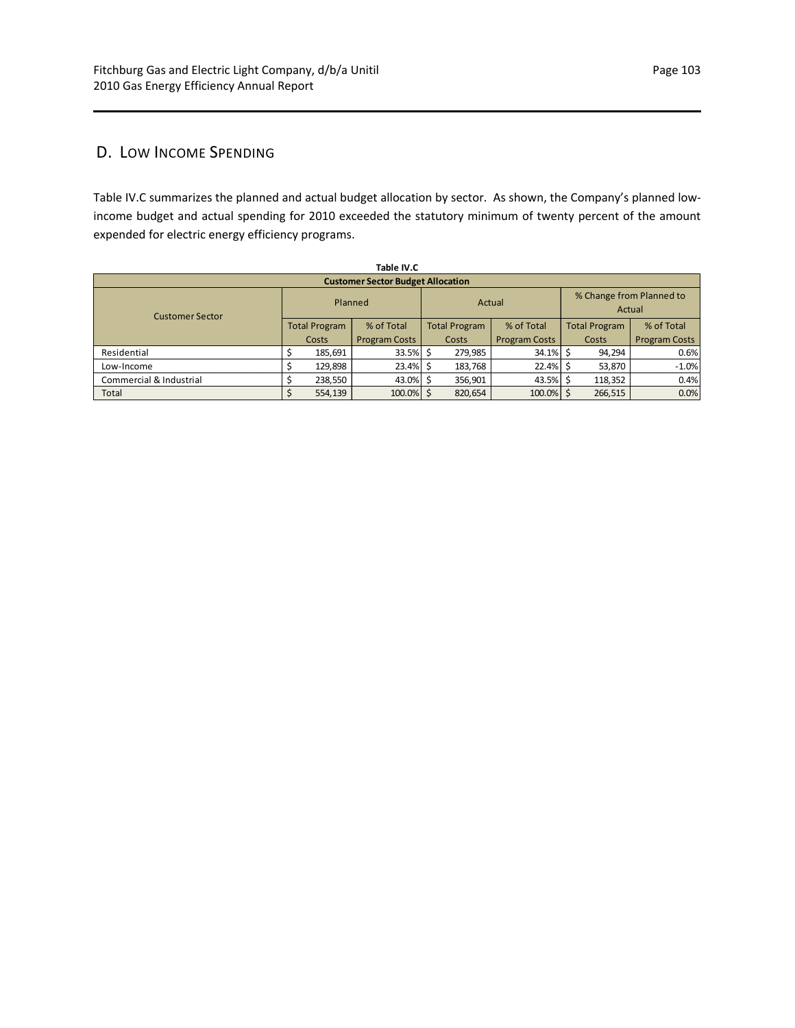## D. Low Income Spending

Table IV.C summarizes the planned and actual budget allocation by sector. As shown, the Company's planned low-income budget and actual spending for 2010 exceeded the statutory minimum of twenty percent of the amount expended for electric energy efficiency programs.

**Table IV.C**

| Customer Sector Budget Allocation | | | | | | |
|---|---|---|---|---|---|---|
| Customer Sector | Planned | | Actual | | % Change from Planned to Actual | |
| | Total Program Costs | % of Total Program Costs | Total Program Costs | % of Total Program Costs | Total Program Costs | % of Total Program Costs |
| Residential | $ 185,691 | 33.5% | $ 279,985 | 34.1% | $ 94,294 | 0.6% |
| Low-Income | $ 129,898 | 23.4% | $ 183,768 | 22.4% | $ 53,870 | -1.0% |
| Commercial & Industrial | $ 238,550 | 43.0% | $ 356,901 | 43.5% | $ 118,352 | 0.4% |
| Total | $ 554,139 | 100.0% | $ 820,654 | 100.0% | $ 266,515 | 0.0% |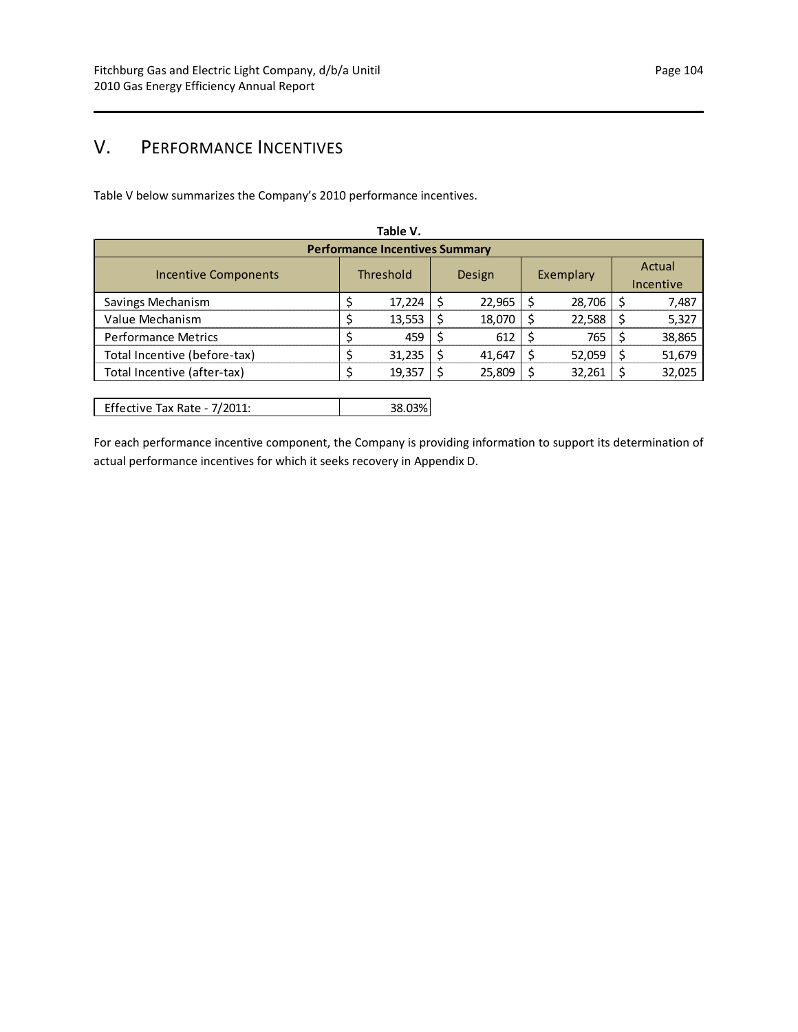# V. PERFORMANCE INCENTIVES

Table V below summarizes the Company's 2010 performance incentives.

**Table V.**

| Performance Incentives Summary | | | | |
|---|---|---|---|---|
| Incentive Components | Threshold | Design | Exemplary | Actual Incentive |
| Savings Mechanism | $ 17,224 | $ 22,965 | $ 28,706 | $ 7,487 |
| Value Mechanism | $ 13,553 | $ 18,070 | $ 22,588 | $ 5,327 |
| Performance Metrics | $ 459 | $ 612 | $ 765 | $ 38,865 |
| Total Incentive (before-tax) | $ 31,235 | $ 41,647 | $ 52,059 | $ 51,679 |
| Total Incentive (after-tax) | $ 19,357 | $ 25,809 | $ 32,261 | $ 32,025 |

| Effective Tax Rate - 7/2011: | 38.03% |
|---|---|

For each performance incentive component, the Company is providing information to support its determination of actual performance incentives for which it seeks recovery in Appendix D.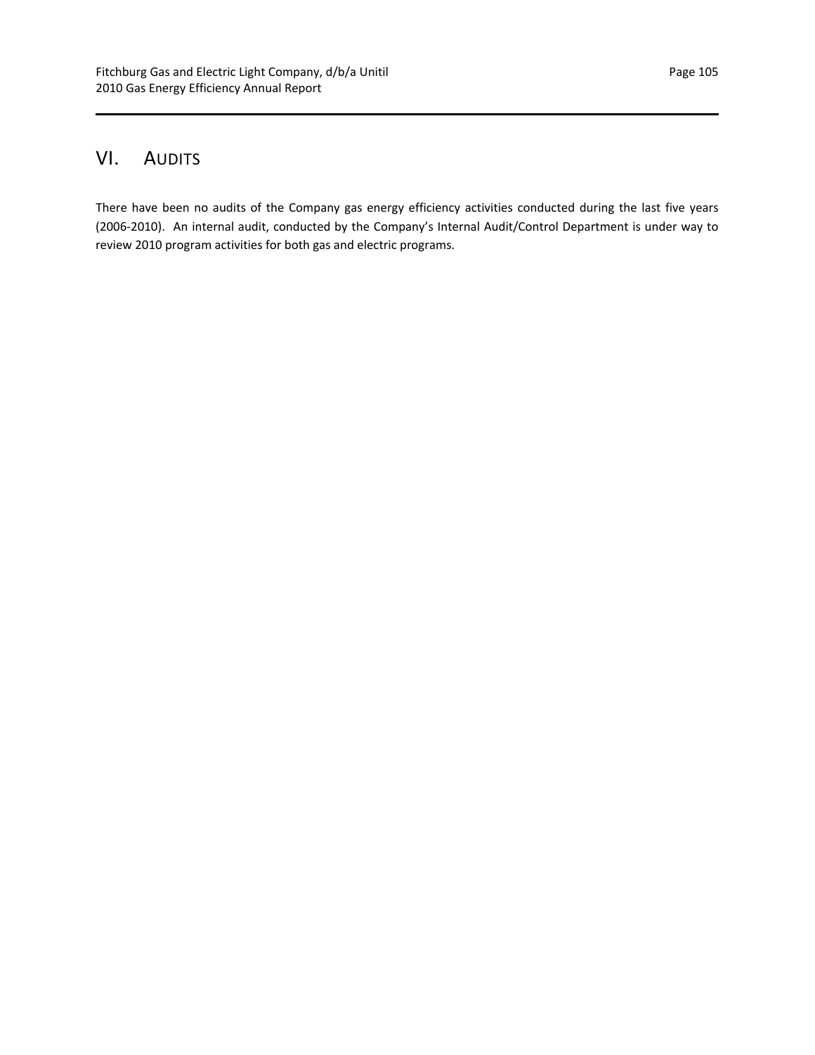# VI. AUDITS

There have been no audits of the Company gas energy efficiency activities conducted during the last five years (2006-2010). An internal audit, conducted by the Company's Internal Audit/Control Department is under way to review 2010 program activities for both gas and electric programs.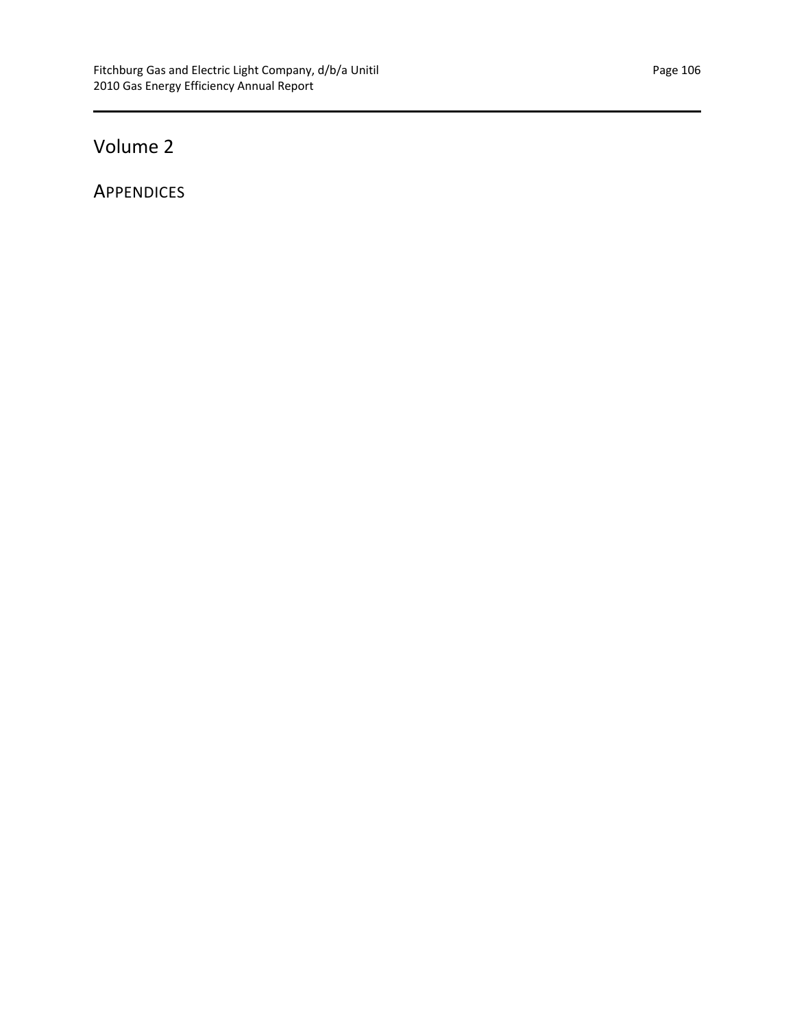# Volume 2

## APPENDICES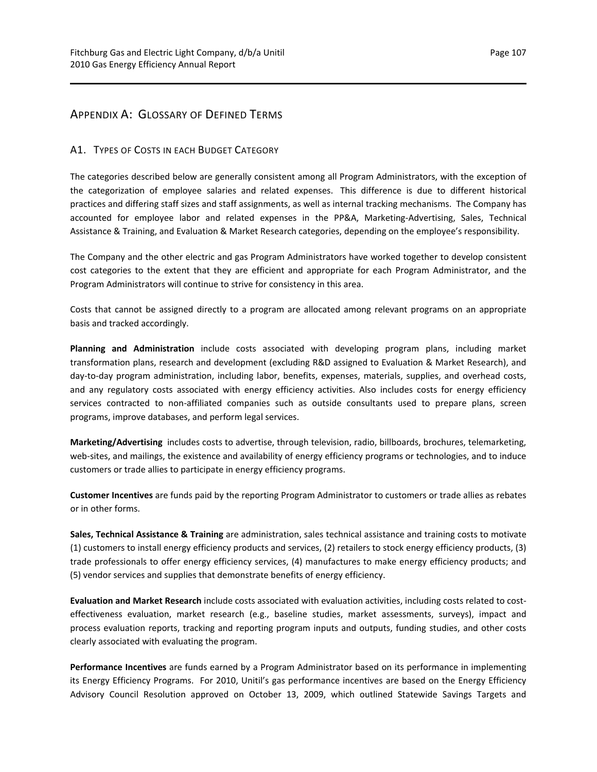## APPENDIX A: GLOSSARY OF DEFINED TERMS

### A1. TYPES OF COSTS IN EACH BUDGET CATEGORY

The categories described below are generally consistent among all Program Administrators, with the exception of the categorization of employee salaries and related expenses. This difference is due to different historical practices and differing staff sizes and staff assignments, as well as internal tracking mechanisms. The Company has accounted for employee labor and related expenses in the PP&A, Marketing-Advertising, Sales, Technical Assistance & Training, and Evaluation & Market Research categories, depending on the employee's responsibility.

The Company and the other electric and gas Program Administrators have worked together to develop consistent cost categories to the extent that they are efficient and appropriate for each Program Administrator, and the Program Administrators will continue to strive for consistency in this area.

Costs that cannot be assigned directly to a program are allocated among relevant programs on an appropriate basis and tracked accordingly.

**Planning and Administration** include costs associated with developing program plans, including market transformation plans, research and development (excluding R&D assigned to Evaluation & Market Research), and day-to-day program administration, including labor, benefits, expenses, materials, supplies, and overhead costs, and any regulatory costs associated with energy efficiency activities. Also includes costs for energy efficiency services contracted to non-affiliated companies such as outside consultants used to prepare plans, screen programs, improve databases, and perform legal services.

**Marketing/Advertising** includes costs to advertise, through television, radio, billboards, brochures, telemarketing, web-sites, and mailings, the existence and availability of energy efficiency programs or technologies, and to induce customers or trade allies to participate in energy efficiency programs.

**Customer Incentives** are funds paid by the reporting Program Administrator to customers or trade allies as rebates or in other forms.

**Sales, Technical Assistance & Training** are administration, sales technical assistance and training costs to motivate (1) customers to install energy efficiency products and services, (2) retailers to stock energy efficiency products, (3) trade professionals to offer energy efficiency services, (4) manufactures to make energy efficiency products; and (5) vendor services and supplies that demonstrate benefits of energy efficiency.

**Evaluation and Market Research** include costs associated with evaluation activities, including costs related to cost-effectiveness evaluation, market research (e.g., baseline studies, market assessments, surveys), impact and process evaluation reports, tracking and reporting program inputs and outputs, funding studies, and other costs clearly associated with evaluating the program.

**Performance Incentives** are funds earned by a Program Administrator based on its performance in implementing its Energy Efficiency Programs. For 2010, Unitil's gas performance incentives are based on the Energy Efficiency Advisory Council Resolution approved on October 13, 2009, which outlined Statewide Savings Targets and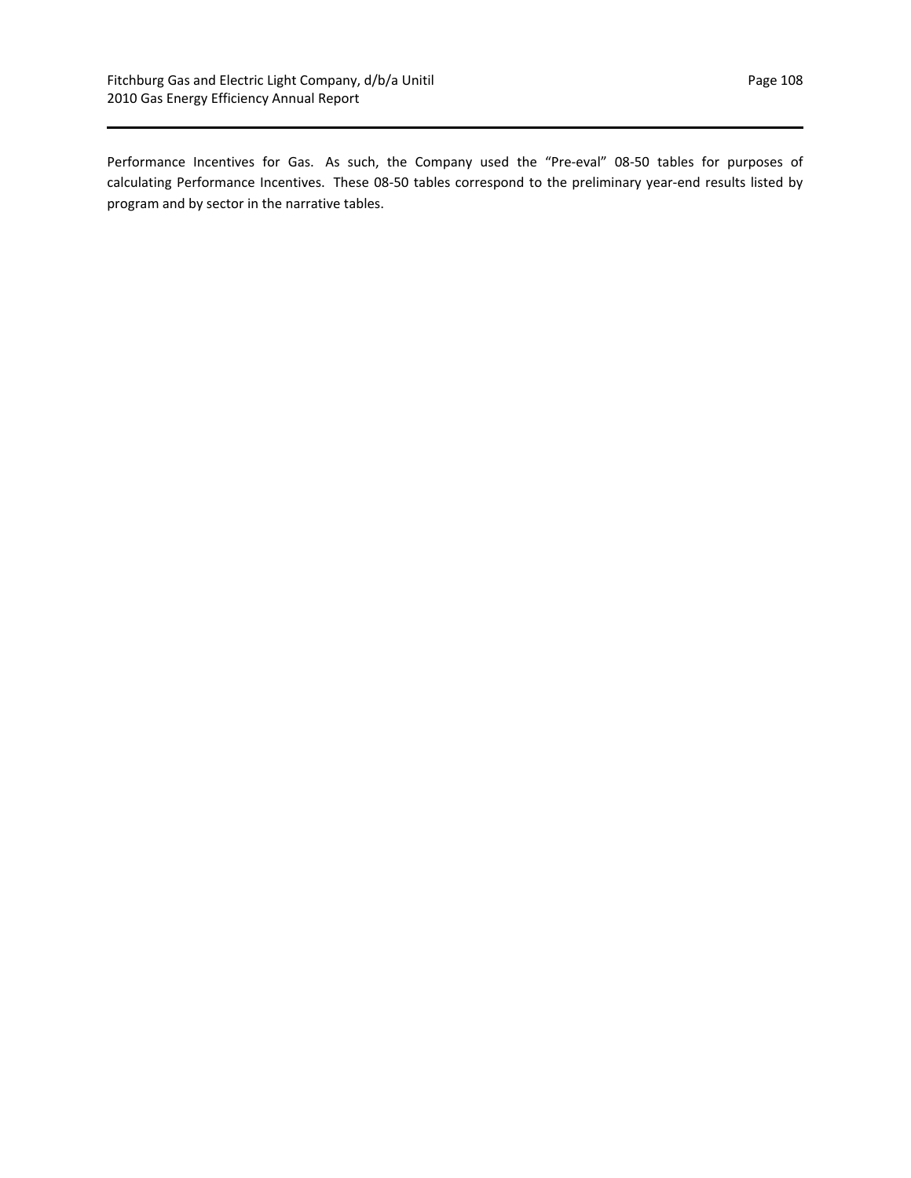Performance Incentives for Gas. As such, the Company used the "Pre-eval" 08-50 tables for purposes of calculating Performance Incentives. These 08-50 tables correspond to the preliminary year-end results listed by program and by sector in the narrative tables.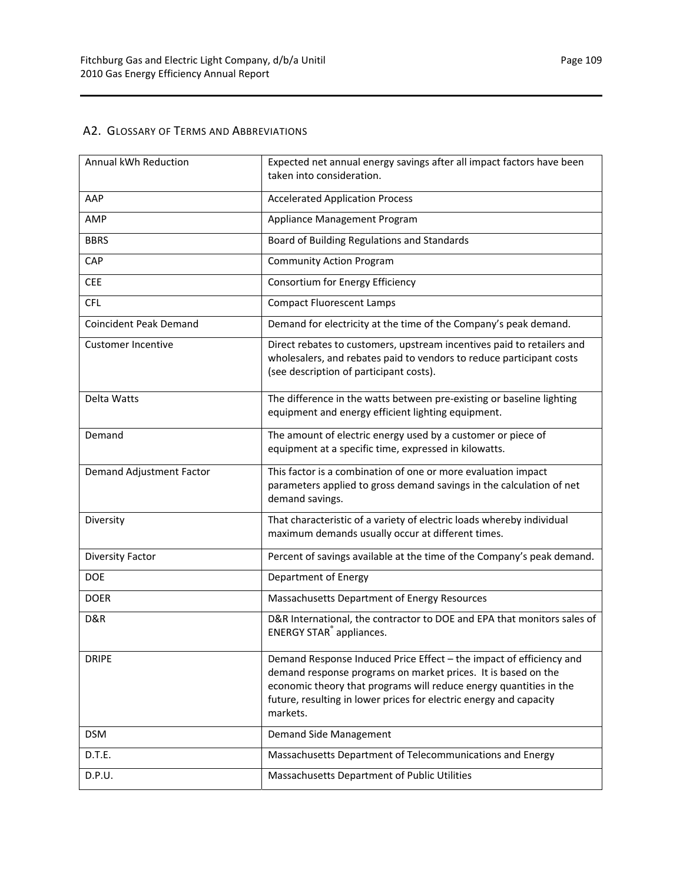## A2. Glossary of Terms and Abbreviations

| | |
|---|---|
| Annual kWh Reduction | Expected net annual energy savings after all impact factors have been taken into consideration. |
| AAP | Accelerated Application Process |
| AMP | Appliance Management Program |
| BBRS | Board of Building Regulations and Standards |
| CAP | Community Action Program |
| CEE | Consortium for Energy Efficiency |
| CFL | Compact Fluorescent Lamps |
| Coincident Peak Demand | Demand for electricity at the time of the Company's peak demand. |
| Customer Incentive | Direct rebates to customers, upstream incentives paid to retailers and wholesalers, and rebates paid to vendors to reduce participant costs (see description of participant costs). |
| Delta Watts | The difference in the watts between pre-existing or baseline lighting equipment and energy efficient lighting equipment. |
| Demand | The amount of electric energy used by a customer or piece of equipment at a specific time, expressed in kilowatts. |
| Demand Adjustment Factor | This factor is a combination of one or more evaluation impact parameters applied to gross demand savings in the calculation of net demand savings. |
| Diversity | That characteristic of a variety of electric loads whereby individual maximum demands usually occur at different times. |
| Diversity Factor | Percent of savings available at the time of the Company's peak demand. |
| DOE | Department of Energy |
| DOER | Massachusetts Department of Energy Resources |
| D&R | D&R International, the contractor to DOE and EPA that monitors sales of ENERGY STAR® appliances. |
| DRIPE | Demand Response Induced Price Effect – the impact of efficiency and demand response programs on market prices. It is based on the economic theory that programs will reduce energy quantities in the future, resulting in lower prices for electric energy and capacity markets. |
| DSM | Demand Side Management |
| D.T.E. | Massachusetts Department of Telecommunications and Energy |
| D.P.U. | Massachusetts Department of Public Utilities |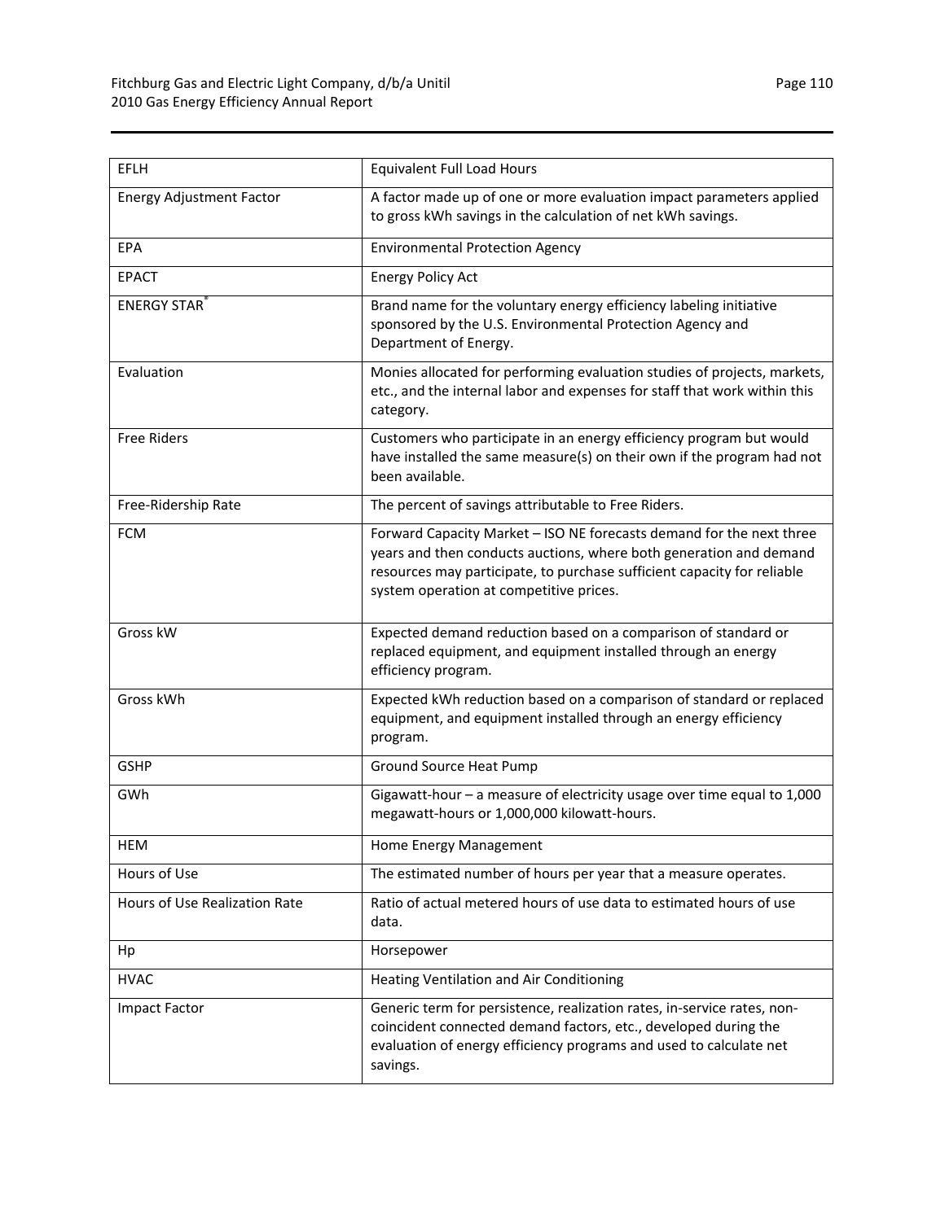| EFLH | Equivalent Full Load Hours |
|---|---|
| Energy Adjustment Factor | A factor made up of one or more evaluation impact parameters applied to gross kWh savings in the calculation of net kWh savings. |
| EPA | Environmental Protection Agency |
| EPACT | Energy Policy Act |
| ENERGY STAR® | Brand name for the voluntary energy efficiency labeling initiative sponsored by the U.S. Environmental Protection Agency and Department of Energy. |
| Evaluation | Monies allocated for performing evaluation studies of projects, markets, etc., and the internal labor and expenses for staff that work within this category. |
| Free Riders | Customers who participate in an energy efficiency program but would have installed the same measure(s) on their own if the program had not been available. |
| Free-Ridership Rate | The percent of savings attributable to Free Riders. |
| FCM | Forward Capacity Market – ISO NE forecasts demand for the next three years and then conducts auctions, where both generation and demand resources may participate, to purchase sufficient capacity for reliable system operation at competitive prices. |
| Gross kW | Expected demand reduction based on a comparison of standard or replaced equipment, and equipment installed through an energy efficiency program. |
| Gross kWh | Expected kWh reduction based on a comparison of standard or replaced equipment, and equipment installed through an energy efficiency program. |
| GSHP | Ground Source Heat Pump |
| GWh | Gigawatt-hour – a measure of electricity usage over time equal to 1,000 megawatt-hours or 1,000,000 kilowatt-hours. |
| HEM | Home Energy Management |
| Hours of Use | The estimated number of hours per year that a measure operates. |
| Hours of Use Realization Rate | Ratio of actual metered hours of use data to estimated hours of use data. |
| Hp | Horsepower |
| HVAC | Heating Ventilation and Air Conditioning |
| Impact Factor | Generic term for persistence, realization rates, in-service rates, non-coincident connected demand factors, etc., developed during the evaluation of energy efficiency programs and used to calculate net savings. |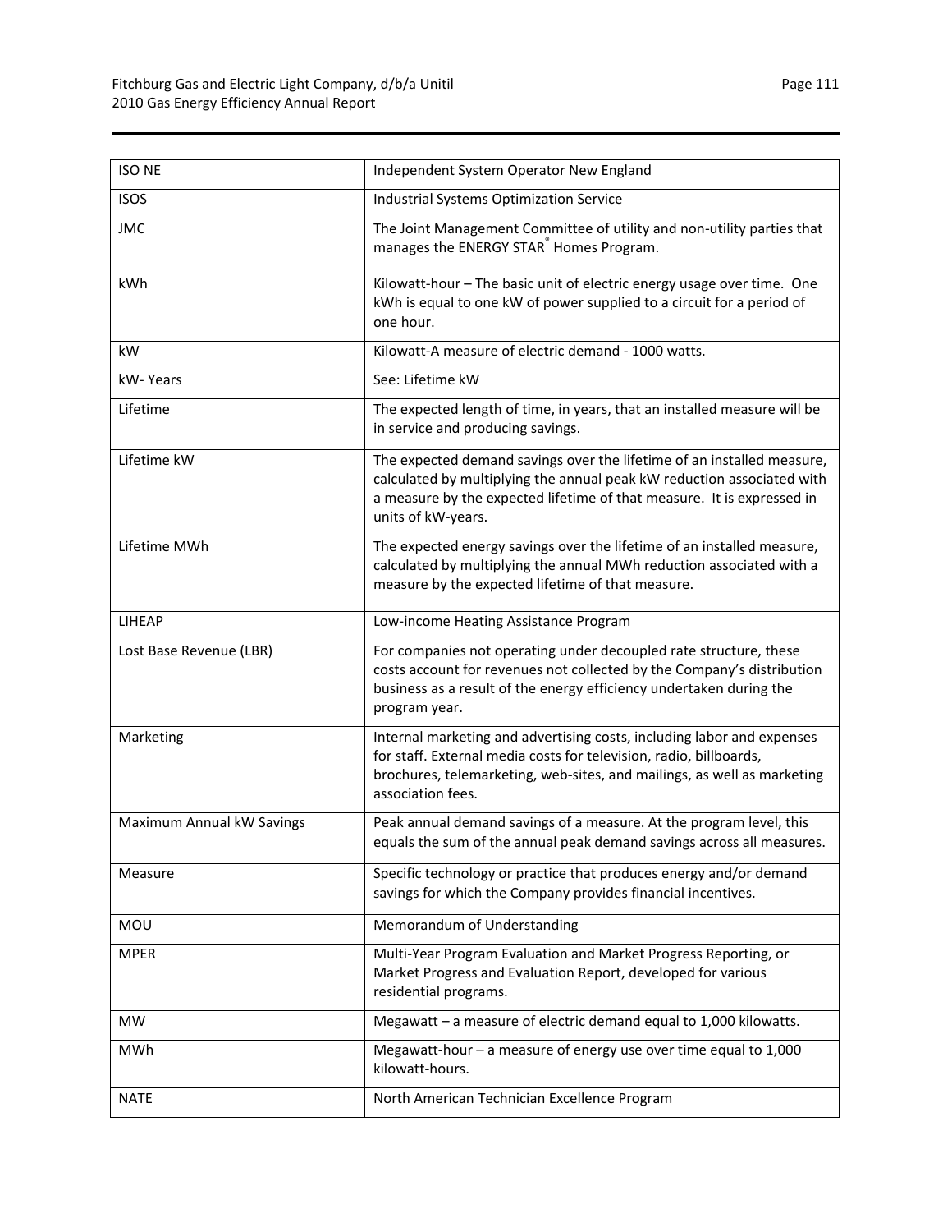| | |
|---|---|
| ISO NE | Independent System Operator New England |
| ISOS | Industrial Systems Optimization Service |
| JMC | The Joint Management Committee of utility and non-utility parties that manages the ENERGY STAR® Homes Program. |
| kWh | Kilowatt-hour – The basic unit of electric energy usage over time. One kWh is equal to one kW of power supplied to a circuit for a period of one hour. |
| kW | Kilowatt-A measure of electric demand - 1000 watts. |
| kW- Years | See: Lifetime kW |
| Lifetime | The expected length of time, in years, that an installed measure will be in service and producing savings. |
| Lifetime kW | The expected demand savings over the lifetime of an installed measure, calculated by multiplying the annual peak kW reduction associated with a measure by the expected lifetime of that measure. It is expressed in units of kW-years. |
| Lifetime MWh | The expected energy savings over the lifetime of an installed measure, calculated by multiplying the annual MWh reduction associated with a measure by the expected lifetime of that measure. |
| LIHEAP | Low-income Heating Assistance Program |
| Lost Base Revenue (LBR) | For companies not operating under decoupled rate structure, these costs account for revenues not collected by the Company's distribution business as a result of the energy efficiency undertaken during the program year. |
| Marketing | Internal marketing and advertising costs, including labor and expenses for staff. External media costs for television, radio, billboards, brochures, telemarketing, web-sites, and mailings, as well as marketing association fees. |
| Maximum Annual kW Savings | Peak annual demand savings of a measure. At the program level, this equals the sum of the annual peak demand savings across all measures. |
| Measure | Specific technology or practice that produces energy and/or demand savings for which the Company provides financial incentives. |
| MOU | Memorandum of Understanding |
| MPER | Multi-Year Program Evaluation and Market Progress Reporting, or Market Progress and Evaluation Report, developed for various residential programs. |
| MW | Megawatt – a measure of electric demand equal to 1,000 kilowatts. |
| MWh | Megawatt-hour – a measure of energy use over time equal to 1,000 kilowatt-hours. |
| NATE | North American Technician Excellence Program |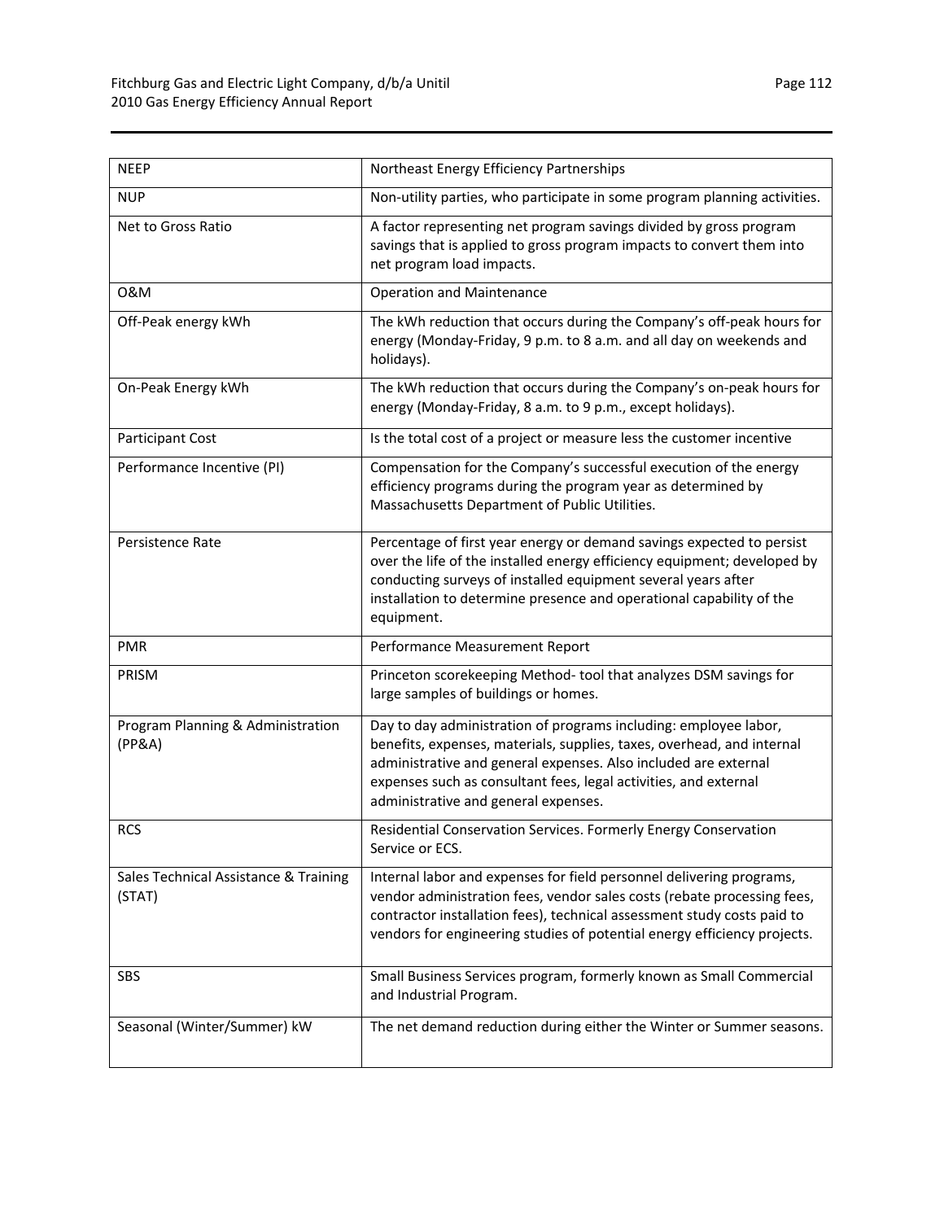| NEEP | Northeast Energy Efficiency Partnerships |
|---|---|
| NUP | Non-utility parties, who participate in some program planning activities. |
| Net to Gross Ratio | A factor representing net program savings divided by gross program savings that is applied to gross program impacts to convert them into net program load impacts. |
| O&M | Operation and Maintenance |
| Off-Peak energy kWh | The kWh reduction that occurs during the Company's off-peak hours for energy (Monday-Friday, 9 p.m. to 8 a.m. and all day on weekends and holidays). |
| On-Peak Energy kWh | The kWh reduction that occurs during the Company's on-peak hours for energy (Monday-Friday, 8 a.m. to 9 p.m., except holidays). |
| Participant Cost | Is the total cost of a project or measure less the customer incentive |
| Performance Incentive (PI) | Compensation for the Company's successful execution of the energy efficiency programs during the program year as determined by Massachusetts Department of Public Utilities. |
| Persistence Rate | Percentage of first year energy or demand savings expected to persist over the life of the installed energy efficiency equipment; developed by conducting surveys of installed equipment several years after installation to determine presence and operational capability of the equipment. |
| PMR | Performance Measurement Report |
| PRISM | Princeton scorekeeping Method- tool that analyzes DSM savings for large samples of buildings or homes. |
| Program Planning & Administration (PP&A) | Day to day administration of programs including: employee labor, benefits, expenses, materials, supplies, taxes, overhead, and internal administrative and general expenses. Also included are external expenses such as consultant fees, legal activities, and external administrative and general expenses. |
| RCS | Residential Conservation Services. Formerly Energy Conservation Service or ECS. |
| Sales Technical Assistance & Training (STAT) | Internal labor and expenses for field personnel delivering programs, vendor administration fees, vendor sales costs (rebate processing fees, contractor installation fees), technical assessment study costs paid to vendors for engineering studies of potential energy efficiency projects. |
| SBS | Small Business Services program, formerly known as Small Commercial and Industrial Program. |
| Seasonal (Winter/Summer) kW | The net demand reduction during either the Winter or Summer seasons. |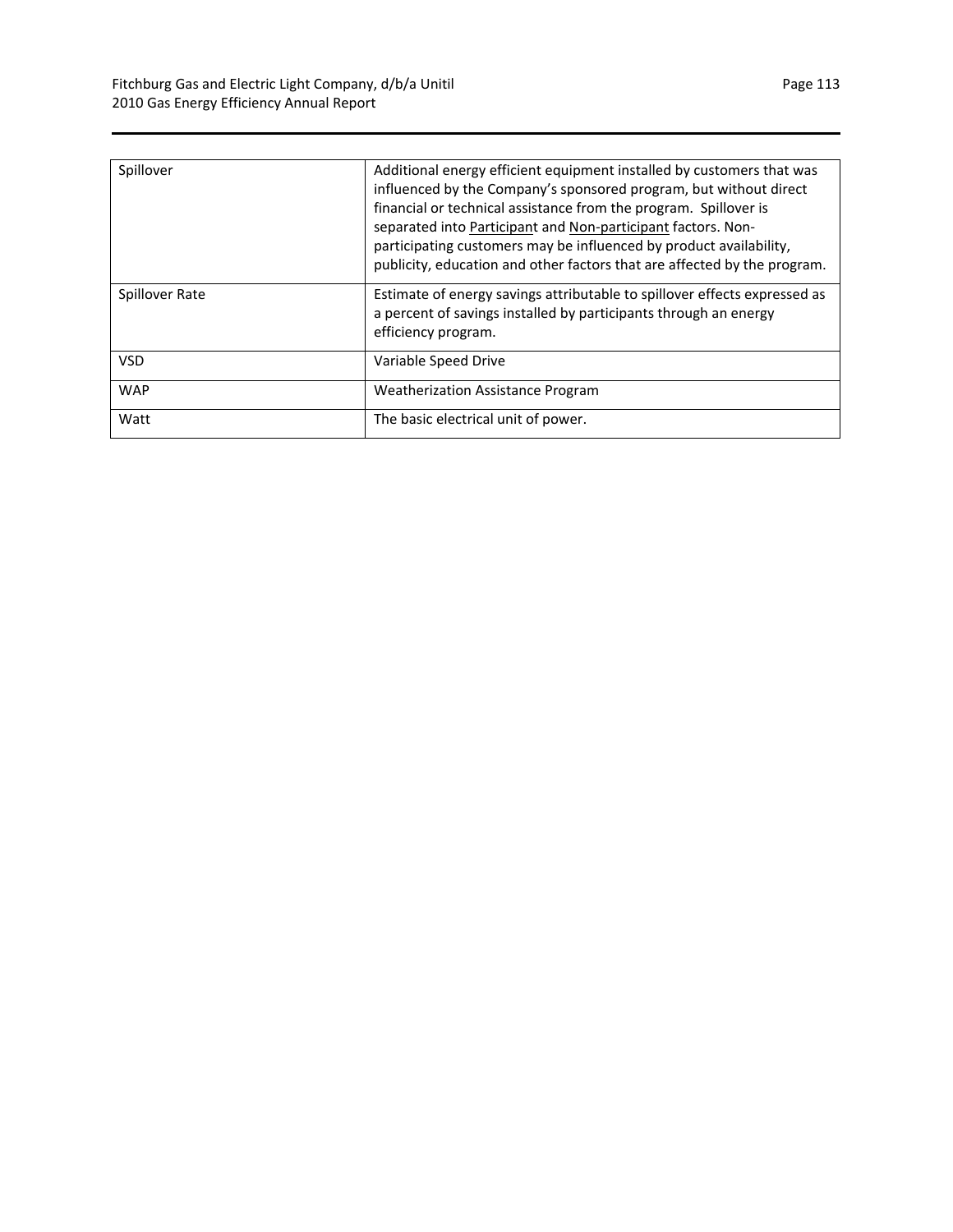| | |
|---|---|
| Spillover | Additional energy efficient equipment installed by customers that was influenced by the Company's sponsored program, but without direct financial or technical assistance from the program. Spillover is separated into Participant and Non-participant factors. Non-participating customers may be influenced by product availability, publicity, education and other factors that are affected by the program. |
| Spillover Rate | Estimate of energy savings attributable to spillover effects expressed as a percent of savings installed by participants through an energy efficiency program. |
| VSD | Variable Speed Drive |
| WAP | Weatherization Assistance Program |
| Watt | The basic electrical unit of power. |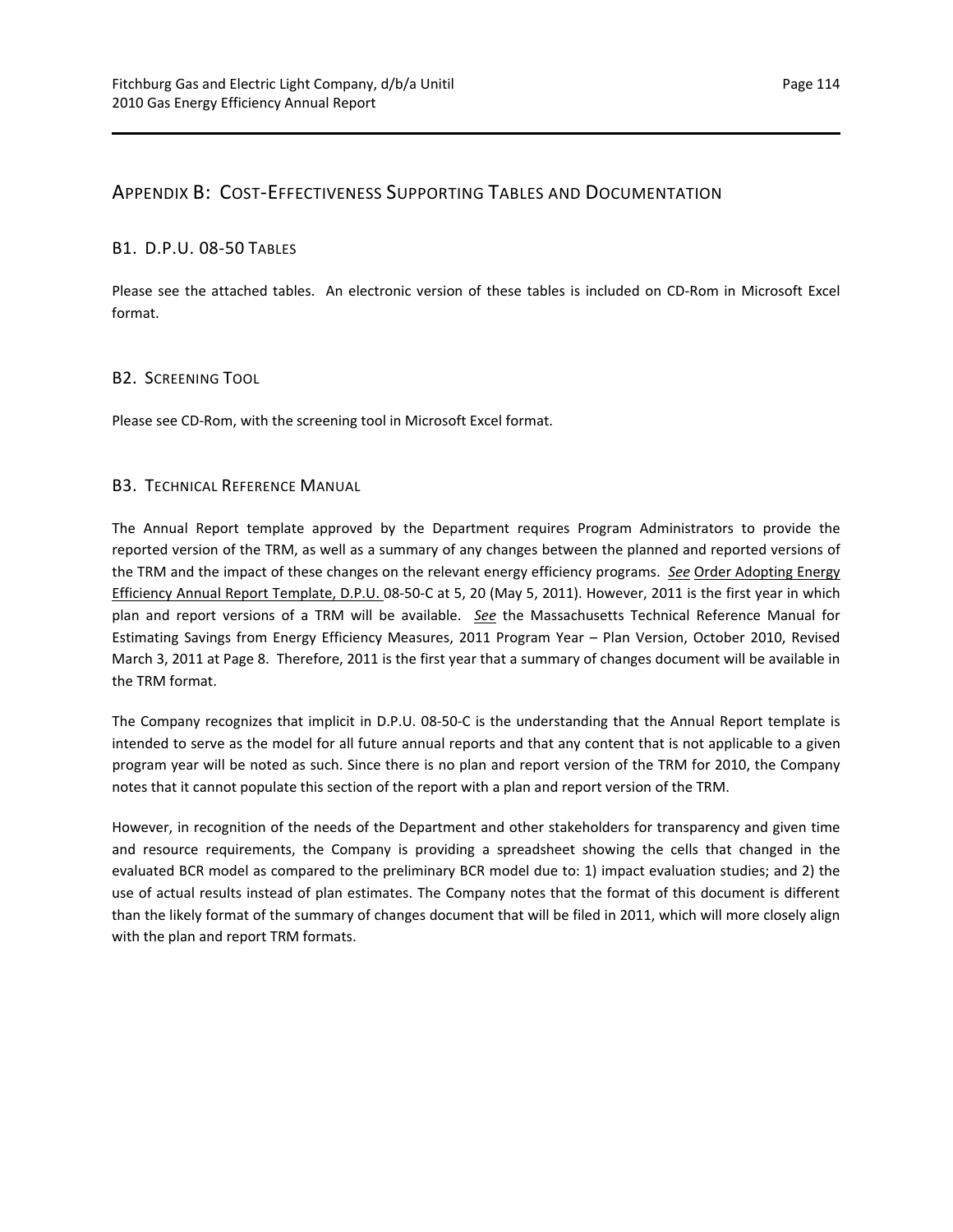## Appendix B: Cost-Effectiveness Supporting Tables and Documentation

### B1. D.P.U. 08-50 Tables

Please see the attached tables. An electronic version of these tables is included on CD-Rom in Microsoft Excel format.

### B2. Screening Tool

Please see CD-Rom, with the screening tool in Microsoft Excel format.

### B3. Technical Reference Manual

The Annual Report template approved by the Department requires Program Administrators to provide the reported version of the TRM, as well as a summary of any changes between the planned and reported versions of the TRM and the impact of these changes on the relevant energy efficiency programs. *See* Order Adopting Energy Efficiency Annual Report Template, D.P.U. 08-50-C at 5, 20 (May 5, 2011). However, 2011 is the first year in which plan and report versions of a TRM will be available. *See* the Massachusetts Technical Reference Manual for Estimating Savings from Energy Efficiency Measures, 2011 Program Year – Plan Version, October 2010, Revised March 3, 2011 at Page 8. Therefore, 2011 is the first year that a summary of changes document will be available in the TRM format.

The Company recognizes that implicit in D.P.U. 08-50-C is the understanding that the Annual Report template is intended to serve as the model for all future annual reports and that any content that is not applicable to a given program year will be noted as such. Since there is no plan and report version of the TRM for 2010, the Company notes that it cannot populate this section of the report with a plan and report version of the TRM.

However, in recognition of the needs of the Department and other stakeholders for transparency and given time and resource requirements, the Company is providing a spreadsheet showing the cells that changed in the evaluated BCR model as compared to the preliminary BCR model due to: 1) impact evaluation studies; and 2) the use of actual results instead of plan estimates. The Company notes that the format of this document is different than the likely format of the summary of changes document that will be filed in 2011, which will more closely align with the plan and report TRM formats.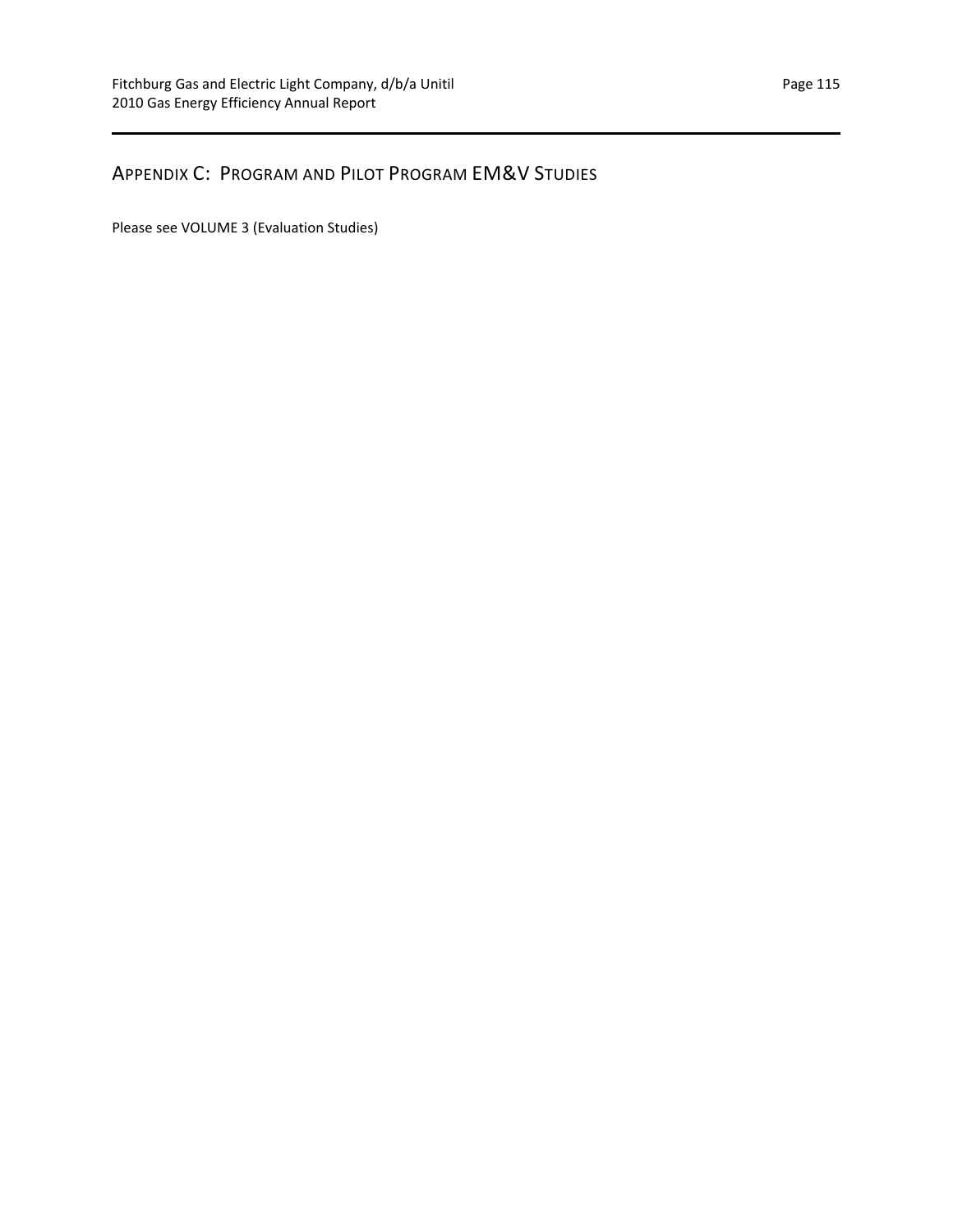## Appendix C: Program and Pilot Program EM&V Studies

Please see VOLUME 3 (Evaluation Studies)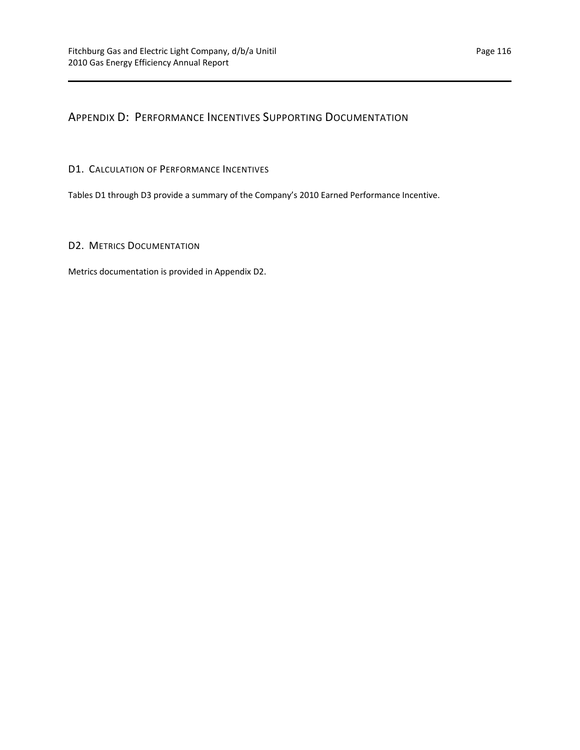## Appendix D: Performance Incentives Supporting Documentation

### D1. Calculation of Performance Incentives

Tables D1 through D3 provide a summary of the Company's 2010 Earned Performance Incentive.

### D2. Metrics Documentation

Metrics documentation is provided in Appendix D2.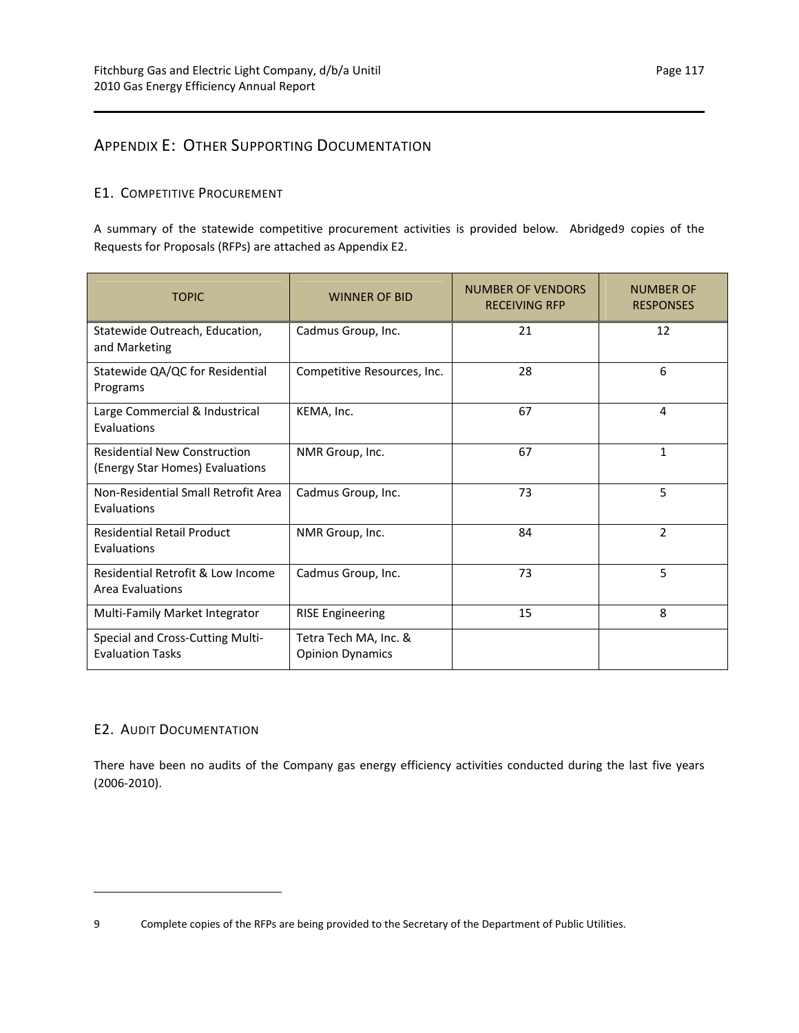## Appendix E: Other Supporting Documentation

### E1. Competitive Procurement

A summary of the statewide competitive procurement activities is provided below. Abridged[9] copies of the Requests for Proposals (RFPs) are attached as Appendix E2.

| TOPIC | WINNER OF BID | NUMBER OF VENDORS RECEIVING RFP | NUMBER OF RESPONSES |
|---|---|---|---|
| Statewide Outreach, Education, and Marketing | Cadmus Group, Inc. | 21 | 12 |
| Statewide QA/QC for Residential Programs | Competitive Resources, Inc. | 28 | 6 |
| Large Commercial & Industrial Evaluations | KEMA, Inc. | 67 | 4 |
| Residential New Construction (Energy Star Homes) Evaluations | NMR Group, Inc. | 67 | 1 |
| Non-Residential Small Retrofit Area Evaluations | Cadmus Group, Inc. | 73 | 5 |
| Residential Retail Product Evaluations | NMR Group, Inc. | 84 | 2 |
| Residential Retrofit & Low Income Area Evaluations | Cadmus Group, Inc. | 73 | 5 |
| Multi-Family Market Integrator | RISE Engineering | 15 | 8 |
| Special and Cross-Cutting Multi-Evaluation Tasks | Tetra Tech MA, Inc. & Opinion Dynamics | | |

### E2. Audit Documentation

There have been no audits of the Company gas energy efficiency activities conducted during the last five years (2006-2010).

---

9 Complete copies of the RFPs are being provided to the Secretary of the Department of Public Utilities.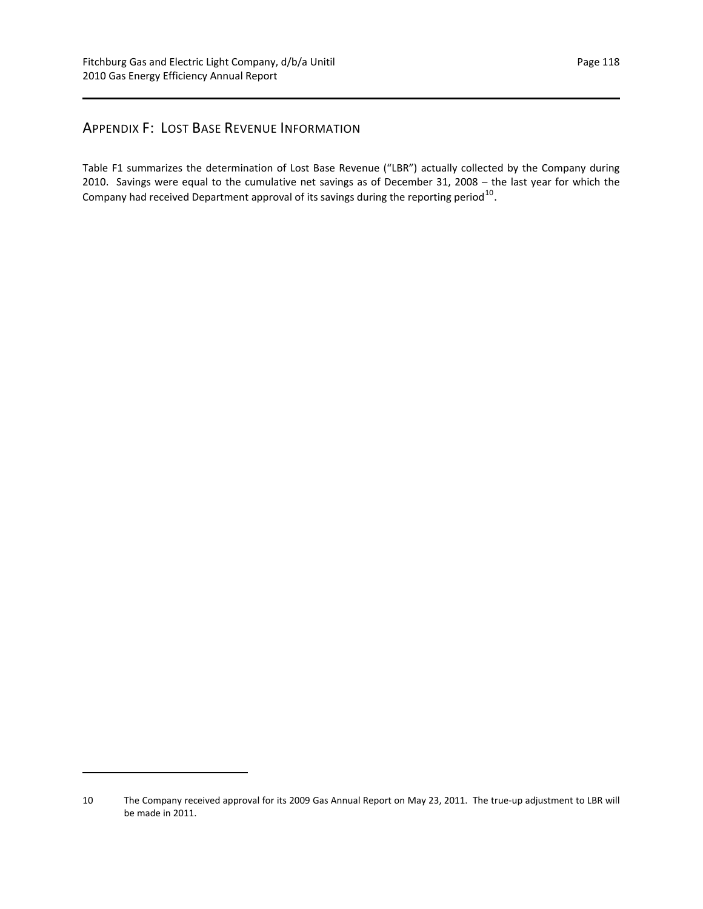## APPENDIX F: LOST BASE REVENUE INFORMATION

Table F1 summarizes the determination of Lost Base Revenue ("LBR") actually collected by the Company during 2010. Savings were equal to the cumulative net savings as of December 31, 2008 – the last year for which the Company had received Department approval of its savings during the reporting period[10].

10 The Company received approval for its 2009 Gas Annual Report on May 23, 2011. The true-up adjustment to LBR will be made in 2011.